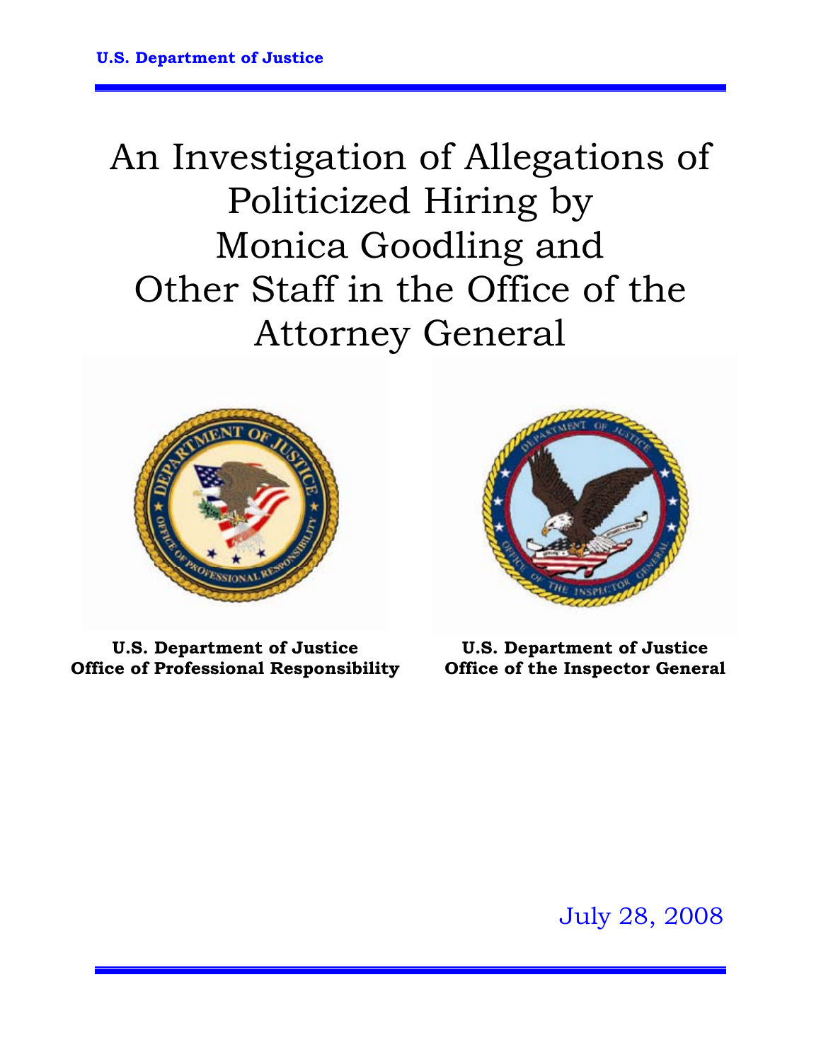U.S. Department of Justice

# An Investigation of Allegations of Politicized Hiring by Monica Goodling and Other Staff in the Office of the Attorney General

**U.S. Department of Justice**
**Office of Professional Responsibility**

**U.S. Department of Justice**
**Office of the Inspector General**

July 28, 2008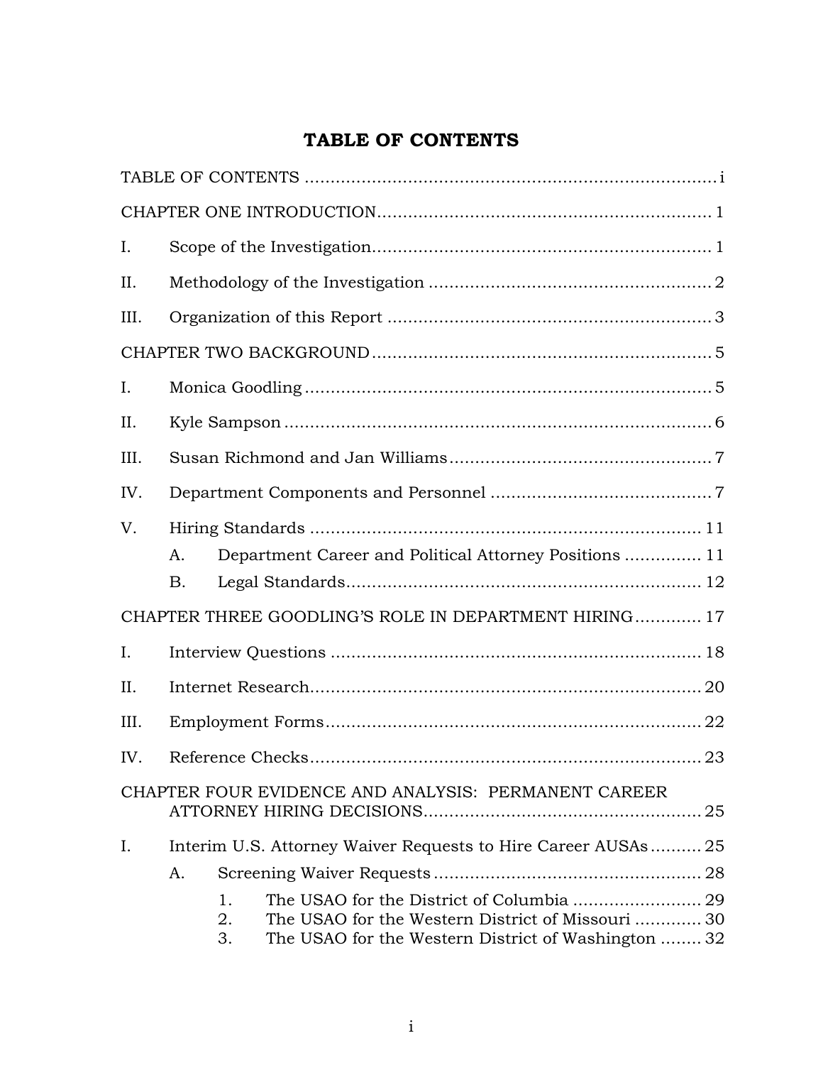# TABLE OF CONTENTS

TABLE OF CONTENTS ..................................................................................i

CHAPTER ONE INTRODUCTION.................................................................1

I. Scope of the Investigation...................................................................1

II. Methodology of the Investigation .......................................................2

III. Organization of this Report ................................................................3

CHAPTER TWO BACKGROUND..................................................................5

I. Monica Goodling ................................................................................5

II. Kyle Sampson ....................................................................................6

III. Susan Richmond and Jan Williams...................................................7

IV. Department Components and Personnel ...........................................7

V. Hiring Standards ............................................................................11

   A. Department Career and Political Attorney Positions ...............11

   B. Legal Standards......................................................................12

CHAPTER THREE GOODLING'S ROLE IN DEPARTMENT HIRING.............17

I. Interview Questions .........................................................................18

II. Internet Research.............................................................................20

III. Employment Forms..........................................................................22

IV. Reference Checks.............................................................................23

CHAPTER FOUR EVIDENCE AND ANALYSIS: PERMANENT CAREER ATTORNEY HIRING DECISIONS......................................................25

I. Interim U.S. Attorney Waiver Requests to Hire Career AUSAs..........25

   A. Screening Waiver Requests ....................................................28

      1. The USAO for the District of Columbia .........................29
      2. The USAO for the Western District of Missouri .............30
      3. The USAO for the Western District of Washington ........32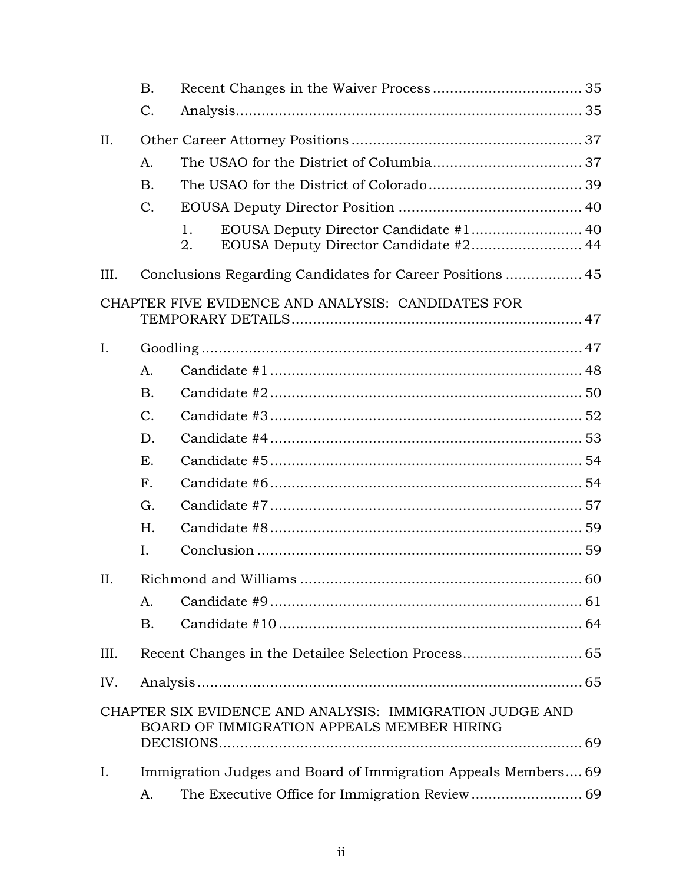B. Recent Changes in the Waiver Process .................................. 35

C. Analysis................................................................................ 35

II. Other Career Attorney Positions ..................................................... 37

A. The USAO for the District of Columbia.................................. 37

B. The USAO for the District of Colorado................................... 39

C. EOUSA Deputy Director Position .......................................... 40

1. EOUSA Deputy Director Candidate #1......................... 40
2. EOUSA Deputy Director Candidate #2......................... 44

III. Conclusions Regarding Candidates for Career Positions ................. 45

CHAPTER FIVE EVIDENCE AND ANALYSIS: CANDIDATES FOR TEMPORARY DETAILS.................................................................... 47

I. Goodling ........................................................................................ 47

A. Candidate #1 ........................................................................ 48

B. Candidate #2 ........................................................................ 50

C. Candidate #3 ........................................................................ 52

D. Candidate #4 ........................................................................ 53

E. Candidate #5 ........................................................................ 54

F. Candidate #6 ........................................................................ 54

G. Candidate #7 ........................................................................ 57

H. Candidate #8 ........................................................................ 59

I. Conclusion ........................................................................... 59

II. Richmond and Williams ................................................................. 60

A. Candidate #9 ........................................................................ 61

B. Candidate #10 ...................................................................... 64

III. Recent Changes in the Detailee Selection Process............................ 65

IV. Analysis ......................................................................................... 65

CHAPTER SIX EVIDENCE AND ANALYSIS: IMMIGRATION JUDGE AND BOARD OF IMMIGRATION APPEALS MEMBER HIRING DECISIONS..................................................................................... 69

I. Immigration Judges and Board of Immigration Appeals Members.... 69

A. The Executive Office for Immigration Review .......................... 69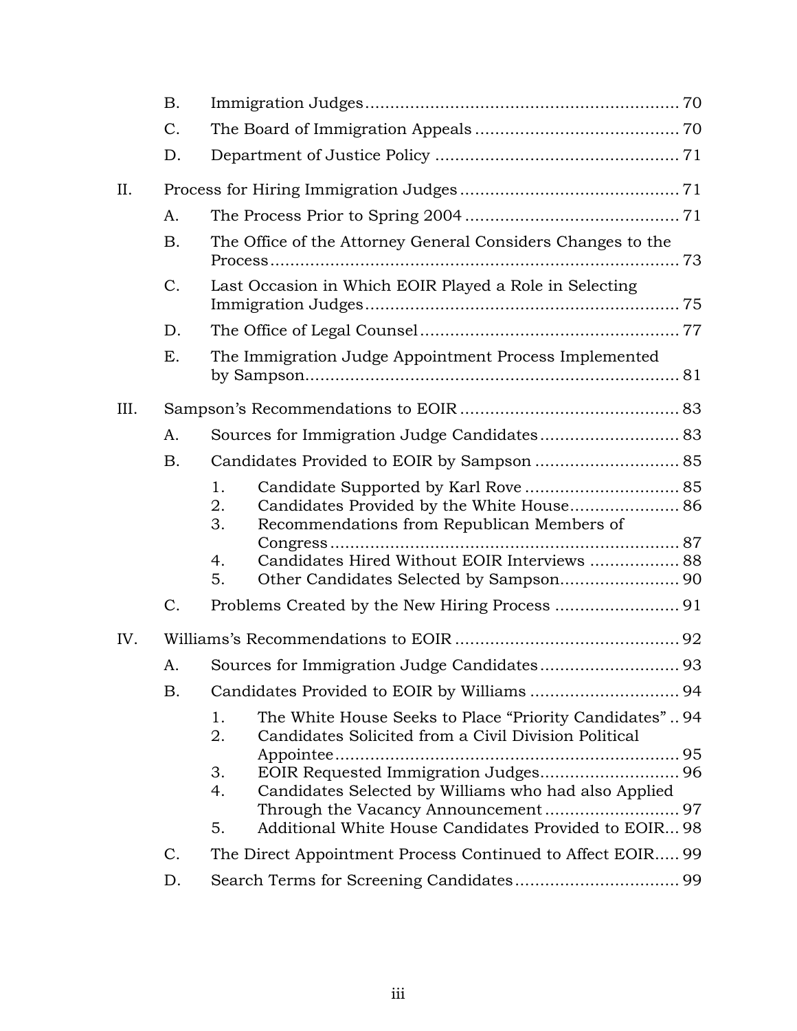- B. Immigration Judges ... 70
- C. The Board of Immigration Appeals ... 70
- D. Department of Justice Policy ... 71

II. Process for Hiring Immigration Judges ... 71

- A. The Process Prior to Spring 2004 ... 71
- B. The Office of the Attorney General Considers Changes to the Process ... 73
- C. Last Occasion in Which EOIR Played a Role in Selecting Immigration Judges ... 75
- D. The Office of Legal Counsel ... 77
- E. The Immigration Judge Appointment Process Implemented by Sampson ... 81

III. Sampson's Recommendations to EOIR ... 83

- A. Sources for Immigration Judge Candidates ... 83
- B. Candidates Provided to EOIR by Sampson ... 85
  1. Candidate Supported by Karl Rove ... 85
  2. Candidates Provided by the White House ... 86
  3. Recommendations from Republican Members of Congress ... 87
  4. Candidates Hired Without EOIR Interviews ... 88
  5. Other Candidates Selected by Sampson ... 90
- C. Problems Created by the New Hiring Process ... 91

IV. Williams's Recommendations to EOIR ... 92

- A. Sources for Immigration Judge Candidates ... 93
- B. Candidates Provided to EOIR by Williams ... 94
  1. The White House Seeks to Place "Priority Candidates" ... 94
  2. Candidates Solicited from a Civil Division Political Appointee ... 95
  3. EOIR Requested Immigration Judges ... 96
  4. Candidates Selected by Williams who had also Applied Through the Vacancy Announcement ... 97
  5. Additional White House Candidates Provided to EOIR ... 98
- C. The Direct Appointment Process Continued to Affect EOIR ... 99
- D. Search Terms for Screening Candidates ... 99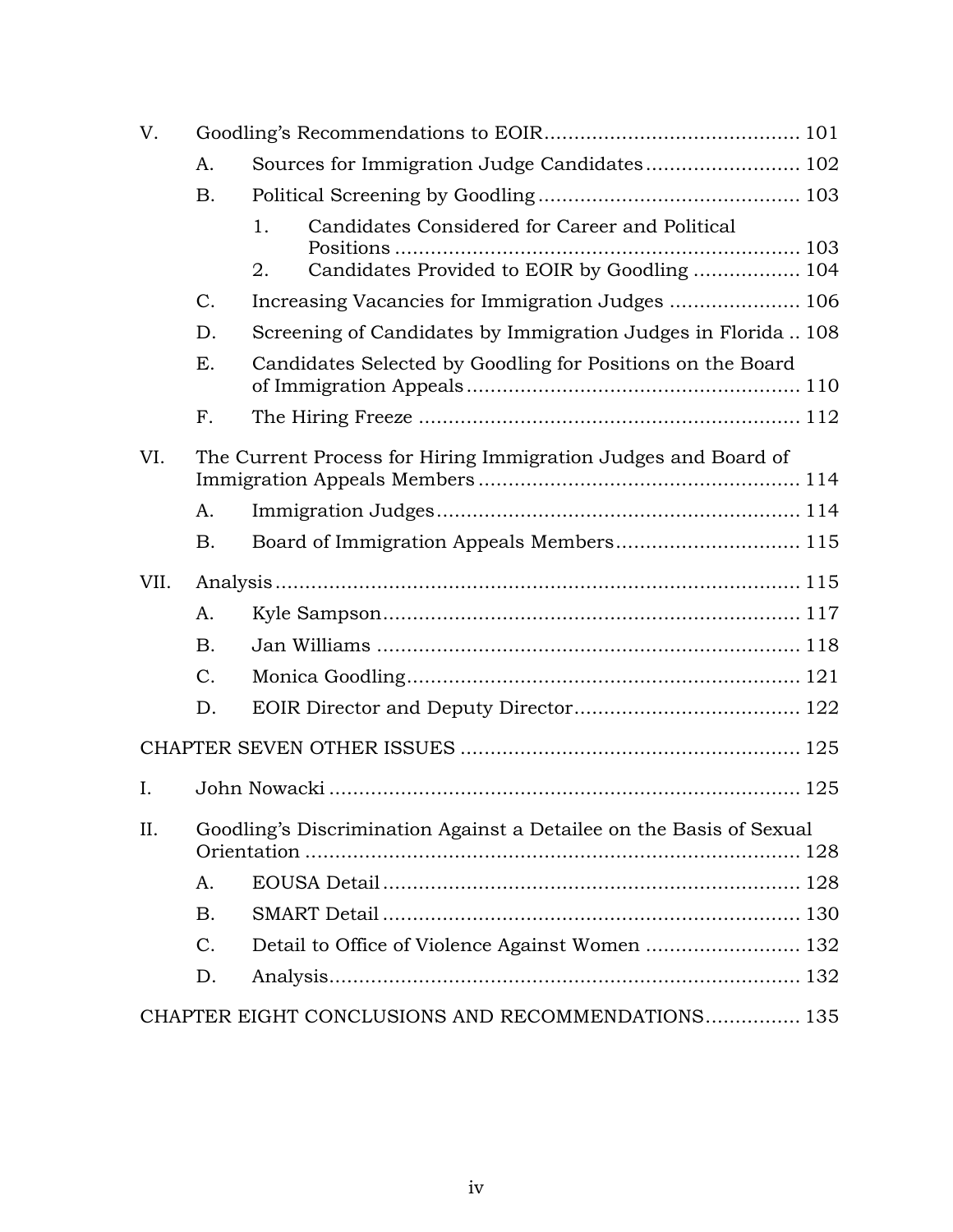V. Goodling's Recommendations to EOIR .......................................... 101

- A. Sources for Immigration Judge Candidates .......................... 102
- B. Political Screening by Goodling ........................................... 103
  - 1. Candidates Considered for Career and Political Positions .................................................................... 103
  - 2. Candidates Provided to EOIR by Goodling .................. 104
- C. Increasing Vacancies for Immigration Judges ...................... 106
- D. Screening of Candidates by Immigration Judges in Florida .. 108
- E. Candidates Selected by Goodling for Positions on the Board of Immigration Appeals ........................................................ 110
- F. The Hiring Freeze ................................................................ 112

VI. The Current Process for Hiring Immigration Judges and Board of Immigration Appeals Members ...................................................... 114

- A. Immigration Judges ............................................................. 114
- B. Board of Immigration Appeals Members ............................... 115

VII. Analysis ........................................................................................ 115

- A. Kyle Sampson ...................................................................... 117
- B. Jan Williams ....................................................................... 118
- C. Monica Goodling .................................................................. 121
- D. EOIR Director and Deputy Director ...................................... 122

CHAPTER SEVEN OTHER ISSUES ........................................................ 125

I. John Nowacki ............................................................................... 125

II. Goodling's Discrimination Against a Detailee on the Basis of Sexual Orientation .................................................................................. 128

- A. EOUSA Detail ...................................................................... 128
- B. SMART Detail ...................................................................... 130
- C. Detail to Office of Violence Against Women .......................... 132
- D. Analysis ............................................................................... 132

CHAPTER EIGHT CONCLUSIONS AND RECOMMENDATIONS ................ 135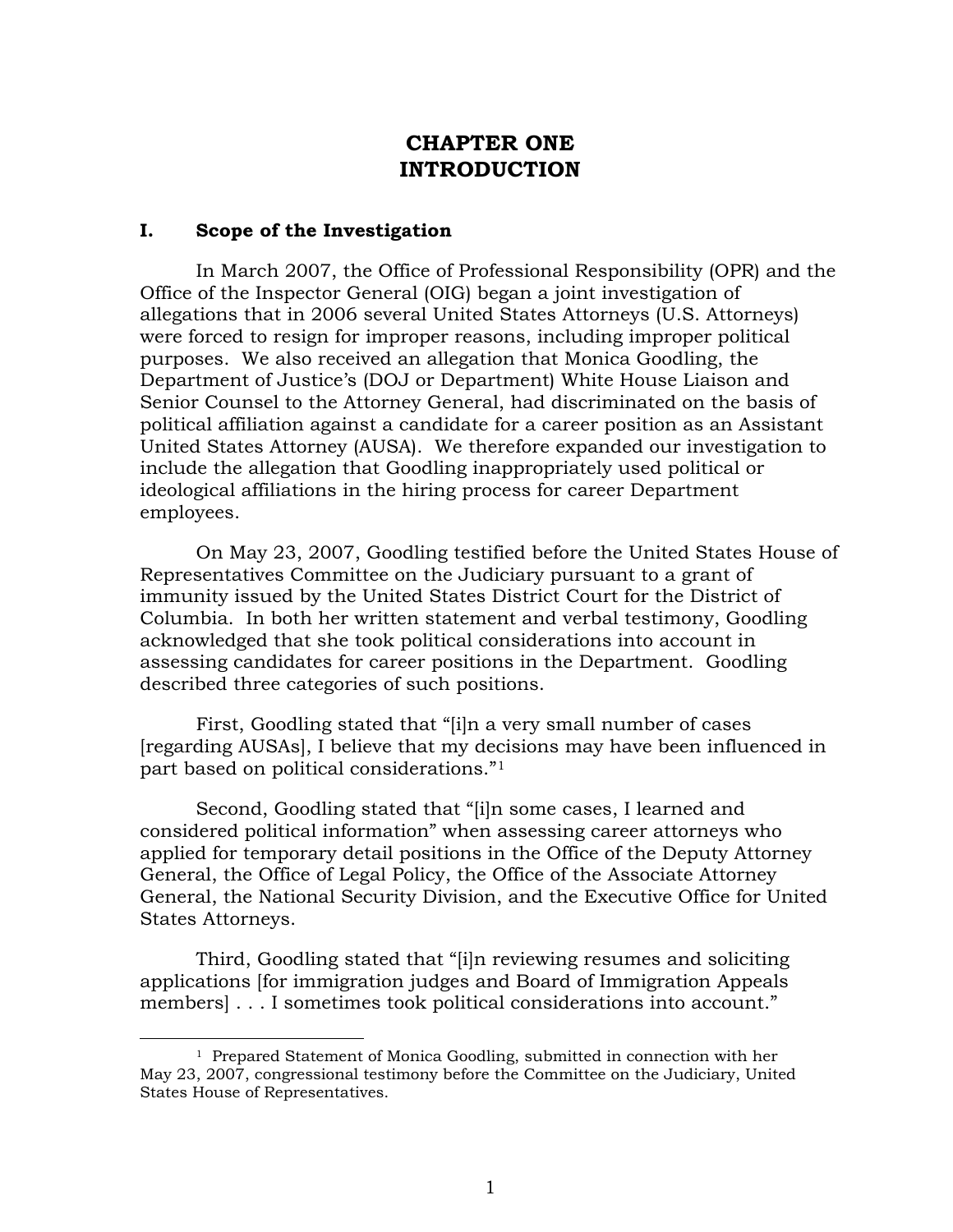# CHAPTER ONE
# INTRODUCTION

## I. Scope of the Investigation

In March 2007, the Office of Professional Responsibility (OPR) and the Office of the Inspector General (OIG) began a joint investigation of allegations that in 2006 several United States Attorneys (U.S. Attorneys) were forced to resign for improper reasons, including improper political purposes. We also received an allegation that Monica Goodling, the Department of Justice's (DOJ or Department) White House Liaison and Senior Counsel to the Attorney General, had discriminated on the basis of political affiliation against a candidate for a career position as an Assistant United States Attorney (AUSA). We therefore expanded our investigation to include the allegation that Goodling inappropriately used political or ideological affiliations in the hiring process for career Department employees.

On May 23, 2007, Goodling testified before the United States House of Representatives Committee on the Judiciary pursuant to a grant of immunity issued by the United States District Court for the District of Columbia. In both her written statement and verbal testimony, Goodling acknowledged that she took political considerations into account in assessing candidates for career positions in the Department. Goodling described three categories of such positions.

First, Goodling stated that "[i]n a very small number of cases [regarding AUSAs], I believe that my decisions may have been influenced in part based on political considerations."[1]

Second, Goodling stated that "[i]n some cases, I learned and considered political information" when assessing career attorneys who applied for temporary detail positions in the Office of the Deputy Attorney General, the Office of Legal Policy, the Office of the Associate Attorney General, the National Security Division, and the Executive Office for United States Attorneys.

Third, Goodling stated that "[i]n reviewing resumes and soliciting applications [for immigration judges and Board of Immigration Appeals members] . . . I sometimes took political considerations into account."

[1] Prepared Statement of Monica Goodling, submitted in connection with her May 23, 2007, congressional testimony before the Committee on the Judiciary, United States House of Representatives.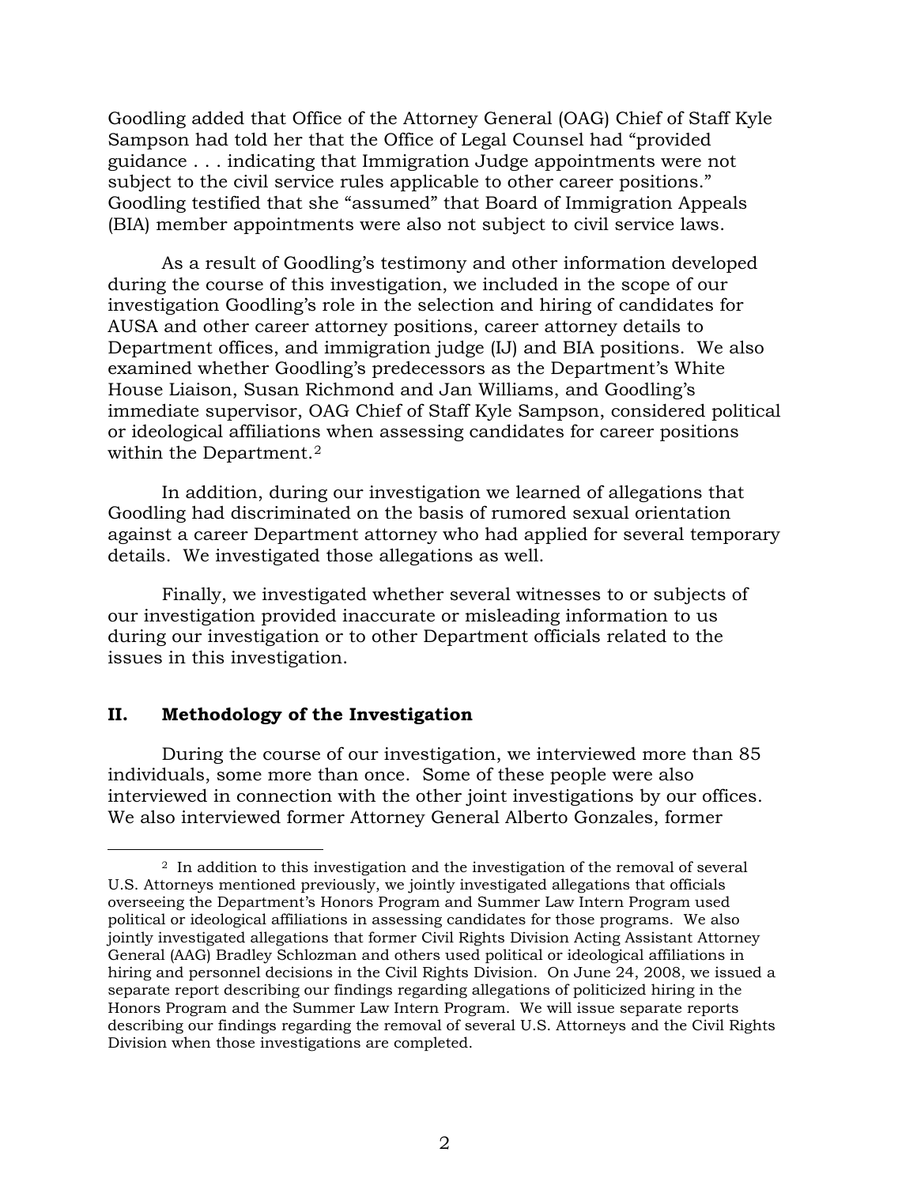Goodling added that Office of the Attorney General (OAG) Chief of Staff Kyle Sampson had told her that the Office of Legal Counsel had "provided guidance . . . indicating that Immigration Judge appointments were not subject to the civil service rules applicable to other career positions." Goodling testified that she "assumed" that Board of Immigration Appeals (BIA) member appointments were also not subject to civil service laws.

As a result of Goodling's testimony and other information developed during the course of this investigation, we included in the scope of our investigation Goodling's role in the selection and hiring of candidates for AUSA and other career attorney positions, career attorney details to Department offices, and immigration judge (IJ) and BIA positions. We also examined whether Goodling's predecessors as the Department's White House Liaison, Susan Richmond and Jan Williams, and Goodling's immediate supervisor, OAG Chief of Staff Kyle Sampson, considered political or ideological affiliations when assessing candidates for career positions within the Department.[2]

In addition, during our investigation we learned of allegations that Goodling had discriminated on the basis of rumored sexual orientation against a career Department attorney who had applied for several temporary details. We investigated those allegations as well.

Finally, we investigated whether several witnesses to or subjects of our investigation provided inaccurate or misleading information to us during our investigation or to other Department officials related to the issues in this investigation.

## II. Methodology of the Investigation

During the course of our investigation, we interviewed more than 85 individuals, some more than once. Some of these people were also interviewed in connection with the other joint investigations by our offices. We also interviewed former Attorney General Alberto Gonzales, former

[2] In addition to this investigation and the investigation of the removal of several U.S. Attorneys mentioned previously, we jointly investigated allegations that officials overseeing the Department's Honors Program and Summer Law Intern Program used political or ideological affiliations in assessing candidates for those programs. We also jointly investigated allegations that former Civil Rights Division Acting Assistant Attorney General (AAG) Bradley Schlozman and others used political or ideological affiliations in hiring and personnel decisions in the Civil Rights Division. On June 24, 2008, we issued a separate report describing our findings regarding allegations of politicized hiring in the Honors Program and the Summer Law Intern Program. We will issue separate reports describing our findings regarding the removal of several U.S. Attorneys and the Civil Rights Division when those investigations are completed.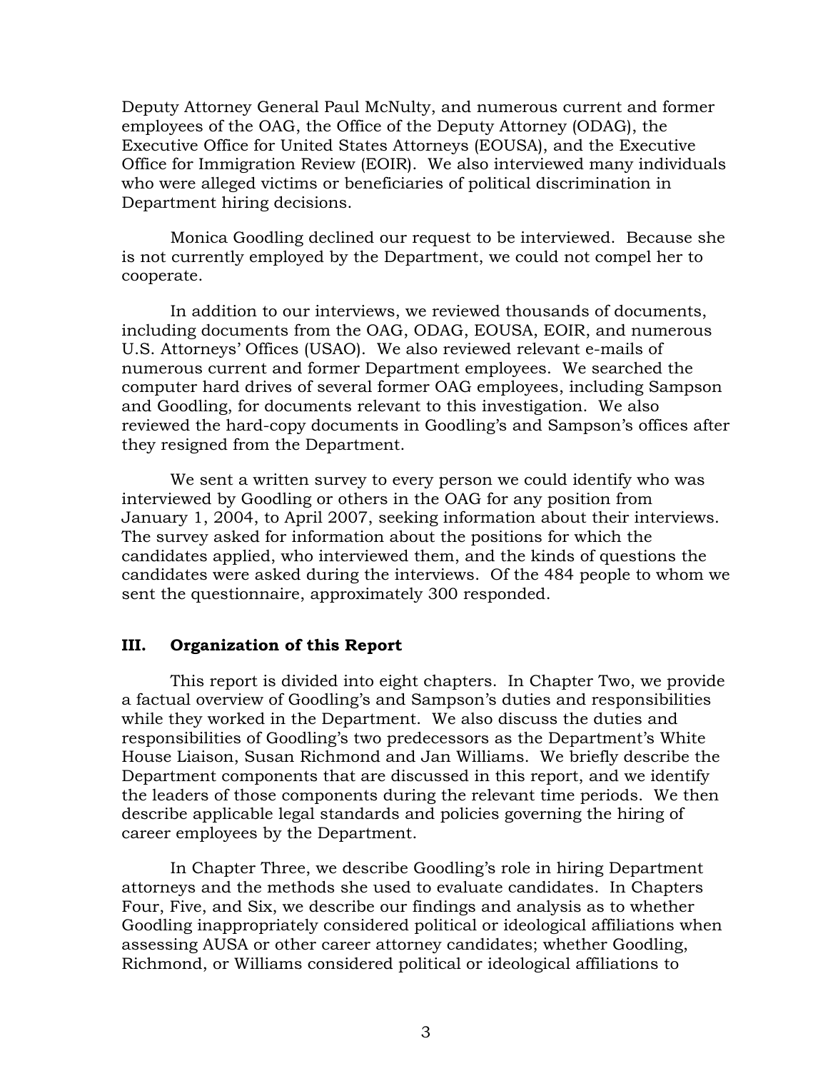Deputy Attorney General Paul McNulty, and numerous current and former employees of the OAG, the Office of the Deputy Attorney (ODAG), the Executive Office for United States Attorneys (EOUSA), and the Executive Office for Immigration Review (EOIR). We also interviewed many individuals who were alleged victims or beneficiaries of political discrimination in Department hiring decisions.

Monica Goodling declined our request to be interviewed. Because she is not currently employed by the Department, we could not compel her to cooperate.

In addition to our interviews, we reviewed thousands of documents, including documents from the OAG, ODAG, EOUSA, EOIR, and numerous U.S. Attorneys' Offices (USAO). We also reviewed relevant e-mails of numerous current and former Department employees. We searched the computer hard drives of several former OAG employees, including Sampson and Goodling, for documents relevant to this investigation. We also reviewed the hard-copy documents in Goodling's and Sampson's offices after they resigned from the Department.

We sent a written survey to every person we could identify who was interviewed by Goodling or others in the OAG for any position from January 1, 2004, to April 2007, seeking information about their interviews. The survey asked for information about the positions for which the candidates applied, who interviewed them, and the kinds of questions the candidates were asked during the interviews. Of the 484 people to whom we sent the questionnaire, approximately 300 responded.

## III. Organization of this Report

This report is divided into eight chapters. In Chapter Two, we provide a factual overview of Goodling's and Sampson's duties and responsibilities while they worked in the Department. We also discuss the duties and responsibilities of Goodling's two predecessors as the Department's White House Liaison, Susan Richmond and Jan Williams. We briefly describe the Department components that are discussed in this report, and we identify the leaders of those components during the relevant time periods. We then describe applicable legal standards and policies governing the hiring of career employees by the Department.

In Chapter Three, we describe Goodling's role in hiring Department attorneys and the methods she used to evaluate candidates. In Chapters Four, Five, and Six, we describe our findings and analysis as to whether Goodling inappropriately considered political or ideological affiliations when assessing AUSA or other career attorney candidates; whether Goodling, Richmond, or Williams considered political or ideological affiliations to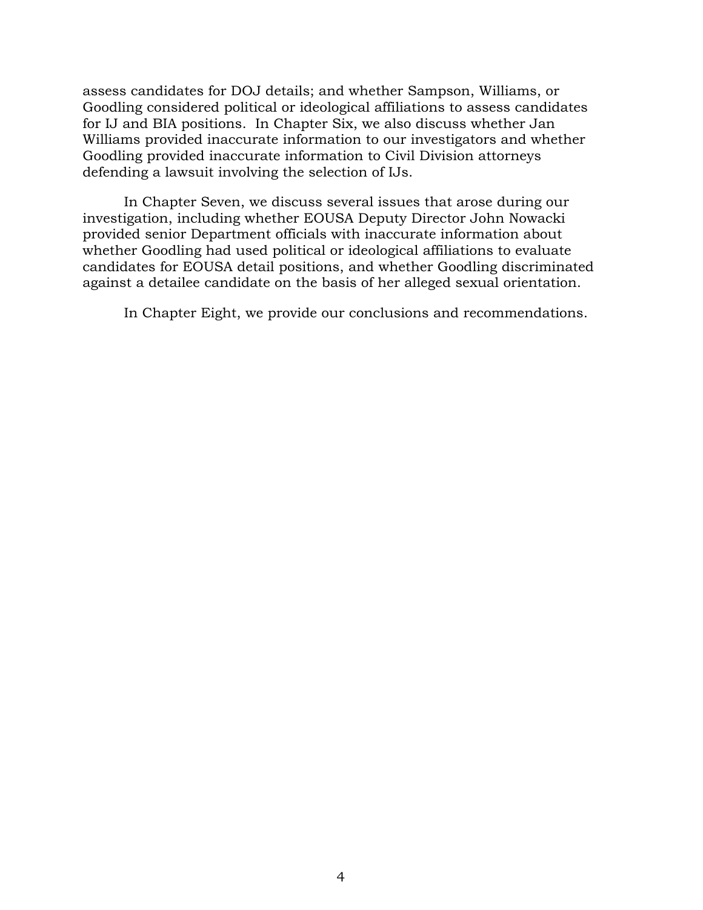assess candidates for DOJ details; and whether Sampson, Williams, or Goodling considered political or ideological affiliations to assess candidates for IJ and BIA positions. In Chapter Six, we also discuss whether Jan Williams provided inaccurate information to our investigators and whether Goodling provided inaccurate information to Civil Division attorneys defending a lawsuit involving the selection of IJs.

In Chapter Seven, we discuss several issues that arose during our investigation, including whether EOUSA Deputy Director John Nowacki provided senior Department officials with inaccurate information about whether Goodling had used political or ideological affiliations to evaluate candidates for EOUSA detail positions, and whether Goodling discriminated against a detailee candidate on the basis of her alleged sexual orientation.

In Chapter Eight, we provide our conclusions and recommendations.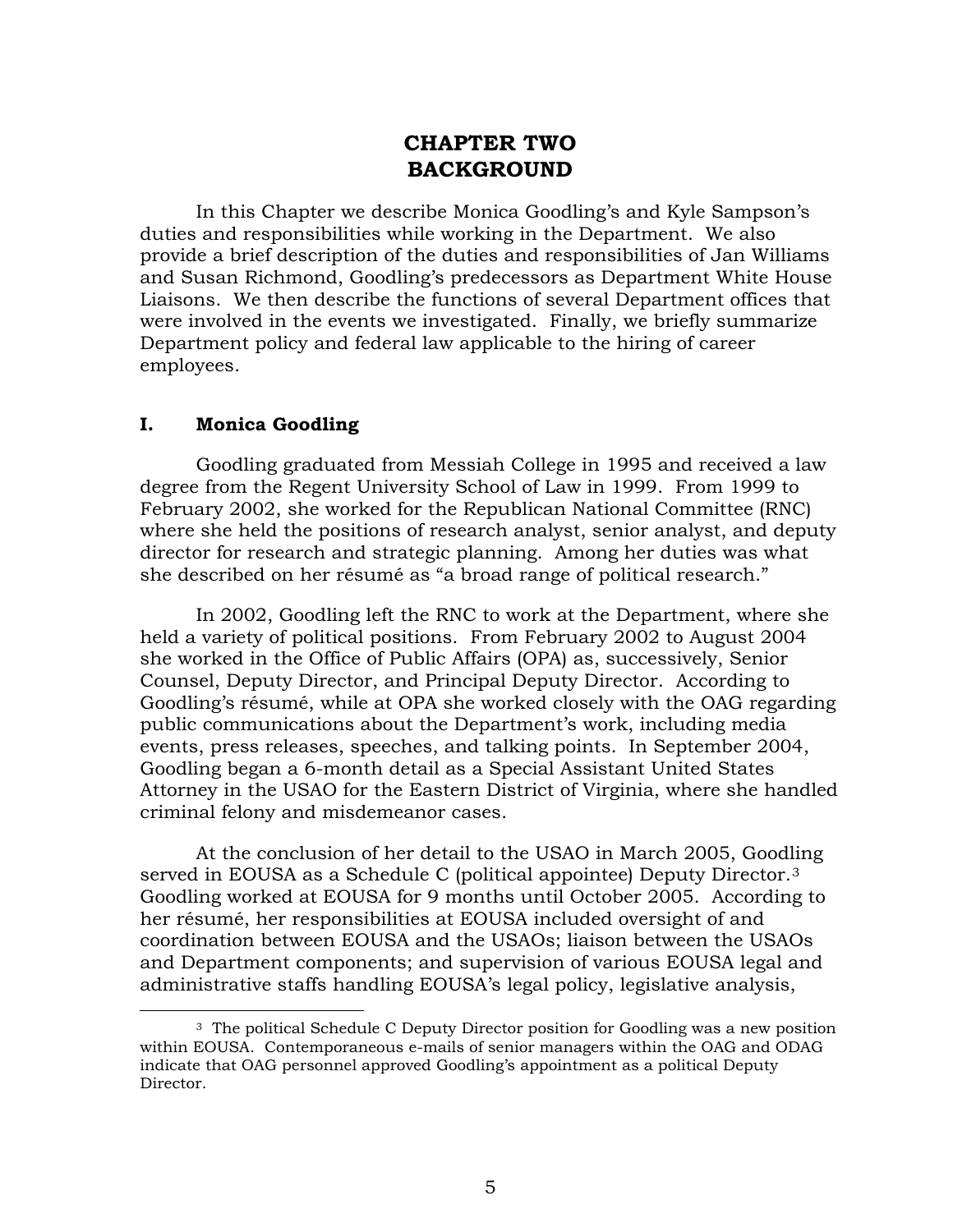# CHAPTER TWO
# BACKGROUND

In this Chapter we describe Monica Goodling's and Kyle Sampson's duties and responsibilities while working in the Department. We also provide a brief description of the duties and responsibilities of Jan Williams and Susan Richmond, Goodling's predecessors as Department White House Liaisons. We then describe the functions of several Department offices that were involved in the events we investigated. Finally, we briefly summarize Department policy and federal law applicable to the hiring of career employees.

## I. Monica Goodling

Goodling graduated from Messiah College in 1995 and received a law degree from the Regent University School of Law in 1999. From 1999 to February 2002, she worked for the Republican National Committee (RNC) where she held the positions of research analyst, senior analyst, and deputy director for research and strategic planning. Among her duties was what she described on her résumé as "a broad range of political research."

In 2002, Goodling left the RNC to work at the Department, where she held a variety of political positions. From February 2002 to August 2004 she worked in the Office of Public Affairs (OPA) as, successively, Senior Counsel, Deputy Director, and Principal Deputy Director. According to Goodling's résumé, while at OPA she worked closely with the OAG regarding public communications about the Department's work, including media events, press releases, speeches, and talking points. In September 2004, Goodling began a 6-month detail as a Special Assistant United States Attorney in the USAO for the Eastern District of Virginia, where she handled criminal felony and misdemeanor cases.

At the conclusion of her detail to the USAO in March 2005, Goodling served in EOUSA as a Schedule C (political appointee) Deputy Director.[3] Goodling worked at EOUSA for 9 months until October 2005. According to her résumé, her responsibilities at EOUSA included oversight of and coordination between EOUSA and the USAOs; liaison between the USAOs and Department components; and supervision of various EOUSA legal and administrative staffs handling EOUSA's legal policy, legislative analysis,

---

[3] The political Schedule C Deputy Director position for Goodling was a new position within EOUSA. Contemporaneous e-mails of senior managers within the OAG and ODAG indicate that OAG personnel approved Goodling's appointment as a political Deputy Director.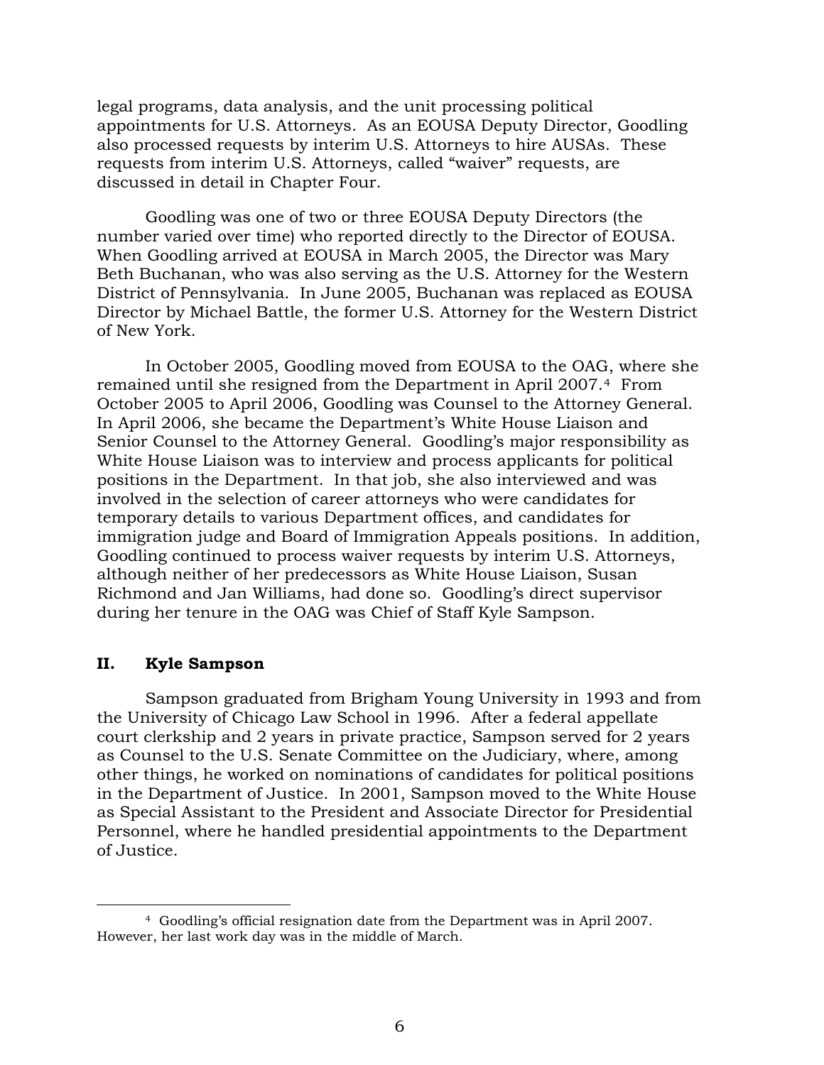legal programs, data analysis, and the unit processing political appointments for U.S. Attorneys. As an EOUSA Deputy Director, Goodling also processed requests by interim U.S. Attorneys to hire AUSAs. These requests from interim U.S. Attorneys, called "waiver" requests, are discussed in detail in Chapter Four.

Goodling was one of two or three EOUSA Deputy Directors (the number varied over time) who reported directly to the Director of EOUSA. When Goodling arrived at EOUSA in March 2005, the Director was Mary Beth Buchanan, who was also serving as the U.S. Attorney for the Western District of Pennsylvania. In June 2005, Buchanan was replaced as EOUSA Director by Michael Battle, the former U.S. Attorney for the Western District of New York.

In October 2005, Goodling moved from EOUSA to the OAG, where she remained until she resigned from the Department in April 2007.[4] From October 2005 to April 2006, Goodling was Counsel to the Attorney General. In April 2006, she became the Department's White House Liaison and Senior Counsel to the Attorney General. Goodling's major responsibility as White House Liaison was to interview and process applicants for political positions in the Department. In that job, she also interviewed and was involved in the selection of career attorneys who were candidates for temporary details to various Department offices, and candidates for immigration judge and Board of Immigration Appeals positions. In addition, Goodling continued to process waiver requests by interim U.S. Attorneys, although neither of her predecessors as White House Liaison, Susan Richmond and Jan Williams, had done so. Goodling's direct supervisor during her tenure in the OAG was Chief of Staff Kyle Sampson.

## II. Kyle Sampson

Sampson graduated from Brigham Young University in 1993 and from the University of Chicago Law School in 1996. After a federal appellate court clerkship and 2 years in private practice, Sampson served for 2 years as Counsel to the U.S. Senate Committee on the Judiciary, where, among other things, he worked on nominations of candidates for political positions in the Department of Justice. In 2001, Sampson moved to the White House as Special Assistant to the President and Associate Director for Presidential Personnel, where he handled presidential appointments to the Department of Justice.

---

[4] Goodling's official resignation date from the Department was in April 2007. However, her last work day was in the middle of March.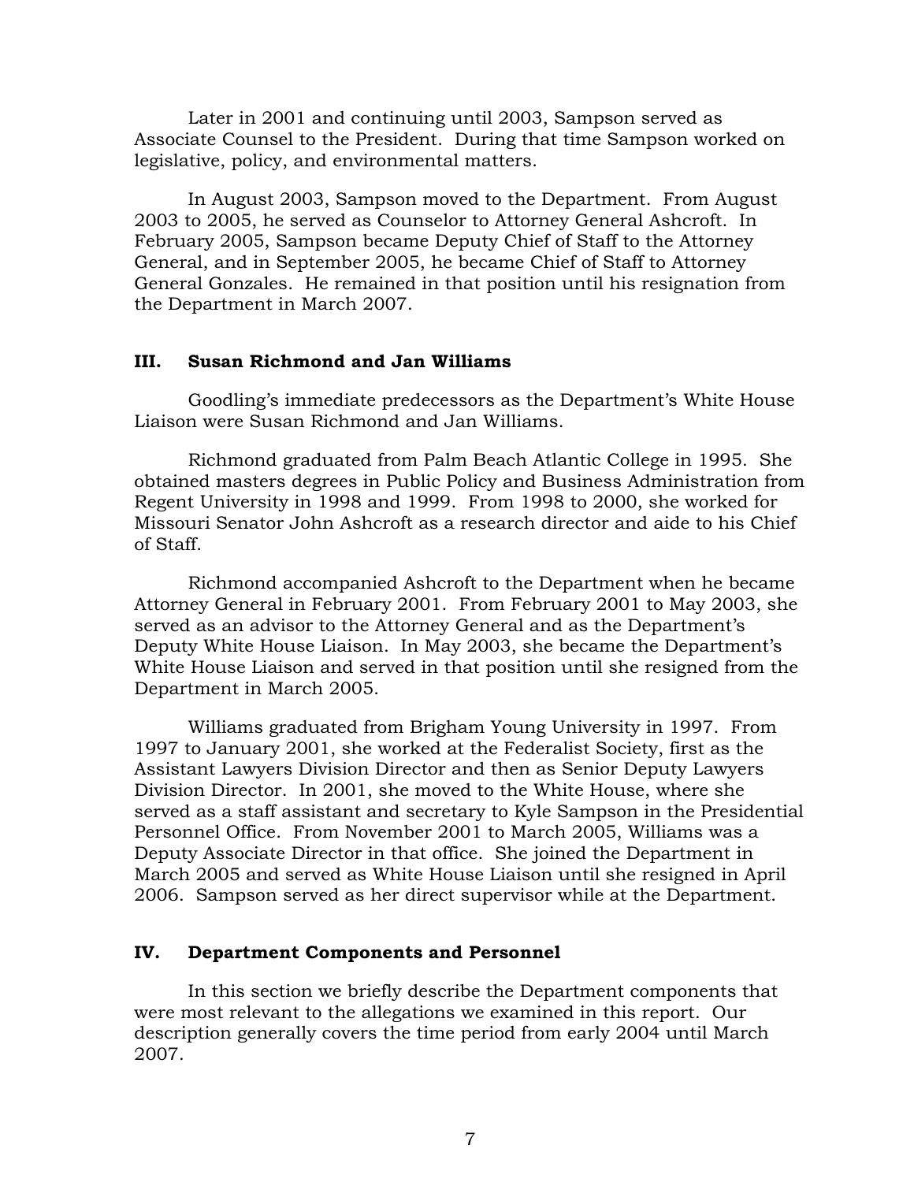Later in 2001 and continuing until 2003, Sampson served as Associate Counsel to the President. During that time Sampson worked on legislative, policy, and environmental matters.

In August 2003, Sampson moved to the Department. From August 2003 to 2005, he served as Counselor to Attorney General Ashcroft. In February 2005, Sampson became Deputy Chief of Staff to the Attorney General, and in September 2005, he became Chief of Staff to Attorney General Gonzales. He remained in that position until his resignation from the Department in March 2007.

## III. Susan Richmond and Jan Williams

Goodling's immediate predecessors as the Department's White House Liaison were Susan Richmond and Jan Williams.

Richmond graduated from Palm Beach Atlantic College in 1995. She obtained masters degrees in Public Policy and Business Administration from Regent University in 1998 and 1999. From 1998 to 2000, she worked for Missouri Senator John Ashcroft as a research director and aide to his Chief of Staff.

Richmond accompanied Ashcroft to the Department when he became Attorney General in February 2001. From February 2001 to May 2003, she served as an advisor to the Attorney General and as the Department's Deputy White House Liaison. In May 2003, she became the Department's White House Liaison and served in that position until she resigned from the Department in March 2005.

Williams graduated from Brigham Young University in 1997. From 1997 to January 2001, she worked at the Federalist Society, first as the Assistant Lawyers Division Director and then as Senior Deputy Lawyers Division Director. In 2001, she moved to the White House, where she served as a staff assistant and secretary to Kyle Sampson in the Presidential Personnel Office. From November 2001 to March 2005, Williams was a Deputy Associate Director in that office. She joined the Department in March 2005 and served as White House Liaison until she resigned in April 2006. Sampson served as her direct supervisor while at the Department.

## IV. Department Components and Personnel

In this section we briefly describe the Department components that were most relevant to the allegations we examined in this report. Our description generally covers the time period from early 2004 until March 2007.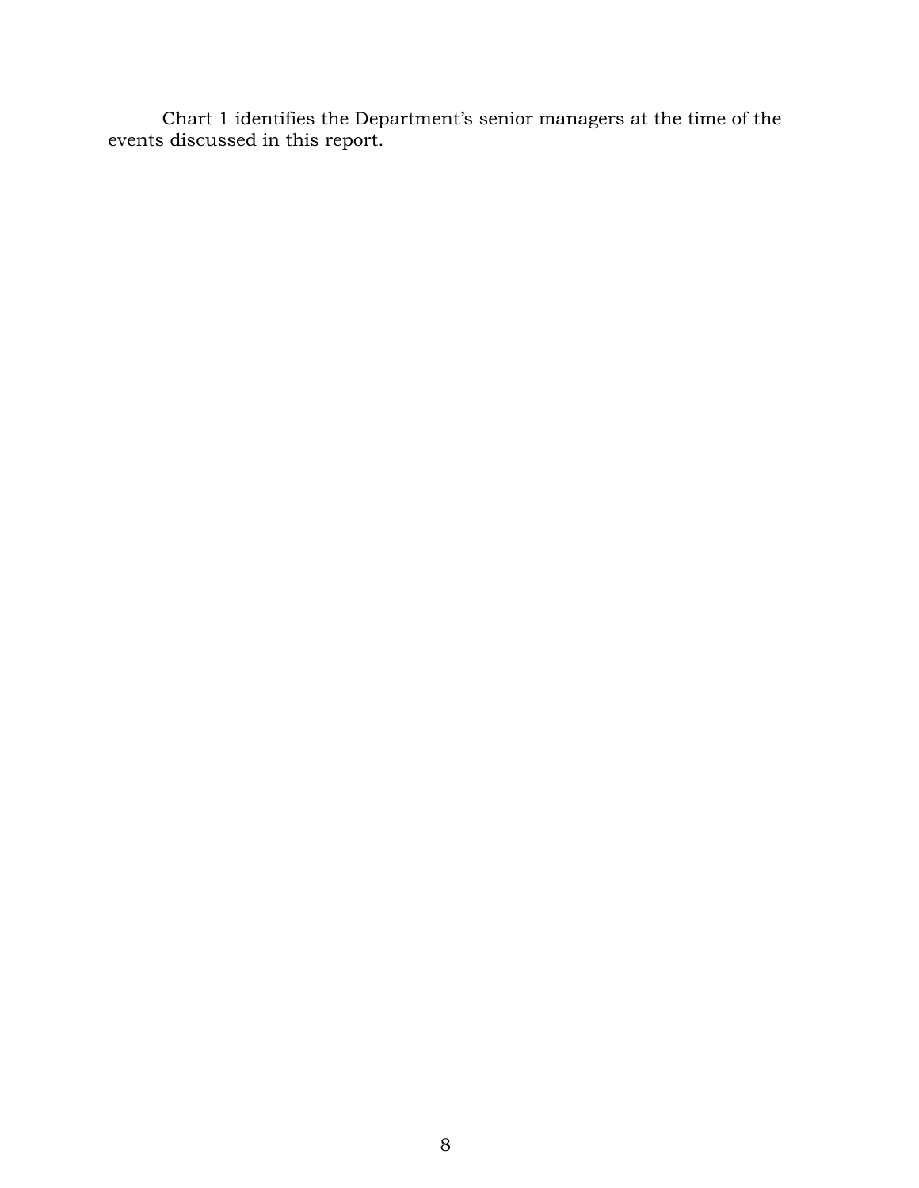Chart 1 identifies the Department's senior managers at the time of the events discussed in this report.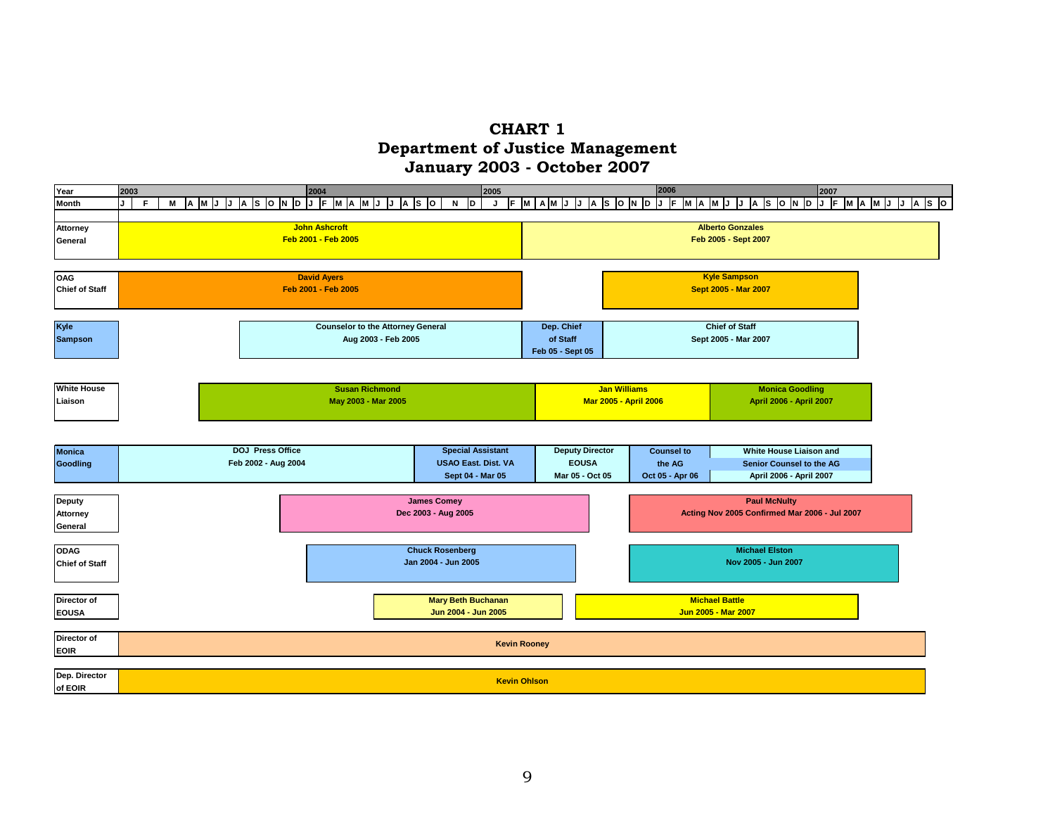# CHART 1
## Department of Justice Management
## January 2003 - October 2007

| Position | Tenure |
| --- | --- |
| Attorney General | John Ashcroft, Feb 2001 - Feb 2005; Alberto Gonzales, Feb 2005 - Sept 2007 |
| OAG Chief of Staff | David Ayers, Feb 2001 - Feb 2005; Kyle Sampson, Sept 2005 - Mar 2007 |
| Kyle Sampson | Counselor to the Attorney General, Aug 2003 - Feb 2005; Dep. Chief of Staff, Feb 05 - Sept 05; Chief of Staff, Sept 2005 - Mar 2007 |
| White House Liaison | Susan Richmond, May 2003 - Mar 2005; Jan Williams, Mar 2005 - April 2006; Monica Goodling, April 2006 - April 2007 |
| Monica Goodling | DOJ Press Office, Feb 2002 - Aug 2004; Special Assistant USAO East. Dist. VA, Sept 04 - Mar 05; Deputy Director EOUSA, Mar 05 - Oct 05; Counsel to the AG, Oct 05 - Apr 06; White House Liaison and Senior Counsel to the AG, April 2006 - April 2007 |
| Deputy Attorney General | James Comey, Dec 2003 - Aug 2005; Paul McNulty, Acting Nov 2005 Confirmed Mar 2006 - Jul 2007 |
| ODAG Chief of Staff | Chuck Rosenberg, Jan 2004 - Jun 2005; Michael Elston, Nov 2005 - Jun 2007 |
| Director of EOUSA | Mary Beth Buchanan, Jun 2004 - Jun 2005; Michael Battle, Jun 2005 - Mar 2007 |
| Director of EOIR | Kevin Rooney |
| Dep. Director of EOIR | Kevin Ohlson |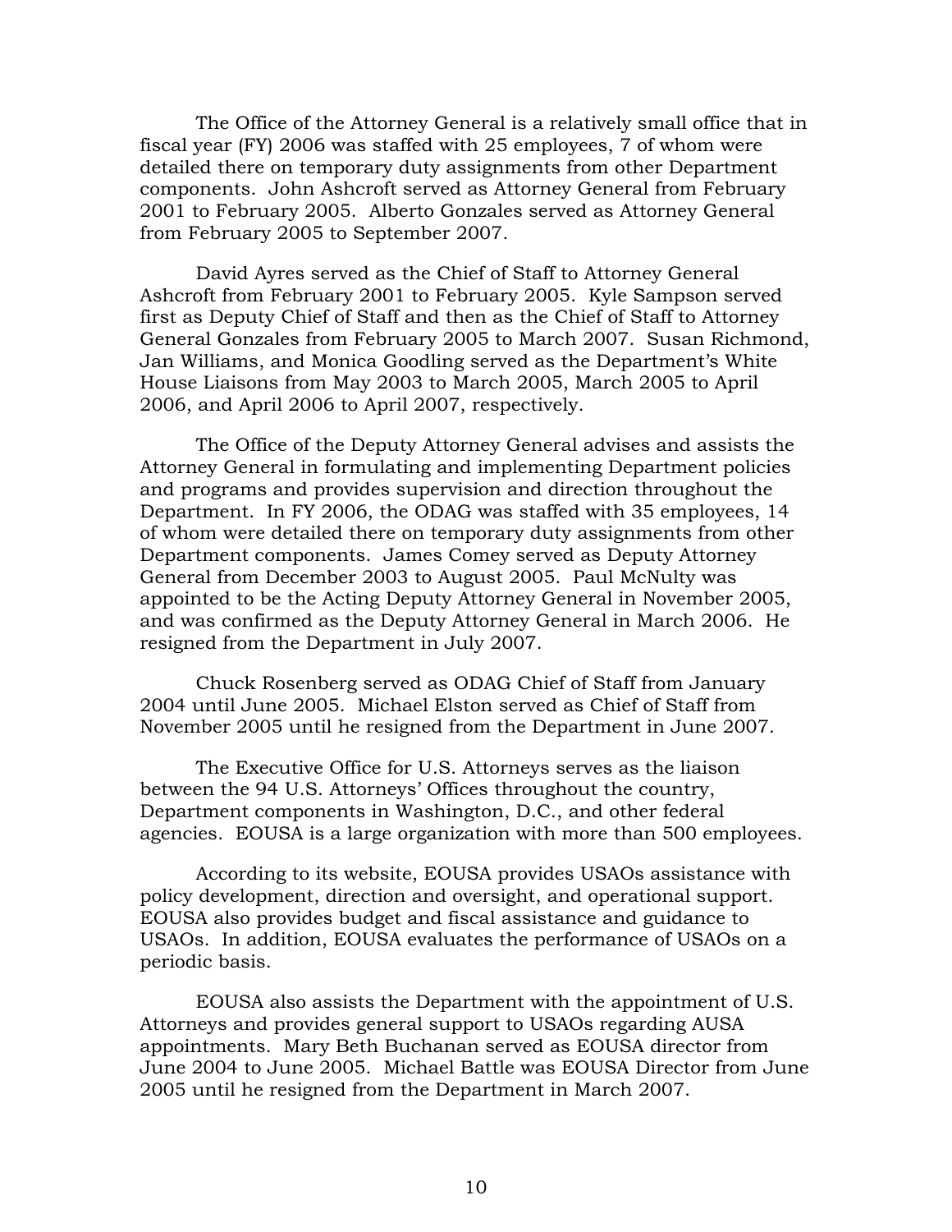The Office of the Attorney General is a relatively small office that in fiscal year (FY) 2006 was staffed with 25 employees, 7 of whom were detailed there on temporary duty assignments from other Department components. John Ashcroft served as Attorney General from February 2001 to February 2005. Alberto Gonzales served as Attorney General from February 2005 to September 2007.

David Ayres served as the Chief of Staff to Attorney General Ashcroft from February 2001 to February 2005. Kyle Sampson served first as Deputy Chief of Staff and then as the Chief of Staff to Attorney General Gonzales from February 2005 to March 2007. Susan Richmond, Jan Williams, and Monica Goodling served as the Department's White House Liaisons from May 2003 to March 2005, March 2005 to April 2006, and April 2006 to April 2007, respectively.

The Office of the Deputy Attorney General advises and assists the Attorney General in formulating and implementing Department policies and programs and provides supervision and direction throughout the Department. In FY 2006, the ODAG was staffed with 35 employees, 14 of whom were detailed there on temporary duty assignments from other Department components. James Comey served as Deputy Attorney General from December 2003 to August 2005. Paul McNulty was appointed to be the Acting Deputy Attorney General in November 2005, and was confirmed as the Deputy Attorney General in March 2006. He resigned from the Department in July 2007.

Chuck Rosenberg served as ODAG Chief of Staff from January 2004 until June 2005. Michael Elston served as Chief of Staff from November 2005 until he resigned from the Department in June 2007.

The Executive Office for U.S. Attorneys serves as the liaison between the 94 U.S. Attorneys' Offices throughout the country, Department components in Washington, D.C., and other federal agencies. EOUSA is a large organization with more than 500 employees.

According to its website, EOUSA provides USAOs assistance with policy development, direction and oversight, and operational support. EOUSA also provides budget and fiscal assistance and guidance to USAOs. In addition, EOUSA evaluates the performance of USAOs on a periodic basis.

EOUSA also assists the Department with the appointment of U.S. Attorneys and provides general support to USAOs regarding AUSA appointments. Mary Beth Buchanan served as EOUSA director from June 2004 to June 2005. Michael Battle was EOUSA Director from June 2005 until he resigned from the Department in March 2007.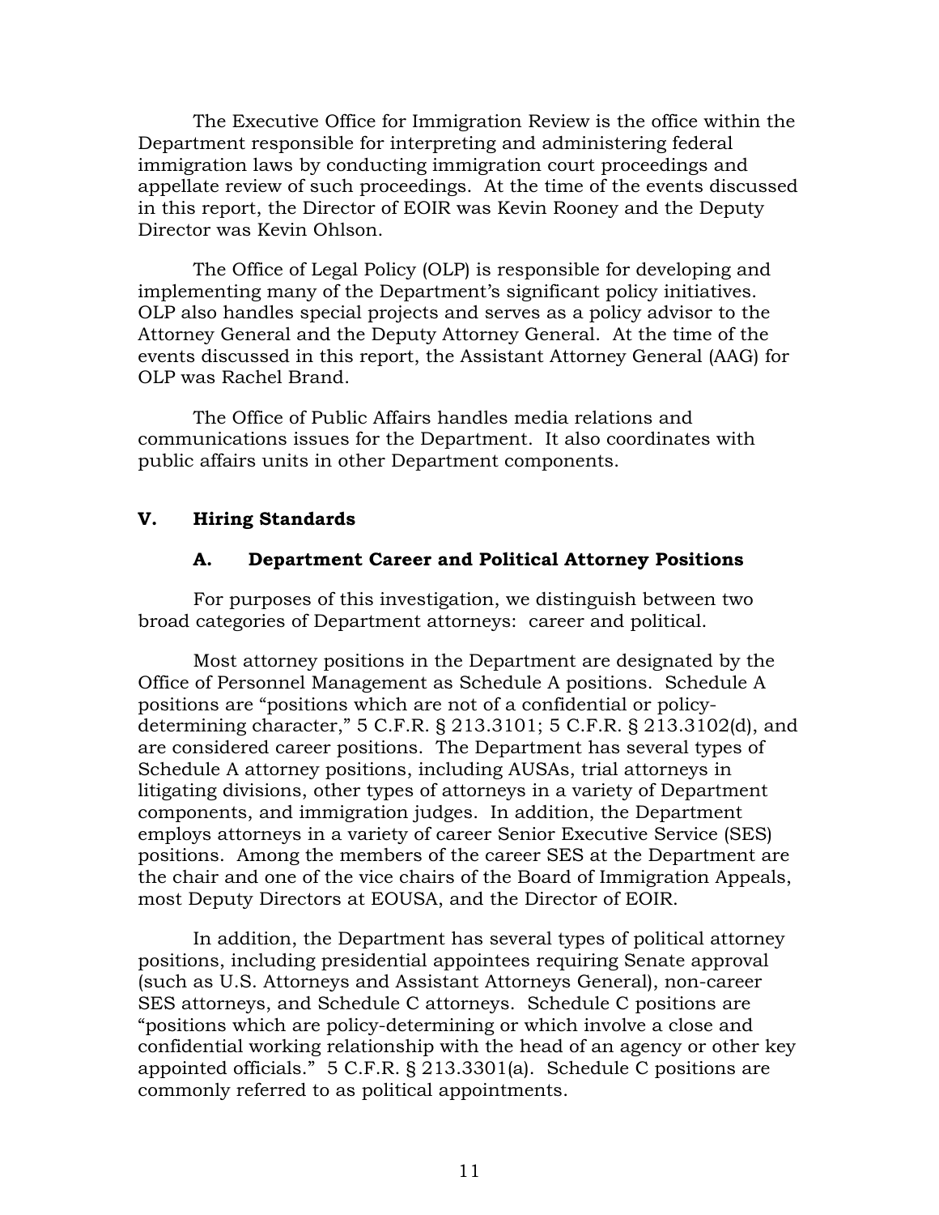The Executive Office for Immigration Review is the office within the Department responsible for interpreting and administering federal immigration laws by conducting immigration court proceedings and appellate review of such proceedings. At the time of the events discussed in this report, the Director of EOIR was Kevin Rooney and the Deputy Director was Kevin Ohlson.

The Office of Legal Policy (OLP) is responsible for developing and implementing many of the Department's significant policy initiatives. OLP also handles special projects and serves as a policy advisor to the Attorney General and the Deputy Attorney General. At the time of the events discussed in this report, the Assistant Attorney General (AAG) for OLP was Rachel Brand.

The Office of Public Affairs handles media relations and communications issues for the Department. It also coordinates with public affairs units in other Department components.

## V. Hiring Standards

### A. Department Career and Political Attorney Positions

For purposes of this investigation, we distinguish between two broad categories of Department attorneys: career and political.

Most attorney positions in the Department are designated by the Office of Personnel Management as Schedule A positions. Schedule A positions are "positions which are not of a confidential or policy-determining character," 5 C.F.R. § 213.3101; 5 C.F.R. § 213.3102(d), and are considered career positions. The Department has several types of Schedule A attorney positions, including AUSAs, trial attorneys in litigating divisions, other types of attorneys in a variety of Department components, and immigration judges. In addition, the Department employs attorneys in a variety of career Senior Executive Service (SES) positions. Among the members of the career SES at the Department are the chair and one of the vice chairs of the Board of Immigration Appeals, most Deputy Directors at EOUSA, and the Director of EOIR.

In addition, the Department has several types of political attorney positions, including presidential appointees requiring Senate approval (such as U.S. Attorneys and Assistant Attorneys General), non-career SES attorneys, and Schedule C attorneys. Schedule C positions are "positions which are policy-determining or which involve a close and confidential working relationship with the head of an agency or other key appointed officials." 5 C.F.R. § 213.3301(a). Schedule C positions are commonly referred to as political appointments.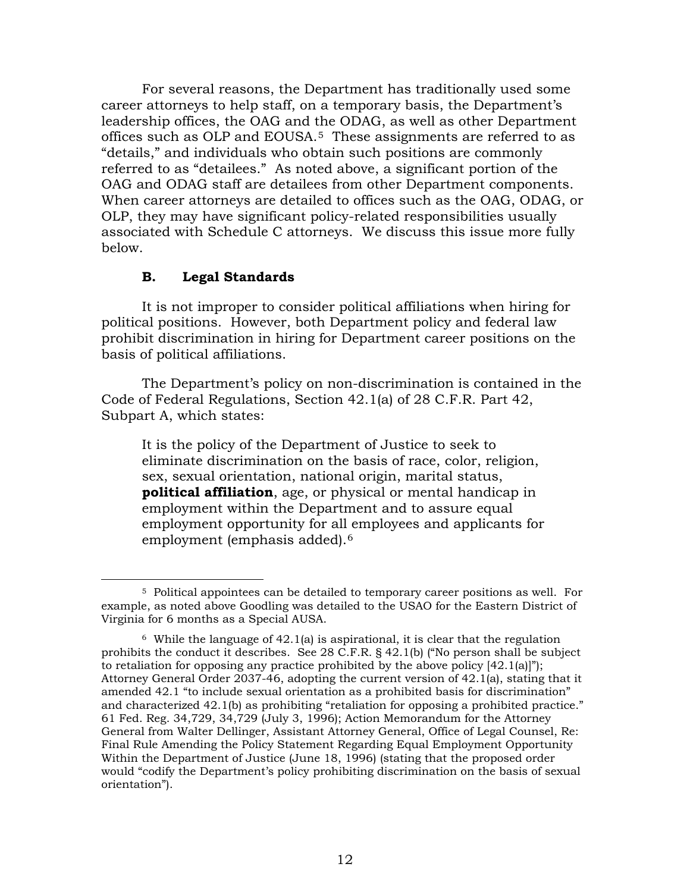For several reasons, the Department has traditionally used some career attorneys to help staff, on a temporary basis, the Department's leadership offices, the OAG and the ODAG, as well as other Department offices such as OLP and EOUSA.[5] These assignments are referred to as "details," and individuals who obtain such positions are commonly referred to as "detailees." As noted above, a significant portion of the OAG and ODAG staff are detailees from other Department components. When career attorneys are detailed to offices such as the OAG, ODAG, or OLP, they may have significant policy-related responsibilities usually associated with Schedule C attorneys. We discuss this issue more fully below.

### B. Legal Standards

It is not improper to consider political affiliations when hiring for political positions. However, both Department policy and federal law prohibit discrimination in hiring for Department career positions on the basis of political affiliations.

The Department's policy on non-discrimination is contained in the Code of Federal Regulations, Section 42.1(a) of 28 C.F.R. Part 42, Subpart A, which states:

> It is the policy of the Department of Justice to seek to eliminate discrimination on the basis of race, color, religion, sex, sexual orientation, national origin, marital status, **political affiliation**, age, or physical or mental handicap in employment within the Department and to assure equal employment opportunity for all employees and applicants for employment (emphasis added).[6]

---

[5] Political appointees can be detailed to temporary career positions as well. For example, as noted above Goodling was detailed to the USAO for the Eastern District of Virginia for 6 months as a Special AUSA.

[6] While the language of 42.1(a) is aspirational, it is clear that the regulation prohibits the conduct it describes. See 28 C.F.R. § 42.1(b) ("No person shall be subject to retaliation for opposing any practice prohibited by the above policy [42.1(a)]"); Attorney General Order 2037-46, adopting the current version of 42.1(a), stating that it amended 42.1 "to include sexual orientation as a prohibited basis for discrimination" and characterized 42.1(b) as prohibiting "retaliation for opposing a prohibited practice." 61 Fed. Reg. 34,729, 34,729 (July 3, 1996); Action Memorandum for the Attorney General from Walter Dellinger, Assistant Attorney General, Office of Legal Counsel, Re: Final Rule Amending the Policy Statement Regarding Equal Employment Opportunity Within the Department of Justice (June 18, 1996) (stating that the proposed order would "codify the Department's policy prohibiting discrimination on the basis of sexual orientation").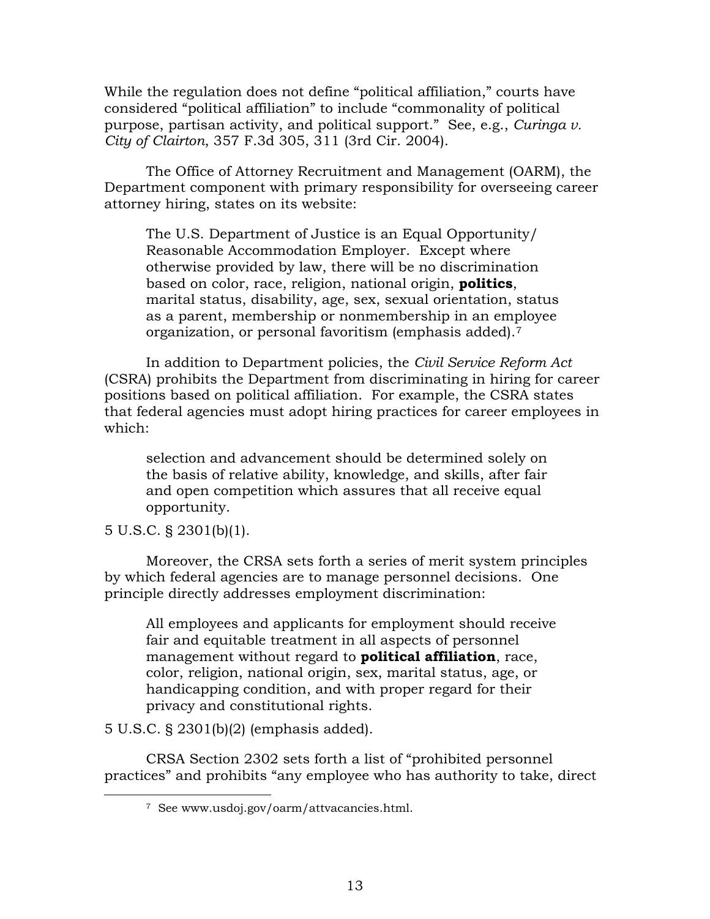While the regulation does not define "political affiliation," courts have considered "political affiliation" to include "commonality of political purpose, partisan activity, and political support." See, e.g., *Curinga v. City of Clairton*, 357 F.3d 305, 311 (3rd Cir. 2004).

The Office of Attorney Recruitment and Management (OARM), the Department component with primary responsibility for overseeing career attorney hiring, states on its website:

> The U.S. Department of Justice is an Equal Opportunity/ Reasonable Accommodation Employer. Except where otherwise provided by law, there will be no discrimination based on color, race, religion, national origin, **politics**, marital status, disability, age, sex, sexual orientation, status as a parent, membership or nonmembership in an employee organization, or personal favoritism (emphasis added).[7]

In addition to Department policies, the *Civil Service Reform Act* (CSRA) prohibits the Department from discriminating in hiring for career positions based on political affiliation. For example, the CSRA states that federal agencies must adopt hiring practices for career employees in which:

> selection and advancement should be determined solely on the basis of relative ability, knowledge, and skills, after fair and open competition which assures that all receive equal opportunity.

5 U.S.C. § 2301(b)(1).

Moreover, the CRSA sets forth a series of merit system principles by which federal agencies are to manage personnel decisions. One principle directly addresses employment discrimination:

> All employees and applicants for employment should receive fair and equitable treatment in all aspects of personnel management without regard to **political affiliation**, race, color, religion, national origin, sex, marital status, age, or handicapping condition, and with proper regard for their privacy and constitutional rights.

5 U.S.C. § 2301(b)(2) (emphasis added).

CRSA Section 2302 sets forth a list of "prohibited personnel practices" and prohibits "any employee who has authority to take, direct

---

[7] See www.usdoj.gov/oarm/attvacancies.html.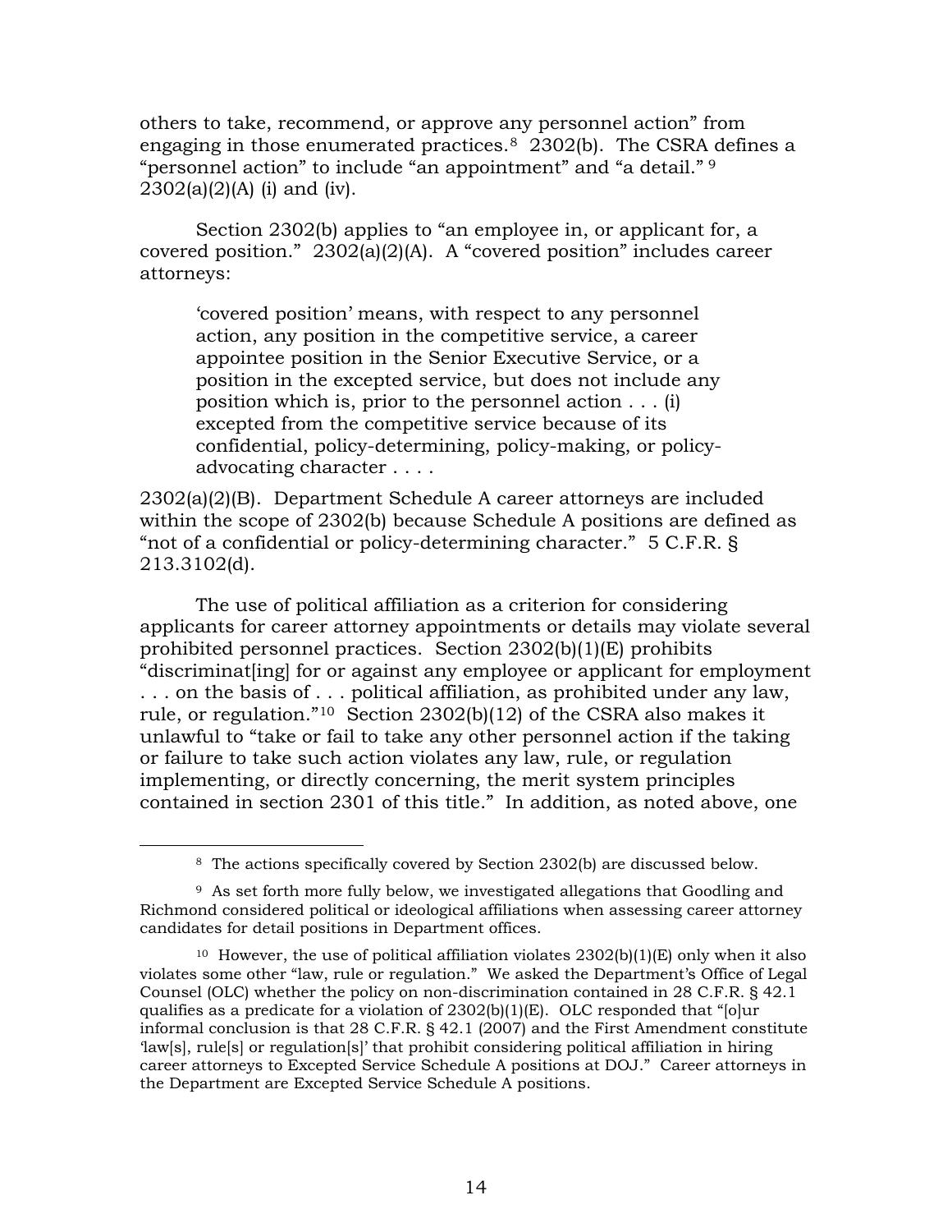others to take, recommend, or approve any personnel action" from engaging in those enumerated practices.[8] 2302(b). The CSRA defines a "personnel action" to include "an appointment" and "a detail."[9] 2302(a)(2)(A) (i) and (iv).

Section 2302(b) applies to "an employee in, or applicant for, a covered position." 2302(a)(2)(A). A "covered position" includes career attorneys:

> 'covered position' means, with respect to any personnel action, any position in the competitive service, a career appointee position in the Senior Executive Service, or a position in the excepted service, but does not include any position which is, prior to the personnel action . . . (i) excepted from the competitive service because of its confidential, policy-determining, policy-making, or policy-advocating character . . . .

2302(a)(2)(B). Department Schedule A career attorneys are included within the scope of 2302(b) because Schedule A positions are defined as "not of a confidential or policy-determining character." 5 C.F.R. § 213.3102(d).

The use of political affiliation as a criterion for considering applicants for career attorney appointments or details may violate several prohibited personnel practices. Section 2302(b)(1)(E) prohibits "discriminat[ing] for or against any employee or applicant for employment . . . on the basis of . . . political affiliation, as prohibited under any law, rule, or regulation."[10] Section 2302(b)(12) of the CSRA also makes it unlawful to "take or fail to take any other personnel action if the taking or failure to take such action violates any law, rule, or regulation implementing, or directly concerning, the merit system principles contained in section 2301 of this title." In addition, as noted above, one

---

[8] The actions specifically covered by Section 2302(b) are discussed below.

[9] As set forth more fully below, we investigated allegations that Goodling and Richmond considered political or ideological affiliations when assessing career attorney candidates for detail positions in Department offices.

[10] However, the use of political affiliation violates 2302(b)(1)(E) only when it also violates some other "law, rule or regulation." We asked the Department's Office of Legal Counsel (OLC) whether the policy on non-discrimination contained in 28 C.F.R. § 42.1 qualifies as a predicate for a violation of 2302(b)(1)(E). OLC responded that "[o]ur informal conclusion is that 28 C.F.R. § 42.1 (2007) and the First Amendment constitute 'law[s], rule[s] or regulation[s]' that prohibit considering political affiliation in hiring career attorneys to Excepted Service Schedule A positions at DOJ." Career attorneys in the Department are Excepted Service Schedule A positions.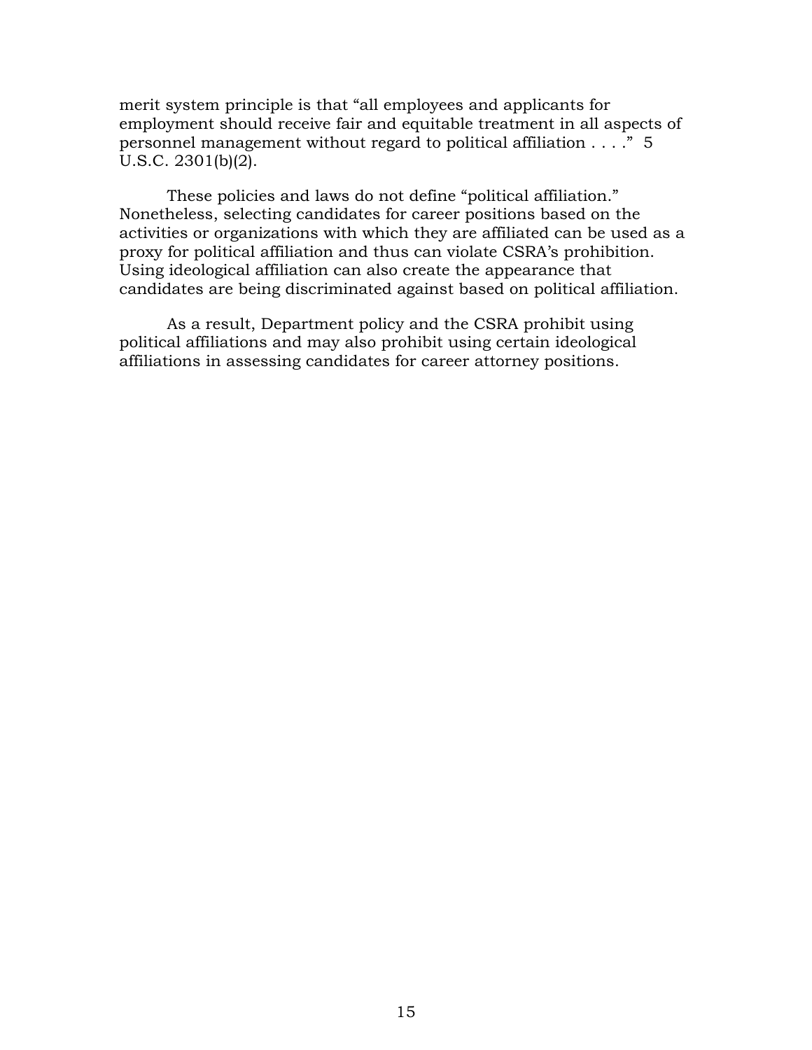merit system principle is that "all employees and applicants for employment should receive fair and equitable treatment in all aspects of personnel management without regard to political affiliation . . . ." 5 U.S.C. 2301(b)(2).

These policies and laws do not define "political affiliation." Nonetheless, selecting candidates for career positions based on the activities or organizations with which they are affiliated can be used as a proxy for political affiliation and thus can violate CSRA's prohibition. Using ideological affiliation can also create the appearance that candidates are being discriminated against based on political affiliation.

As a result, Department policy and the CSRA prohibit using political affiliations and may also prohibit using certain ideological affiliations in assessing candidates for career attorney positions.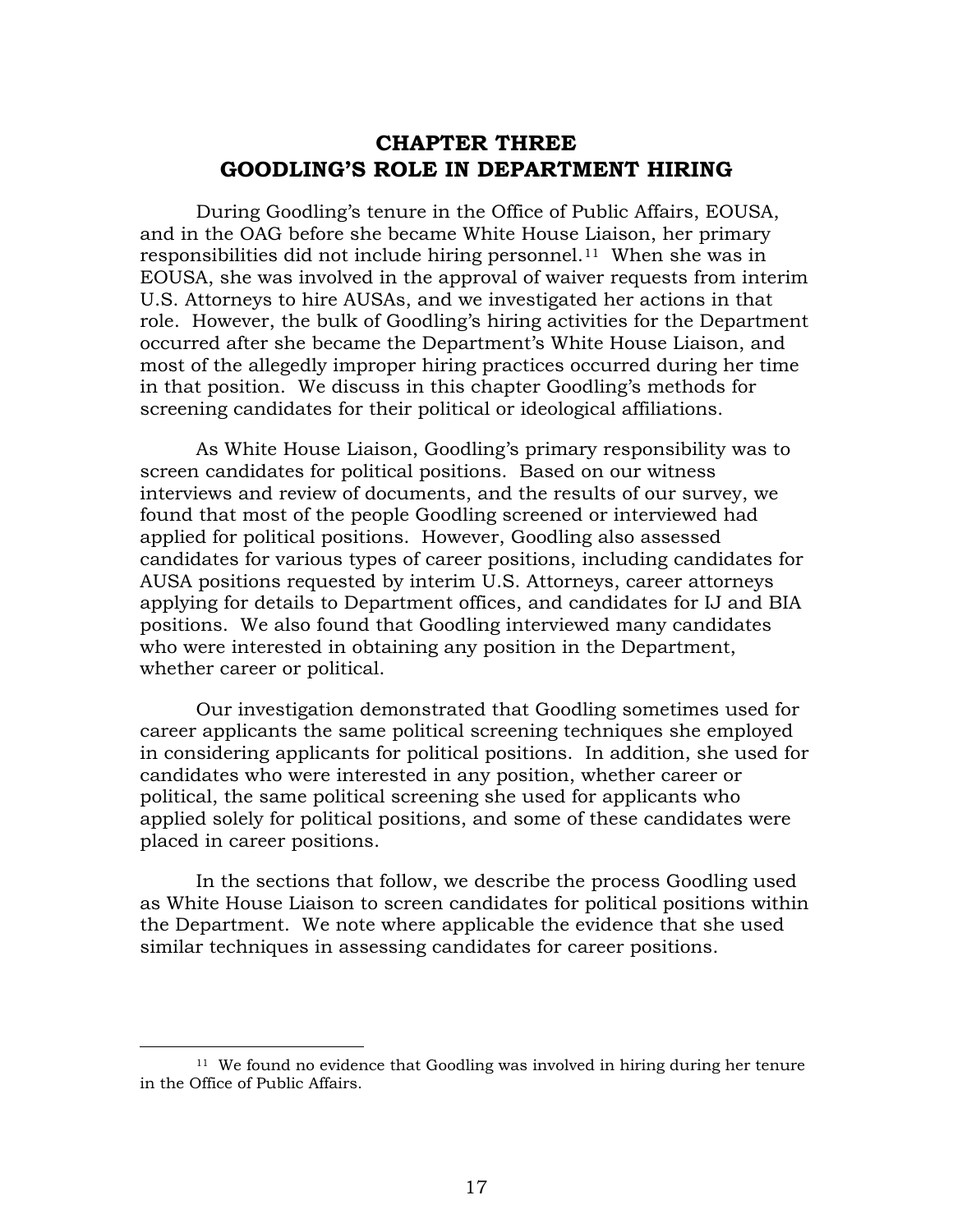# CHAPTER THREE
# GOODLING'S ROLE IN DEPARTMENT HIRING

During Goodling's tenure in the Office of Public Affairs, EOUSA, and in the OAG before she became White House Liaison, her primary responsibilities did not include hiring personnel.[11] When she was in EOUSA, she was involved in the approval of waiver requests from interim U.S. Attorneys to hire AUSAs, and we investigated her actions in that role. However, the bulk of Goodling's hiring activities for the Department occurred after she became the Department's White House Liaison, and most of the allegedly improper hiring practices occurred during her time in that position. We discuss in this chapter Goodling's methods for screening candidates for their political or ideological affiliations.

As White House Liaison, Goodling's primary responsibility was to screen candidates for political positions. Based on our witness interviews and review of documents, and the results of our survey, we found that most of the people Goodling screened or interviewed had applied for political positions. However, Goodling also assessed candidates for various types of career positions, including candidates for AUSA positions requested by interim U.S. Attorneys, career attorneys applying for details to Department offices, and candidates for IJ and BIA positions. We also found that Goodling interviewed many candidates who were interested in obtaining any position in the Department, whether career or political.

Our investigation demonstrated that Goodling sometimes used for career applicants the same political screening techniques she employed in considering applicants for political positions. In addition, she used for candidates who were interested in any position, whether career or political, the same political screening she used for applicants who applied solely for political positions, and some of these candidates were placed in career positions.

In the sections that follow, we describe the process Goodling used as White House Liaison to screen candidates for political positions within the Department. We note where applicable the evidence that she used similar techniques in assessing candidates for career positions.

---

[11] We found no evidence that Goodling was involved in hiring during her tenure in the Office of Public Affairs.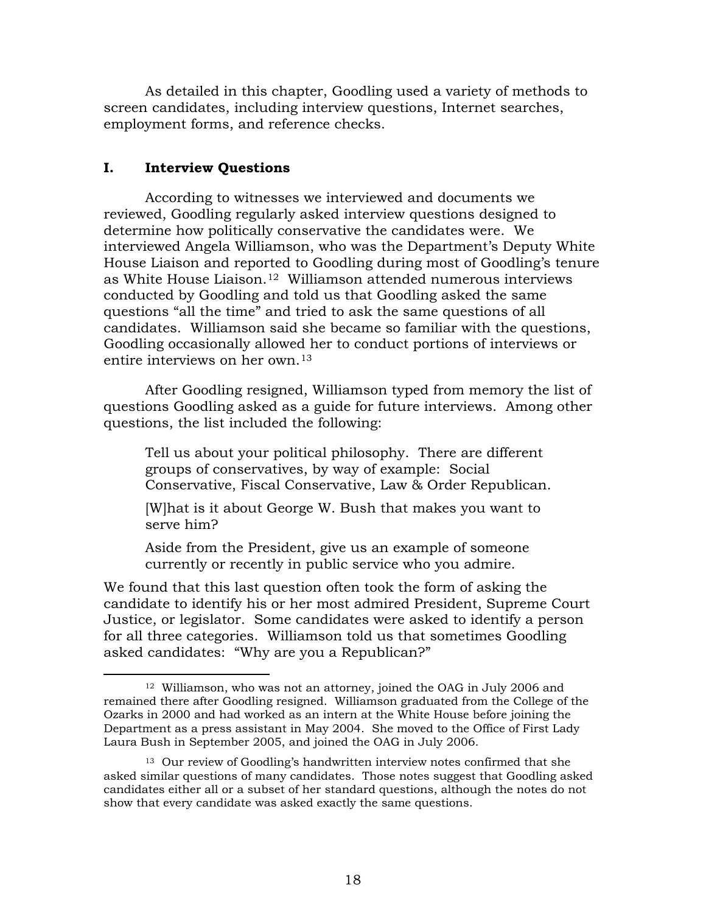As detailed in this chapter, Goodling used a variety of methods to screen candidates, including interview questions, Internet searches, employment forms, and reference checks.

## I. Interview Questions

According to witnesses we interviewed and documents we reviewed, Goodling regularly asked interview questions designed to determine how politically conservative the candidates were. We interviewed Angela Williamson, who was the Department's Deputy White House Liaison and reported to Goodling during most of Goodling's tenure as White House Liaison.[12] Williamson attended numerous interviews conducted by Goodling and told us that Goodling asked the same questions "all the time" and tried to ask the same questions of all candidates. Williamson said she became so familiar with the questions, Goodling occasionally allowed her to conduct portions of interviews or entire interviews on her own.[13]

After Goodling resigned, Williamson typed from memory the list of questions Goodling asked as a guide for future interviews. Among other questions, the list included the following:

> Tell us about your political philosophy. There are different groups of conservatives, by way of example: Social Conservative, Fiscal Conservative, Law & Order Republican.
>
> [W]hat is it about George W. Bush that makes you want to serve him?
>
> Aside from the President, give us an example of someone currently or recently in public service who you admire.

We found that this last question often took the form of asking the candidate to identify his or her most admired President, Supreme Court Justice, or legislator. Some candidates were asked to identify a person for all three categories. Williamson told us that sometimes Goodling asked candidates: "Why are you a Republican?"

---

[12] Williamson, who was not an attorney, joined the OAG in July 2006 and remained there after Goodling resigned. Williamson graduated from the College of the Ozarks in 2000 and had worked as an intern at the White House before joining the Department as a press assistant in May 2004. She moved to the Office of First Lady Laura Bush in September 2005, and joined the OAG in July 2006.

[13] Our review of Goodling's handwritten interview notes confirmed that she asked similar questions of many candidates. Those notes suggest that Goodling asked candidates either all or a subset of her standard questions, although the notes do not show that every candidate was asked exactly the same questions.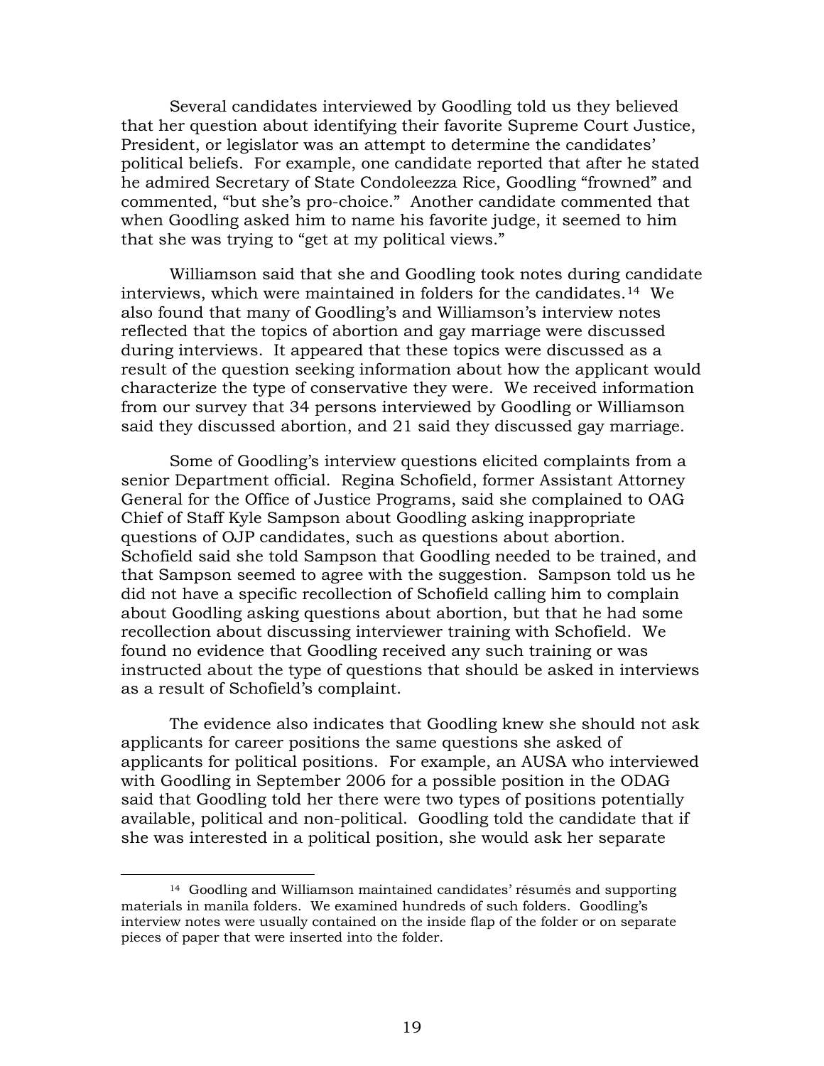Several candidates interviewed by Goodling told us they believed that her question about identifying their favorite Supreme Court Justice, President, or legislator was an attempt to determine the candidates' political beliefs. For example, one candidate reported that after he stated he admired Secretary of State Condoleezza Rice, Goodling "frowned" and commented, "but she's pro-choice." Another candidate commented that when Goodling asked him to name his favorite judge, it seemed to him that she was trying to "get at my political views."

Williamson said that she and Goodling took notes during candidate interviews, which were maintained in folders for the candidates.[14] We also found that many of Goodling's and Williamson's interview notes reflected that the topics of abortion and gay marriage were discussed during interviews. It appeared that these topics were discussed as a result of the question seeking information about how the applicant would characterize the type of conservative they were. We received information from our survey that 34 persons interviewed by Goodling or Williamson said they discussed abortion, and 21 said they discussed gay marriage.

Some of Goodling's interview questions elicited complaints from a senior Department official. Regina Schofield, former Assistant Attorney General for the Office of Justice Programs, said she complained to OAG Chief of Staff Kyle Sampson about Goodling asking inappropriate questions of OJP candidates, such as questions about abortion. Schofield said she told Sampson that Goodling needed to be trained, and that Sampson seemed to agree with the suggestion. Sampson told us he did not have a specific recollection of Schofield calling him to complain about Goodling asking questions about abortion, but that he had some recollection about discussing interviewer training with Schofield. We found no evidence that Goodling received any such training or was instructed about the type of questions that should be asked in interviews as a result of Schofield's complaint.

The evidence also indicates that Goodling knew she should not ask applicants for career positions the same questions she asked of applicants for political positions. For example, an AUSA who interviewed with Goodling in September 2006 for a possible position in the ODAG said that Goodling told her there were two types of positions potentially available, political and non-political. Goodling told the candidate that if she was interested in a political position, she would ask her separate

---

[14] Goodling and Williamson maintained candidates' résumés and supporting materials in manila folders. We examined hundreds of such folders. Goodling's interview notes were usually contained on the inside flap of the folder or on separate pieces of paper that were inserted into the folder.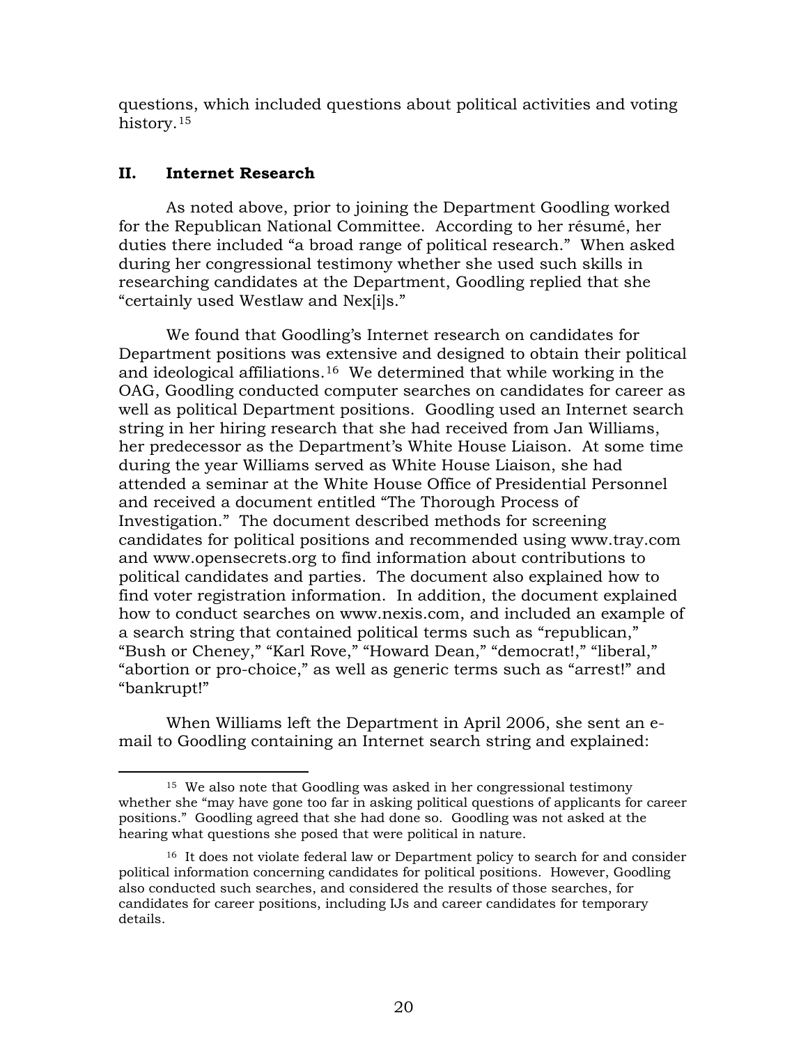questions, which included questions about political activities and voting history.[15]

## II. Internet Research

As noted above, prior to joining the Department Goodling worked for the Republican National Committee. According to her résumé, her duties there included "a broad range of political research." When asked during her congressional testimony whether she used such skills in researching candidates at the Department, Goodling replied that she "certainly used Westlaw and Nex[i]s."

We found that Goodling's Internet research on candidates for Department positions was extensive and designed to obtain their political and ideological affiliations.[16] We determined that while working in the OAG, Goodling conducted computer searches on candidates for career as well as political Department positions. Goodling used an Internet search string in her hiring research that she had received from Jan Williams, her predecessor as the Department's White House Liaison. At some time during the year Williams served as White House Liaison, she had attended a seminar at the White House Office of Presidential Personnel and received a document entitled "The Thorough Process of Investigation." The document described methods for screening candidates for political positions and recommended using www.tray.com and www.opensecrets.org to find information about contributions to political candidates and parties. The document also explained how to find voter registration information. In addition, the document explained how to conduct searches on www.nexis.com, and included an example of a search string that contained political terms such as "republican," "Bush or Cheney," "Karl Rove," "Howard Dean," "democrat!," "liberal," "abortion or pro-choice," as well as generic terms such as "arrest!" and "bankrupt!"

When Williams left the Department in April 2006, she sent an e-mail to Goodling containing an Internet search string and explained:

---

[15] We also note that Goodling was asked in her congressional testimony whether she "may have gone too far in asking political questions of applicants for career positions." Goodling agreed that she had done so. Goodling was not asked at the hearing what questions she posed that were political in nature.

[16] It does not violate federal law or Department policy to search for and consider political information concerning candidates for political positions. However, Goodling also conducted such searches, and considered the results of those searches, for candidates for career positions, including IJs and career candidates for temporary details.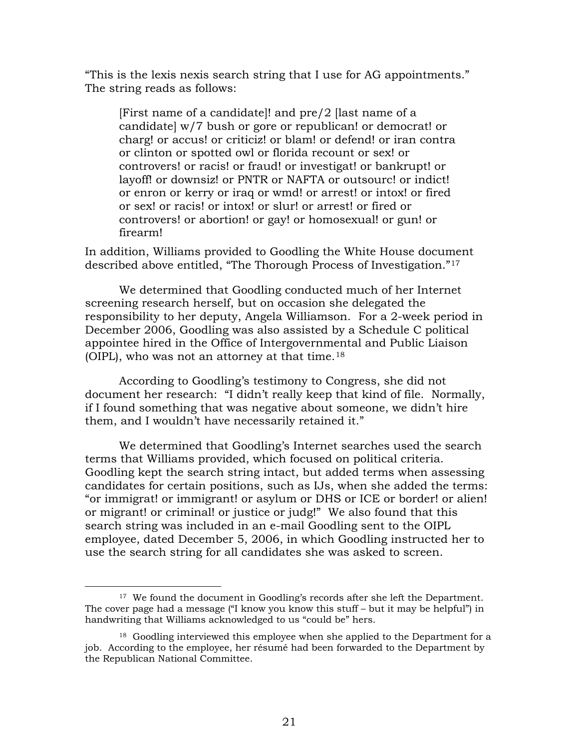"This is the lexis nexis search string that I use for AG appointments." The string reads as follows:

> [First name of a candidate]! and pre/2 [last name of a candidate] w/7 bush or gore or republican! or democrat! or charg! or accus! or criticiz! or blam! or defend! or iran contra or clinton or spotted owl or florida recount or sex! or controvers! or racis! or fraud! or investigat! or bankrupt! or layoff! or downsiz! or PNTR or NAFTA or outsourc! or indict! or enron or kerry or iraq or wmd! or arrest! or intox! or fired or sex! or racis! or intox! or slur! or arrest! or fired or controvers! or abortion! or gay! or homosexual! or gun! or firearm!

In addition, Williams provided to Goodling the White House document described above entitled, "The Thorough Process of Investigation."[17]

We determined that Goodling conducted much of her Internet screening research herself, but on occasion she delegated the responsibility to her deputy, Angela Williamson. For a 2-week period in December 2006, Goodling was also assisted by a Schedule C political appointee hired in the Office of Intergovernmental and Public Liaison (OIPL), who was not an attorney at that time.[18]

According to Goodling's testimony to Congress, she did not document her research: "I didn't really keep that kind of file. Normally, if I found something that was negative about someone, we didn't hire them, and I wouldn't have necessarily retained it."

We determined that Goodling's Internet searches used the search terms that Williams provided, which focused on political criteria. Goodling kept the search string intact, but added terms when assessing candidates for certain positions, such as IJs, when she added the terms: "or immigrat! or immigrant! or asylum or DHS or ICE or border! or alien! or migrant! or criminal! or justice or judg!" We also found that this search string was included in an e-mail Goodling sent to the OIPL employee, dated December 5, 2006, in which Goodling instructed her to use the search string for all candidates she was asked to screen.

---

[17] We found the document in Goodling's records after she left the Department. The cover page had a message ("I know you know this stuff – but it may be helpful") in handwriting that Williams acknowledged to us "could be" hers.

[18] Goodling interviewed this employee when she applied to the Department for a job. According to the employee, her résumé had been forwarded to the Department by the Republican National Committee.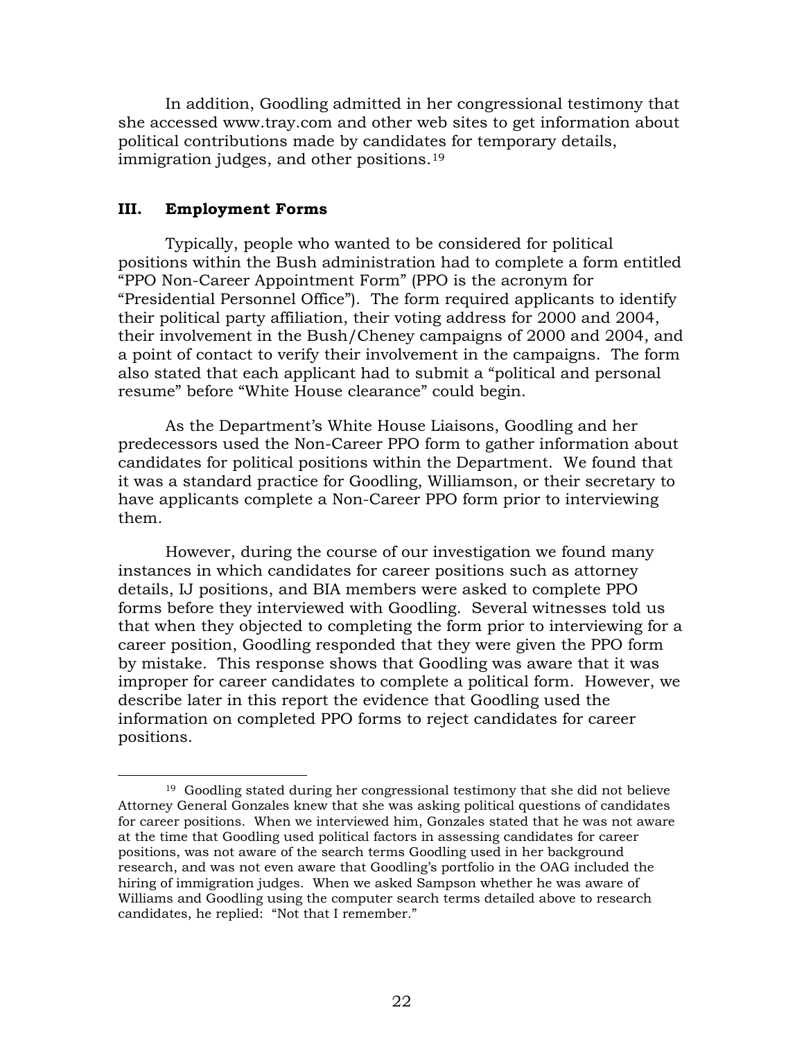In addition, Goodling admitted in her congressional testimony that she accessed www.tray.com and other web sites to get information about political contributions made by candidates for temporary details, immigration judges, and other positions.[19]

## III. Employment Forms

Typically, people who wanted to be considered for political positions within the Bush administration had to complete a form entitled "PPO Non-Career Appointment Form" (PPO is the acronym for "Presidential Personnel Office"). The form required applicants to identify their political party affiliation, their voting address for 2000 and 2004, their involvement in the Bush/Cheney campaigns of 2000 and 2004, and a point of contact to verify their involvement in the campaigns. The form also stated that each applicant had to submit a "political and personal resume" before "White House clearance" could begin.

As the Department's White House Liaisons, Goodling and her predecessors used the Non-Career PPO form to gather information about candidates for political positions within the Department. We found that it was a standard practice for Goodling, Williamson, or their secretary to have applicants complete a Non-Career PPO form prior to interviewing them.

However, during the course of our investigation we found many instances in which candidates for career positions such as attorney details, IJ positions, and BIA members were asked to complete PPO forms before they interviewed with Goodling. Several witnesses told us that when they objected to completing the form prior to interviewing for a career position, Goodling responded that they were given the PPO form by mistake. This response shows that Goodling was aware that it was improper for career candidates to complete a political form. However, we describe later in this report the evidence that Goodling used the information on completed PPO forms to reject candidates for career positions.

---

[19] Goodling stated during her congressional testimony that she did not believe Attorney General Gonzales knew that she was asking political questions of candidates for career positions. When we interviewed him, Gonzales stated that he was not aware at the time that Goodling used political factors in assessing candidates for career positions, was not aware of the search terms Goodling used in her background research, and was not even aware that Goodling's portfolio in the OAG included the hiring of immigration judges. When we asked Sampson whether he was aware of Williams and Goodling using the computer search terms detailed above to research candidates, he replied: "Not that I remember."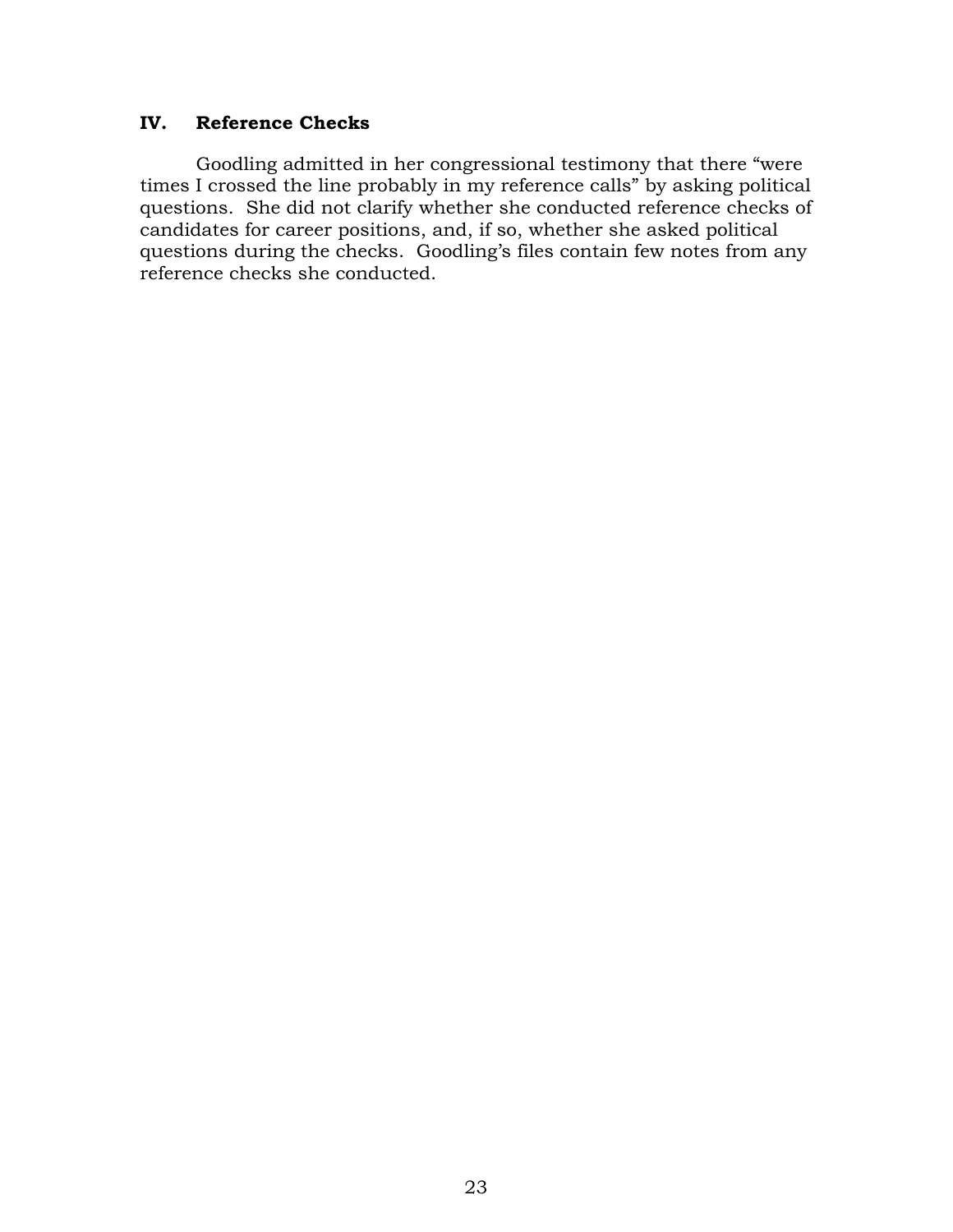## IV. Reference Checks

Goodling admitted in her congressional testimony that there "were times I crossed the line probably in my reference calls" by asking political questions. She did not clarify whether she conducted reference checks of candidates for career positions, and, if so, whether she asked political questions during the checks. Goodling's files contain few notes from any reference checks she conducted.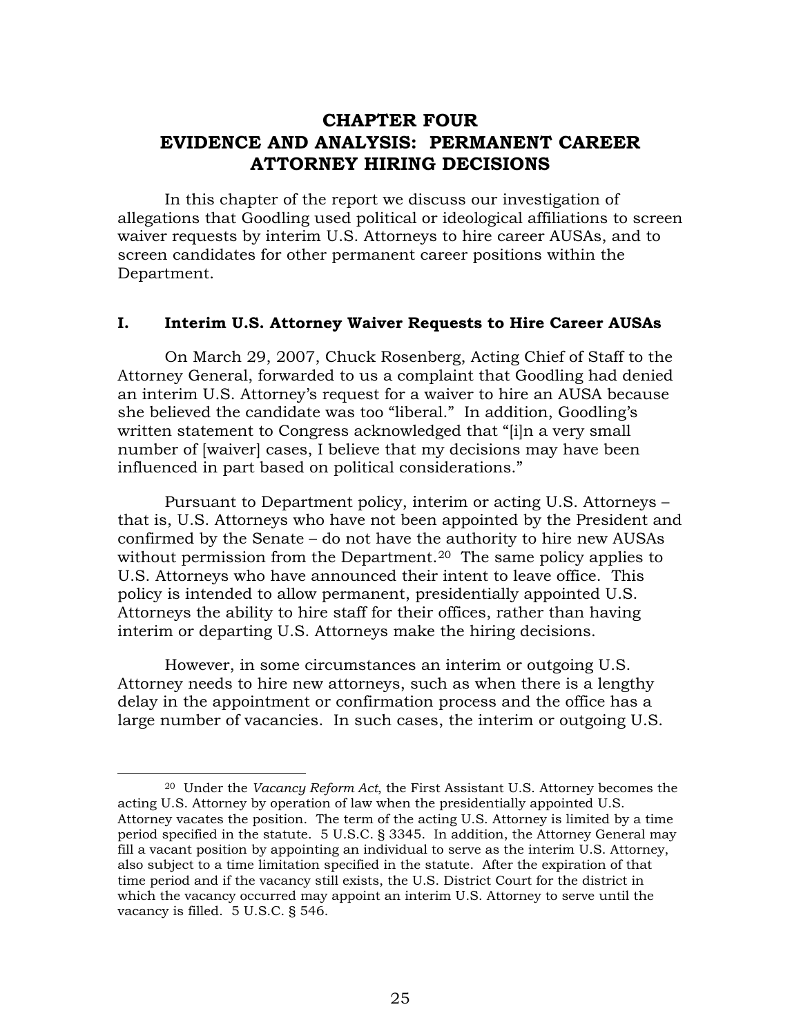# CHAPTER FOUR
# EVIDENCE AND ANALYSIS: PERMANENT CAREER ATTORNEY HIRING DECISIONS

In this chapter of the report we discuss our investigation of allegations that Goodling used political or ideological affiliations to screen waiver requests by interim U.S. Attorneys to hire career AUSAs, and to screen candidates for other permanent career positions within the Department.

## I. Interim U.S. Attorney Waiver Requests to Hire Career AUSAs

On March 29, 2007, Chuck Rosenberg, Acting Chief of Staff to the Attorney General, forwarded to us a complaint that Goodling had denied an interim U.S. Attorney's request for a waiver to hire an AUSA because she believed the candidate was too "liberal." In addition, Goodling's written statement to Congress acknowledged that "[i]n a very small number of [waiver] cases, I believe that my decisions may have been influenced in part based on political considerations."

Pursuant to Department policy, interim or acting U.S. Attorneys – that is, U.S. Attorneys who have not been appointed by the President and confirmed by the Senate – do not have the authority to hire new AUSAs without permission from the Department.[20] The same policy applies to U.S. Attorneys who have announced their intent to leave office. This policy is intended to allow permanent, presidentially appointed U.S. Attorneys the ability to hire staff for their offices, rather than having interim or departing U.S. Attorneys make the hiring decisions.

However, in some circumstances an interim or outgoing U.S. Attorney needs to hire new attorneys, such as when there is a lengthy delay in the appointment or confirmation process and the office has a large number of vacancies. In such cases, the interim or outgoing U.S.

---

[20] Under the *Vacancy Reform Act*, the First Assistant U.S. Attorney becomes the acting U.S. Attorney by operation of law when the presidentially appointed U.S. Attorney vacates the position. The term of the acting U.S. Attorney is limited by a time period specified in the statute. 5 U.S.C. § 3345. In addition, the Attorney General may fill a vacant position by appointing an individual to serve as the interim U.S. Attorney, also subject to a time limitation specified in the statute. After the expiration of that time period and if the vacancy still exists, the U.S. District Court for the district in which the vacancy occurred may appoint an interim U.S. Attorney to serve until the vacancy is filled. 5 U.S.C. § 546.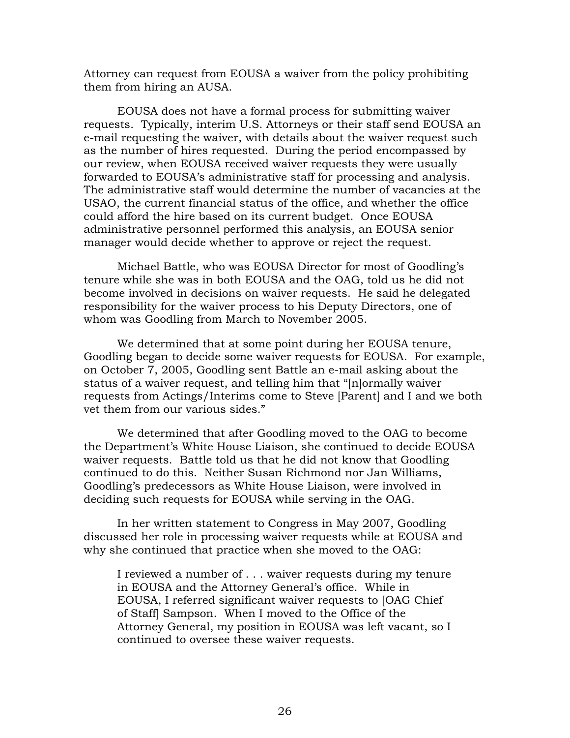Attorney can request from EOUSA a waiver from the policy prohibiting them from hiring an AUSA.

EOUSA does not have a formal process for submitting waiver requests. Typically, interim U.S. Attorneys or their staff send EOUSA an e-mail requesting the waiver, with details about the waiver request such as the number of hires requested. During the period encompassed by our review, when EOUSA received waiver requests they were usually forwarded to EOUSA's administrative staff for processing and analysis. The administrative staff would determine the number of vacancies at the USAO, the current financial status of the office, and whether the office could afford the hire based on its current budget. Once EOUSA administrative personnel performed this analysis, an EOUSA senior manager would decide whether to approve or reject the request.

Michael Battle, who was EOUSA Director for most of Goodling's tenure while she was in both EOUSA and the OAG, told us he did not become involved in decisions on waiver requests. He said he delegated responsibility for the waiver process to his Deputy Directors, one of whom was Goodling from March to November 2005.

We determined that at some point during her EOUSA tenure, Goodling began to decide some waiver requests for EOUSA. For example, on October 7, 2005, Goodling sent Battle an e-mail asking about the status of a waiver request, and telling him that "[n]ormally waiver requests from Actings/Interims come to Steve [Parent] and I and we both vet them from our various sides."

We determined that after Goodling moved to the OAG to become the Department's White House Liaison, she continued to decide EOUSA waiver requests. Battle told us that he did not know that Goodling continued to do this. Neither Susan Richmond nor Jan Williams, Goodling's predecessors as White House Liaison, were involved in deciding such requests for EOUSA while serving in the OAG.

In her written statement to Congress in May 2007, Goodling discussed her role in processing waiver requests while at EOUSA and why she continued that practice when she moved to the OAG:

> I reviewed a number of . . . waiver requests during my tenure in EOUSA and the Attorney General's office. While in EOUSA, I referred significant waiver requests to [OAG Chief of Staff] Sampson. When I moved to the Office of the Attorney General, my position in EOUSA was left vacant, so I continued to oversee these waiver requests.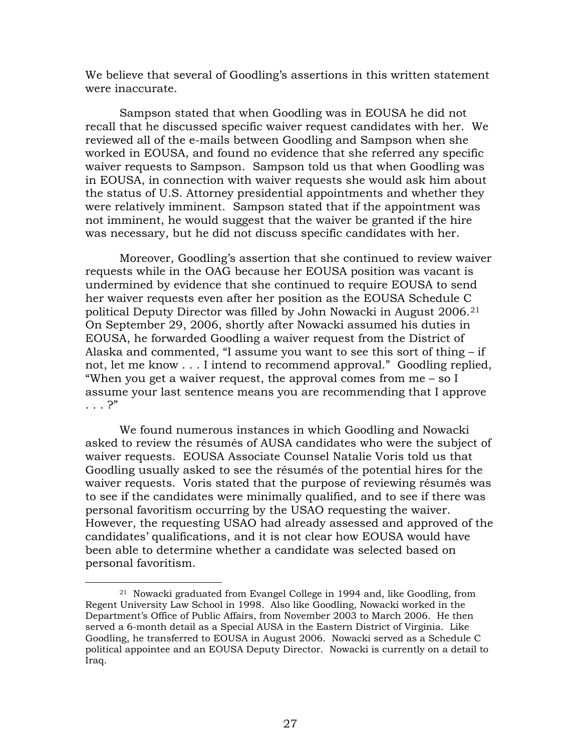We believe that several of Goodling's assertions in this written statement were inaccurate.

Sampson stated that when Goodling was in EOUSA he did not recall that he discussed specific waiver request candidates with her. We reviewed all of the e-mails between Goodling and Sampson when she worked in EOUSA, and found no evidence that she referred any specific waiver requests to Sampson. Sampson told us that when Goodling was in EOUSA, in connection with waiver requests she would ask him about the status of U.S. Attorney presidential appointments and whether they were relatively imminent. Sampson stated that if the appointment was not imminent, he would suggest that the waiver be granted if the hire was necessary, but he did not discuss specific candidates with her.

Moreover, Goodling's assertion that she continued to review waiver requests while in the OAG because her EOUSA position was vacant is undermined by evidence that she continued to require EOUSA to send her waiver requests even after her position as the EOUSA Schedule C political Deputy Director was filled by John Nowacki in August 2006.[21] On September 29, 2006, shortly after Nowacki assumed his duties in EOUSA, he forwarded Goodling a waiver request from the District of Alaska and commented, "I assume you want to see this sort of thing – if not, let me know . . . I intend to recommend approval." Goodling replied, "When you get a waiver request, the approval comes from me – so I assume your last sentence means you are recommending that I approve . . . ?"

We found numerous instances in which Goodling and Nowacki asked to review the résumés of AUSA candidates who were the subject of waiver requests. EOUSA Associate Counsel Natalie Voris told us that Goodling usually asked to see the résumés of the potential hires for the waiver requests. Voris stated that the purpose of reviewing résumés was to see if the candidates were minimally qualified, and to see if there was personal favoritism occurring by the USAO requesting the waiver. However, the requesting USAO had already assessed and approved of the candidates' qualifications, and it is not clear how EOUSA would have been able to determine whether a candidate was selected based on personal favoritism.

---

[21] Nowacki graduated from Evangel College in 1994 and, like Goodling, from Regent University Law School in 1998. Also like Goodling, Nowacki worked in the Department's Office of Public Affairs, from November 2003 to March 2006. He then served a 6-month detail as a Special AUSA in the Eastern District of Virginia. Like Goodling, he transferred to EOUSA in August 2006. Nowacki served as a Schedule C political appointee and an EOUSA Deputy Director. Nowacki is currently on a detail to Iraq.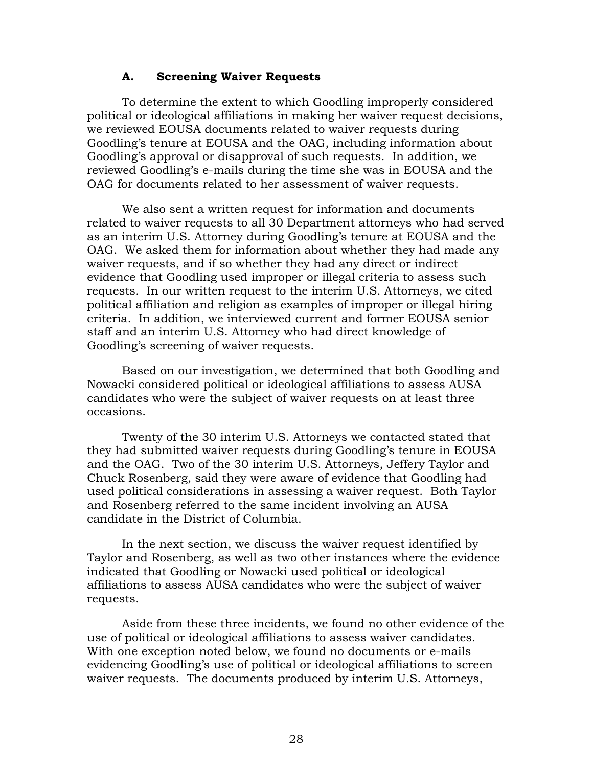### A. Screening Waiver Requests

To determine the extent to which Goodling improperly considered political or ideological affiliations in making her waiver request decisions, we reviewed EOUSA documents related to waiver requests during Goodling's tenure at EOUSA and the OAG, including information about Goodling's approval or disapproval of such requests. In addition, we reviewed Goodling's e-mails during the time she was in EOUSA and the OAG for documents related to her assessment of waiver requests.

We also sent a written request for information and documents related to waiver requests to all 30 Department attorneys who had served as an interim U.S. Attorney during Goodling's tenure at EOUSA and the OAG. We asked them for information about whether they had made any waiver requests, and if so whether they had any direct or indirect evidence that Goodling used improper or illegal criteria to assess such requests. In our written request to the interim U.S. Attorneys, we cited political affiliation and religion as examples of improper or illegal hiring criteria. In addition, we interviewed current and former EOUSA senior staff and an interim U.S. Attorney who had direct knowledge of Goodling's screening of waiver requests.

Based on our investigation, we determined that both Goodling and Nowacki considered political or ideological affiliations to assess AUSA candidates who were the subject of waiver requests on at least three occasions.

Twenty of the 30 interim U.S. Attorneys we contacted stated that they had submitted waiver requests during Goodling's tenure in EOUSA and the OAG. Two of the 30 interim U.S. Attorneys, Jeffery Taylor and Chuck Rosenberg, said they were aware of evidence that Goodling had used political considerations in assessing a waiver request. Both Taylor and Rosenberg referred to the same incident involving an AUSA candidate in the District of Columbia.

In the next section, we discuss the waiver request identified by Taylor and Rosenberg, as well as two other instances where the evidence indicated that Goodling or Nowacki used political or ideological affiliations to assess AUSA candidates who were the subject of waiver requests.

Aside from these three incidents, we found no other evidence of the use of political or ideological affiliations to assess waiver candidates. With one exception noted below, we found no documents or e-mails evidencing Goodling's use of political or ideological affiliations to screen waiver requests. The documents produced by interim U.S. Attorneys,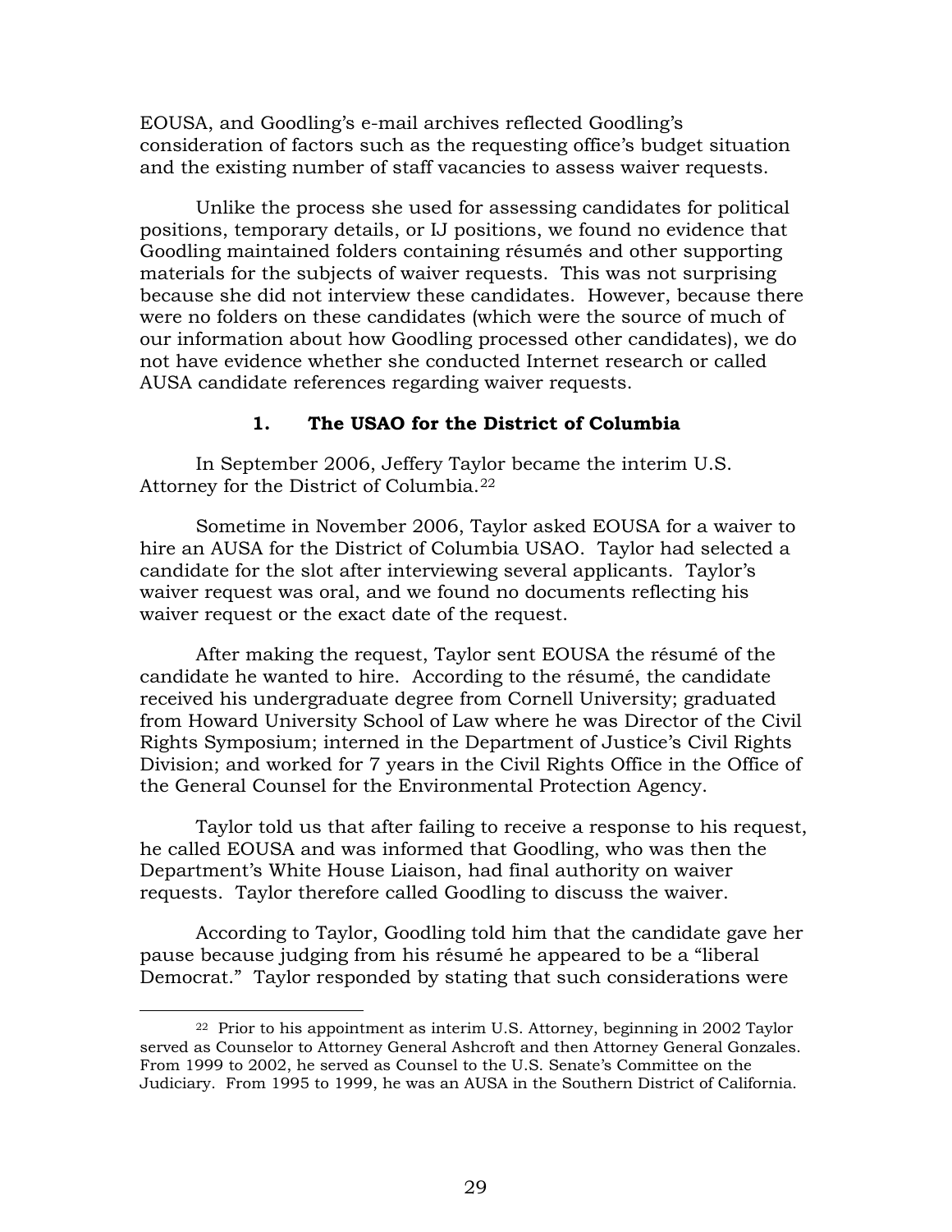EOUSA, and Goodling's e-mail archives reflected Goodling's consideration of factors such as the requesting office's budget situation and the existing number of staff vacancies to assess waiver requests.

Unlike the process she used for assessing candidates for political positions, temporary details, or IJ positions, we found no evidence that Goodling maintained folders containing résumés and other supporting materials for the subjects of waiver requests. This was not surprising because she did not interview these candidates. However, because there were no folders on these candidates (which were the source of much of our information about how Goodling processed other candidates), we do not have evidence whether she conducted Internet research or called AUSA candidate references regarding waiver requests.

### 1. The USAO for the District of Columbia

In September 2006, Jeffery Taylor became the interim U.S. Attorney for the District of Columbia.[22]

Sometime in November 2006, Taylor asked EOUSA for a waiver to hire an AUSA for the District of Columbia USAO. Taylor had selected a candidate for the slot after interviewing several applicants. Taylor's waiver request was oral, and we found no documents reflecting his waiver request or the exact date of the request.

After making the request, Taylor sent EOUSA the résumé of the candidate he wanted to hire. According to the résumé, the candidate received his undergraduate degree from Cornell University; graduated from Howard University School of Law where he was Director of the Civil Rights Symposium; interned in the Department of Justice's Civil Rights Division; and worked for 7 years in the Civil Rights Office in the Office of the General Counsel for the Environmental Protection Agency.

Taylor told us that after failing to receive a response to his request, he called EOUSA and was informed that Goodling, who was then the Department's White House Liaison, had final authority on waiver requests. Taylor therefore called Goodling to discuss the waiver.

According to Taylor, Goodling told him that the candidate gave her pause because judging from his résumé he appeared to be a "liberal Democrat." Taylor responded by stating that such considerations were

---

[22] Prior to his appointment as interim U.S. Attorney, beginning in 2002 Taylor served as Counselor to Attorney General Ashcroft and then Attorney General Gonzales. From 1999 to 2002, he served as Counsel to the U.S. Senate's Committee on the Judiciary. From 1995 to 1999, he was an AUSA in the Southern District of California.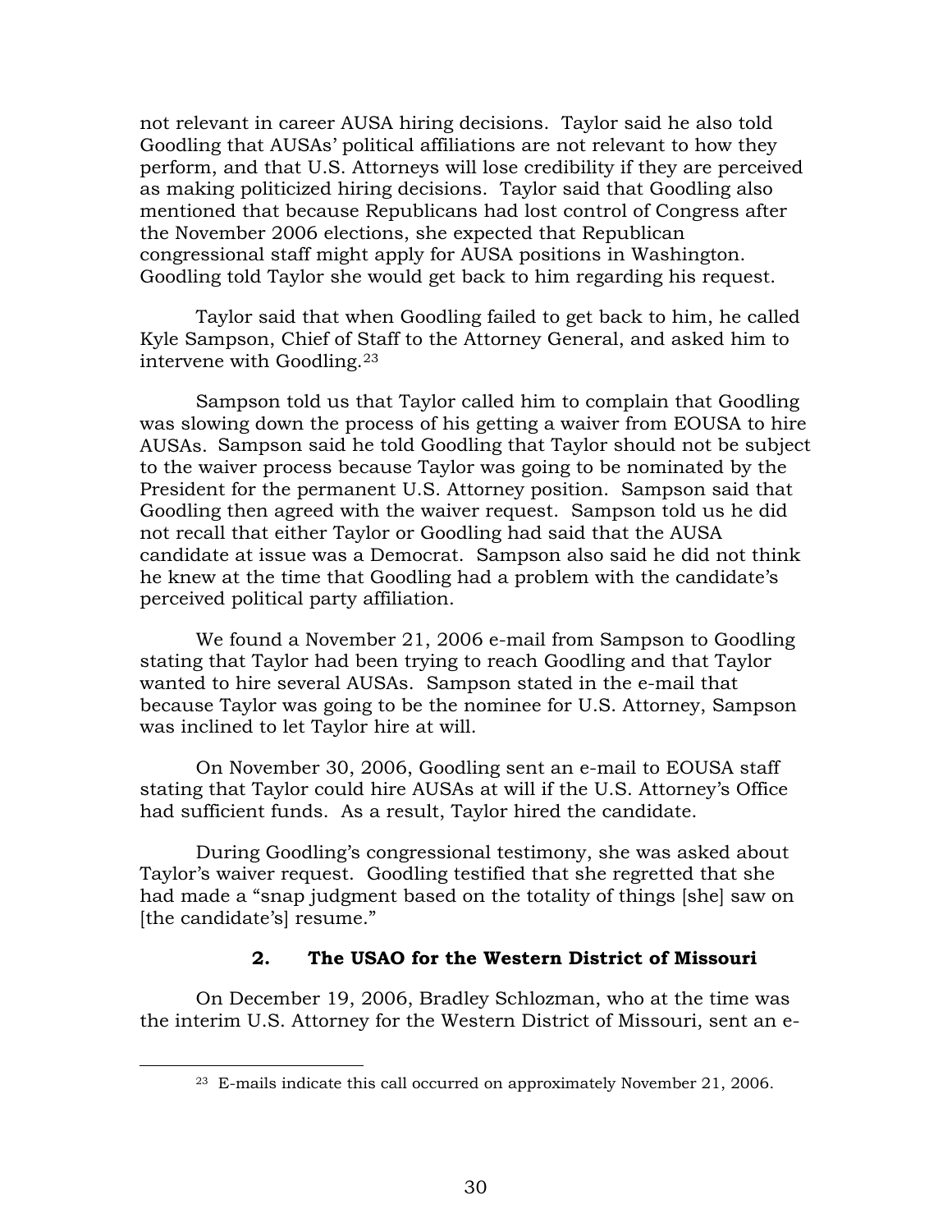not relevant in career AUSA hiring decisions. Taylor said he also told Goodling that AUSAs' political affiliations are not relevant to how they perform, and that U.S. Attorneys will lose credibility if they are perceived as making politicized hiring decisions. Taylor said that Goodling also mentioned that because Republicans had lost control of Congress after the November 2006 elections, she expected that Republican congressional staff might apply for AUSA positions in Washington. Goodling told Taylor she would get back to him regarding his request.

Taylor said that when Goodling failed to get back to him, he called Kyle Sampson, Chief of Staff to the Attorney General, and asked him to intervene with Goodling.[23]

Sampson told us that Taylor called him to complain that Goodling was slowing down the process of his getting a waiver from EOUSA to hire AUSAs. Sampson said he told Goodling that Taylor should not be subject to the waiver process because Taylor was going to be nominated by the President for the permanent U.S. Attorney position. Sampson said that Goodling then agreed with the waiver request. Sampson told us he did not recall that either Taylor or Goodling had said that the AUSA candidate at issue was a Democrat. Sampson also said he did not think he knew at the time that Goodling had a problem with the candidate's perceived political party affiliation.

We found a November 21, 2006 e-mail from Sampson to Goodling stating that Taylor had been trying to reach Goodling and that Taylor wanted to hire several AUSAs. Sampson stated in the e-mail that because Taylor was going to be the nominee for U.S. Attorney, Sampson was inclined to let Taylor hire at will.

On November 30, 2006, Goodling sent an e-mail to EOUSA staff stating that Taylor could hire AUSAs at will if the U.S. Attorney's Office had sufficient funds. As a result, Taylor hired the candidate.

During Goodling's congressional testimony, she was asked about Taylor's waiver request. Goodling testified that she regretted that she had made a "snap judgment based on the totality of things [she] saw on [the candidate's] resume."

### 2. The USAO for the Western District of Missouri

On December 19, 2006, Bradley Schlozman, who at the time was the interim U.S. Attorney for the Western District of Missouri, sent an e-

[23] E-mails indicate this call occurred on approximately November 21, 2006.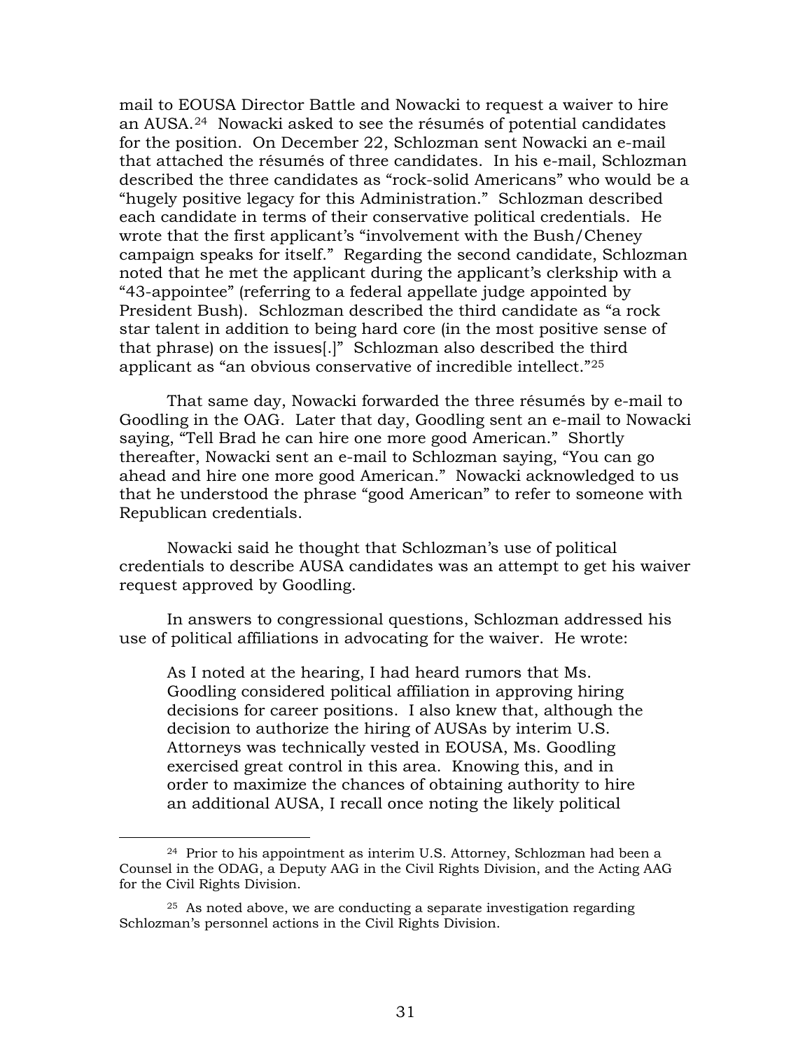mail to EOUSA Director Battle and Nowacki to request a waiver to hire an AUSA.[24] Nowacki asked to see the résumés of potential candidates for the position. On December 22, Schlozman sent Nowacki an e-mail that attached the résumés of three candidates. In his e-mail, Schlozman described the three candidates as "rock-solid Americans" who would be a "hugely positive legacy for this Administration." Schlozman described each candidate in terms of their conservative political credentials. He wrote that the first applicant's "involvement with the Bush/Cheney campaign speaks for itself." Regarding the second candidate, Schlozman noted that he met the applicant during the applicant's clerkship with a "43-appointee" (referring to a federal appellate judge appointed by President Bush). Schlozman described the third candidate as "a rock star talent in addition to being hard core (in the most positive sense of that phrase) on the issues[.]" Schlozman also described the third applicant as "an obvious conservative of incredible intellect."[25]

That same day, Nowacki forwarded the three résumés by e-mail to Goodling in the OAG. Later that day, Goodling sent an e-mail to Nowacki saying, "Tell Brad he can hire one more good American." Shortly thereafter, Nowacki sent an e-mail to Schlozman saying, "You can go ahead and hire one more good American." Nowacki acknowledged to us that he understood the phrase "good American" to refer to someone with Republican credentials.

Nowacki said he thought that Schlozman's use of political credentials to describe AUSA candidates was an attempt to get his waiver request approved by Goodling.

In answers to congressional questions, Schlozman addressed his use of political affiliations in advocating for the waiver. He wrote:

> As I noted at the hearing, I had heard rumors that Ms. Goodling considered political affiliation in approving hiring decisions for career positions. I also knew that, although the decision to authorize the hiring of AUSAs by interim U.S. Attorneys was technically vested in EOUSA, Ms. Goodling exercised great control in this area. Knowing this, and in order to maximize the chances of obtaining authority to hire an additional AUSA, I recall once noting the likely political

---

[24] Prior to his appointment as interim U.S. Attorney, Schlozman had been a Counsel in the ODAG, a Deputy AAG in the Civil Rights Division, and the Acting AAG for the Civil Rights Division.

[25] As noted above, we are conducting a separate investigation regarding Schlozman's personnel actions in the Civil Rights Division.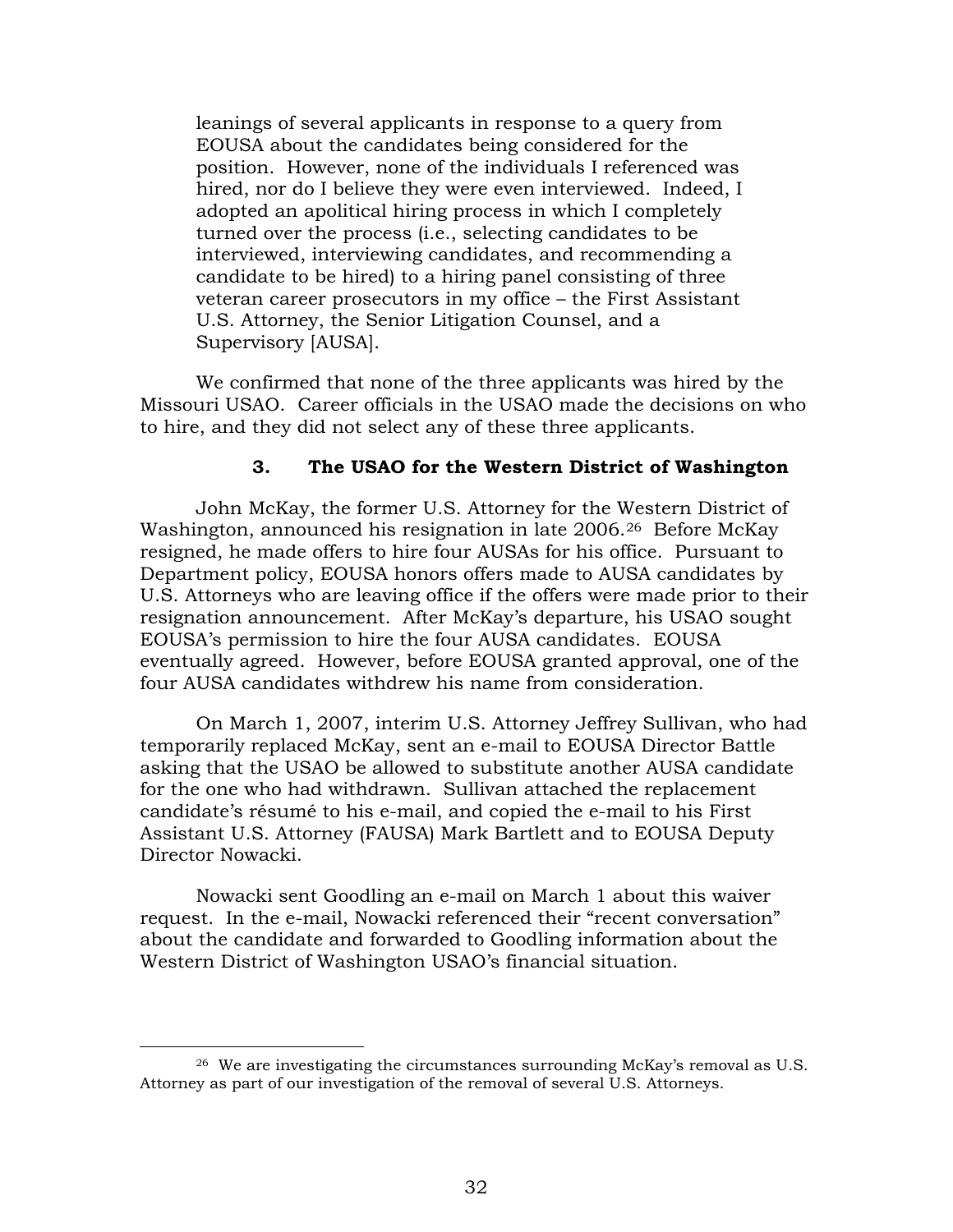> leanings of several applicants in response to a query from EOUSA about the candidates being considered for the position. However, none of the individuals I referenced was hired, nor do I believe they were even interviewed. Indeed, I adopted an apolitical hiring process in which I completely turned over the process (i.e., selecting candidates to be interviewed, interviewing candidates, and recommending a candidate to be hired) to a hiring panel consisting of three veteran career prosecutors in my office – the First Assistant U.S. Attorney, the Senior Litigation Counsel, and a Supervisory [AUSA].

We confirmed that none of the three applicants was hired by the Missouri USAO. Career officials in the USAO made the decisions on who to hire, and they did not select any of these three applicants.

### 3. The USAO for the Western District of Washington

John McKay, the former U.S. Attorney for the Western District of Washington, announced his resignation in late 2006.[26] Before McKay resigned, he made offers to hire four AUSAs for his office. Pursuant to Department policy, EOUSA honors offers made to AUSA candidates by U.S. Attorneys who are leaving office if the offers were made prior to their resignation announcement. After McKay's departure, his USAO sought EOUSA's permission to hire the four AUSA candidates. EOUSA eventually agreed. However, before EOUSA granted approval, one of the four AUSA candidates withdrew his name from consideration.

On March 1, 2007, interim U.S. Attorney Jeffrey Sullivan, who had temporarily replaced McKay, sent an e-mail to EOUSA Director Battle asking that the USAO be allowed to substitute another AUSA candidate for the one who had withdrawn. Sullivan attached the replacement candidate's résumé to his e-mail, and copied the e-mail to his First Assistant U.S. Attorney (FAUSA) Mark Bartlett and to EOUSA Deputy Director Nowacki.

Nowacki sent Goodling an e-mail on March 1 about this waiver request. In the e-mail, Nowacki referenced their "recent conversation" about the candidate and forwarded to Goodling information about the Western District of Washington USAO's financial situation.

---

[26] We are investigating the circumstances surrounding McKay's removal as U.S. Attorney as part of our investigation of the removal of several U.S. Attorneys.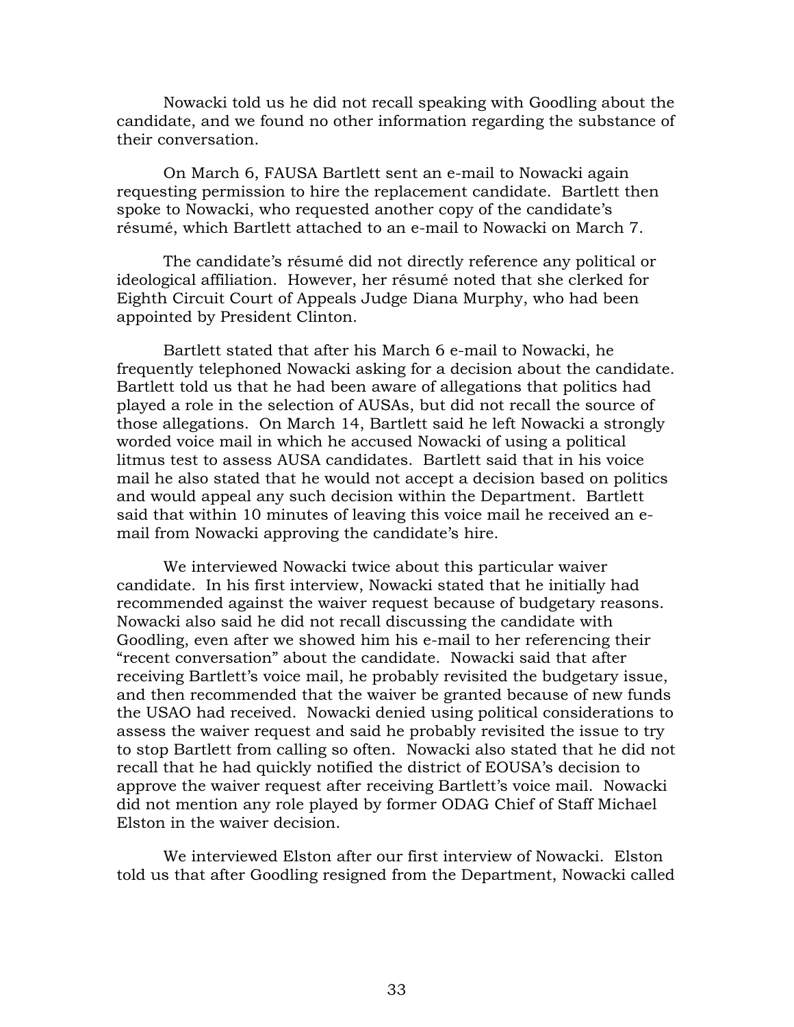Nowacki told us he did not recall speaking with Goodling about the candidate, and we found no other information regarding the substance of their conversation.

On March 6, FAUSA Bartlett sent an e-mail to Nowacki again requesting permission to hire the replacement candidate. Bartlett then spoke to Nowacki, who requested another copy of the candidate's résumé, which Bartlett attached to an e-mail to Nowacki on March 7.

The candidate's résumé did not directly reference any political or ideological affiliation. However, her résumé noted that she clerked for Eighth Circuit Court of Appeals Judge Diana Murphy, who had been appointed by President Clinton.

Bartlett stated that after his March 6 e-mail to Nowacki, he frequently telephoned Nowacki asking for a decision about the candidate. Bartlett told us that he had been aware of allegations that politics had played a role in the selection of AUSAs, but did not recall the source of those allegations. On March 14, Bartlett said he left Nowacki a strongly worded voice mail in which he accused Nowacki of using a political litmus test to assess AUSA candidates. Bartlett said that in his voice mail he also stated that he would not accept a decision based on politics and would appeal any such decision within the Department. Bartlett said that within 10 minutes of leaving this voice mail he received an e-mail from Nowacki approving the candidate's hire.

We interviewed Nowacki twice about this particular waiver candidate. In his first interview, Nowacki stated that he initially had recommended against the waiver request because of budgetary reasons. Nowacki also said he did not recall discussing the candidate with Goodling, even after we showed him his e-mail to her referencing their "recent conversation" about the candidate. Nowacki said that after receiving Bartlett's voice mail, he probably revisited the budgetary issue, and then recommended that the waiver be granted because of new funds the USAO had received. Nowacki denied using political considerations to assess the waiver request and said he probably revisited the issue to try to stop Bartlett from calling so often. Nowacki also stated that he did not recall that he had quickly notified the district of EOUSA's decision to approve the waiver request after receiving Bartlett's voice mail. Nowacki did not mention any role played by former ODAG Chief of Staff Michael Elston in the waiver decision.

We interviewed Elston after our first interview of Nowacki. Elston told us that after Goodling resigned from the Department, Nowacki called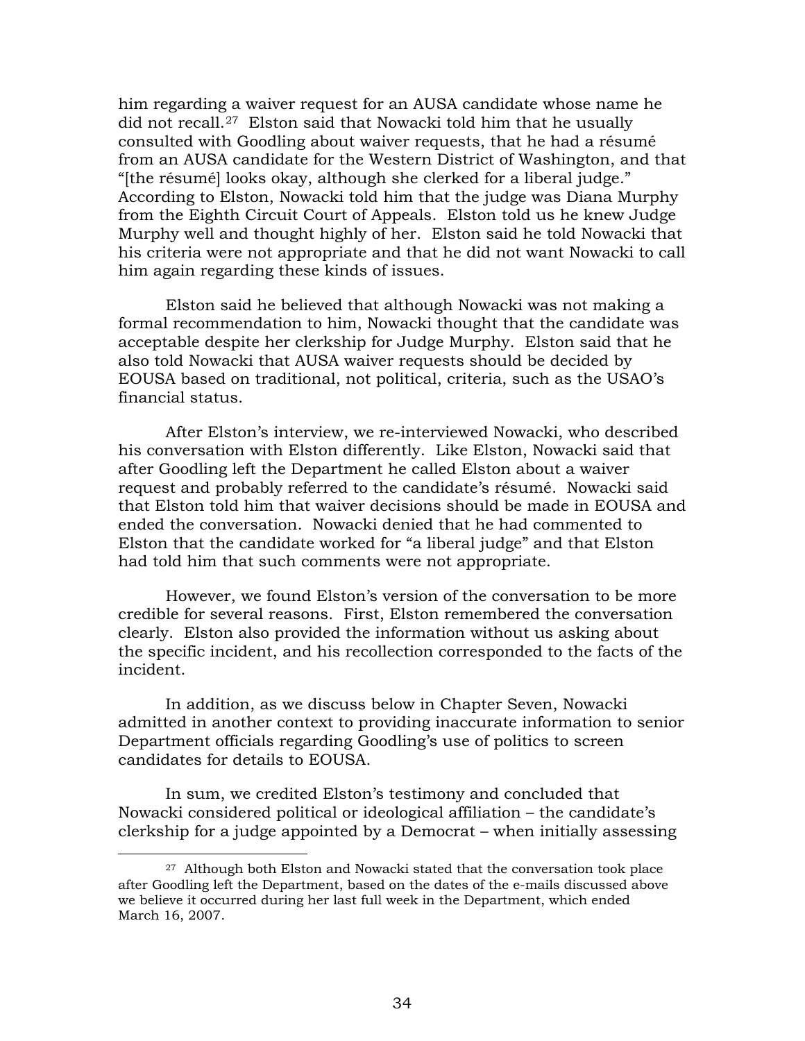him regarding a waiver request for an AUSA candidate whose name he did not recall.[27] Elston said that Nowacki told him that he usually consulted with Goodling about waiver requests, that he had a résumé from an AUSA candidate for the Western District of Washington, and that "[the résumé] looks okay, although she clerked for a liberal judge." According to Elston, Nowacki told him that the judge was Diana Murphy from the Eighth Circuit Court of Appeals. Elston told us he knew Judge Murphy well and thought highly of her. Elston said he told Nowacki that his criteria were not appropriate and that he did not want Nowacki to call him again regarding these kinds of issues.

Elston said he believed that although Nowacki was not making a formal recommendation to him, Nowacki thought that the candidate was acceptable despite her clerkship for Judge Murphy. Elston said that he also told Nowacki that AUSA waiver requests should be decided by EOUSA based on traditional, not political, criteria, such as the USAO's financial status.

After Elston's interview, we re-interviewed Nowacki, who described his conversation with Elston differently. Like Elston, Nowacki said that after Goodling left the Department he called Elston about a waiver request and probably referred to the candidate's résumé. Nowacki said that Elston told him that waiver decisions should be made in EOUSA and ended the conversation. Nowacki denied that he had commented to Elston that the candidate worked for "a liberal judge" and that Elston had told him that such comments were not appropriate.

However, we found Elston's version of the conversation to be more credible for several reasons. First, Elston remembered the conversation clearly. Elston also provided the information without us asking about the specific incident, and his recollection corresponded to the facts of the incident.

In addition, as we discuss below in Chapter Seven, Nowacki admitted in another context to providing inaccurate information to senior Department officials regarding Goodling's use of politics to screen candidates for details to EOUSA.

In sum, we credited Elston's testimony and concluded that Nowacki considered political or ideological affiliation – the candidate's clerkship for a judge appointed by a Democrat – when initially assessing

[27] Although both Elston and Nowacki stated that the conversation took place after Goodling left the Department, based on the dates of the e-mails discussed above we believe it occurred during her last full week in the Department, which ended March 16, 2007.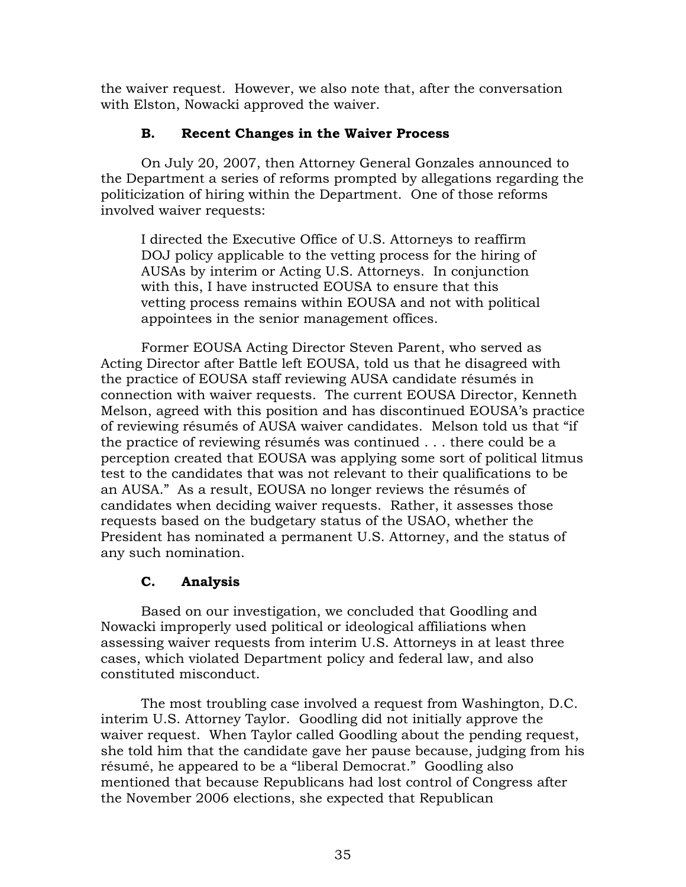the waiver request. However, we also note that, after the conversation with Elston, Nowacki approved the waiver.

### B. Recent Changes in the Waiver Process

On July 20, 2007, then Attorney General Gonzales announced to the Department a series of reforms prompted by allegations regarding the politicization of hiring within the Department. One of those reforms involved waiver requests:

> I directed the Executive Office of U.S. Attorneys to reaffirm DOJ policy applicable to the vetting process for the hiring of AUSAs by interim or Acting U.S. Attorneys. In conjunction with this, I have instructed EOUSA to ensure that this vetting process remains within EOUSA and not with political appointees in the senior management offices.

Former EOUSA Acting Director Steven Parent, who served as Acting Director after Battle left EOUSA, told us that he disagreed with the practice of EOUSA staff reviewing AUSA candidate résumés in connection with waiver requests. The current EOUSA Director, Kenneth Melson, agreed with this position and has discontinued EOUSA's practice of reviewing résumés of AUSA waiver candidates. Melson told us that "if the practice of reviewing résumés was continued . . . there could be a perception created that EOUSA was applying some sort of political litmus test to the candidates that was not relevant to their qualifications to be an AUSA." As a result, EOUSA no longer reviews the résumés of candidates when deciding waiver requests. Rather, it assesses those requests based on the budgetary status of the USAO, whether the President has nominated a permanent U.S. Attorney, and the status of any such nomination.

### C. Analysis

Based on our investigation, we concluded that Goodling and Nowacki improperly used political or ideological affiliations when assessing waiver requests from interim U.S. Attorneys in at least three cases, which violated Department policy and federal law, and also constituted misconduct.

The most troubling case involved a request from Washington, D.C. interim U.S. Attorney Taylor. Goodling did not initially approve the waiver request. When Taylor called Goodling about the pending request, she told him that the candidate gave her pause because, judging from his résumé, he appeared to be a "liberal Democrat." Goodling also mentioned that because Republicans had lost control of Congress after the November 2006 elections, she expected that Republican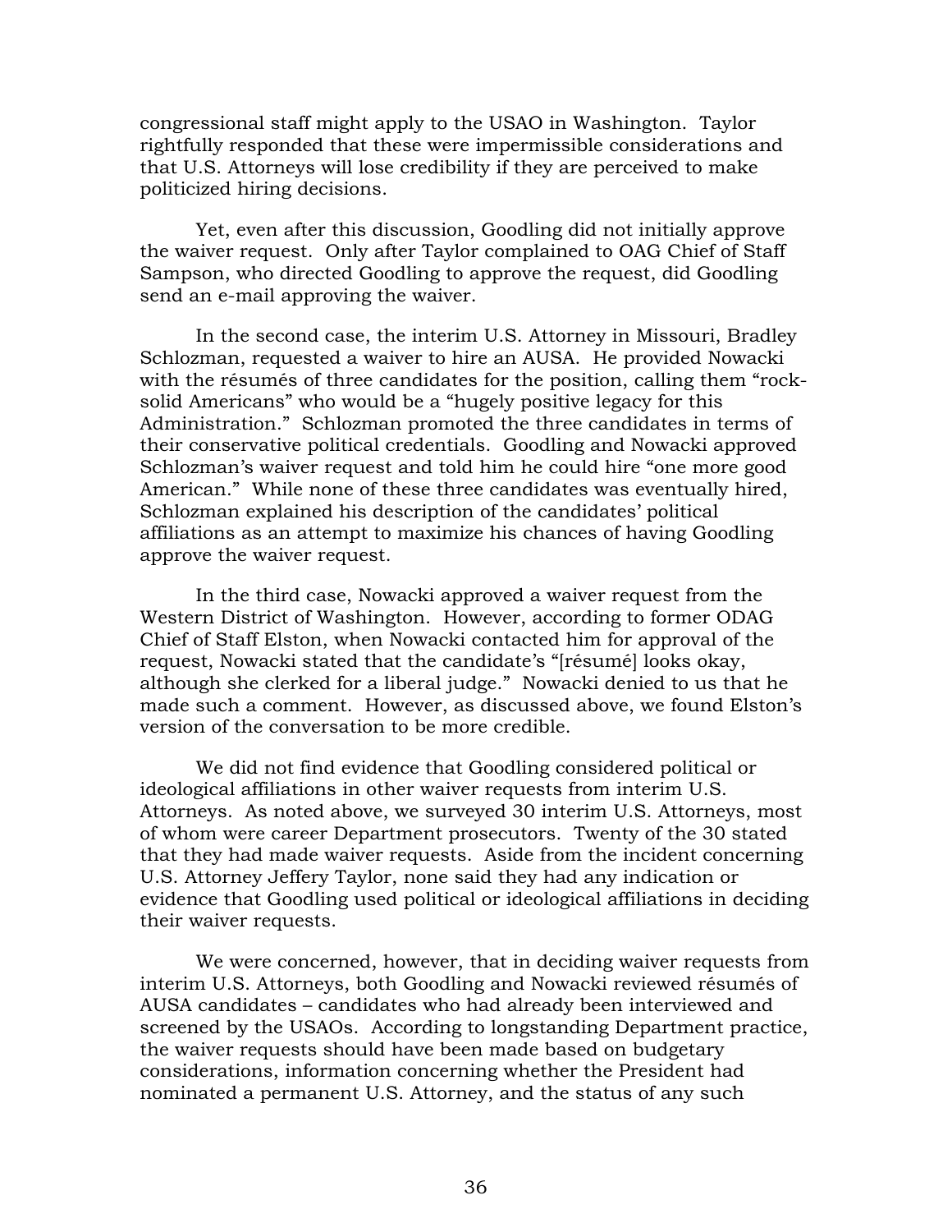congressional staff might apply to the USAO in Washington. Taylor rightfully responded that these were impermissible considerations and that U.S. Attorneys will lose credibility if they are perceived to make politicized hiring decisions.

Yet, even after this discussion, Goodling did not initially approve the waiver request. Only after Taylor complained to OAG Chief of Staff Sampson, who directed Goodling to approve the request, did Goodling send an e-mail approving the waiver.

In the second case, the interim U.S. Attorney in Missouri, Bradley Schlozman, requested a waiver to hire an AUSA. He provided Nowacki with the résumés of three candidates for the position, calling them "rock-solid Americans" who would be a "hugely positive legacy for this Administration." Schlozman promoted the three candidates in terms of their conservative political credentials. Goodling and Nowacki approved Schlozman's waiver request and told him he could hire "one more good American." While none of these three candidates was eventually hired, Schlozman explained his description of the candidates' political affiliations as an attempt to maximize his chances of having Goodling approve the waiver request.

In the third case, Nowacki approved a waiver request from the Western District of Washington. However, according to former ODAG Chief of Staff Elston, when Nowacki contacted him for approval of the request, Nowacki stated that the candidate's "[résumé] looks okay, although she clerked for a liberal judge." Nowacki denied to us that he made such a comment. However, as discussed above, we found Elston's version of the conversation to be more credible.

We did not find evidence that Goodling considered political or ideological affiliations in other waiver requests from interim U.S. Attorneys. As noted above, we surveyed 30 interim U.S. Attorneys, most of whom were career Department prosecutors. Twenty of the 30 stated that they had made waiver requests. Aside from the incident concerning U.S. Attorney Jeffery Taylor, none said they had any indication or evidence that Goodling used political or ideological affiliations in deciding their waiver requests.

We were concerned, however, that in deciding waiver requests from interim U.S. Attorneys, both Goodling and Nowacki reviewed résumés of AUSA candidates – candidates who had already been interviewed and screened by the USAOs. According to longstanding Department practice, the waiver requests should have been made based on budgetary considerations, information concerning whether the President had nominated a permanent U.S. Attorney, and the status of any such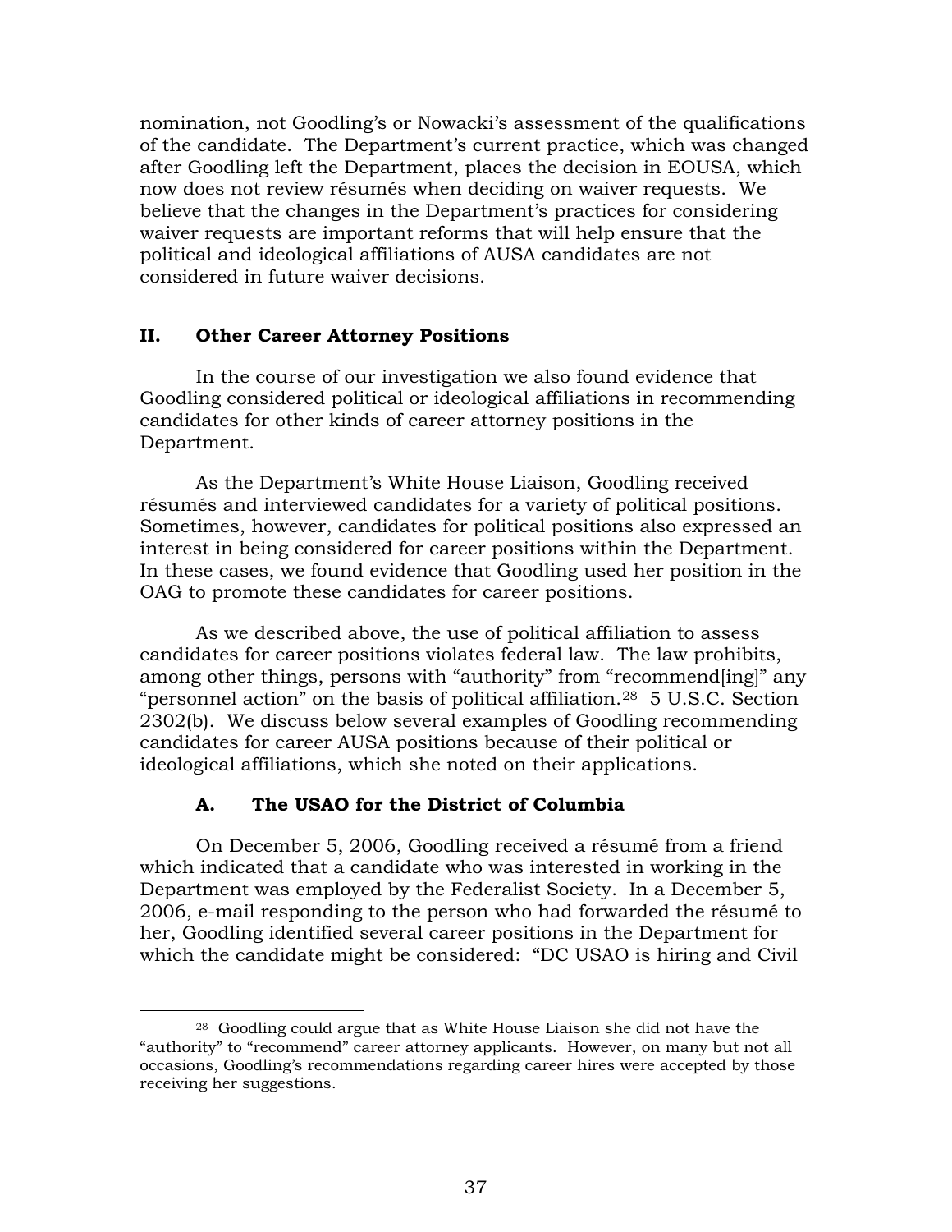nomination, not Goodling's or Nowacki's assessment of the qualifications of the candidate. The Department's current practice, which was changed after Goodling left the Department, places the decision in EOUSA, which now does not review résumés when deciding on waiver requests. We believe that the changes in the Department's practices for considering waiver requests are important reforms that will help ensure that the political and ideological affiliations of AUSA candidates are not considered in future waiver decisions.

## II. Other Career Attorney Positions

In the course of our investigation we also found evidence that Goodling considered political or ideological affiliations in recommending candidates for other kinds of career attorney positions in the Department.

As the Department's White House Liaison, Goodling received résumés and interviewed candidates for a variety of political positions. Sometimes, however, candidates for political positions also expressed an interest in being considered for career positions within the Department. In these cases, we found evidence that Goodling used her position in the OAG to promote these candidates for career positions.

As we described above, the use of political affiliation to assess candidates for career positions violates federal law. The law prohibits, among other things, persons with "authority" from "recommend[ing]" any "personnel action" on the basis of political affiliation.[28] 5 U.S.C. Section 2302(b). We discuss below several examples of Goodling recommending candidates for career AUSA positions because of their political or ideological affiliations, which she noted on their applications.

### A. The USAO for the District of Columbia

On December 5, 2006, Goodling received a résumé from a friend which indicated that a candidate who was interested in working in the Department was employed by the Federalist Society. In a December 5, 2006, e-mail responding to the person who had forwarded the résumé to her, Goodling identified several career positions in the Department for which the candidate might be considered: "DC USAO is hiring and Civil

---

[28] Goodling could argue that as White House Liaison she did not have the "authority" to "recommend" career attorney applicants. However, on many but not all occasions, Goodling's recommendations regarding career hires were accepted by those receiving her suggestions.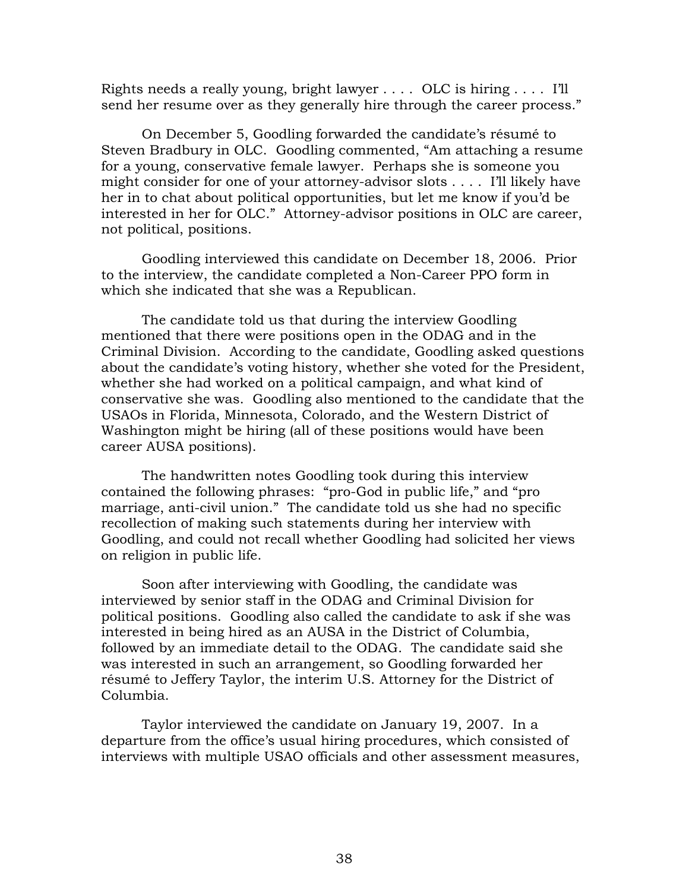Rights needs a really young, bright lawyer . . . . OLC is hiring . . . . I'll send her resume over as they generally hire through the career process."

On December 5, Goodling forwarded the candidate's résumé to Steven Bradbury in OLC. Goodling commented, "Am attaching a resume for a young, conservative female lawyer. Perhaps she is someone you might consider for one of your attorney-advisor slots . . . . I'll likely have her in to chat about political opportunities, but let me know if you'd be interested in her for OLC." Attorney-advisor positions in OLC are career, not political, positions.

Goodling interviewed this candidate on December 18, 2006. Prior to the interview, the candidate completed a Non-Career PPO form in which she indicated that she was a Republican.

The candidate told us that during the interview Goodling mentioned that there were positions open in the ODAG and in the Criminal Division. According to the candidate, Goodling asked questions about the candidate's voting history, whether she voted for the President, whether she had worked on a political campaign, and what kind of conservative she was. Goodling also mentioned to the candidate that the USAOs in Florida, Minnesota, Colorado, and the Western District of Washington might be hiring (all of these positions would have been career AUSA positions).

The handwritten notes Goodling took during this interview contained the following phrases: "pro-God in public life," and "pro marriage, anti-civil union." The candidate told us she had no specific recollection of making such statements during her interview with Goodling, and could not recall whether Goodling had solicited her views on religion in public life.

Soon after interviewing with Goodling, the candidate was interviewed by senior staff in the ODAG and Criminal Division for political positions. Goodling also called the candidate to ask if she was interested in being hired as an AUSA in the District of Columbia, followed by an immediate detail to the ODAG. The candidate said she was interested in such an arrangement, so Goodling forwarded her résumé to Jeffery Taylor, the interim U.S. Attorney for the District of Columbia.

Taylor interviewed the candidate on January 19, 2007. In a departure from the office's usual hiring procedures, which consisted of interviews with multiple USAO officials and other assessment measures,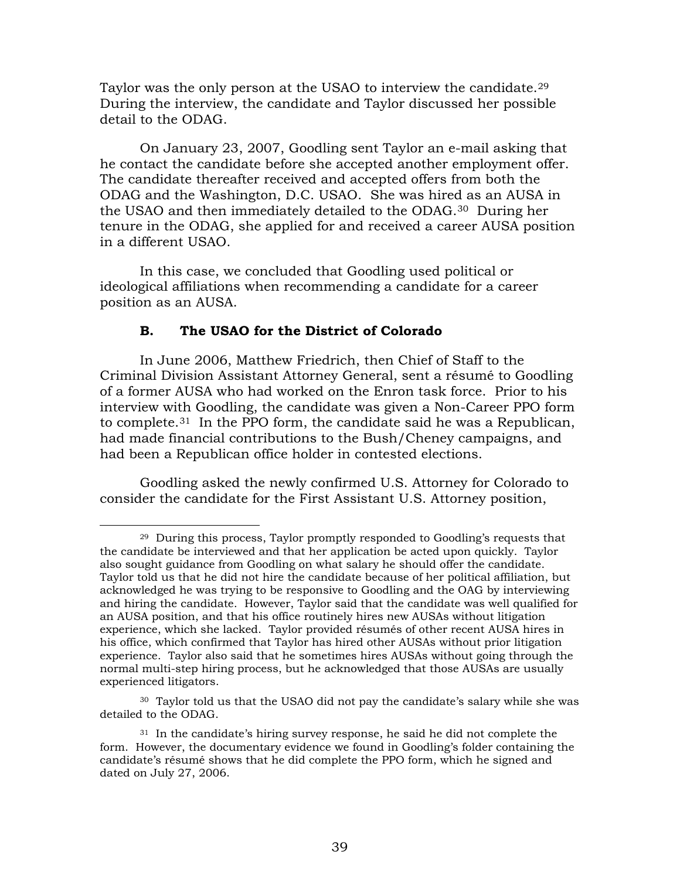Taylor was the only person at the USAO to interview the candidate.[29] During the interview, the candidate and Taylor discussed her possible detail to the ODAG.

On January 23, 2007, Goodling sent Taylor an e-mail asking that he contact the candidate before she accepted another employment offer. The candidate thereafter received and accepted offers from both the ODAG and the Washington, D.C. USAO. She was hired as an AUSA in the USAO and then immediately detailed to the ODAG.[30] During her tenure in the ODAG, she applied for and received a career AUSA position in a different USAO.

In this case, we concluded that Goodling used political or ideological affiliations when recommending a candidate for a career position as an AUSA.

### B. The USAO for the District of Colorado

In June 2006, Matthew Friedrich, then Chief of Staff to the Criminal Division Assistant Attorney General, sent a résumé to Goodling of a former AUSA who had worked on the Enron task force. Prior to his interview with Goodling, the candidate was given a Non-Career PPO form to complete.[31] In the PPO form, the candidate said he was a Republican, had made financial contributions to the Bush/Cheney campaigns, and had been a Republican office holder in contested elections.

Goodling asked the newly confirmed U.S. Attorney for Colorado to consider the candidate for the First Assistant U.S. Attorney position,

---

[29] During this process, Taylor promptly responded to Goodling's requests that the candidate be interviewed and that her application be acted upon quickly. Taylor also sought guidance from Goodling on what salary he should offer the candidate. Taylor told us that he did not hire the candidate because of her political affiliation, but acknowledged he was trying to be responsive to Goodling and the OAG by interviewing and hiring the candidate. However, Taylor said that the candidate was well qualified for an AUSA position, and that his office routinely hires new AUSAs without litigation experience, which she lacked. Taylor provided résumés of other recent AUSA hires in his office, which confirmed that Taylor has hired other AUSAs without prior litigation experience. Taylor also said that he sometimes hires AUSAs without going through the normal multi-step hiring process, but he acknowledged that those AUSAs are usually experienced litigators.

[30] Taylor told us that the USAO did not pay the candidate's salary while she was detailed to the ODAG.

[31] In the candidate's hiring survey response, he said he did not complete the form. However, the documentary evidence we found in Goodling's folder containing the candidate's résumé shows that he did complete the PPO form, which he signed and dated on July 27, 2006.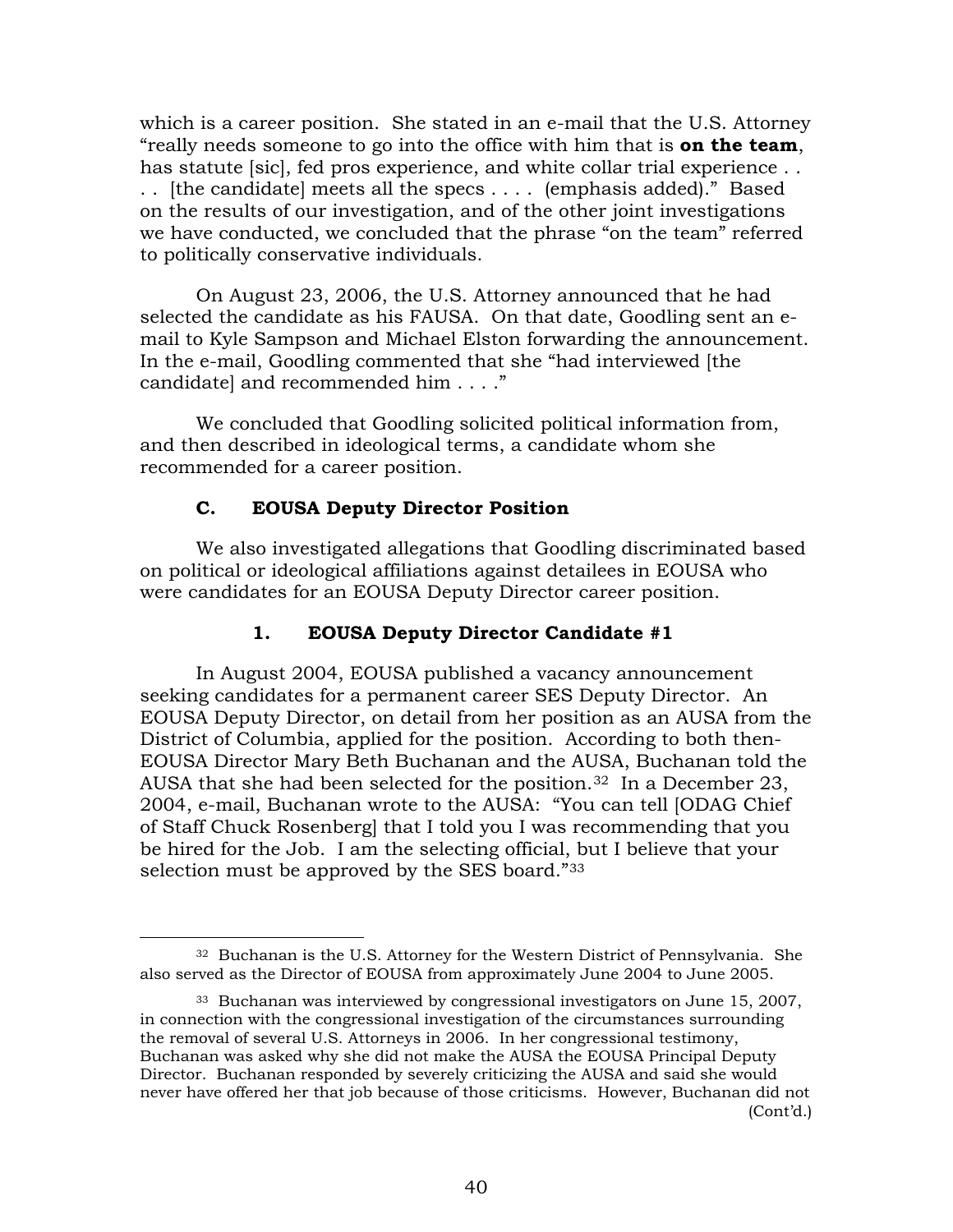which is a career position. She stated in an e-mail that the U.S. Attorney "really needs someone to go into the office with him that is **on the team**, has statute [sic], fed pros experience, and white collar trial experience . . . . [the candidate] meets all the specs . . . . (emphasis added)." Based on the results of our investigation, and of the other joint investigations we have conducted, we concluded that the phrase "on the team" referred to politically conservative individuals.

On August 23, 2006, the U.S. Attorney announced that he had selected the candidate as his FAUSA. On that date, Goodling sent an e-mail to Kyle Sampson and Michael Elston forwarding the announcement. In the e-mail, Goodling commented that she "had interviewed [the candidate] and recommended him . . . ."

We concluded that Goodling solicited political information from, and then described in ideological terms, a candidate whom she recommended for a career position.

### C. EOUSA Deputy Director Position

We also investigated allegations that Goodling discriminated based on political or ideological affiliations against detailees in EOUSA who were candidates for an EOUSA Deputy Director career position.

#### 1. EOUSA Deputy Director Candidate #1

In August 2004, EOUSA published a vacancy announcement seeking candidates for a permanent career SES Deputy Director. An EOUSA Deputy Director, on detail from her position as an AUSA from the District of Columbia, applied for the position. According to both then-EOUSA Director Mary Beth Buchanan and the AUSA, Buchanan told the AUSA that she had been selected for the position.[32] In a December 23, 2004, e-mail, Buchanan wrote to the AUSA: "You can tell [ODAG Chief of Staff Chuck Rosenberg] that I told you I was recommending that you be hired for the Job. I am the selecting official, but I believe that your selection must be approved by the SES board."[33]

---

[32] Buchanan is the U.S. Attorney for the Western District of Pennsylvania. She also served as the Director of EOUSA from approximately June 2004 to June 2005.

[33] Buchanan was interviewed by congressional investigators on June 15, 2007, in connection with the congressional investigation of the circumstances surrounding the removal of several U.S. Attorneys in 2006. In her congressional testimony, Buchanan was asked why she did not make the AUSA the EOUSA Principal Deputy Director. Buchanan responded by severely criticizing the AUSA and said she would never have offered her that job because of those criticisms. However, Buchanan did not (Cont'd.)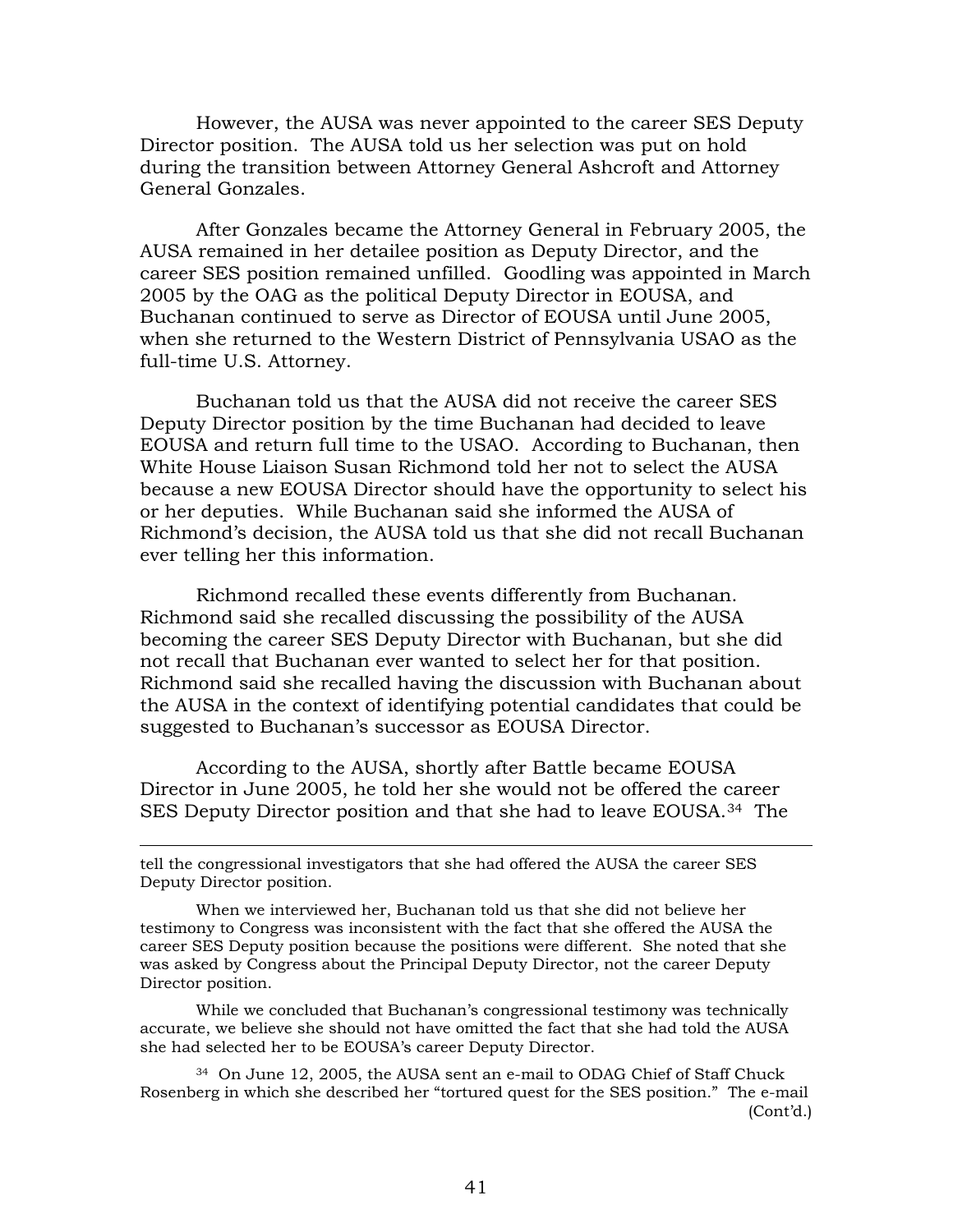However, the AUSA was never appointed to the career SES Deputy Director position. The AUSA told us her selection was put on hold during the transition between Attorney General Ashcroft and Attorney General Gonzales.

After Gonzales became the Attorney General in February 2005, the AUSA remained in her detailee position as Deputy Director, and the career SES position remained unfilled. Goodling was appointed in March 2005 by the OAG as the political Deputy Director in EOUSA, and Buchanan continued to serve as Director of EOUSA until June 2005, when she returned to the Western District of Pennsylvania USAO as the full-time U.S. Attorney.

Buchanan told us that the AUSA did not receive the career SES Deputy Director position by the time Buchanan had decided to leave EOUSA and return full time to the USAO. According to Buchanan, then White House Liaison Susan Richmond told her not to select the AUSA because a new EOUSA Director should have the opportunity to select his or her deputies. While Buchanan said she informed the AUSA of Richmond's decision, the AUSA told us that she did not recall Buchanan ever telling her this information.

Richmond recalled these events differently from Buchanan. Richmond said she recalled discussing the possibility of the AUSA becoming the career SES Deputy Director with Buchanan, but she did not recall that Buchanan ever wanted to select her for that position. Richmond said she recalled having the discussion with Buchanan about the AUSA in the context of identifying potential candidates that could be suggested to Buchanan's successor as EOUSA Director.

According to the AUSA, shortly after Battle became EOUSA Director in June 2005, he told her she would not be offered the career SES Deputy Director position and that she had to leave EOUSA.[34] The

---

tell the congressional investigators that she had offered the AUSA the career SES Deputy Director position.

When we interviewed her, Buchanan told us that she did not believe her testimony to Congress was inconsistent with the fact that she offered the AUSA the career SES Deputy position because the positions were different. She noted that she was asked by Congress about the Principal Deputy Director, not the career Deputy Director position.

While we concluded that Buchanan's congressional testimony was technically accurate, we believe she should not have omitted the fact that she had told the AUSA she had selected her to be EOUSA's career Deputy Director.

[34] On June 12, 2005, the AUSA sent an e-mail to ODAG Chief of Staff Chuck Rosenberg in which she described her "tortured quest for the SES position." The e-mail (Cont'd.)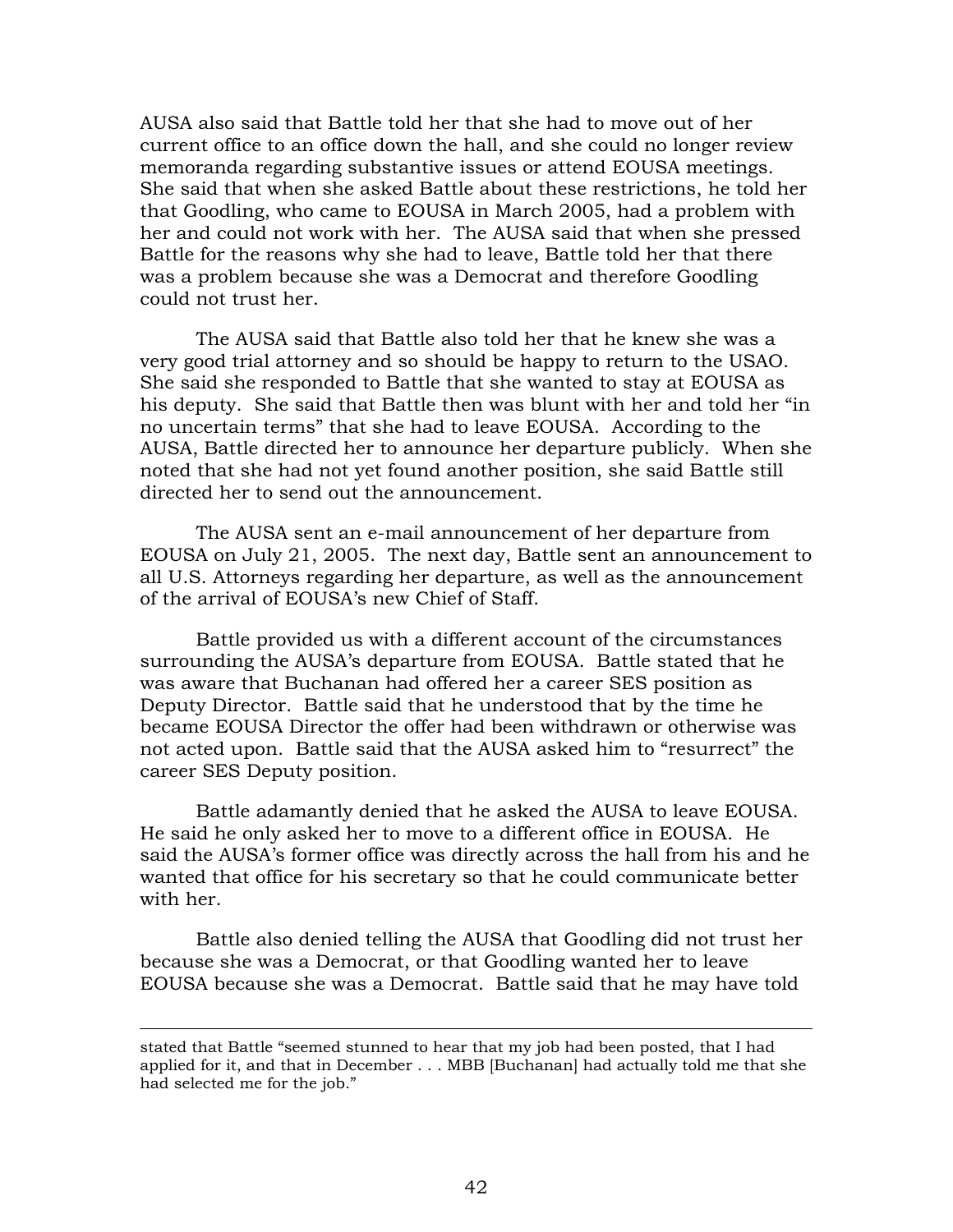AUSA also said that Battle told her that she had to move out of her current office to an office down the hall, and she could no longer review memoranda regarding substantive issues or attend EOUSA meetings. She said that when she asked Battle about these restrictions, he told her that Goodling, who came to EOUSA in March 2005, had a problem with her and could not work with her. The AUSA said that when she pressed Battle for the reasons why she had to leave, Battle told her that there was a problem because she was a Democrat and therefore Goodling could not trust her.

The AUSA said that Battle also told her that he knew she was a very good trial attorney and so should be happy to return to the USAO. She said she responded to Battle that she wanted to stay at EOUSA as his deputy. She said that Battle then was blunt with her and told her "in no uncertain terms" that she had to leave EOUSA. According to the AUSA, Battle directed her to announce her departure publicly. When she noted that she had not yet found another position, she said Battle still directed her to send out the announcement.

The AUSA sent an e-mail announcement of her departure from EOUSA on July 21, 2005. The next day, Battle sent an announcement to all U.S. Attorneys regarding her departure, as well as the announcement of the arrival of EOUSA's new Chief of Staff.

Battle provided us with a different account of the circumstances surrounding the AUSA's departure from EOUSA. Battle stated that he was aware that Buchanan had offered her a career SES position as Deputy Director. Battle said that he understood that by the time he became EOUSA Director the offer had been withdrawn or otherwise was not acted upon. Battle said that the AUSA asked him to "resurrect" the career SES Deputy position.

Battle adamantly denied that he asked the AUSA to leave EOUSA. He said he only asked her to move to a different office in EOUSA. He said the AUSA's former office was directly across the hall from his and he wanted that office for his secretary so that he could communicate better with her.

Battle also denied telling the AUSA that Goodling did not trust her because she was a Democrat, or that Goodling wanted her to leave EOUSA because she was a Democrat. Battle said that he may have told

---

stated that Battle "seemed stunned to hear that my job had been posted, that I had applied for it, and that in December . . . MBB [Buchanan] had actually told me that she had selected me for the job."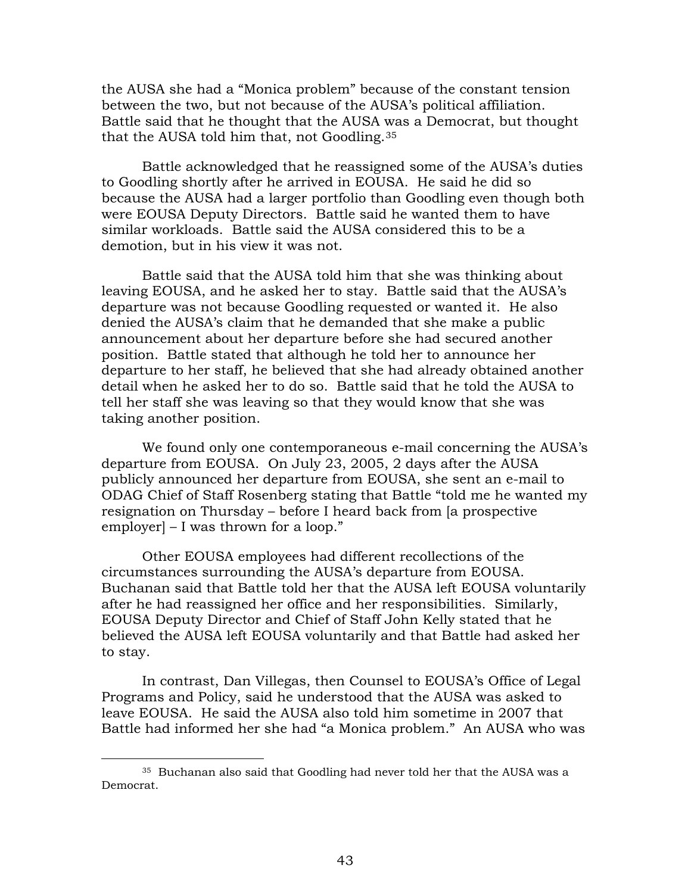the AUSA she had a "Monica problem" because of the constant tension between the two, but not because of the AUSA's political affiliation. Battle said that he thought that the AUSA was a Democrat, but thought that the AUSA told him that, not Goodling.[35]

Battle acknowledged that he reassigned some of the AUSA's duties to Goodling shortly after he arrived in EOUSA. He said he did so because the AUSA had a larger portfolio than Goodling even though both were EOUSA Deputy Directors. Battle said he wanted them to have similar workloads. Battle said the AUSA considered this to be a demotion, but in his view it was not.

Battle said that the AUSA told him that she was thinking about leaving EOUSA, and he asked her to stay. Battle said that the AUSA's departure was not because Goodling requested or wanted it. He also denied the AUSA's claim that he demanded that she make a public announcement about her departure before she had secured another position. Battle stated that although he told her to announce her departure to her staff, he believed that she had already obtained another detail when he asked her to do so. Battle said that he told the AUSA to tell her staff she was leaving so that they would know that she was taking another position.

We found only one contemporaneous e-mail concerning the AUSA's departure from EOUSA. On July 23, 2005, 2 days after the AUSA publicly announced her departure from EOUSA, she sent an e-mail to ODAG Chief of Staff Rosenberg stating that Battle "told me he wanted my resignation on Thursday – before I heard back from [a prospective employer] – I was thrown for a loop."

Other EOUSA employees had different recollections of the circumstances surrounding the AUSA's departure from EOUSA. Buchanan said that Battle told her that the AUSA left EOUSA voluntarily after he had reassigned her office and her responsibilities. Similarly, EOUSA Deputy Director and Chief of Staff John Kelly stated that he believed the AUSA left EOUSA voluntarily and that Battle had asked her to stay.

In contrast, Dan Villegas, then Counsel to EOUSA's Office of Legal Programs and Policy, said he understood that the AUSA was asked to leave EOUSA. He said the AUSA also told him sometime in 2007 that Battle had informed her she had "a Monica problem." An AUSA who was

[35] Buchanan also said that Goodling had never told her that the AUSA was a Democrat.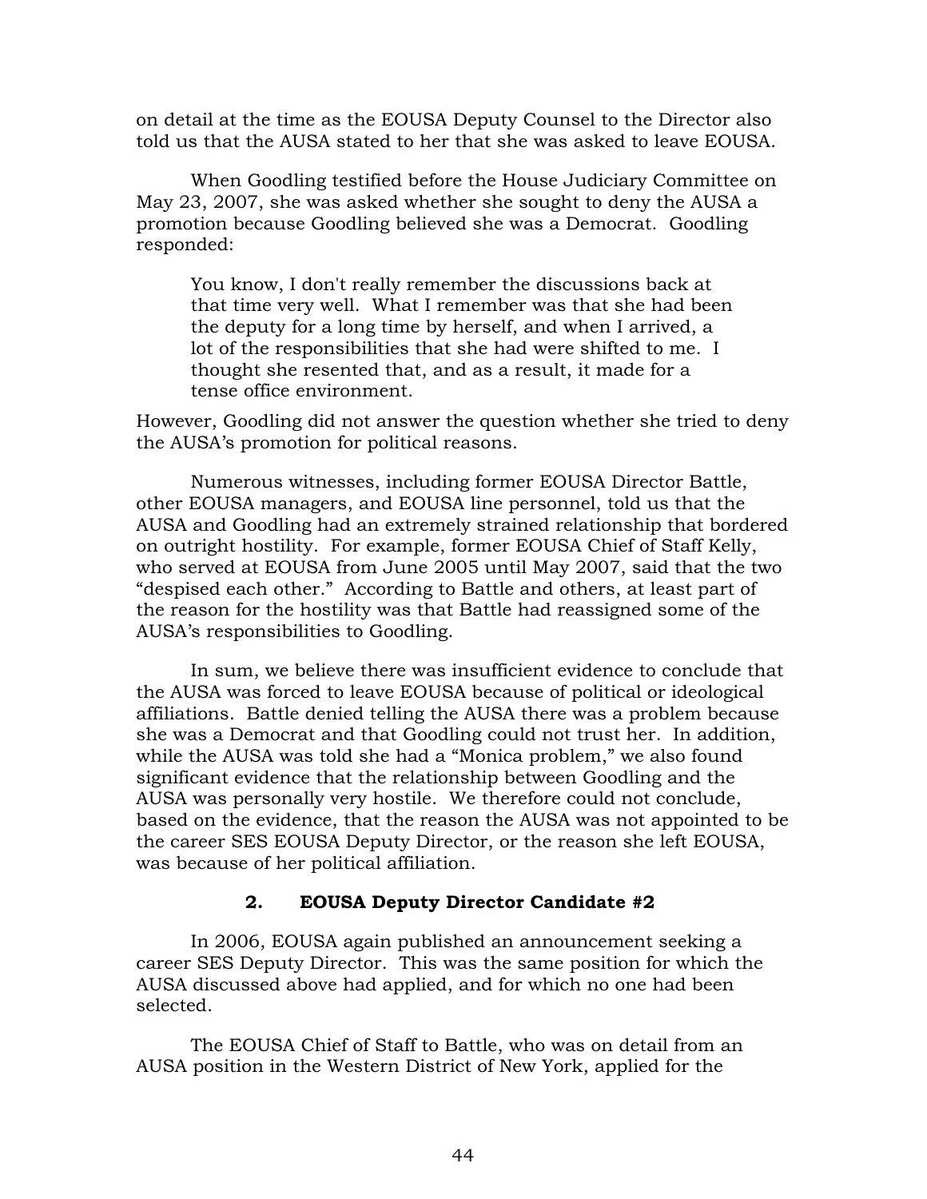on detail at the time as the EOUSA Deputy Counsel to the Director also told us that the AUSA stated to her that she was asked to leave EOUSA.

When Goodling testified before the House Judiciary Committee on May 23, 2007, she was asked whether she sought to deny the AUSA a promotion because Goodling believed she was a Democrat. Goodling responded:

> You know, I don't really remember the discussions back at that time very well. What I remember was that she had been the deputy for a long time by herself, and when I arrived, a lot of the responsibilities that she had were shifted to me. I thought she resented that, and as a result, it made for a tense office environment.

However, Goodling did not answer the question whether she tried to deny the AUSA's promotion for political reasons.

Numerous witnesses, including former EOUSA Director Battle, other EOUSA managers, and EOUSA line personnel, told us that the AUSA and Goodling had an extremely strained relationship that bordered on outright hostility. For example, former EOUSA Chief of Staff Kelly, who served at EOUSA from June 2005 until May 2007, said that the two "despised each other." According to Battle and others, at least part of the reason for the hostility was that Battle had reassigned some of the AUSA's responsibilities to Goodling.

In sum, we believe there was insufficient evidence to conclude that the AUSA was forced to leave EOUSA because of political or ideological affiliations. Battle denied telling the AUSA there was a problem because she was a Democrat and that Goodling could not trust her. In addition, while the AUSA was told she had a "Monica problem," we also found significant evidence that the relationship between Goodling and the AUSA was personally very hostile. We therefore could not conclude, based on the evidence, that the reason the AUSA was not appointed to be the career SES EOUSA Deputy Director, or the reason she left EOUSA, was because of her political affiliation.

### 2. EOUSA Deputy Director Candidate #2

In 2006, EOUSA again published an announcement seeking a career SES Deputy Director. This was the same position for which the AUSA discussed above had applied, and for which no one had been selected.

The EOUSA Chief of Staff to Battle, who was on detail from an AUSA position in the Western District of New York, applied for the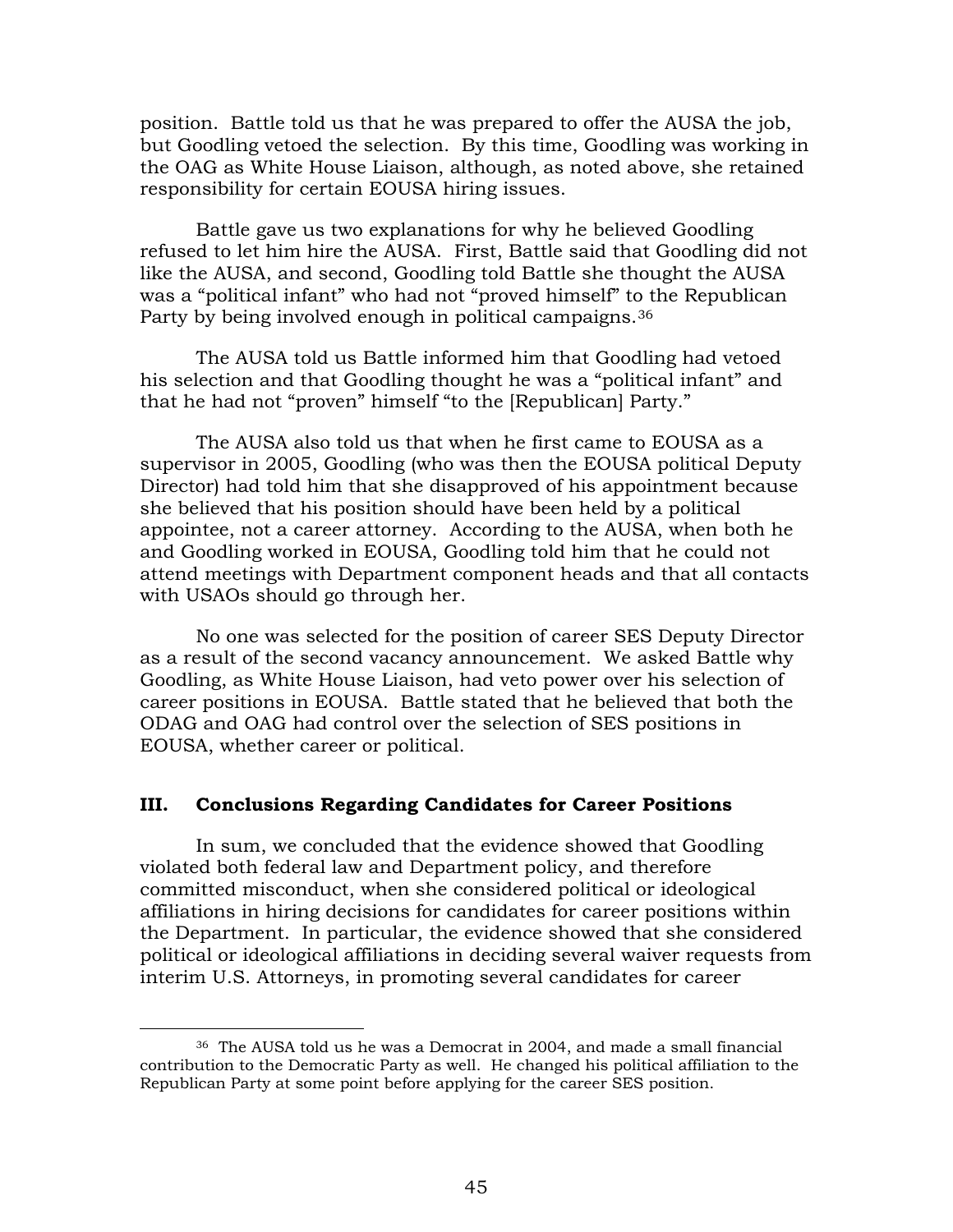position. Battle told us that he was prepared to offer the AUSA the job, but Goodling vetoed the selection. By this time, Goodling was working in the OAG as White House Liaison, although, as noted above, she retained responsibility for certain EOUSA hiring issues.

Battle gave us two explanations for why he believed Goodling refused to let him hire the AUSA. First, Battle said that Goodling did not like the AUSA, and second, Goodling told Battle she thought the AUSA was a "political infant" who had not "proved himself" to the Republican Party by being involved enough in political campaigns.[36]

The AUSA told us Battle informed him that Goodling had vetoed his selection and that Goodling thought he was a "political infant" and that he had not "proven" himself "to the [Republican] Party."

The AUSA also told us that when he first came to EOUSA as a supervisor in 2005, Goodling (who was then the EOUSA political Deputy Director) had told him that she disapproved of his appointment because she believed that his position should have been held by a political appointee, not a career attorney. According to the AUSA, when both he and Goodling worked in EOUSA, Goodling told him that he could not attend meetings with Department component heads and that all contacts with USAOs should go through her.

No one was selected for the position of career SES Deputy Director as a result of the second vacancy announcement. We asked Battle why Goodling, as White House Liaison, had veto power over his selection of career positions in EOUSA. Battle stated that he believed that both the ODAG and OAG had control over the selection of SES positions in EOUSA, whether career or political.

## III. Conclusions Regarding Candidates for Career Positions

In sum, we concluded that the evidence showed that Goodling violated both federal law and Department policy, and therefore committed misconduct, when she considered political or ideological affiliations in hiring decisions for candidates for career positions within the Department. In particular, the evidence showed that she considered political or ideological affiliations in deciding several waiver requests from interim U.S. Attorneys, in promoting several candidates for career

---

[36] The AUSA told us he was a Democrat in 2004, and made a small financial contribution to the Democratic Party as well. He changed his political affiliation to the Republican Party at some point before applying for the career SES position.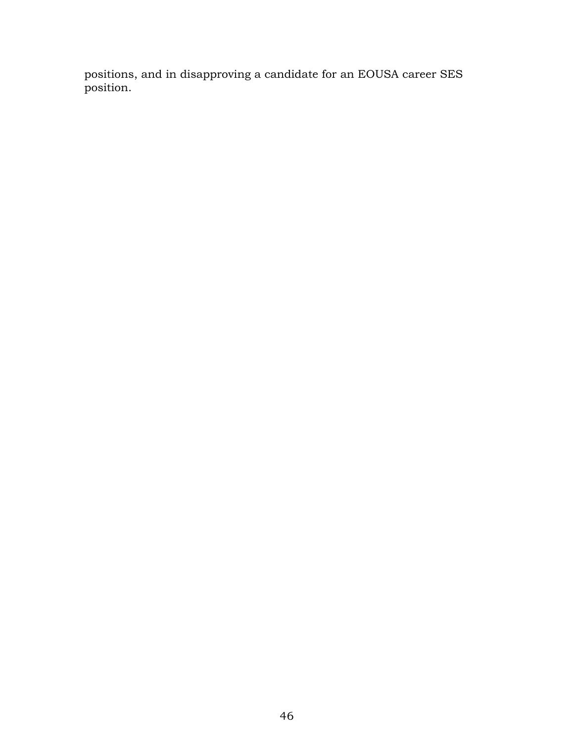positions, and in disapproving a candidate for an EOUSA career SES position.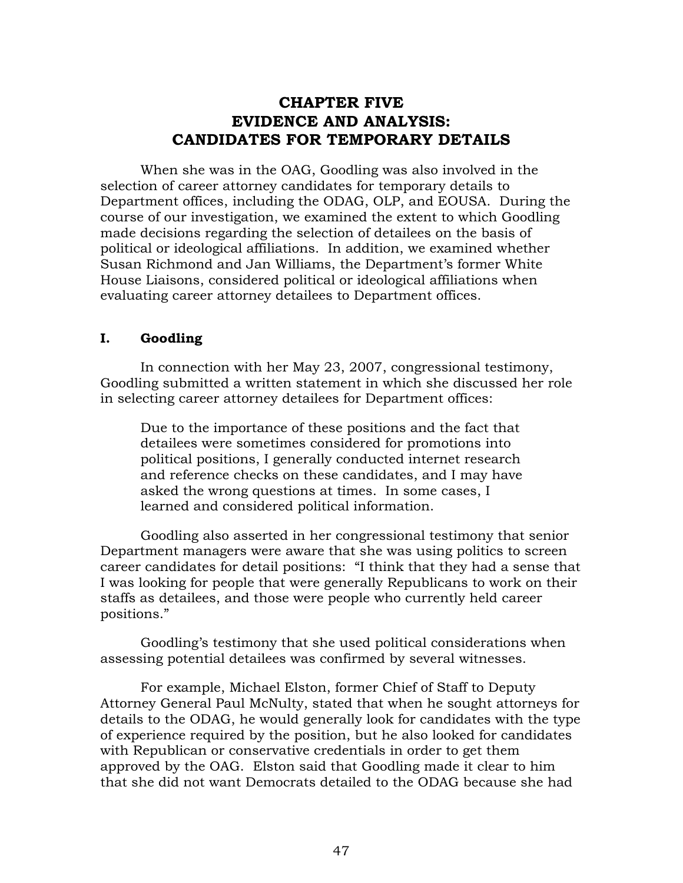# CHAPTER FIVE
# EVIDENCE AND ANALYSIS: CANDIDATES FOR TEMPORARY DETAILS

When she was in the OAG, Goodling was also involved in the selection of career attorney candidates for temporary details to Department offices, including the ODAG, OLP, and EOUSA. During the course of our investigation, we examined the extent to which Goodling made decisions regarding the selection of detailees on the basis of political or ideological affiliations. In addition, we examined whether Susan Richmond and Jan Williams, the Department's former White House Liaisons, considered political or ideological affiliations when evaluating career attorney detailees to Department offices.

## I. Goodling

In connection with her May 23, 2007, congressional testimony, Goodling submitted a written statement in which she discussed her role in selecting career attorney detailees for Department offices:

> Due to the importance of these positions and the fact that detailees were sometimes considered for promotions into political positions, I generally conducted internet research and reference checks on these candidates, and I may have asked the wrong questions at times. In some cases, I learned and considered political information.

Goodling also asserted in her congressional testimony that senior Department managers were aware that she was using politics to screen career candidates for detail positions: "I think that they had a sense that I was looking for people that were generally Republicans to work on their staffs as detailees, and those were people who currently held career positions."

Goodling's testimony that she used political considerations when assessing potential detailees was confirmed by several witnesses.

For example, Michael Elston, former Chief of Staff to Deputy Attorney General Paul McNulty, stated that when he sought attorneys for details to the ODAG, he would generally look for candidates with the type of experience required by the position, but he also looked for candidates with Republican or conservative credentials in order to get them approved by the OAG. Elston said that Goodling made it clear to him that she did not want Democrats detailed to the ODAG because she had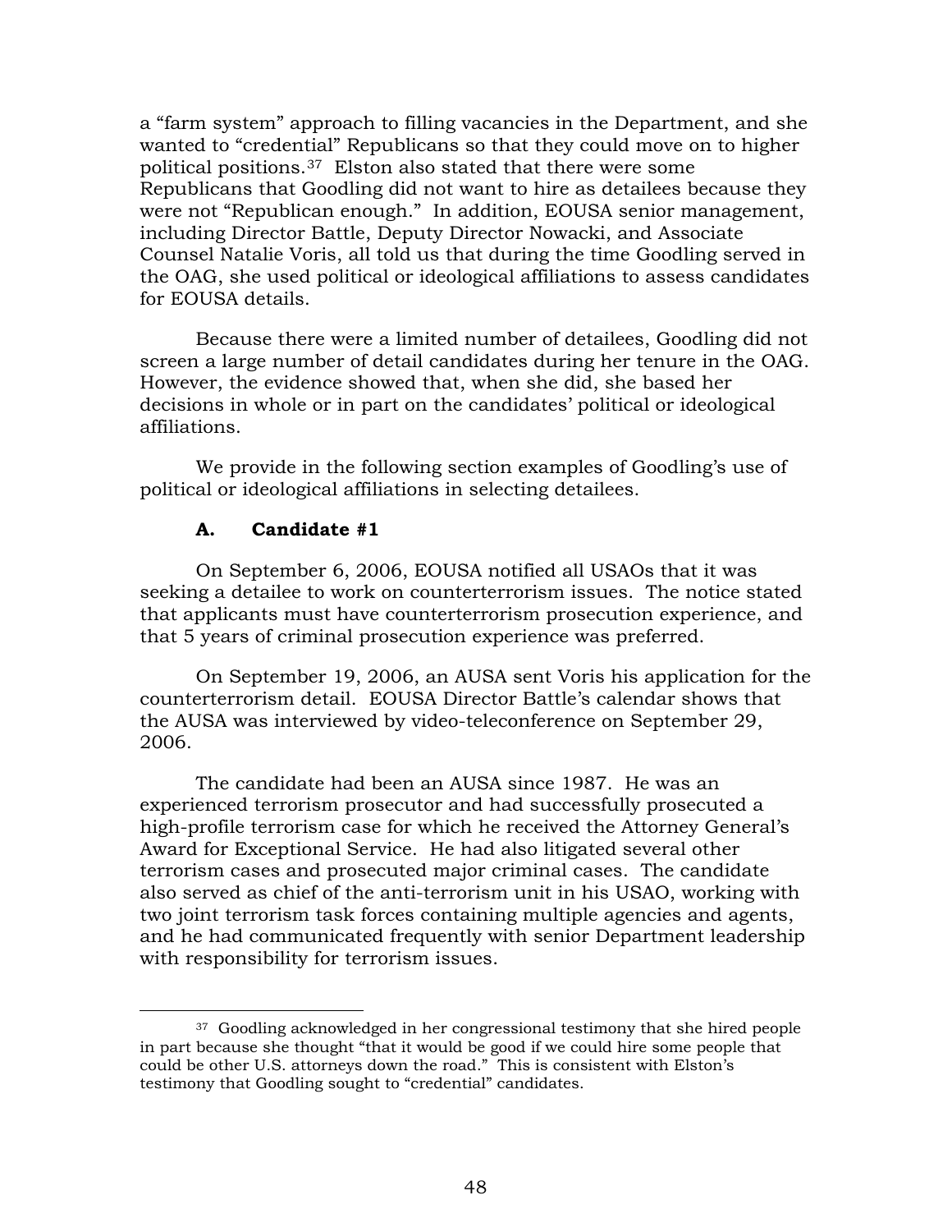a "farm system" approach to filling vacancies in the Department, and she wanted to "credential" Republicans so that they could move on to higher political positions.[37] Elston also stated that there were some Republicans that Goodling did not want to hire as detailees because they were not "Republican enough." In addition, EOUSA senior management, including Director Battle, Deputy Director Nowacki, and Associate Counsel Natalie Voris, all told us that during the time Goodling served in the OAG, she used political or ideological affiliations to assess candidates for EOUSA details.

Because there were a limited number of detailees, Goodling did not screen a large number of detail candidates during her tenure in the OAG. However, the evidence showed that, when she did, she based her decisions in whole or in part on the candidates' political or ideological affiliations.

We provide in the following section examples of Goodling's use of political or ideological affiliations in selecting detailees.

### A. Candidate #1

On September 6, 2006, EOUSA notified all USAOs that it was seeking a detailee to work on counterterrorism issues. The notice stated that applicants must have counterterrorism prosecution experience, and that 5 years of criminal prosecution experience was preferred.

On September 19, 2006, an AUSA sent Voris his application for the counterterrorism detail. EOUSA Director Battle's calendar shows that the AUSA was interviewed by video-teleconference on September 29, 2006.

The candidate had been an AUSA since 1987. He was an experienced terrorism prosecutor and had successfully prosecuted a high-profile terrorism case for which he received the Attorney General's Award for Exceptional Service. He had also litigated several other terrorism cases and prosecuted major criminal cases. The candidate also served as chief of the anti-terrorism unit in his USAO, working with two joint terrorism task forces containing multiple agencies and agents, and he had communicated frequently with senior Department leadership with responsibility for terrorism issues.

---

[37] Goodling acknowledged in her congressional testimony that she hired people in part because she thought "that it would be good if we could hire some people that could be other U.S. attorneys down the road." This is consistent with Elston's testimony that Goodling sought to "credential" candidates.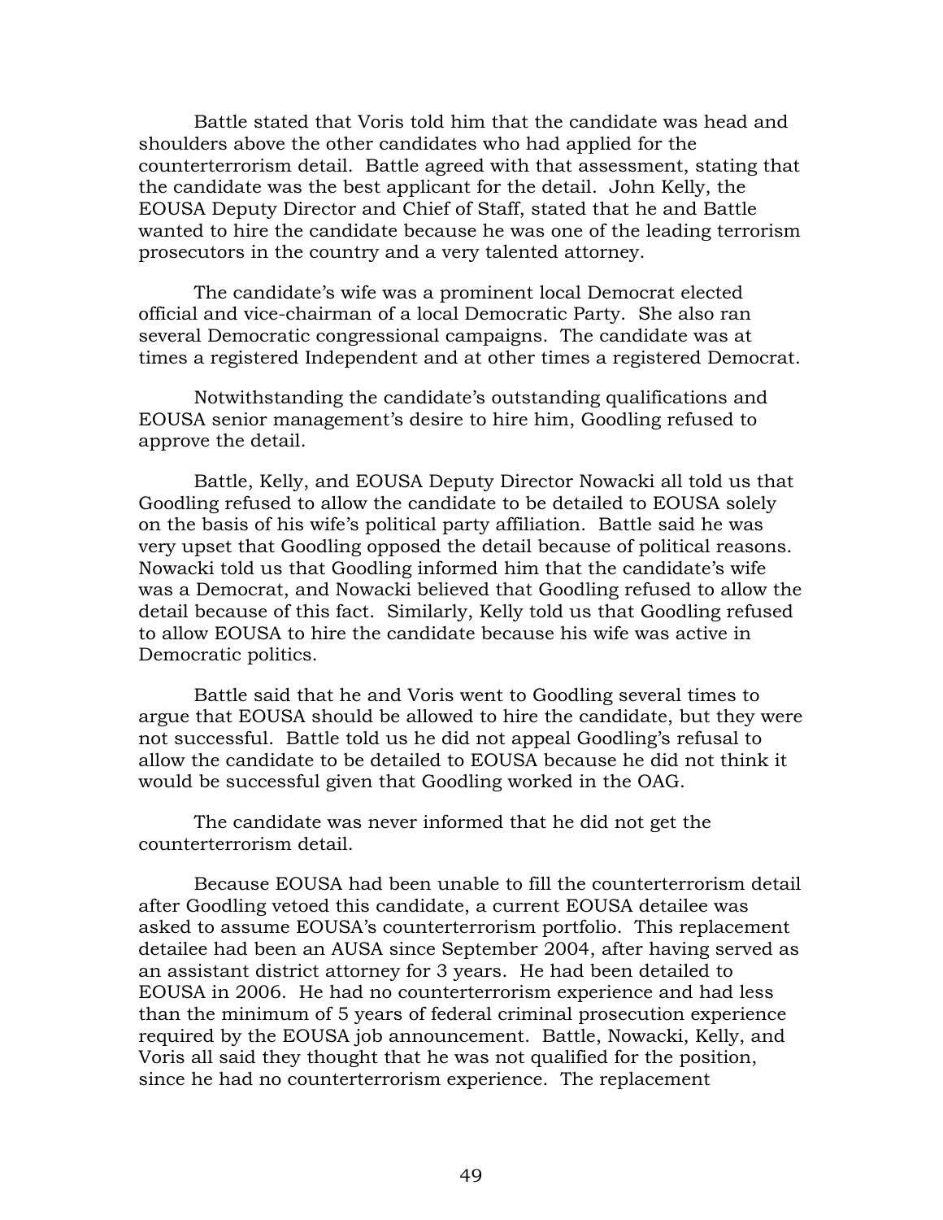Battle stated that Voris told him that the candidate was head and shoulders above the other candidates who had applied for the counterterrorism detail. Battle agreed with that assessment, stating that the candidate was the best applicant for the detail. John Kelly, the EOUSA Deputy Director and Chief of Staff, stated that he and Battle wanted to hire the candidate because he was one of the leading terrorism prosecutors in the country and a very talented attorney.

The candidate's wife was a prominent local Democrat elected official and vice-chairman of a local Democratic Party. She also ran several Democratic congressional campaigns. The candidate was at times a registered Independent and at other times a registered Democrat.

Notwithstanding the candidate's outstanding qualifications and EOUSA senior management's desire to hire him, Goodling refused to approve the detail.

Battle, Kelly, and EOUSA Deputy Director Nowacki all told us that Goodling refused to allow the candidate to be detailed to EOUSA solely on the basis of his wife's political party affiliation. Battle said he was very upset that Goodling opposed the detail because of political reasons. Nowacki told us that Goodling informed him that the candidate's wife was a Democrat, and Nowacki believed that Goodling refused to allow the detail because of this fact. Similarly, Kelly told us that Goodling refused to allow EOUSA to hire the candidate because his wife was active in Democratic politics.

Battle said that he and Voris went to Goodling several times to argue that EOUSA should be allowed to hire the candidate, but they were not successful. Battle told us he did not appeal Goodling's refusal to allow the candidate to be detailed to EOUSA because he did not think it would be successful given that Goodling worked in the OAG.

The candidate was never informed that he did not get the counterterrorism detail.

Because EOUSA had been unable to fill the counterterrorism detail after Goodling vetoed this candidate, a current EOUSA detailee was asked to assume EOUSA's counterterrorism portfolio. This replacement detailee had been an AUSA since September 2004, after having served as an assistant district attorney for 3 years. He had been detailed to EOUSA in 2006. He had no counterterrorism experience and had less than the minimum of 5 years of federal criminal prosecution experience required by the EOUSA job announcement. Battle, Nowacki, Kelly, and Voris all said they thought that he was not qualified for the position, since he had no counterterrorism experience. The replacement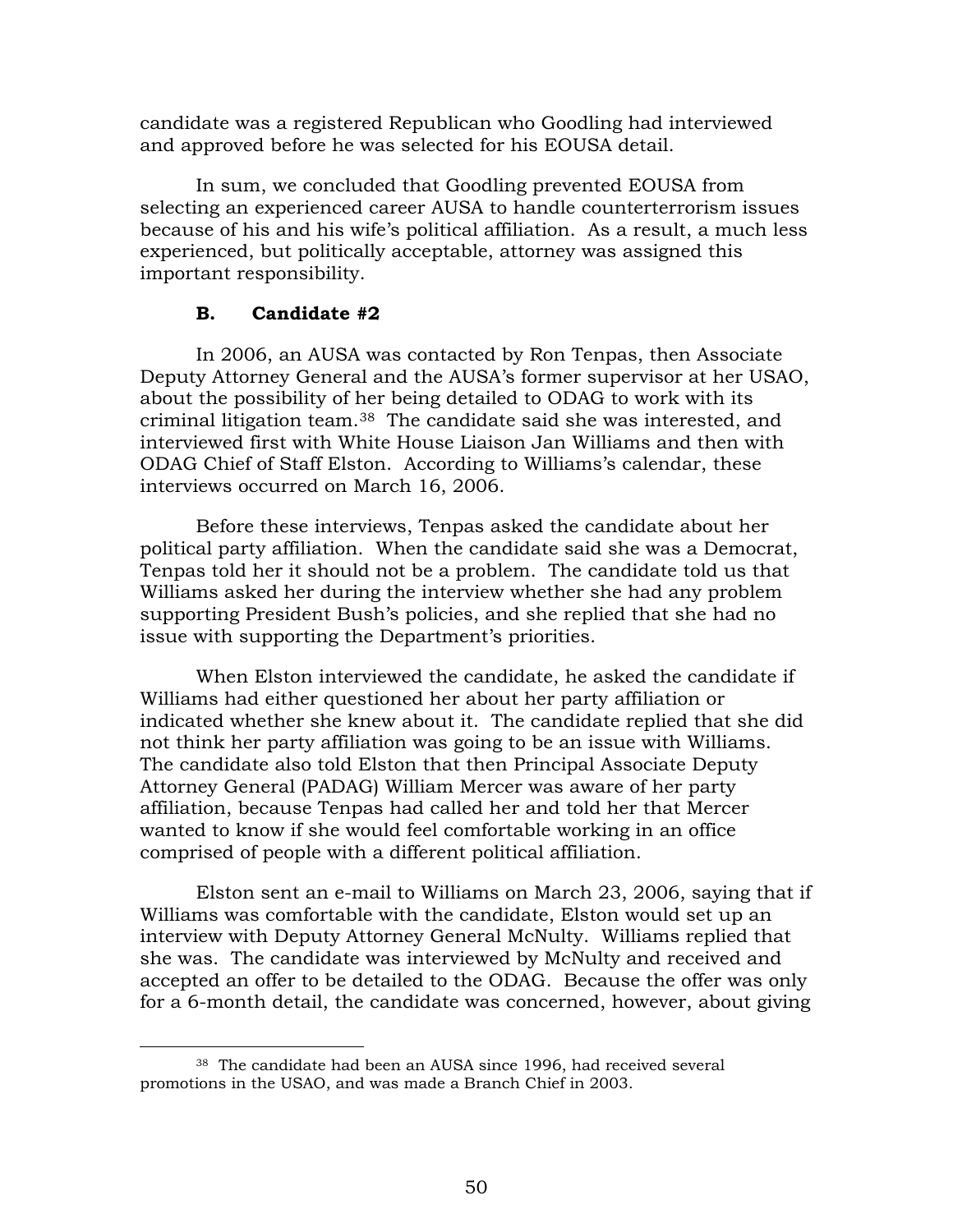candidate was a registered Republican who Goodling had interviewed and approved before he was selected for his EOUSA detail.

In sum, we concluded that Goodling prevented EOUSA from selecting an experienced career AUSA to handle counterterrorism issues because of his and his wife's political affiliation. As a result, a much less experienced, but politically acceptable, attorney was assigned this important responsibility.

### B. Candidate #2

In 2006, an AUSA was contacted by Ron Tenpas, then Associate Deputy Attorney General and the AUSA's former supervisor at her USAO, about the possibility of her being detailed to ODAG to work with its criminal litigation team.[38] The candidate said she was interested, and interviewed first with White House Liaison Jan Williams and then with ODAG Chief of Staff Elston. According to Williams's calendar, these interviews occurred on March 16, 2006.

Before these interviews, Tenpas asked the candidate about her political party affiliation. When the candidate said she was a Democrat, Tenpas told her it should not be a problem. The candidate told us that Williams asked her during the interview whether she had any problem supporting President Bush's policies, and she replied that she had no issue with supporting the Department's priorities.

When Elston interviewed the candidate, he asked the candidate if Williams had either questioned her about her party affiliation or indicated whether she knew about it. The candidate replied that she did not think her party affiliation was going to be an issue with Williams. The candidate also told Elston that then Principal Associate Deputy Attorney General (PADAG) William Mercer was aware of her party affiliation, because Tenpas had called her and told her that Mercer wanted to know if she would feel comfortable working in an office comprised of people with a different political affiliation.

Elston sent an e-mail to Williams on March 23, 2006, saying that if Williams was comfortable with the candidate, Elston would set up an interview with Deputy Attorney General McNulty. Williams replied that she was. The candidate was interviewed by McNulty and received and accepted an offer to be detailed to the ODAG. Because the offer was only for a 6-month detail, the candidate was concerned, however, about giving

[38] The candidate had been an AUSA since 1996, had received several promotions in the USAO, and was made a Branch Chief in 2003.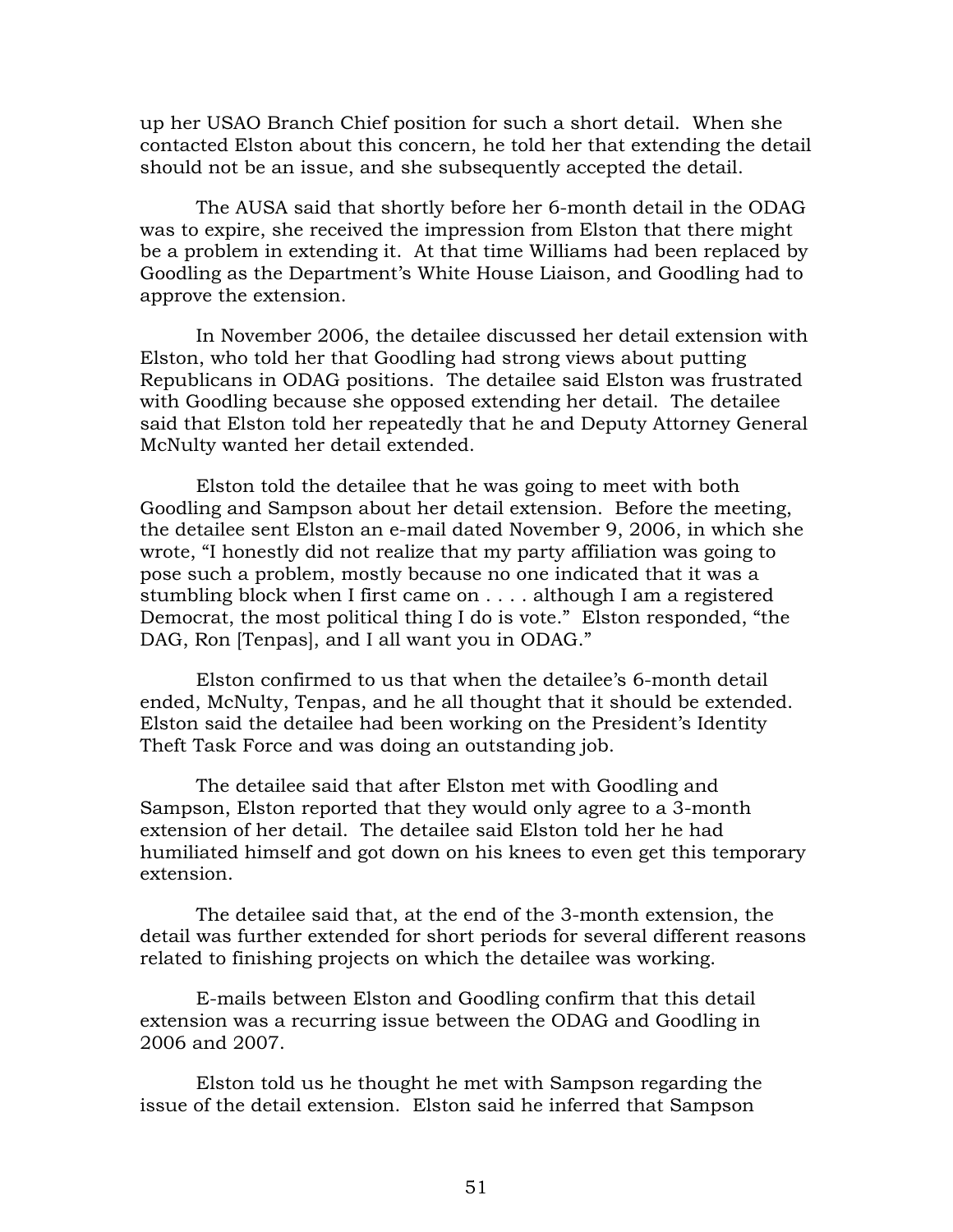up her USAO Branch Chief position for such a short detail. When she contacted Elston about this concern, he told her that extending the detail should not be an issue, and she subsequently accepted the detail.

The AUSA said that shortly before her 6-month detail in the ODAG was to expire, she received the impression from Elston that there might be a problem in extending it. At that time Williams had been replaced by Goodling as the Department's White House Liaison, and Goodling had to approve the extension.

In November 2006, the detailee discussed her detail extension with Elston, who told her that Goodling had strong views about putting Republicans in ODAG positions. The detailee said Elston was frustrated with Goodling because she opposed extending her detail. The detailee said that Elston told her repeatedly that he and Deputy Attorney General McNulty wanted her detail extended.

Elston told the detailee that he was going to meet with both Goodling and Sampson about her detail extension. Before the meeting, the detailee sent Elston an e-mail dated November 9, 2006, in which she wrote, "I honestly did not realize that my party affiliation was going to pose such a problem, mostly because no one indicated that it was a stumbling block when I first came on . . . . although I am a registered Democrat, the most political thing I do is vote." Elston responded, "the DAG, Ron [Tenpas], and I all want you in ODAG."

Elston confirmed to us that when the detailee's 6-month detail ended, McNulty, Tenpas, and he all thought that it should be extended. Elston said the detailee had been working on the President's Identity Theft Task Force and was doing an outstanding job.

The detailee said that after Elston met with Goodling and Sampson, Elston reported that they would only agree to a 3-month extension of her detail. The detailee said Elston told her he had humiliated himself and got down on his knees to even get this temporary extension.

The detailee said that, at the end of the 3-month extension, the detail was further extended for short periods for several different reasons related to finishing projects on which the detailee was working.

E-mails between Elston and Goodling confirm that this detail extension was a recurring issue between the ODAG and Goodling in 2006 and 2007.

Elston told us he thought he met with Sampson regarding the issue of the detail extension. Elston said he inferred that Sampson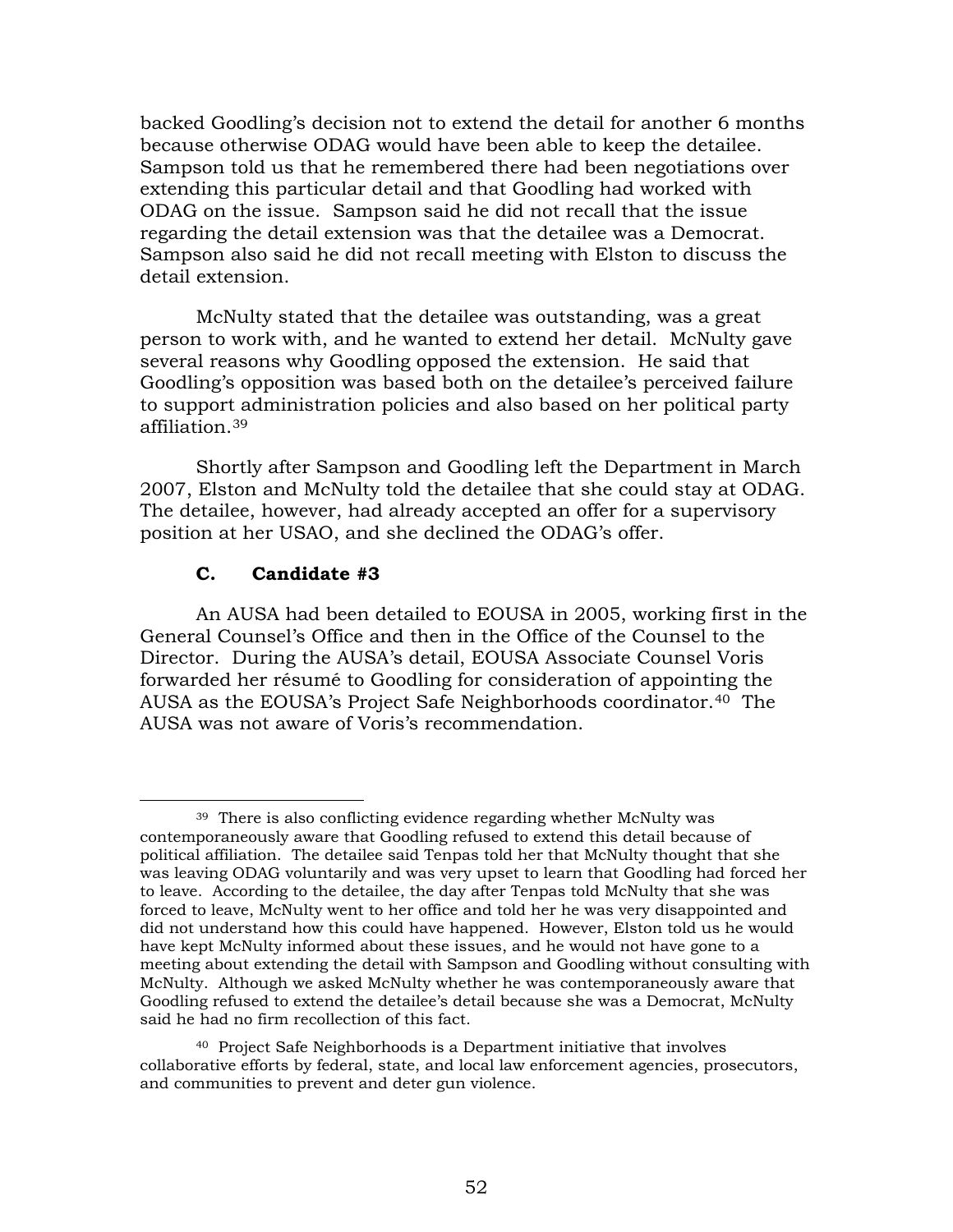backed Goodling's decision not to extend the detail for another 6 months because otherwise ODAG would have been able to keep the detailee. Sampson told us that he remembered there had been negotiations over extending this particular detail and that Goodling had worked with ODAG on the issue. Sampson said he did not recall that the issue regarding the detail extension was that the detailee was a Democrat. Sampson also said he did not recall meeting with Elston to discuss the detail extension.

McNulty stated that the detailee was outstanding, was a great person to work with, and he wanted to extend her detail. McNulty gave several reasons why Goodling opposed the extension. He said that Goodling's opposition was based both on the detailee's perceived failure to support administration policies and also based on her political party affiliation.[39]

Shortly after Sampson and Goodling left the Department in March 2007, Elston and McNulty told the detailee that she could stay at ODAG. The detailee, however, had already accepted an offer for a supervisory position at her USAO, and she declined the ODAG's offer.

### C. Candidate #3

An AUSA had been detailed to EOUSA in 2005, working first in the General Counsel's Office and then in the Office of the Counsel to the Director. During the AUSA's detail, EOUSA Associate Counsel Voris forwarded her résumé to Goodling for consideration of appointing the AUSA as the EOUSA's Project Safe Neighborhoods coordinator.[40] The AUSA was not aware of Voris's recommendation.

---

[39] There is also conflicting evidence regarding whether McNulty was contemporaneously aware that Goodling refused to extend this detail because of political affiliation. The detailee said Tenpas told her that McNulty thought that she was leaving ODAG voluntarily and was very upset to learn that Goodling had forced her to leave. According to the detailee, the day after Tenpas told McNulty that she was forced to leave, McNulty went to her office and told her he was very disappointed and did not understand how this could have happened. However, Elston told us he would have kept McNulty informed about these issues, and he would not have gone to a meeting about extending the detail with Sampson and Goodling without consulting with McNulty. Although we asked McNulty whether he was contemporaneously aware that Goodling refused to extend the detailee's detail because she was a Democrat, McNulty said he had no firm recollection of this fact.

[40] Project Safe Neighborhoods is a Department initiative that involves collaborative efforts by federal, state, and local law enforcement agencies, prosecutors, and communities to prevent and deter gun violence.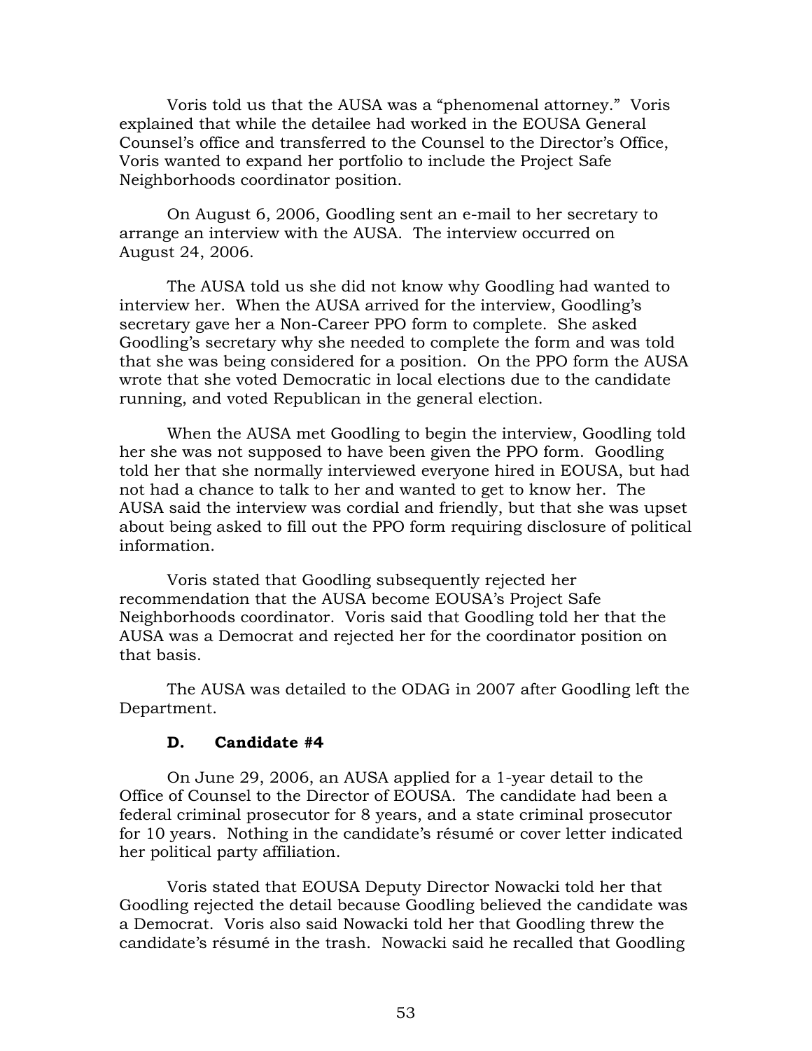Voris told us that the AUSA was a "phenomenal attorney." Voris explained that while the detailee had worked in the EOUSA General Counsel's office and transferred to the Counsel to the Director's Office, Voris wanted to expand her portfolio to include the Project Safe Neighborhoods coordinator position.

On August 6, 2006, Goodling sent an e-mail to her secretary to arrange an interview with the AUSA. The interview occurred on August 24, 2006.

The AUSA told us she did not know why Goodling had wanted to interview her. When the AUSA arrived for the interview, Goodling's secretary gave her a Non-Career PPO form to complete. She asked Goodling's secretary why she needed to complete the form and was told that she was being considered for a position. On the PPO form the AUSA wrote that she voted Democratic in local elections due to the candidate running, and voted Republican in the general election.

When the AUSA met Goodling to begin the interview, Goodling told her she was not supposed to have been given the PPO form. Goodling told her that she normally interviewed everyone hired in EOUSA, but had not had a chance to talk to her and wanted to get to know her. The AUSA said the interview was cordial and friendly, but that she was upset about being asked to fill out the PPO form requiring disclosure of political information.

Voris stated that Goodling subsequently rejected her recommendation that the AUSA become EOUSA's Project Safe Neighborhoods coordinator. Voris said that Goodling told her that the AUSA was a Democrat and rejected her for the coordinator position on that basis.

The AUSA was detailed to the ODAG in 2007 after Goodling left the Department.

### D. Candidate #4

On June 29, 2006, an AUSA applied for a 1-year detail to the Office of Counsel to the Director of EOUSA. The candidate had been a federal criminal prosecutor for 8 years, and a state criminal prosecutor for 10 years. Nothing in the candidate's résumé or cover letter indicated her political party affiliation.

Voris stated that EOUSA Deputy Director Nowacki told her that Goodling rejected the detail because Goodling believed the candidate was a Democrat. Voris also said Nowacki told her that Goodling threw the candidate's résumé in the trash. Nowacki said he recalled that Goodling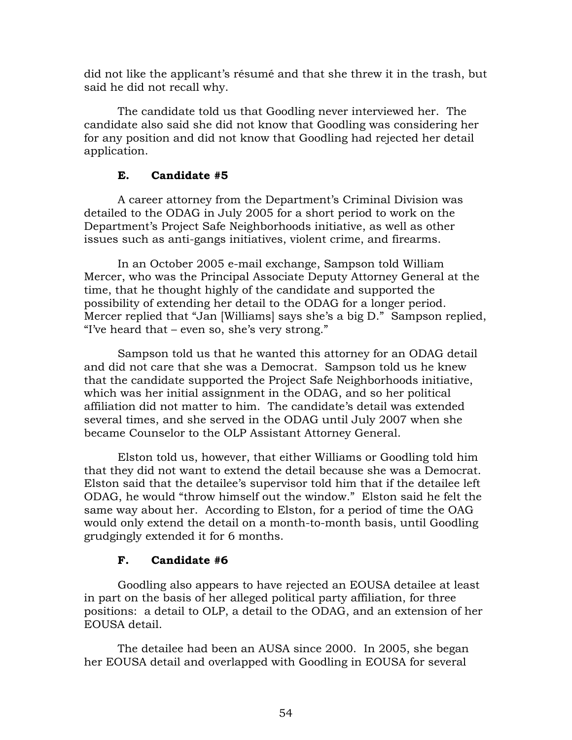did not like the applicant's résumé and that she threw it in the trash, but said he did not recall why.

The candidate told us that Goodling never interviewed her. The candidate also said she did not know that Goodling was considering her for any position and did not know that Goodling had rejected her detail application.

### E. Candidate #5

A career attorney from the Department's Criminal Division was detailed to the ODAG in July 2005 for a short period to work on the Department's Project Safe Neighborhoods initiative, as well as other issues such as anti-gangs initiatives, violent crime, and firearms.

In an October 2005 e-mail exchange, Sampson told William Mercer, who was the Principal Associate Deputy Attorney General at the time, that he thought highly of the candidate and supported the possibility of extending her detail to the ODAG for a longer period. Mercer replied that "Jan [Williams] says she's a big D." Sampson replied, "I've heard that – even so, she's very strong."

Sampson told us that he wanted this attorney for an ODAG detail and did not care that she was a Democrat. Sampson told us he knew that the candidate supported the Project Safe Neighborhoods initiative, which was her initial assignment in the ODAG, and so her political affiliation did not matter to him. The candidate's detail was extended several times, and she served in the ODAG until July 2007 when she became Counselor to the OLP Assistant Attorney General.

Elston told us, however, that either Williams or Goodling told him that they did not want to extend the detail because she was a Democrat. Elston said that the detailee's supervisor told him that if the detailee left ODAG, he would "throw himself out the window." Elston said he felt the same way about her. According to Elston, for a period of time the OAG would only extend the detail on a month-to-month basis, until Goodling grudgingly extended it for 6 months.

### F. Candidate #6

Goodling also appears to have rejected an EOUSA detailee at least in part on the basis of her alleged political party affiliation, for three positions: a detail to OLP, a detail to the ODAG, and an extension of her EOUSA detail.

The detailee had been an AUSA since 2000. In 2005, she began her EOUSA detail and overlapped with Goodling in EOUSA for several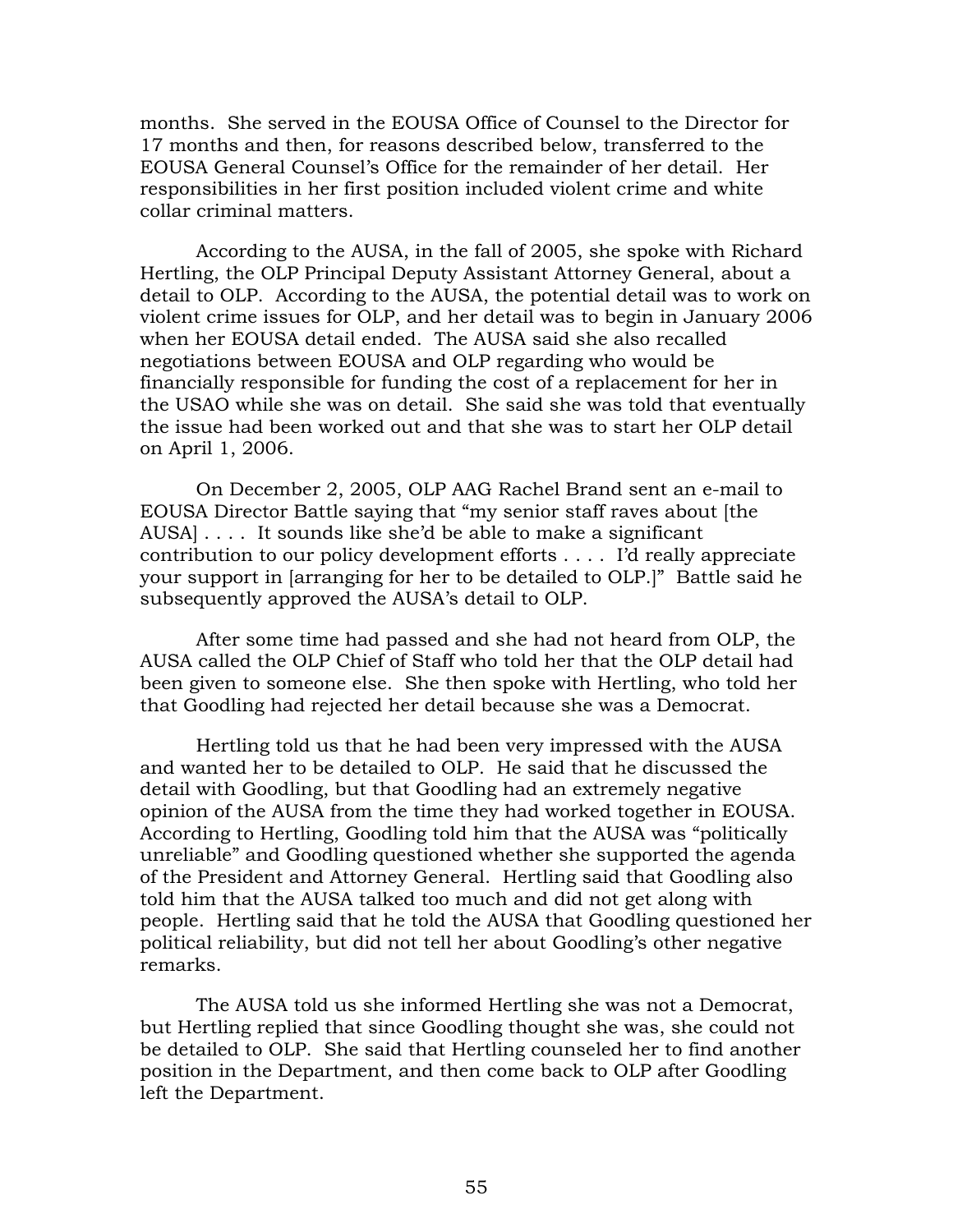months. She served in the EOUSA Office of Counsel to the Director for 17 months and then, for reasons described below, transferred to the EOUSA General Counsel's Office for the remainder of her detail. Her responsibilities in her first position included violent crime and white collar criminal matters.

According to the AUSA, in the fall of 2005, she spoke with Richard Hertling, the OLP Principal Deputy Assistant Attorney General, about a detail to OLP. According to the AUSA, the potential detail was to work on violent crime issues for OLP, and her detail was to begin in January 2006 when her EOUSA detail ended. The AUSA said she also recalled negotiations between EOUSA and OLP regarding who would be financially responsible for funding the cost of a replacement for her in the USAO while she was on detail. She said she was told that eventually the issue had been worked out and that she was to start her OLP detail on April 1, 2006.

On December 2, 2005, OLP AAG Rachel Brand sent an e-mail to EOUSA Director Battle saying that "my senior staff raves about [the AUSA] . . . . It sounds like she'd be able to make a significant contribution to our policy development efforts . . . . I'd really appreciate your support in [arranging for her to be detailed to OLP.]" Battle said he subsequently approved the AUSA's detail to OLP.

After some time had passed and she had not heard from OLP, the AUSA called the OLP Chief of Staff who told her that the OLP detail had been given to someone else. She then spoke with Hertling, who told her that Goodling had rejected her detail because she was a Democrat.

Hertling told us that he had been very impressed with the AUSA and wanted her to be detailed to OLP. He said that he discussed the detail with Goodling, but that Goodling had an extremely negative opinion of the AUSA from the time they had worked together in EOUSA. According to Hertling, Goodling told him that the AUSA was "politically unreliable" and Goodling questioned whether she supported the agenda of the President and Attorney General. Hertling said that Goodling also told him that the AUSA talked too much and did not get along with people. Hertling said that he told the AUSA that Goodling questioned her political reliability, but did not tell her about Goodling's other negative remarks.

The AUSA told us she informed Hertling she was not a Democrat, but Hertling replied that since Goodling thought she was, she could not be detailed to OLP. She said that Hertling counseled her to find another position in the Department, and then come back to OLP after Goodling left the Department.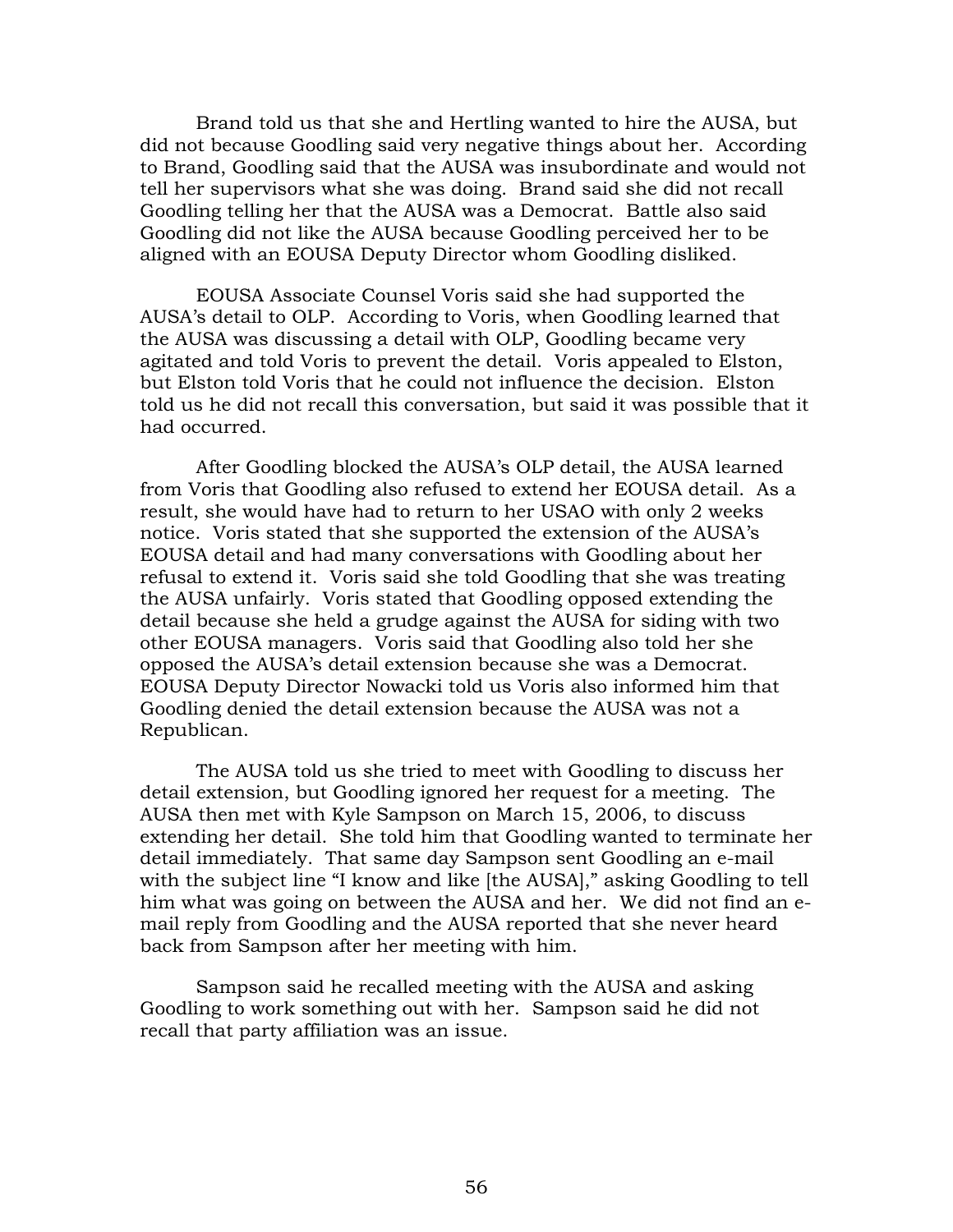Brand told us that she and Hertling wanted to hire the AUSA, but did not because Goodling said very negative things about her. According to Brand, Goodling said that the AUSA was insubordinate and would not tell her supervisors what she was doing. Brand said she did not recall Goodling telling her that the AUSA was a Democrat. Battle also said Goodling did not like the AUSA because Goodling perceived her to be aligned with an EOUSA Deputy Director whom Goodling disliked.

EOUSA Associate Counsel Voris said she had supported the AUSA's detail to OLP. According to Voris, when Goodling learned that the AUSA was discussing a detail with OLP, Goodling became very agitated and told Voris to prevent the detail. Voris appealed to Elston, but Elston told Voris that he could not influence the decision. Elston told us he did not recall this conversation, but said it was possible that it had occurred.

After Goodling blocked the AUSA's OLP detail, the AUSA learned from Voris that Goodling also refused to extend her EOUSA detail. As a result, she would have had to return to her USAO with only 2 weeks notice. Voris stated that she supported the extension of the AUSA's EOUSA detail and had many conversations with Goodling about her refusal to extend it. Voris said she told Goodling that she was treating the AUSA unfairly. Voris stated that Goodling opposed extending the detail because she held a grudge against the AUSA for siding with two other EOUSA managers. Voris said that Goodling also told her she opposed the AUSA's detail extension because she was a Democrat. EOUSA Deputy Director Nowacki told us Voris also informed him that Goodling denied the detail extension because the AUSA was not a Republican.

The AUSA told us she tried to meet with Goodling to discuss her detail extension, but Goodling ignored her request for a meeting. The AUSA then met with Kyle Sampson on March 15, 2006, to discuss extending her detail. She told him that Goodling wanted to terminate her detail immediately. That same day Sampson sent Goodling an e-mail with the subject line "I know and like [the AUSA]," asking Goodling to tell him what was going on between the AUSA and her. We did not find an e-mail reply from Goodling and the AUSA reported that she never heard back from Sampson after her meeting with him.

Sampson said he recalled meeting with the AUSA and asking Goodling to work something out with her. Sampson said he did not recall that party affiliation was an issue.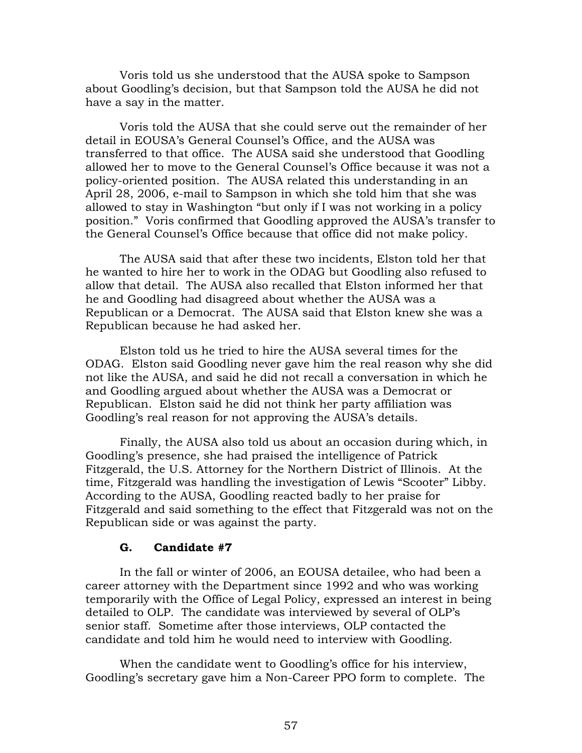Voris told us she understood that the AUSA spoke to Sampson about Goodling's decision, but that Sampson told the AUSA he did not have a say in the matter.

Voris told the AUSA that she could serve out the remainder of her detail in EOUSA's General Counsel's Office, and the AUSA was transferred to that office. The AUSA said she understood that Goodling allowed her to move to the General Counsel's Office because it was not a policy-oriented position. The AUSA related this understanding in an April 28, 2006, e-mail to Sampson in which she told him that she was allowed to stay in Washington "but only if I was not working in a policy position." Voris confirmed that Goodling approved the AUSA's transfer to the General Counsel's Office because that office did not make policy.

The AUSA said that after these two incidents, Elston told her that he wanted to hire her to work in the ODAG but Goodling also refused to allow that detail. The AUSA also recalled that Elston informed her that he and Goodling had disagreed about whether the AUSA was a Republican or a Democrat. The AUSA said that Elston knew she was a Republican because he had asked her.

Elston told us he tried to hire the AUSA several times for the ODAG. Elston said Goodling never gave him the real reason why she did not like the AUSA, and said he did not recall a conversation in which he and Goodling argued about whether the AUSA was a Democrat or Republican. Elston said he did not think her party affiliation was Goodling's real reason for not approving the AUSA's details.

Finally, the AUSA also told us about an occasion during which, in Goodling's presence, she had praised the intelligence of Patrick Fitzgerald, the U.S. Attorney for the Northern District of Illinois. At the time, Fitzgerald was handling the investigation of Lewis "Scooter" Libby. According to the AUSA, Goodling reacted badly to her praise for Fitzgerald and said something to the effect that Fitzgerald was not on the Republican side or was against the party.

### G. Candidate #7

In the fall or winter of 2006, an EOUSA detailee, who had been a career attorney with the Department since 1992 and who was working temporarily with the Office of Legal Policy, expressed an interest in being detailed to OLP. The candidate was interviewed by several of OLP's senior staff. Sometime after those interviews, OLP contacted the candidate and told him he would need to interview with Goodling.

When the candidate went to Goodling's office for his interview, Goodling's secretary gave him a Non-Career PPO form to complete. The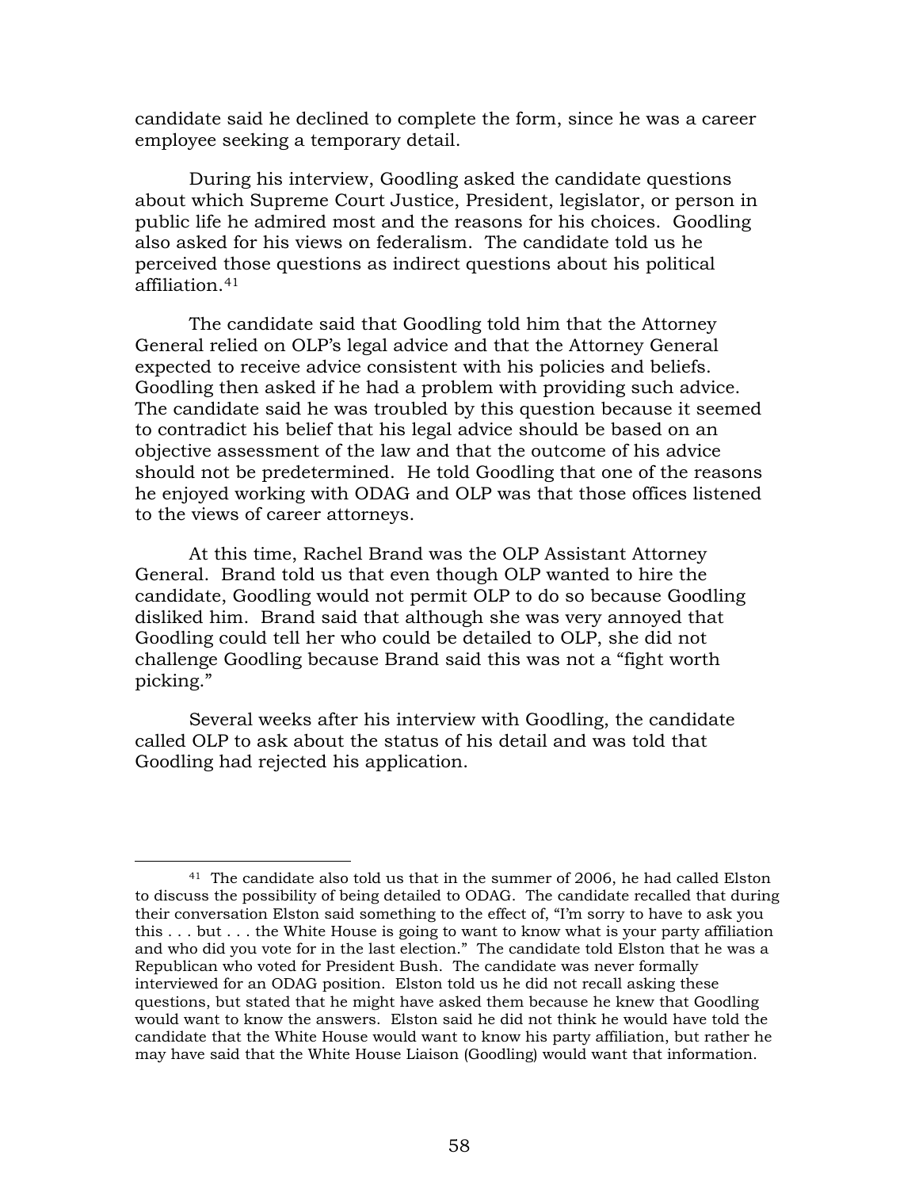candidate said he declined to complete the form, since he was a career employee seeking a temporary detail.

During his interview, Goodling asked the candidate questions about which Supreme Court Justice, President, legislator, or person in public life he admired most and the reasons for his choices. Goodling also asked for his views on federalism. The candidate told us he perceived those questions as indirect questions about his political affiliation.[41]

The candidate said that Goodling told him that the Attorney General relied on OLP's legal advice and that the Attorney General expected to receive advice consistent with his policies and beliefs. Goodling then asked if he had a problem with providing such advice. The candidate said he was troubled by this question because it seemed to contradict his belief that his legal advice should be based on an objective assessment of the law and that the outcome of his advice should not be predetermined. He told Goodling that one of the reasons he enjoyed working with ODAG and OLP was that those offices listened to the views of career attorneys.

At this time, Rachel Brand was the OLP Assistant Attorney General. Brand told us that even though OLP wanted to hire the candidate, Goodling would not permit OLP to do so because Goodling disliked him. Brand said that although she was very annoyed that Goodling could tell her who could be detailed to OLP, she did not challenge Goodling because Brand said this was not a "fight worth picking."

Several weeks after his interview with Goodling, the candidate called OLP to ask about the status of his detail and was told that Goodling had rejected his application.

---

[41] The candidate also told us that in the summer of 2006, he had called Elston to discuss the possibility of being detailed to ODAG. The candidate recalled that during their conversation Elston said something to the effect of, "I'm sorry to have to ask you this . . . but . . . the White House is going to want to know what is your party affiliation and who did you vote for in the last election." The candidate told Elston that he was a Republican who voted for President Bush. The candidate was never formally interviewed for an ODAG position. Elston told us he did not recall asking these questions, but stated that he might have asked them because he knew that Goodling would want to know the answers. Elston said he did not think he would have told the candidate that the White House would want to know his party affiliation, but rather he may have said that the White House Liaison (Goodling) would want that information.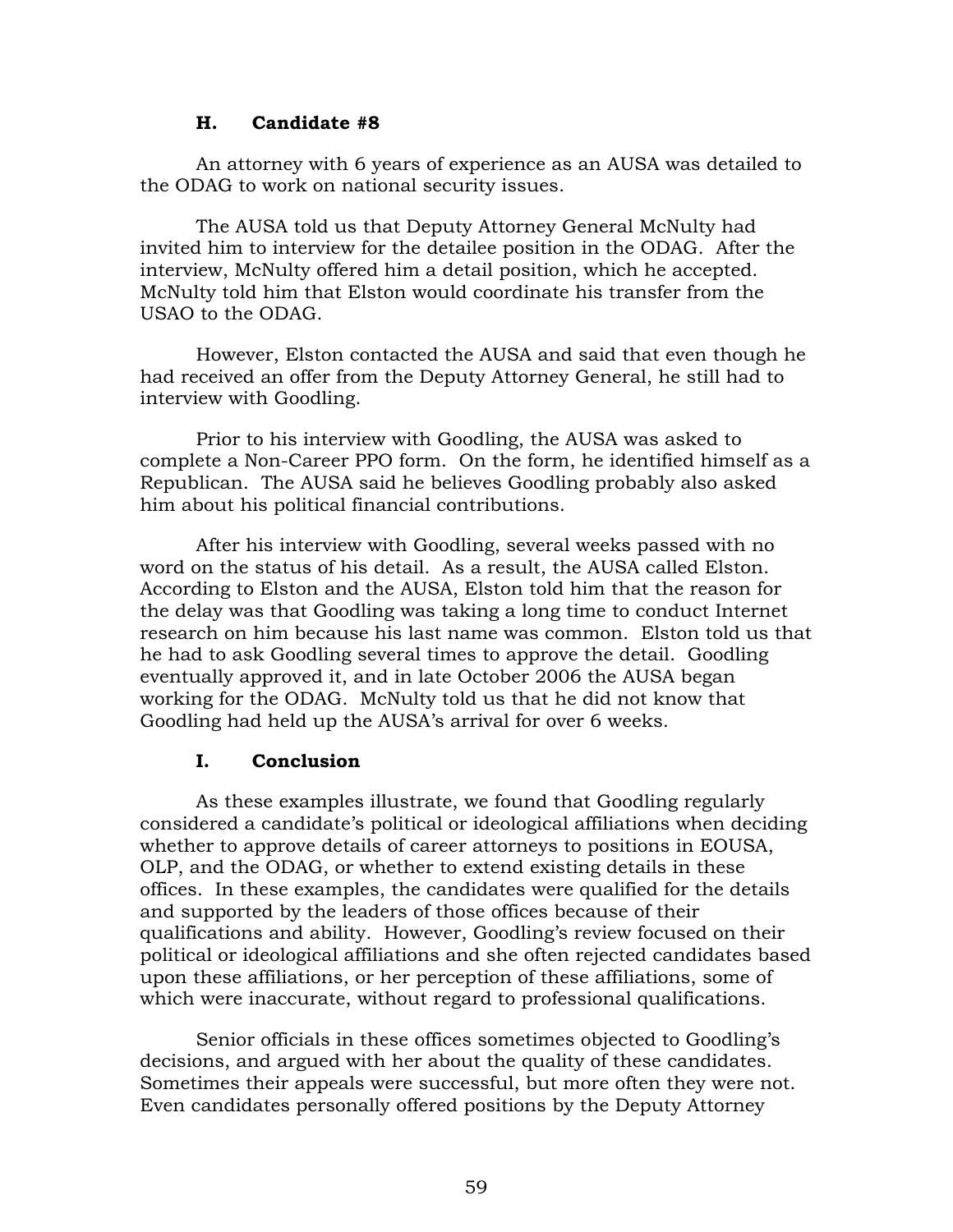### H. Candidate #8

An attorney with 6 years of experience as an AUSA was detailed to the ODAG to work on national security issues.

The AUSA told us that Deputy Attorney General McNulty had invited him to interview for the detailee position in the ODAG. After the interview, McNulty offered him a detail position, which he accepted. McNulty told him that Elston would coordinate his transfer from the USAO to the ODAG.

However, Elston contacted the AUSA and said that even though he had received an offer from the Deputy Attorney General, he still had to interview with Goodling.

Prior to his interview with Goodling, the AUSA was asked to complete a Non-Career PPO form. On the form, he identified himself as a Republican. The AUSA said he believes Goodling probably also asked him about his political financial contributions.

After his interview with Goodling, several weeks passed with no word on the status of his detail. As a result, the AUSA called Elston. According to Elston and the AUSA, Elston told him that the reason for the delay was that Goodling was taking a long time to conduct Internet research on him because his last name was common. Elston told us that he had to ask Goodling several times to approve the detail. Goodling eventually approved it, and in late October 2006 the AUSA began working for the ODAG. McNulty told us that he did not know that Goodling had held up the AUSA's arrival for over 6 weeks.

### I. Conclusion

As these examples illustrate, we found that Goodling regularly considered a candidate's political or ideological affiliations when deciding whether to approve details of career attorneys to positions in EOUSA, OLP, and the ODAG, or whether to extend existing details in these offices. In these examples, the candidates were qualified for the details and supported by the leaders of those offices because of their qualifications and ability. However, Goodling's review focused on their political or ideological affiliations and she often rejected candidates based upon these affiliations, or her perception of these affiliations, some of which were inaccurate, without regard to professional qualifications.

Senior officials in these offices sometimes objected to Goodling's decisions, and argued with her about the quality of these candidates. Sometimes their appeals were successful, but more often they were not. Even candidates personally offered positions by the Deputy Attorney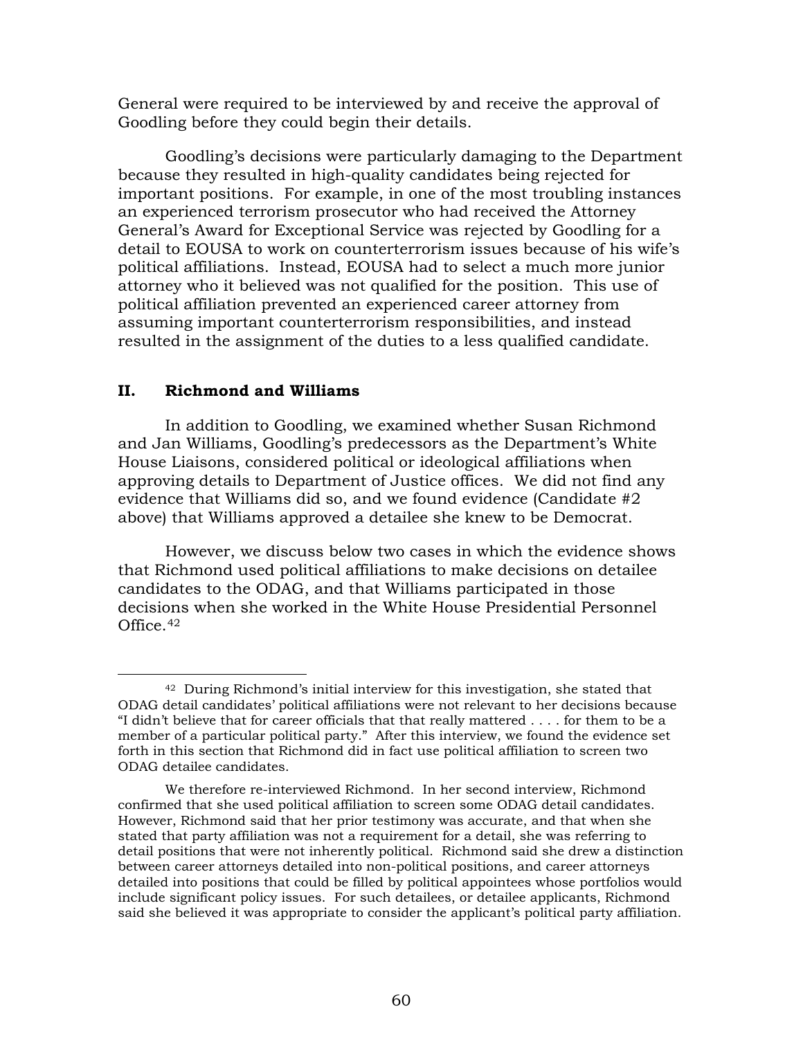General were required to be interviewed by and receive the approval of Goodling before they could begin their details.

Goodling's decisions were particularly damaging to the Department because they resulted in high-quality candidates being rejected for important positions. For example, in one of the most troubling instances an experienced terrorism prosecutor who had received the Attorney General's Award for Exceptional Service was rejected by Goodling for a detail to EOUSA to work on counterterrorism issues because of his wife's political affiliations. Instead, EOUSA had to select a much more junior attorney who it believed was not qualified for the position. This use of political affiliation prevented an experienced career attorney from assuming important counterterrorism responsibilities, and instead resulted in the assignment of the duties to a less qualified candidate.

## II. Richmond and Williams

In addition to Goodling, we examined whether Susan Richmond and Jan Williams, Goodling's predecessors as the Department's White House Liaisons, considered political or ideological affiliations when approving details to Department of Justice offices. We did not find any evidence that Williams did so, and we found evidence (Candidate #2 above) that Williams approved a detailee she knew to be Democrat.

However, we discuss below two cases in which the evidence shows that Richmond used political affiliations to make decisions on detailee candidates to the ODAG, and that Williams participated in those decisions when she worked in the White House Presidential Personnel Office.[42]

---

[42] During Richmond's initial interview for this investigation, she stated that ODAG detail candidates' political affiliations were not relevant to her decisions because "I didn't believe that for career officials that that really mattered . . . . for them to be a member of a particular political party." After this interview, we found the evidence set forth in this section that Richmond did in fact use political affiliation to screen two ODAG detailee candidates.

We therefore re-interviewed Richmond. In her second interview, Richmond confirmed that she used political affiliation to screen some ODAG detail candidates. However, Richmond said that her prior testimony was accurate, and that when she stated that party affiliation was not a requirement for a detail, she was referring to detail positions that were not inherently political. Richmond said she drew a distinction between career attorneys detailed into non-political positions, and career attorneys detailed into positions that could be filled by political appointees whose portfolios would include significant policy issues. For such detailees, or detailee applicants, Richmond said she believed it was appropriate to consider the applicant's political party affiliation.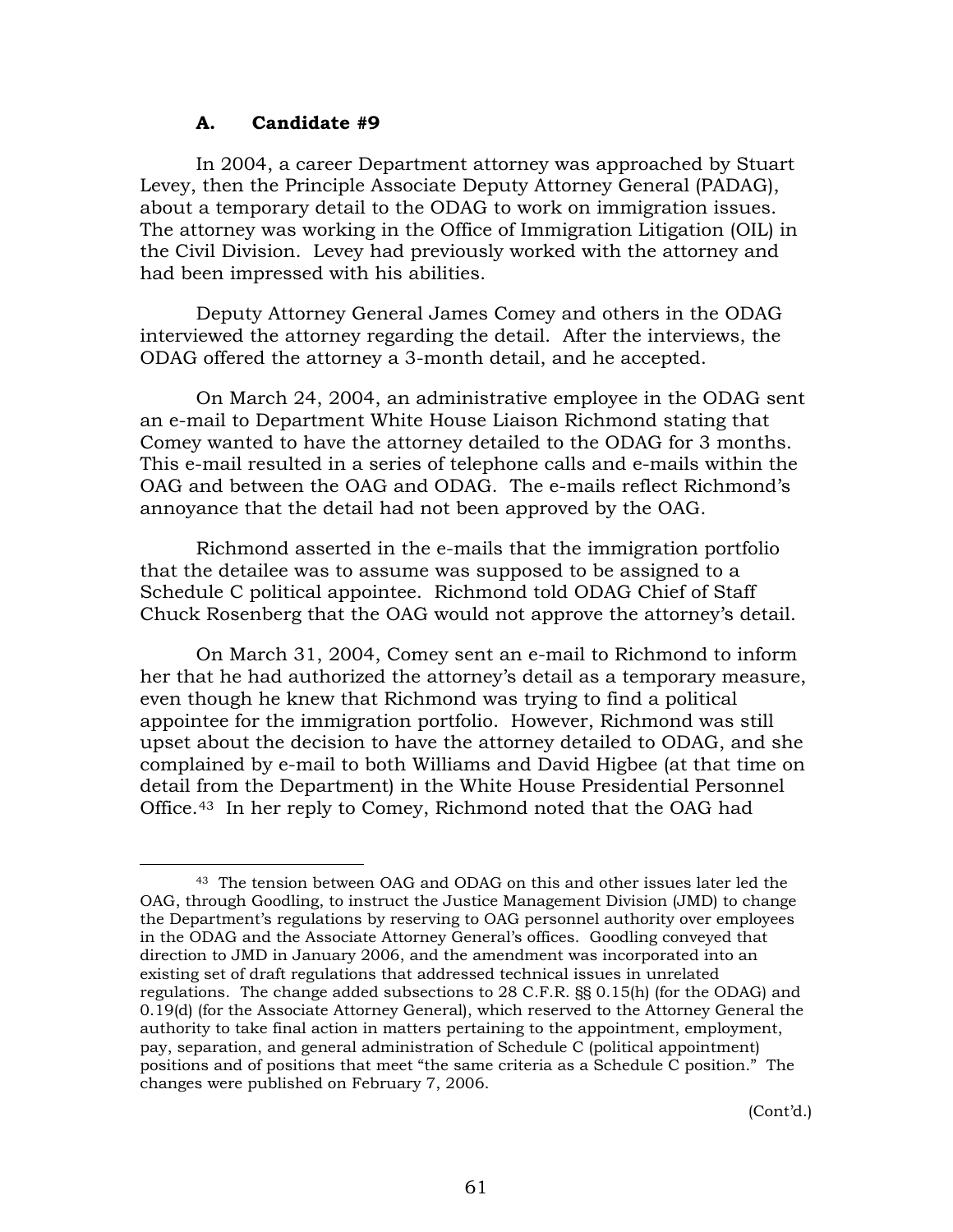### A. Candidate #9

In 2004, a career Department attorney was approached by Stuart Levey, then the Principle Associate Deputy Attorney General (PADAG), about a temporary detail to the ODAG to work on immigration issues. The attorney was working in the Office of Immigration Litigation (OIL) in the Civil Division. Levey had previously worked with the attorney and had been impressed with his abilities.

Deputy Attorney General James Comey and others in the ODAG interviewed the attorney regarding the detail. After the interviews, the ODAG offered the attorney a 3-month detail, and he accepted.

On March 24, 2004, an administrative employee in the ODAG sent an e-mail to Department White House Liaison Richmond stating that Comey wanted to have the attorney detailed to the ODAG for 3 months. This e-mail resulted in a series of telephone calls and e-mails within the OAG and between the OAG and ODAG. The e-mails reflect Richmond's annoyance that the detail had not been approved by the OAG.

Richmond asserted in the e-mails that the immigration portfolio that the detailee was to assume was supposed to be assigned to a Schedule C political appointee. Richmond told ODAG Chief of Staff Chuck Rosenberg that the OAG would not approve the attorney's detail.

On March 31, 2004, Comey sent an e-mail to Richmond to inform her that he had authorized the attorney's detail as a temporary measure, even though he knew that Richmond was trying to find a political appointee for the immigration portfolio. However, Richmond was still upset about the decision to have the attorney detailed to ODAG, and she complained by e-mail to both Williams and David Higbee (at that time on detail from the Department) in the White House Presidential Personnel Office.[43] In her reply to Comey, Richmond noted that the OAG had

---

[43] The tension between OAG and ODAG on this and other issues later led the OAG, through Goodling, to instruct the Justice Management Division (JMD) to change the Department's regulations by reserving to OAG personnel authority over employees in the ODAG and the Associate Attorney General's offices. Goodling conveyed that direction to JMD in January 2006, and the amendment was incorporated into an existing set of draft regulations that addressed technical issues in unrelated regulations. The change added subsections to 28 C.F.R. §§ 0.15(h) (for the ODAG) and 0.19(d) (for the Associate Attorney General), which reserved to the Attorney General the authority to take final action in matters pertaining to the appointment, employment, pay, separation, and general administration of Schedule C (political appointment) positions and of positions that meet "the same criteria as a Schedule C position." The changes were published on February 7, 2006.

(Cont'd.)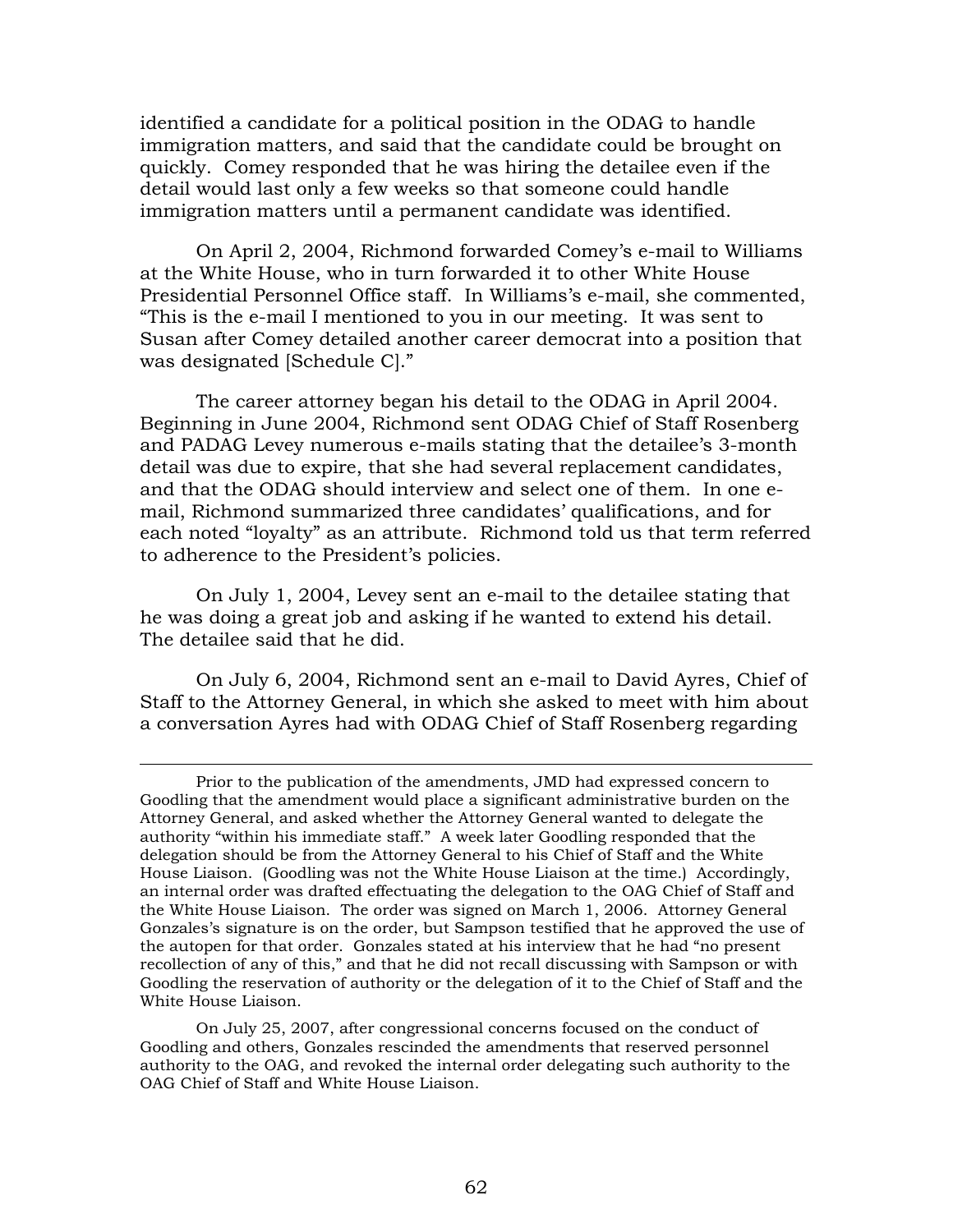identified a candidate for a political position in the ODAG to handle immigration matters, and said that the candidate could be brought on quickly. Comey responded that he was hiring the detailee even if the detail would last only a few weeks so that someone could handle immigration matters until a permanent candidate was identified.

On April 2, 2004, Richmond forwarded Comey's e-mail to Williams at the White House, who in turn forwarded it to other White House Presidential Personnel Office staff. In Williams's e-mail, she commented, "This is the e-mail I mentioned to you in our meeting. It was sent to Susan after Comey detailed another career democrat into a position that was designated [Schedule C]."

The career attorney began his detail to the ODAG in April 2004. Beginning in June 2004, Richmond sent ODAG Chief of Staff Rosenberg and PADAG Levey numerous e-mails stating that the detailee's 3-month detail was due to expire, that she had several replacement candidates, and that the ODAG should interview and select one of them. In one e-mail, Richmond summarized three candidates' qualifications, and for each noted "loyalty" as an attribute. Richmond told us that term referred to adherence to the President's policies.

On July 1, 2004, Levey sent an e-mail to the detailee stating that he was doing a great job and asking if he wanted to extend his detail. The detailee said that he did.

On July 6, 2004, Richmond sent an e-mail to David Ayres, Chief of Staff to the Attorney General, in which she asked to meet with him about a conversation Ayres had with ODAG Chief of Staff Rosenberg regarding

---

Prior to the publication of the amendments, JMD had expressed concern to Goodling that the amendment would place a significant administrative burden on the Attorney General, and asked whether the Attorney General wanted to delegate the authority "within his immediate staff." A week later Goodling responded that the delegation should be from the Attorney General to his Chief of Staff and the White House Liaison. (Goodling was not the White House Liaison at the time.) Accordingly, an internal order was drafted effectuating the delegation to the OAG Chief of Staff and the White House Liaison. The order was signed on March 1, 2006. Attorney General Gonzales's signature is on the order, but Sampson testified that he approved the use of the autopen for that order. Gonzales stated at his interview that he had "no present recollection of any of this," and that he did not recall discussing with Sampson or with Goodling the reservation of authority or the delegation of it to the Chief of Staff and the White House Liaison.

On July 25, 2007, after congressional concerns focused on the conduct of Goodling and others, Gonzales rescinded the amendments that reserved personnel authority to the OAG, and revoked the internal order delegating such authority to the OAG Chief of Staff and White House Liaison.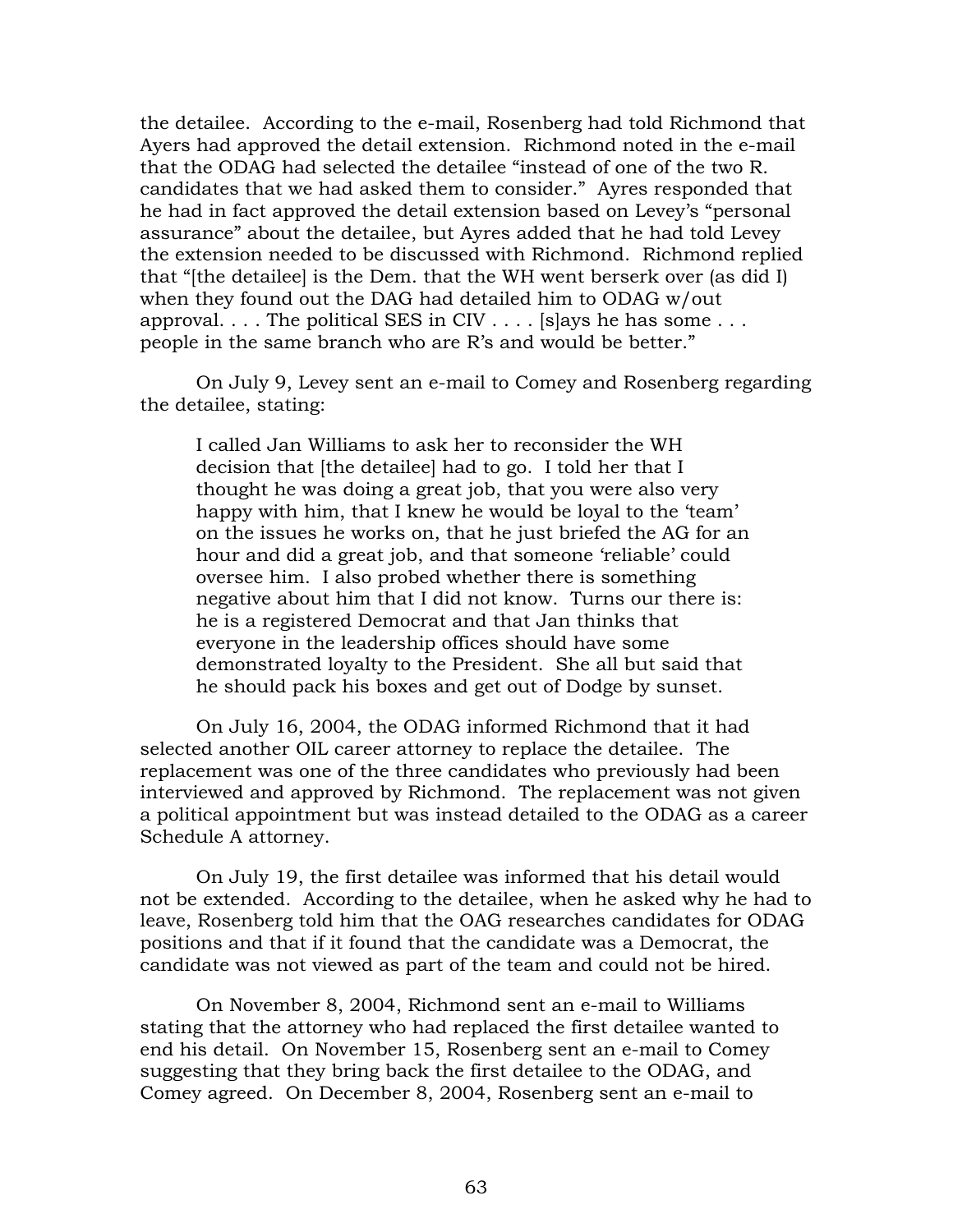the detailee. According to the e-mail, Rosenberg had told Richmond that Ayers had approved the detail extension. Richmond noted in the e-mail that the ODAG had selected the detailee "instead of one of the two R. candidates that we had asked them to consider." Ayres responded that he had in fact approved the detail extension based on Levey's "personal assurance" about the detailee, but Ayres added that he had told Levey the extension needed to be discussed with Richmond. Richmond replied that "[the detailee] is the Dem. that the WH went berserk over (as did I) when they found out the DAG had detailed him to ODAG w/out approval. . . . The political SES in CIV . . . . [s]ays he has some . . . people in the same branch who are R's and would be better."

On July 9, Levey sent an e-mail to Comey and Rosenberg regarding the detailee, stating:

> I called Jan Williams to ask her to reconsider the WH decision that [the detailee] had to go. I told her that I thought he was doing a great job, that you were also very happy with him, that I knew he would be loyal to the 'team' on the issues he works on, that he just briefed the AG for an hour and did a great job, and that someone 'reliable' could oversee him. I also probed whether there is something negative about him that I did not know. Turns our there is: he is a registered Democrat and that Jan thinks that everyone in the leadership offices should have some demonstrated loyalty to the President. She all but said that he should pack his boxes and get out of Dodge by sunset.

On July 16, 2004, the ODAG informed Richmond that it had selected another OIL career attorney to replace the detailee. The replacement was one of the three candidates who previously had been interviewed and approved by Richmond. The replacement was not given a political appointment but was instead detailed to the ODAG as a career Schedule A attorney.

On July 19, the first detailee was informed that his detail would not be extended. According to the detailee, when he asked why he had to leave, Rosenberg told him that the OAG researches candidates for ODAG positions and that if it found that the candidate was a Democrat, the candidate was not viewed as part of the team and could not be hired.

On November 8, 2004, Richmond sent an e-mail to Williams stating that the attorney who had replaced the first detailee wanted to end his detail. On November 15, Rosenberg sent an e-mail to Comey suggesting that they bring back the first detailee to the ODAG, and Comey agreed. On December 8, 2004, Rosenberg sent an e-mail to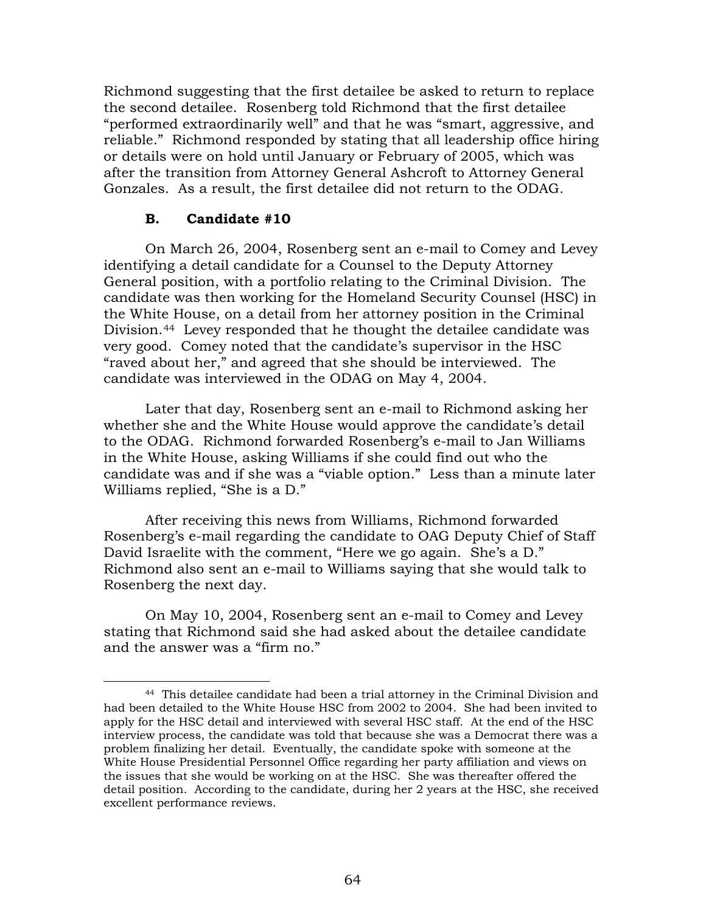Richmond suggesting that the first detailee be asked to return to replace the second detailee. Rosenberg told Richmond that the first detailee "performed extraordinarily well" and that he was "smart, aggressive, and reliable." Richmond responded by stating that all leadership office hiring or details were on hold until January or February of 2005, which was after the transition from Attorney General Ashcroft to Attorney General Gonzales. As a result, the first detailee did not return to the ODAG.

### B. Candidate #10

On March 26, 2004, Rosenberg sent an e-mail to Comey and Levey identifying a detail candidate for a Counsel to the Deputy Attorney General position, with a portfolio relating to the Criminal Division. The candidate was then working for the Homeland Security Counsel (HSC) in the White House, on a detail from her attorney position in the Criminal Division.[44] Levey responded that he thought the detailee candidate was very good. Comey noted that the candidate's supervisor in the HSC "raved about her," and agreed that she should be interviewed. The candidate was interviewed in the ODAG on May 4, 2004.

Later that day, Rosenberg sent an e-mail to Richmond asking her whether she and the White House would approve the candidate's detail to the ODAG. Richmond forwarded Rosenberg's e-mail to Jan Williams in the White House, asking Williams if she could find out who the candidate was and if she was a "viable option." Less than a minute later Williams replied, "She is a D."

After receiving this news from Williams, Richmond forwarded Rosenberg's e-mail regarding the candidate to OAG Deputy Chief of Staff David Israelite with the comment, "Here we go again. She's a D." Richmond also sent an e-mail to Williams saying that she would talk to Rosenberg the next day.

On May 10, 2004, Rosenberg sent an e-mail to Comey and Levey stating that Richmond said she had asked about the detailee candidate and the answer was a "firm no."

---

[44] This detailee candidate had been a trial attorney in the Criminal Division and had been detailed to the White House HSC from 2002 to 2004. She had been invited to apply for the HSC detail and interviewed with several HSC staff. At the end of the HSC interview process, the candidate was told that because she was a Democrat there was a problem finalizing her detail. Eventually, the candidate spoke with someone at the White House Presidential Personnel Office regarding her party affiliation and views on the issues that she would be working on at the HSC. She was thereafter offered the detail position. According to the candidate, during her 2 years at the HSC, she received excellent performance reviews.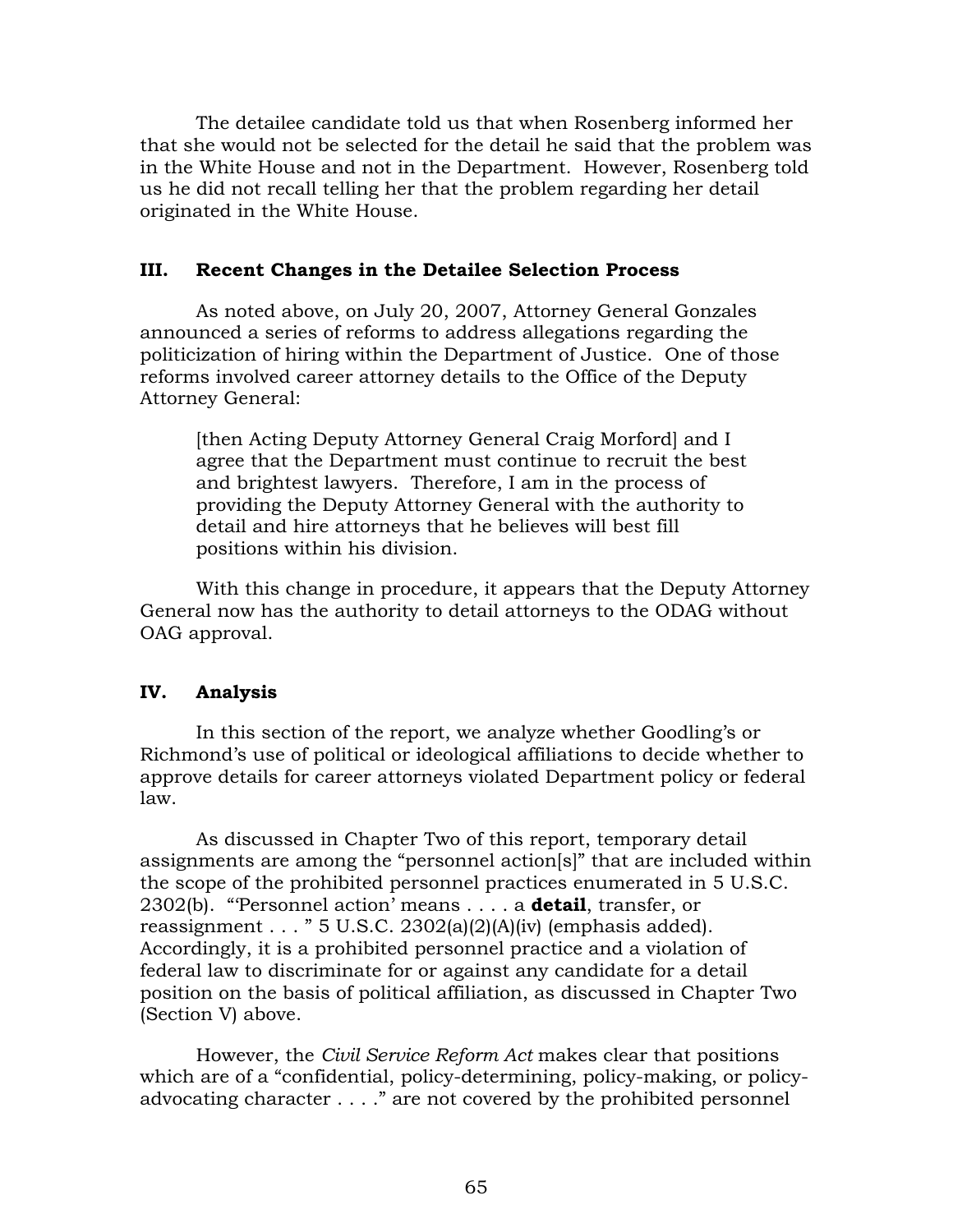The detailee candidate told us that when Rosenberg informed her that she would not be selected for the detail he said that the problem was in the White House and not in the Department. However, Rosenberg told us he did not recall telling her that the problem regarding her detail originated in the White House.

## III. Recent Changes in the Detailee Selection Process

As noted above, on July 20, 2007, Attorney General Gonzales announced a series of reforms to address allegations regarding the politicization of hiring within the Department of Justice. One of those reforms involved career attorney details to the Office of the Deputy Attorney General:

> [then Acting Deputy Attorney General Craig Morford] and I agree that the Department must continue to recruit the best and brightest lawyers. Therefore, I am in the process of providing the Deputy Attorney General with the authority to detail and hire attorneys that he believes will best fill positions within his division.

With this change in procedure, it appears that the Deputy Attorney General now has the authority to detail attorneys to the ODAG without OAG approval.

## IV. Analysis

In this section of the report, we analyze whether Goodling's or Richmond's use of political or ideological affiliations to decide whether to approve details for career attorneys violated Department policy or federal law.

As discussed in Chapter Two of this report, temporary detail assignments are among the "personnel action[s]" that are included within the scope of the prohibited personnel practices enumerated in 5 U.S.C. 2302(b). "'Personnel action' means . . . . a **detail**, transfer, or reassignment . . . " 5 U.S.C. 2302(a)(2)(A)(iv) (emphasis added). Accordingly, it is a prohibited personnel practice and a violation of federal law to discriminate for or against any candidate for a detail position on the basis of political affiliation, as discussed in Chapter Two (Section V) above.

However, the *Civil Service Reform Act* makes clear that positions which are of a "confidential, policy-determining, policy-making, or policy-advocating character . . . ." are not covered by the prohibited personnel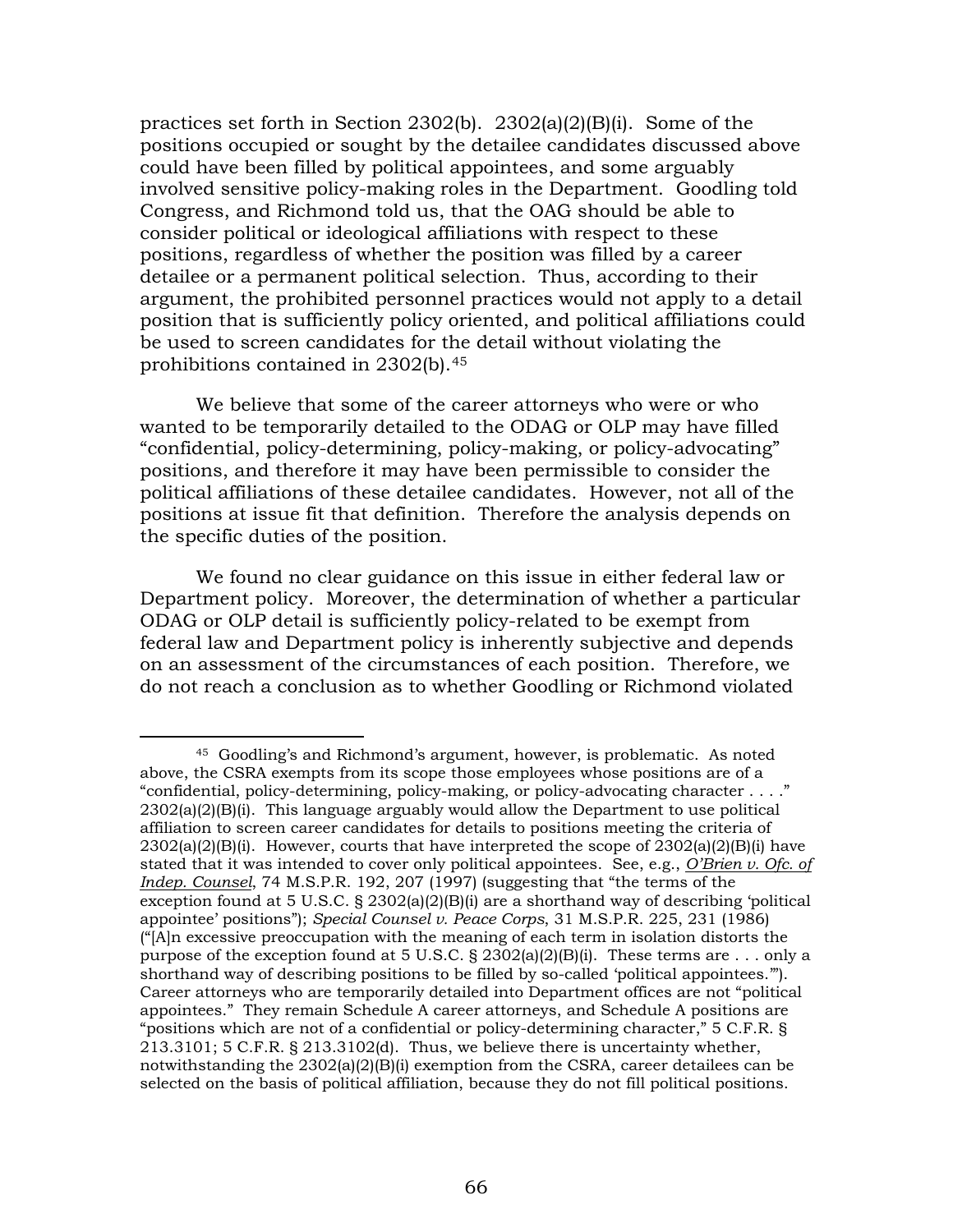practices set forth in Section 2302(b). 2302(a)(2)(B)(i). Some of the positions occupied or sought by the detailee candidates discussed above could have been filled by political appointees, and some arguably involved sensitive policy-making roles in the Department. Goodling told Congress, and Richmond told us, that the OAG should be able to consider political or ideological affiliations with respect to these positions, regardless of whether the position was filled by a career detailee or a permanent political selection. Thus, according to their argument, the prohibited personnel practices would not apply to a detail position that is sufficiently policy oriented, and political affiliations could be used to screen candidates for the detail without violating the prohibitions contained in 2302(b).[45]

We believe that some of the career attorneys who were or who wanted to be temporarily detailed to the ODAG or OLP may have filled "confidential, policy-determining, policy-making, or policy-advocating" positions, and therefore it may have been permissible to consider the political affiliations of these detailee candidates. However, not all of the positions at issue fit that definition. Therefore the analysis depends on the specific duties of the position.

We found no clear guidance on this issue in either federal law or Department policy. Moreover, the determination of whether a particular ODAG or OLP detail is sufficiently policy-related to be exempt from federal law and Department policy is inherently subjective and depends on an assessment of the circumstances of each position. Therefore, we do not reach a conclusion as to whether Goodling or Richmond violated

---

[45] Goodling's and Richmond's argument, however, is problematic. As noted above, the CSRA exempts from its scope those employees whose positions are of a "confidential, policy-determining, policy-making, or policy-advocating character . . . ." 2302(a)(2)(B)(i). This language arguably would allow the Department to use political affiliation to screen career candidates for details to positions meeting the criteria of 2302(a)(2)(B)(i). However, courts that have interpreted the scope of 2302(a)(2)(B)(i) have stated that it was intended to cover only political appointees. See, e.g., *O'Brien v. Ofc. of Indep. Counsel*, 74 M.S.P.R. 192, 207 (1997) (suggesting that "the terms of the exception found at 5 U.S.C. § 2302(a)(2)(B)(i) are a shorthand way of describing 'political appointee' positions"); *Special Counsel v. Peace Corps*, 31 M.S.P.R. 225, 231 (1986) ("[A]n excessive preoccupation with the meaning of each term in isolation distorts the purpose of the exception found at 5 U.S.C. § 2302(a)(2)(B)(i). These terms are . . . only a shorthand way of describing positions to be filled by so-called 'political appointees.'"). Career attorneys who are temporarily detailed into Department offices are not "political appointees." They remain Schedule A career attorneys, and Schedule A positions are "positions which are not of a confidential or policy-determining character," 5 C.F.R. § 213.3101; 5 C.F.R. § 213.3102(d). Thus, we believe there is uncertainty whether, notwithstanding the 2302(a)(2)(B)(i) exemption from the CSRA, career detailees can be selected on the basis of political affiliation, because they do not fill political positions.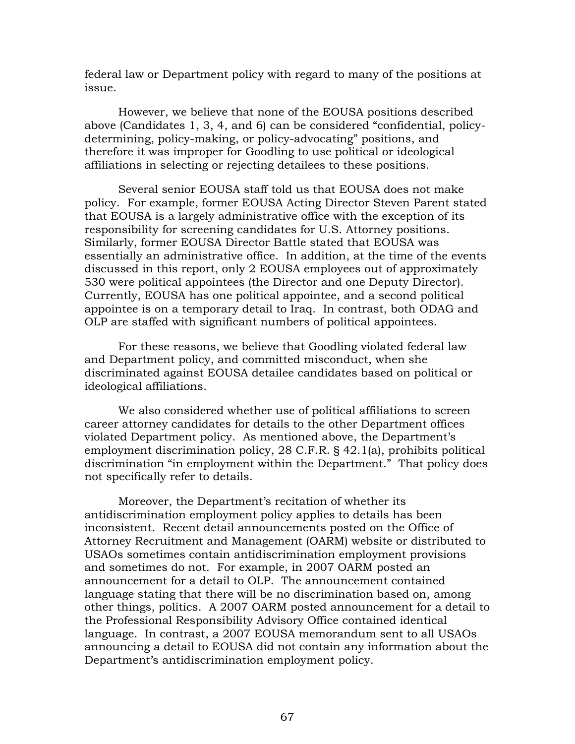federal law or Department policy with regard to many of the positions at issue.

However, we believe that none of the EOUSA positions described above (Candidates 1, 3, 4, and 6) can be considered "confidential, policy-determining, policy-making, or policy-advocating" positions, and therefore it was improper for Goodling to use political or ideological affiliations in selecting or rejecting detailees to these positions.

Several senior EOUSA staff told us that EOUSA does not make policy. For example, former EOUSA Acting Director Steven Parent stated that EOUSA is a largely administrative office with the exception of its responsibility for screening candidates for U.S. Attorney positions. Similarly, former EOUSA Director Battle stated that EOUSA was essentially an administrative office. In addition, at the time of the events discussed in this report, only 2 EOUSA employees out of approximately 530 were political appointees (the Director and one Deputy Director). Currently, EOUSA has one political appointee, and a second political appointee is on a temporary detail to Iraq. In contrast, both ODAG and OLP are staffed with significant numbers of political appointees.

For these reasons, we believe that Goodling violated federal law and Department policy, and committed misconduct, when she discriminated against EOUSA detailee candidates based on political or ideological affiliations.

We also considered whether use of political affiliations to screen career attorney candidates for details to the other Department offices violated Department policy. As mentioned above, the Department's employment discrimination policy, 28 C.F.R. § 42.1(a), prohibits political discrimination "in employment within the Department." That policy does not specifically refer to details.

Moreover, the Department's recitation of whether its antidiscrimination employment policy applies to details has been inconsistent. Recent detail announcements posted on the Office of Attorney Recruitment and Management (OARM) website or distributed to USAOs sometimes contain antidiscrimination employment provisions and sometimes do not. For example, in 2007 OARM posted an announcement for a detail to OLP. The announcement contained language stating that there will be no discrimination based on, among other things, politics. A 2007 OARM posted announcement for a detail to the Professional Responsibility Advisory Office contained identical language. In contrast, a 2007 EOUSA memorandum sent to all USAOs announcing a detail to EOUSA did not contain any information about the Department's antidiscrimination employment policy.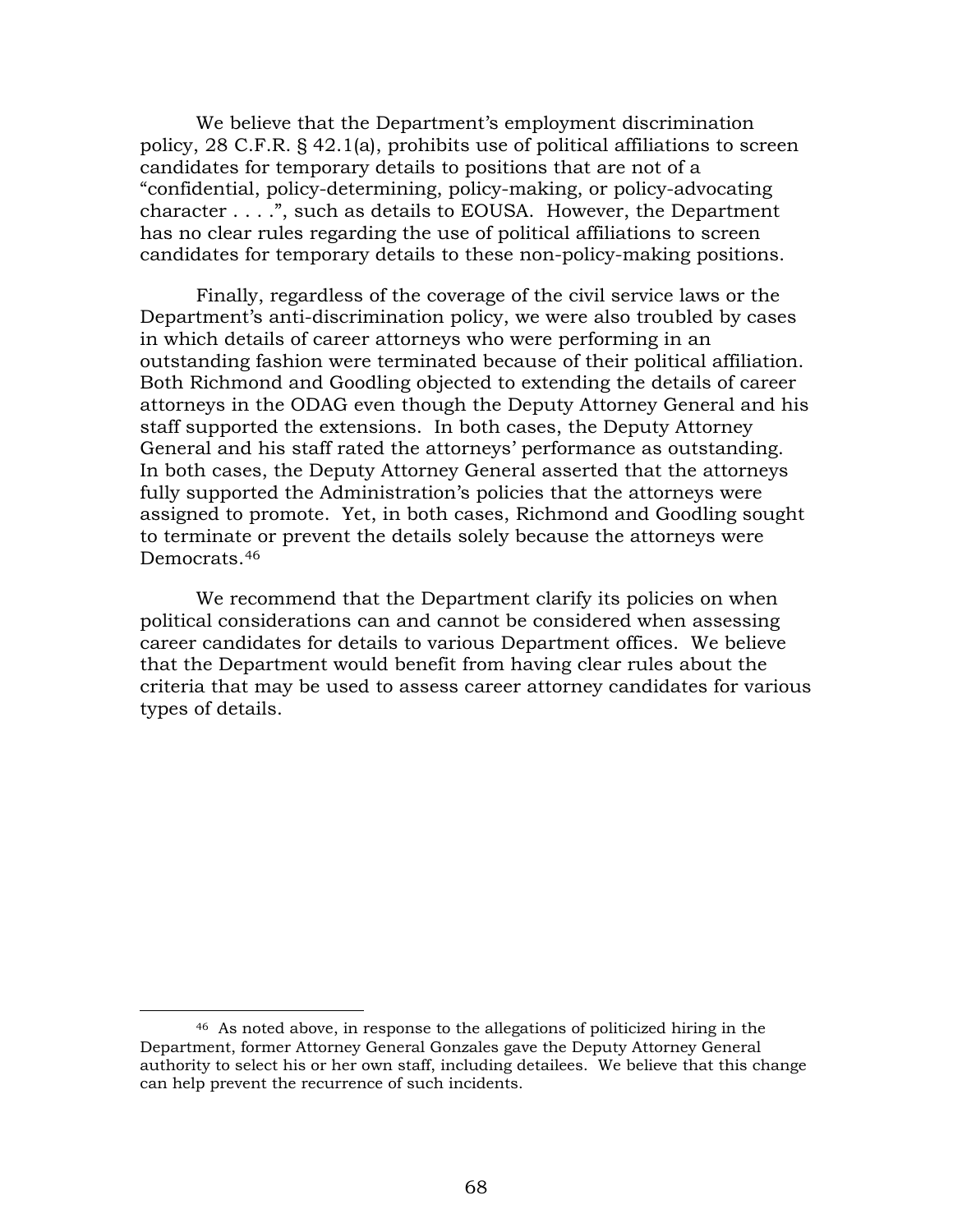We believe that the Department's employment discrimination policy, 28 C.F.R. § 42.1(a), prohibits use of political affiliations to screen candidates for temporary details to positions that are not of a "confidential, policy-determining, policy-making, or policy-advocating character . . . .", such as details to EOUSA. However, the Department has no clear rules regarding the use of political affiliations to screen candidates for temporary details to these non-policy-making positions.

Finally, regardless of the coverage of the civil service laws or the Department's anti-discrimination policy, we were also troubled by cases in which details of career attorneys who were performing in an outstanding fashion were terminated because of their political affiliation. Both Richmond and Goodling objected to extending the details of career attorneys in the ODAG even though the Deputy Attorney General and his staff supported the extensions. In both cases, the Deputy Attorney General and his staff rated the attorneys' performance as outstanding. In both cases, the Deputy Attorney General asserted that the attorneys fully supported the Administration's policies that the attorneys were assigned to promote. Yet, in both cases, Richmond and Goodling sought to terminate or prevent the details solely because the attorneys were Democrats.[46]

We recommend that the Department clarify its policies on when political considerations can and cannot be considered when assessing career candidates for details to various Department offices. We believe that the Department would benefit from having clear rules about the criteria that may be used to assess career attorney candidates for various types of details.

---

[46] As noted above, in response to the allegations of politicized hiring in the Department, former Attorney General Gonzales gave the Deputy Attorney General authority to select his or her own staff, including detailees. We believe that this change can help prevent the recurrence of such incidents.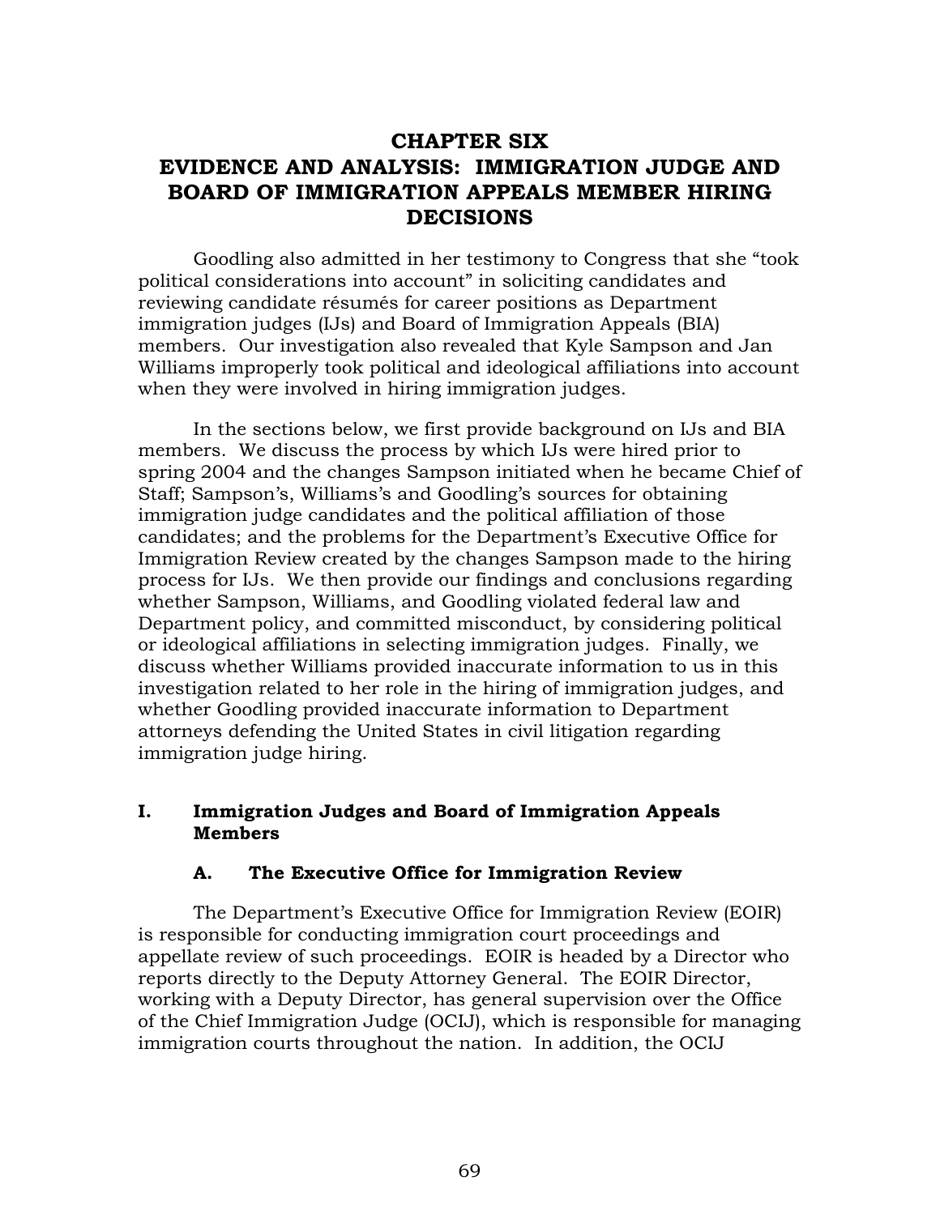# CHAPTER SIX
# EVIDENCE AND ANALYSIS: IMMIGRATION JUDGE AND BOARD OF IMMIGRATION APPEALS MEMBER HIRING DECISIONS

Goodling also admitted in her testimony to Congress that she "took political considerations into account" in soliciting candidates and reviewing candidate résumés for career positions as Department immigration judges (IJs) and Board of Immigration Appeals (BIA) members. Our investigation also revealed that Kyle Sampson and Jan Williams improperly took political and ideological affiliations into account when they were involved in hiring immigration judges.

In the sections below, we first provide background on IJs and BIA members. We discuss the process by which IJs were hired prior to spring 2004 and the changes Sampson initiated when he became Chief of Staff; Sampson's, Williams's and Goodling's sources for obtaining immigration judge candidates and the political affiliation of those candidates; and the problems for the Department's Executive Office for Immigration Review created by the changes Sampson made to the hiring process for IJs. We then provide our findings and conclusions regarding whether Sampson, Williams, and Goodling violated federal law and Department policy, and committed misconduct, by considering political or ideological affiliations in selecting immigration judges. Finally, we discuss whether Williams provided inaccurate information to us in this investigation related to her role in the hiring of immigration judges, and whether Goodling provided inaccurate information to Department attorneys defending the United States in civil litigation regarding immigration judge hiring.

## I. Immigration Judges and Board of Immigration Appeals Members

### A. The Executive Office for Immigration Review

The Department's Executive Office for Immigration Review (EOIR) is responsible for conducting immigration court proceedings and appellate review of such proceedings. EOIR is headed by a Director who reports directly to the Deputy Attorney General. The EOIR Director, working with a Deputy Director, has general supervision over the Office of the Chief Immigration Judge (OCIJ), which is responsible for managing immigration courts throughout the nation. In addition, the OCIJ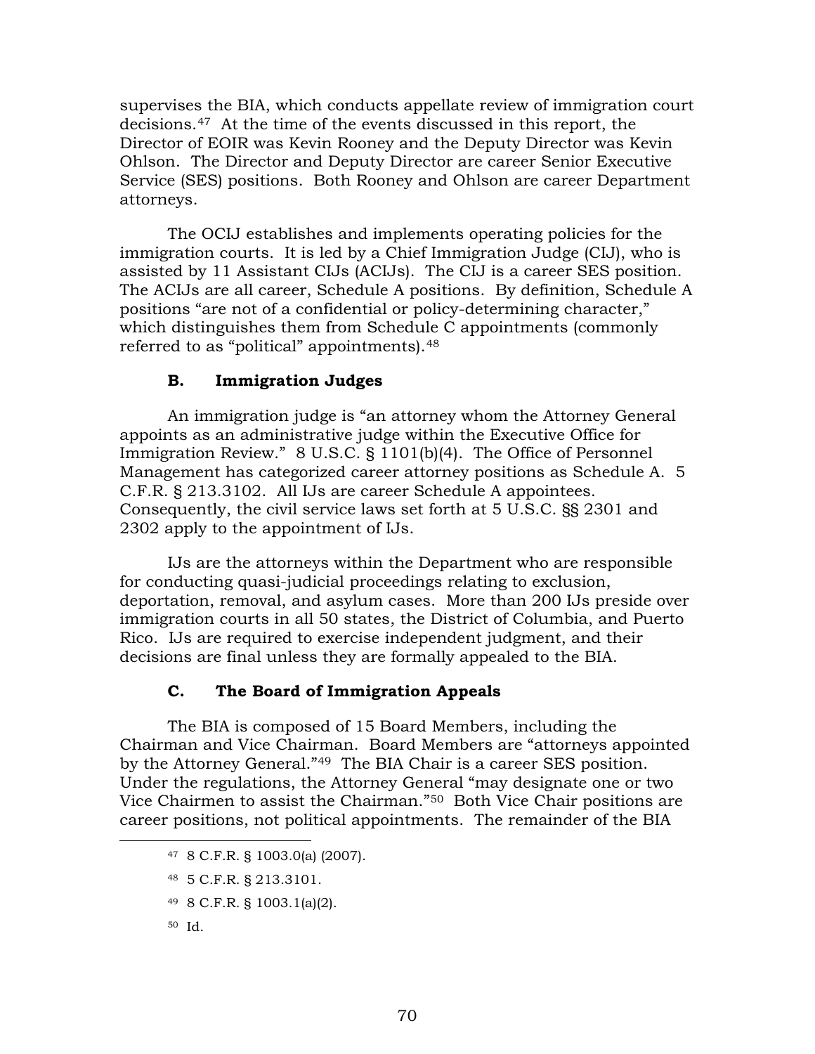supervises the BIA, which conducts appellate review of immigration court decisions.[47] At the time of the events discussed in this report, the Director of EOIR was Kevin Rooney and the Deputy Director was Kevin Ohlson. The Director and Deputy Director are career Senior Executive Service (SES) positions. Both Rooney and Ohlson are career Department attorneys.

The OCIJ establishes and implements operating policies for the immigration courts. It is led by a Chief Immigration Judge (CIJ), who is assisted by 11 Assistant CIJs (ACIJs). The CIJ is a career SES position. The ACIJs are all career, Schedule A positions. By definition, Schedule A positions "are not of a confidential or policy-determining character," which distinguishes them from Schedule C appointments (commonly referred to as "political" appointments).[48]

### B. Immigration Judges

An immigration judge is "an attorney whom the Attorney General appoints as an administrative judge within the Executive Office for Immigration Review." 8 U.S.C. § 1101(b)(4). The Office of Personnel Management has categorized career attorney positions as Schedule A. 5 C.F.R. § 213.3102. All IJs are career Schedule A appointees. Consequently, the civil service laws set forth at 5 U.S.C. §§ 2301 and 2302 apply to the appointment of IJs.

IJs are the attorneys within the Department who are responsible for conducting quasi-judicial proceedings relating to exclusion, deportation, removal, and asylum cases. More than 200 IJs preside over immigration courts in all 50 states, the District of Columbia, and Puerto Rico. IJs are required to exercise independent judgment, and their decisions are final unless they are formally appealed to the BIA.

### C. The Board of Immigration Appeals

The BIA is composed of 15 Board Members, including the Chairman and Vice Chairman. Board Members are "attorneys appointed by the Attorney General."[49] The BIA Chair is a career SES position. Under the regulations, the Attorney General "may designate one or two Vice Chairmen to assist the Chairman."[50] Both Vice Chair positions are career positions, not political appointments. The remainder of the BIA

---

[47] 8 C.F.R. § 1003.0(a) (2007).

[48] 5 C.F.R. § 213.3101.

[49] 8 C.F.R. § 1003.1(a)(2).

[50] Id.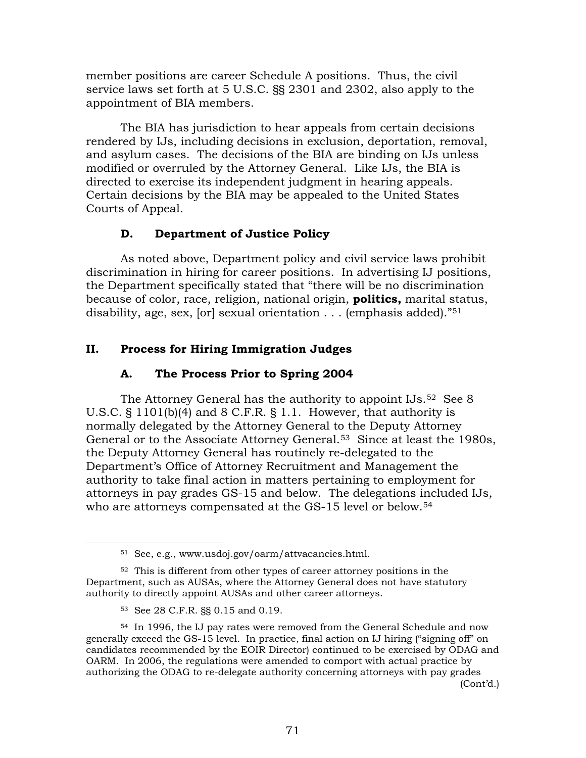member positions are career Schedule A positions. Thus, the civil service laws set forth at 5 U.S.C. §§ 2301 and 2302, also apply to the appointment of BIA members.

The BIA has jurisdiction to hear appeals from certain decisions rendered by IJs, including decisions in exclusion, deportation, removal, and asylum cases. The decisions of the BIA are binding on IJs unless modified or overruled by the Attorney General. Like IJs, the BIA is directed to exercise its independent judgment in hearing appeals. Certain decisions by the BIA may be appealed to the United States Courts of Appeal.

### D. Department of Justice Policy

As noted above, Department policy and civil service laws prohibit discrimination in hiring for career positions. In advertising IJ positions, the Department specifically stated that "there will be no discrimination because of color, race, religion, national origin, **politics,** marital status, disability, age, sex, [or] sexual orientation . . . (emphasis added)."[51]

## II. Process for Hiring Immigration Judges

### A. The Process Prior to Spring 2004

The Attorney General has the authority to appoint IJs.[52] See 8 U.S.C. § 1101(b)(4) and 8 C.F.R. § 1.1. However, that authority is normally delegated by the Attorney General to the Deputy Attorney General or to the Associate Attorney General.[53] Since at least the 1980s, the Deputy Attorney General has routinely re-delegated to the Department's Office of Attorney Recruitment and Management the authority to take final action in matters pertaining to employment for attorneys in pay grades GS-15 and below. The delegations included IJs, who are attorneys compensated at the GS-15 level or below.[54]

---

[51] See, e.g., www.usdoj.gov/oarm/attvacancies.html.

[52] This is different from other types of career attorney positions in the Department, such as AUSAs, where the Attorney General does not have statutory authority to directly appoint AUSAs and other career attorneys.

[53] See 28 C.F.R. §§ 0.15 and 0.19.

[54] In 1996, the IJ pay rates were removed from the General Schedule and now generally exceed the GS-15 level. In practice, final action on IJ hiring ("signing off" on candidates recommended by the EOIR Director) continued to be exercised by ODAG and OARM. In 2006, the regulations were amended to comport with actual practice by authorizing the ODAG to re-delegate authority concerning attorneys with pay grades

(Cont'd.)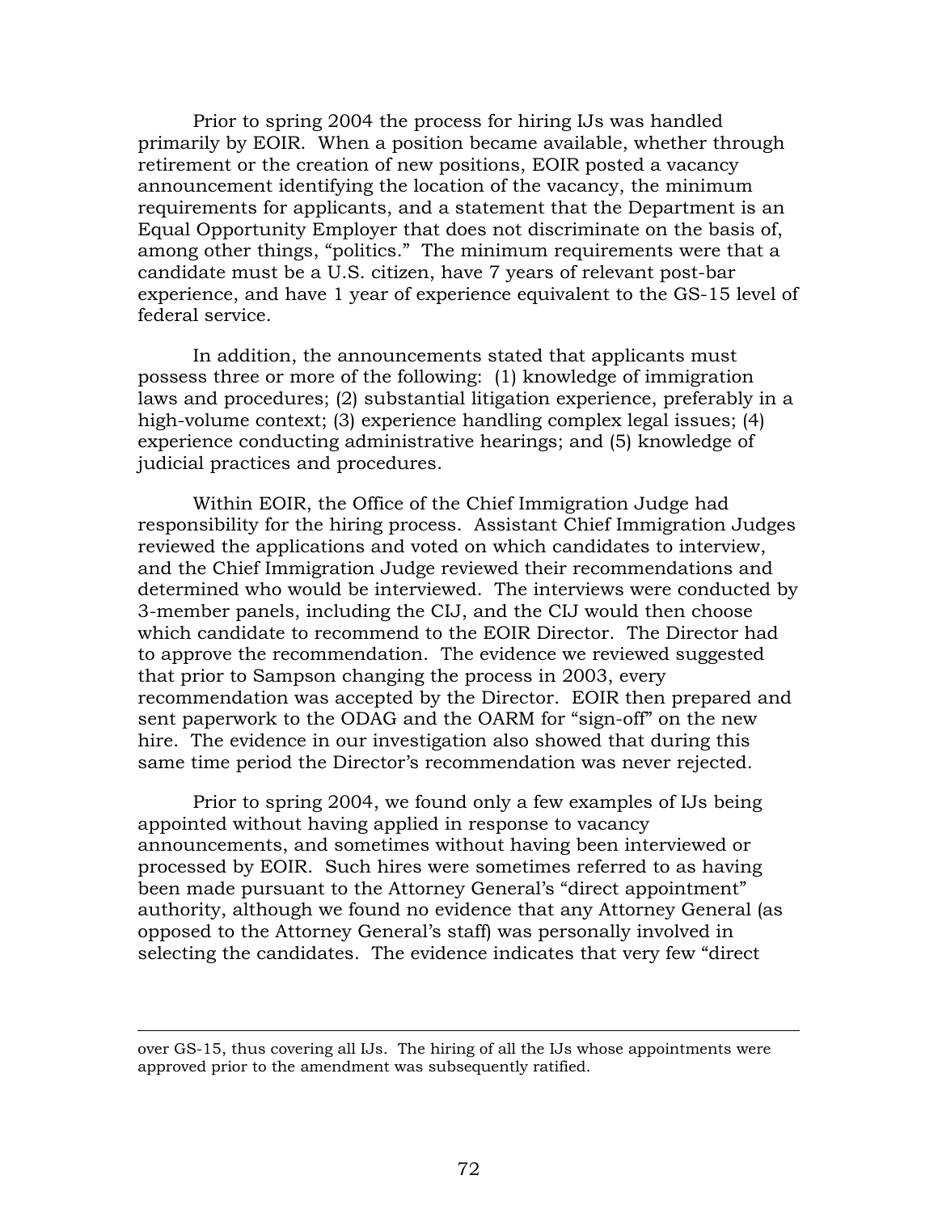Prior to spring 2004 the process for hiring IJs was handled primarily by EOIR. When a position became available, whether through retirement or the creation of new positions, EOIR posted a vacancy announcement identifying the location of the vacancy, the minimum requirements for applicants, and a statement that the Department is an Equal Opportunity Employer that does not discriminate on the basis of, among other things, "politics." The minimum requirements were that a candidate must be a U.S. citizen, have 7 years of relevant post-bar experience, and have 1 year of experience equivalent to the GS-15 level of federal service.

In addition, the announcements stated that applicants must possess three or more of the following: (1) knowledge of immigration laws and procedures; (2) substantial litigation experience, preferably in a high-volume context; (3) experience handling complex legal issues; (4) experience conducting administrative hearings; and (5) knowledge of judicial practices and procedures.

Within EOIR, the Office of the Chief Immigration Judge had responsibility for the hiring process. Assistant Chief Immigration Judges reviewed the applications and voted on which candidates to interview, and the Chief Immigration Judge reviewed their recommendations and determined who would be interviewed. The interviews were conducted by 3-member panels, including the CIJ, and the CIJ would then choose which candidate to recommend to the EOIR Director. The Director had to approve the recommendation. The evidence we reviewed suggested that prior to Sampson changing the process in 2003, every recommendation was accepted by the Director. EOIR then prepared and sent paperwork to the ODAG and the OARM for "sign-off" on the new hire. The evidence in our investigation also showed that during this same time period the Director's recommendation was never rejected.

Prior to spring 2004, we found only a few examples of IJs being appointed without having applied in response to vacancy announcements, and sometimes without having been interviewed or processed by EOIR. Such hires were sometimes referred to as having been made pursuant to the Attorney General's "direct appointment" authority, although we found no evidence that any Attorney General (as opposed to the Attorney General's staff) was personally involved in selecting the candidates. The evidence indicates that very few "direct

---

over GS-15, thus covering all IJs. The hiring of all the IJs whose appointments were approved prior to the amendment was subsequently ratified.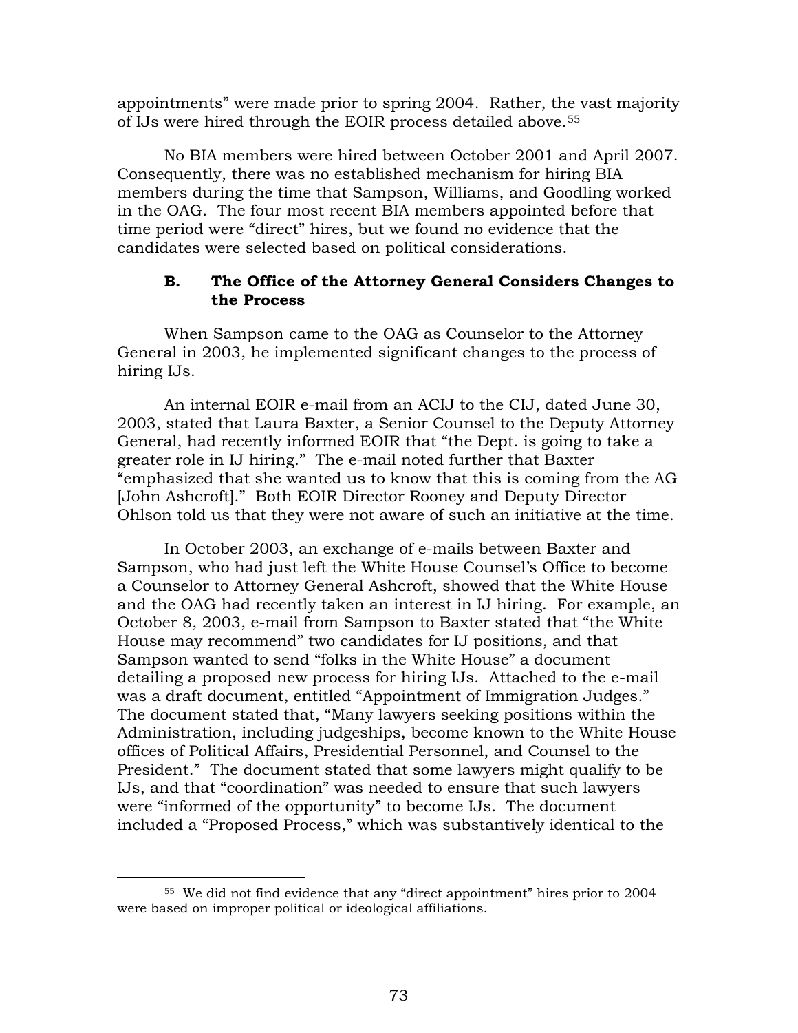appointments" were made prior to spring 2004. Rather, the vast majority of IJs were hired through the EOIR process detailed above.[55]

No BIA members were hired between October 2001 and April 2007. Consequently, there was no established mechanism for hiring BIA members during the time that Sampson, Williams, and Goodling worked in the OAG. The four most recent BIA members appointed before that time period were "direct" hires, but we found no evidence that the candidates were selected based on political considerations.

### B. The Office of the Attorney General Considers Changes to the Process

When Sampson came to the OAG as Counselor to the Attorney General in 2003, he implemented significant changes to the process of hiring IJs.

An internal EOIR e-mail from an ACIJ to the CIJ, dated June 30, 2003, stated that Laura Baxter, a Senior Counsel to the Deputy Attorney General, had recently informed EOIR that "the Dept. is going to take a greater role in IJ hiring." The e-mail noted further that Baxter "emphasized that she wanted us to know that this is coming from the AG [John Ashcroft]." Both EOIR Director Rooney and Deputy Director Ohlson told us that they were not aware of such an initiative at the time.

In October 2003, an exchange of e-mails between Baxter and Sampson, who had just left the White House Counsel's Office to become a Counselor to Attorney General Ashcroft, showed that the White House and the OAG had recently taken an interest in IJ hiring. For example, an October 8, 2003, e-mail from Sampson to Baxter stated that "the White House may recommend" two candidates for IJ positions, and that Sampson wanted to send "folks in the White House" a document detailing a proposed new process for hiring IJs. Attached to the e-mail was a draft document, entitled "Appointment of Immigration Judges." The document stated that, "Many lawyers seeking positions within the Administration, including judgeships, become known to the White House offices of Political Affairs, Presidential Personnel, and Counsel to the President." The document stated that some lawyers might qualify to be IJs, and that "coordination" was needed to ensure that such lawyers were "informed of the opportunity" to become IJs. The document included a "Proposed Process," which was substantively identical to the

---

[55] We did not find evidence that any "direct appointment" hires prior to 2004 were based on improper political or ideological affiliations.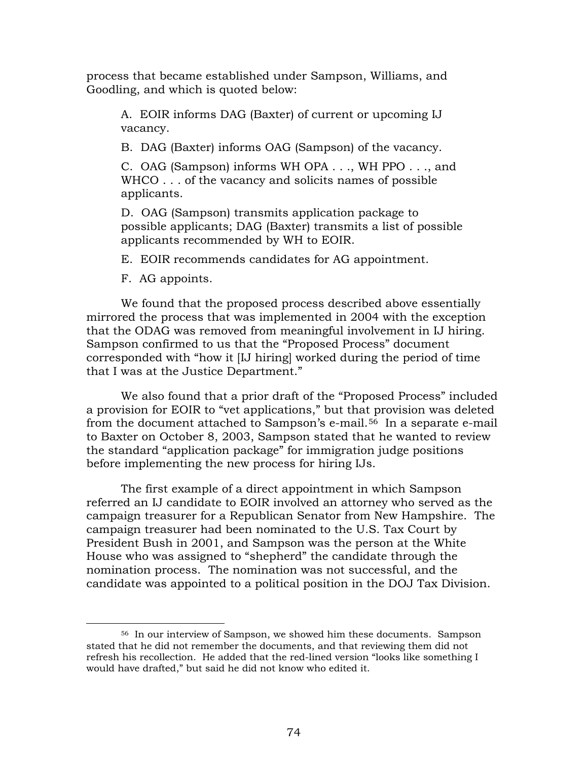process that became established under Sampson, Williams, and Goodling, and which is quoted below:

> A. EOIR informs DAG (Baxter) of current or upcoming IJ vacancy.
>
> B. DAG (Baxter) informs OAG (Sampson) of the vacancy.
>
> C. OAG (Sampson) informs WH OPA . . ., WH PPO . . ., and WHCO . . . of the vacancy and solicits names of possible applicants.
>
> D. OAG (Sampson) transmits application package to possible applicants; DAG (Baxter) transmits a list of possible applicants recommended by WH to EOIR.
>
> E. EOIR recommends candidates for AG appointment.
>
> F. AG appoints.

We found that the proposed process described above essentially mirrored the process that was implemented in 2004 with the exception that the ODAG was removed from meaningful involvement in IJ hiring. Sampson confirmed to us that the "Proposed Process" document corresponded with "how it [IJ hiring] worked during the period of time that I was at the Justice Department."

We also found that a prior draft of the "Proposed Process" included a provision for EOIR to "vet applications," but that provision was deleted from the document attached to Sampson's e-mail.[56] In a separate e-mail to Baxter on October 8, 2003, Sampson stated that he wanted to review the standard "application package" for immigration judge positions before implementing the new process for hiring IJs.

The first example of a direct appointment in which Sampson referred an IJ candidate to EOIR involved an attorney who served as the campaign treasurer for a Republican Senator from New Hampshire. The campaign treasurer had been nominated to the U.S. Tax Court by President Bush in 2001, and Sampson was the person at the White House who was assigned to "shepherd" the candidate through the nomination process. The nomination was not successful, and the candidate was appointed to a political position in the DOJ Tax Division.

---

[56] In our interview of Sampson, we showed him these documents. Sampson stated that he did not remember the documents, and that reviewing them did not refresh his recollection. He added that the red-lined version "looks like something I would have drafted," but said he did not know who edited it.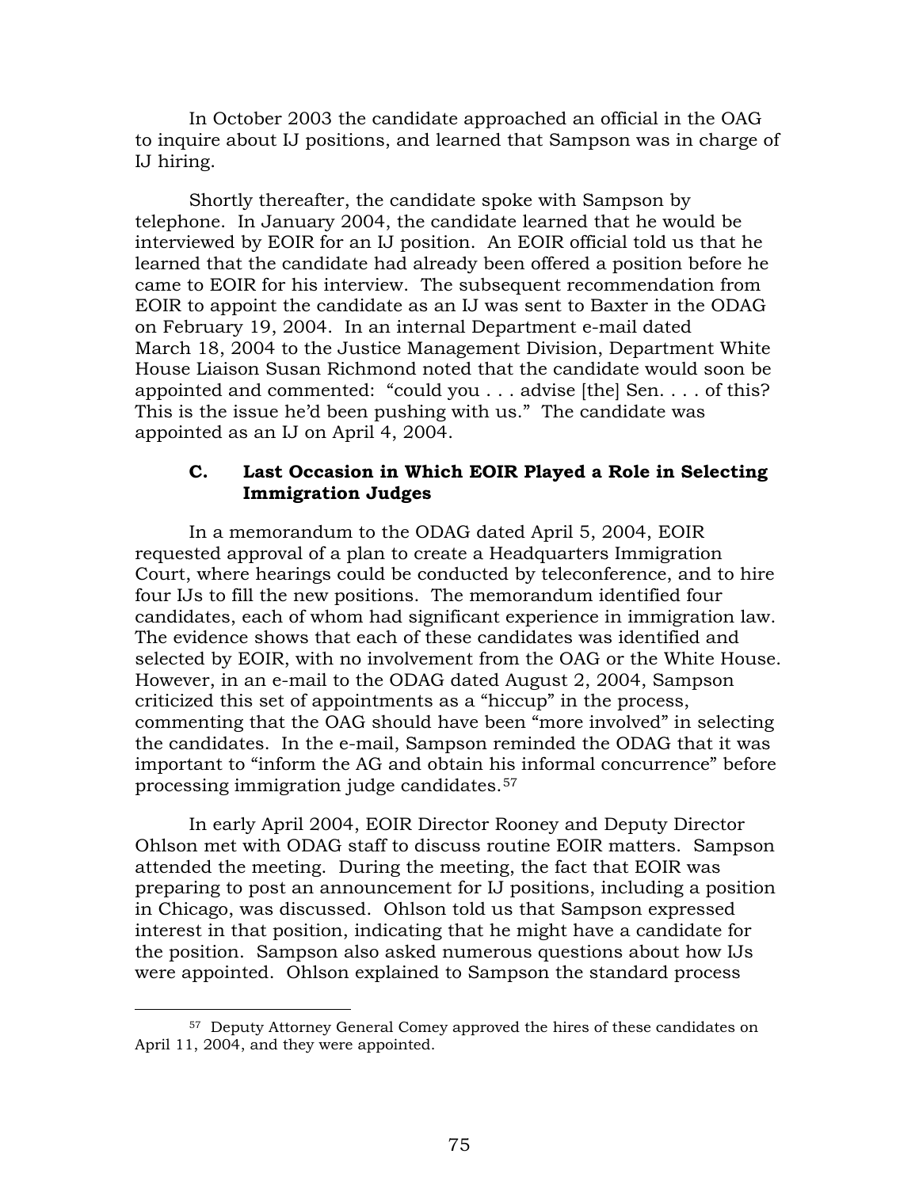In October 2003 the candidate approached an official in the OAG to inquire about IJ positions, and learned that Sampson was in charge of IJ hiring.

Shortly thereafter, the candidate spoke with Sampson by telephone. In January 2004, the candidate learned that he would be interviewed by EOIR for an IJ position. An EOIR official told us that he learned that the candidate had already been offered a position before he came to EOIR for his interview. The subsequent recommendation from EOIR to appoint the candidate as an IJ was sent to Baxter in the ODAG on February 19, 2004. In an internal Department e-mail dated March 18, 2004 to the Justice Management Division, Department White House Liaison Susan Richmond noted that the candidate would soon be appointed and commented: "could you . . . advise [the] Sen. . . . of this? This is the issue he'd been pushing with us." The candidate was appointed as an IJ on April 4, 2004.

### C. Last Occasion in Which EOIR Played a Role in Selecting Immigration Judges

In a memorandum to the ODAG dated April 5, 2004, EOIR requested approval of a plan to create a Headquarters Immigration Court, where hearings could be conducted by teleconference, and to hire four IJs to fill the new positions. The memorandum identified four candidates, each of whom had significant experience in immigration law. The evidence shows that each of these candidates was identified and selected by EOIR, with no involvement from the OAG or the White House. However, in an e-mail to the ODAG dated August 2, 2004, Sampson criticized this set of appointments as a "hiccup" in the process, commenting that the OAG should have been "more involved" in selecting the candidates. In the e-mail, Sampson reminded the ODAG that it was important to "inform the AG and obtain his informal concurrence" before processing immigration judge candidates.[57]

In early April 2004, EOIR Director Rooney and Deputy Director Ohlson met with ODAG staff to discuss routine EOIR matters. Sampson attended the meeting. During the meeting, the fact that EOIR was preparing to post an announcement for IJ positions, including a position in Chicago, was discussed. Ohlson told us that Sampson expressed interest in that position, indicating that he might have a candidate for the position. Sampson also asked numerous questions about how IJs were appointed. Ohlson explained to Sampson the standard process

[57] Deputy Attorney General Comey approved the hires of these candidates on April 11, 2004, and they were appointed.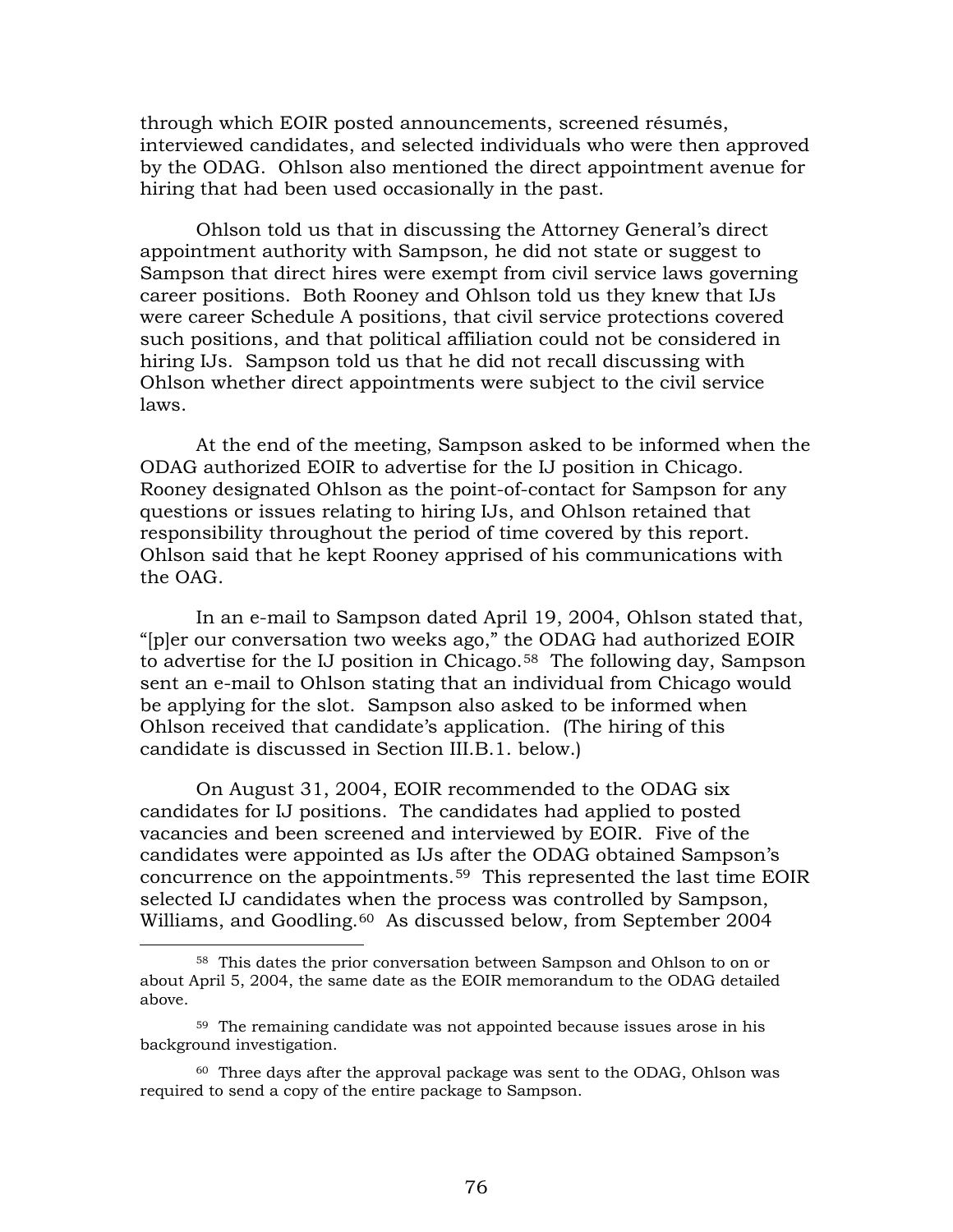through which EOIR posted announcements, screened résumés, interviewed candidates, and selected individuals who were then approved by the ODAG. Ohlson also mentioned the direct appointment avenue for hiring that had been used occasionally in the past.

Ohlson told us that in discussing the Attorney General's direct appointment authority with Sampson, he did not state or suggest to Sampson that direct hires were exempt from civil service laws governing career positions. Both Rooney and Ohlson told us they knew that IJs were career Schedule A positions, that civil service protections covered such positions, and that political affiliation could not be considered in hiring IJs. Sampson told us that he did not recall discussing with Ohlson whether direct appointments were subject to the civil service laws.

At the end of the meeting, Sampson asked to be informed when the ODAG authorized EOIR to advertise for the IJ position in Chicago. Rooney designated Ohlson as the point-of-contact for Sampson for any questions or issues relating to hiring IJs, and Ohlson retained that responsibility throughout the period of time covered by this report. Ohlson said that he kept Rooney apprised of his communications with the OAG.

In an e-mail to Sampson dated April 19, 2004, Ohlson stated that, "[p]er our conversation two weeks ago," the ODAG had authorized EOIR to advertise for the IJ position in Chicago.[58] The following day, Sampson sent an e-mail to Ohlson stating that an individual from Chicago would be applying for the slot. Sampson also asked to be informed when Ohlson received that candidate's application. (The hiring of this candidate is discussed in Section III.B.1. below.)

On August 31, 2004, EOIR recommended to the ODAG six candidates for IJ positions. The candidates had applied to posted vacancies and been screened and interviewed by EOIR. Five of the candidates were appointed as IJs after the ODAG obtained Sampson's concurrence on the appointments.[59] This represented the last time EOIR selected IJ candidates when the process was controlled by Sampson, Williams, and Goodling.[60] As discussed below, from September 2004

[58] This dates the prior conversation between Sampson and Ohlson to on or about April 5, 2004, the same date as the EOIR memorandum to the ODAG detailed above.

[59] The remaining candidate was not appointed because issues arose in his background investigation.

[60] Three days after the approval package was sent to the ODAG, Ohlson was required to send a copy of the entire package to Sampson.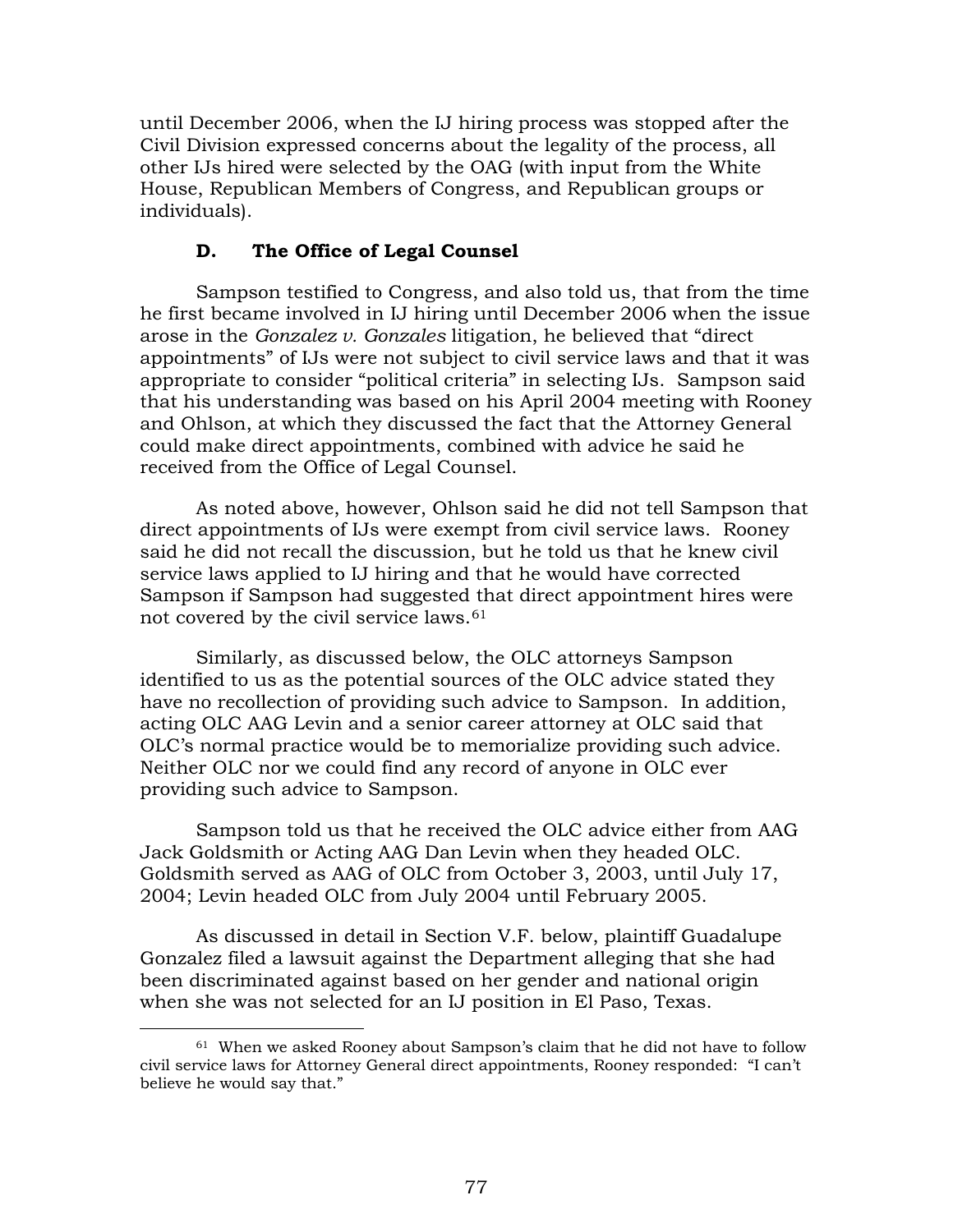until December 2006, when the IJ hiring process was stopped after the Civil Division expressed concerns about the legality of the process, all other IJs hired were selected by the OAG (with input from the White House, Republican Members of Congress, and Republican groups or individuals).

### D. The Office of Legal Counsel

Sampson testified to Congress, and also told us, that from the time he first became involved in IJ hiring until December 2006 when the issue arose in the *Gonzalez v. Gonzales* litigation, he believed that "direct appointments" of IJs were not subject to civil service laws and that it was appropriate to consider "political criteria" in selecting IJs. Sampson said that his understanding was based on his April 2004 meeting with Rooney and Ohlson, at which they discussed the fact that the Attorney General could make direct appointments, combined with advice he said he received from the Office of Legal Counsel.

As noted above, however, Ohlson said he did not tell Sampson that direct appointments of IJs were exempt from civil service laws. Rooney said he did not recall the discussion, but he told us that he knew civil service laws applied to IJ hiring and that he would have corrected Sampson if Sampson had suggested that direct appointment hires were not covered by the civil service laws.[61]

Similarly, as discussed below, the OLC attorneys Sampson identified to us as the potential sources of the OLC advice stated they have no recollection of providing such advice to Sampson. In addition, acting OLC AAG Levin and a senior career attorney at OLC said that OLC's normal practice would be to memorialize providing such advice. Neither OLC nor we could find any record of anyone in OLC ever providing such advice to Sampson.

Sampson told us that he received the OLC advice either from AAG Jack Goldsmith or Acting AAG Dan Levin when they headed OLC. Goldsmith served as AAG of OLC from October 3, 2003, until July 17, 2004; Levin headed OLC from July 2004 until February 2005.

As discussed in detail in Section V.F. below, plaintiff Guadalupe Gonzalez filed a lawsuit against the Department alleging that she had been discriminated against based on her gender and national origin when she was not selected for an IJ position in El Paso, Texas.

---

[61] When we asked Rooney about Sampson's claim that he did not have to follow civil service laws for Attorney General direct appointments, Rooney responded: "I can't believe he would say that."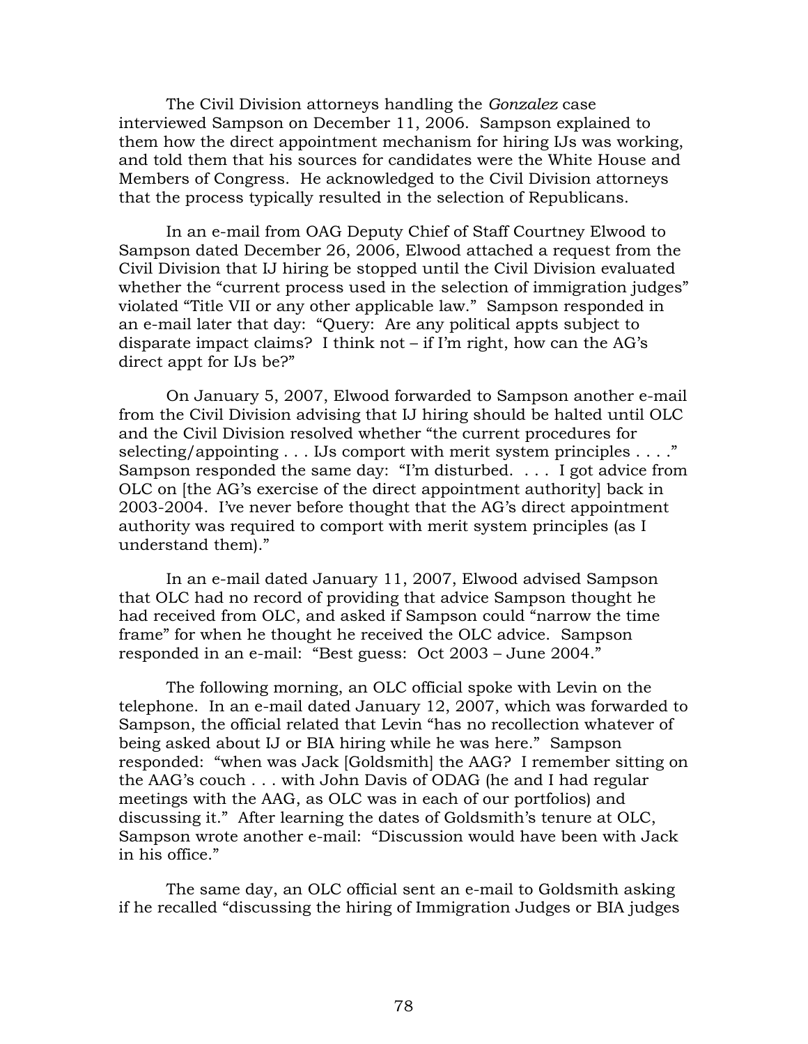The Civil Division attorneys handling the *Gonzalez* case interviewed Sampson on December 11, 2006. Sampson explained to them how the direct appointment mechanism for hiring IJs was working, and told them that his sources for candidates were the White House and Members of Congress. He acknowledged to the Civil Division attorneys that the process typically resulted in the selection of Republicans.

In an e-mail from OAG Deputy Chief of Staff Courtney Elwood to Sampson dated December 26, 2006, Elwood attached a request from the Civil Division that IJ hiring be stopped until the Civil Division evaluated whether the "current process used in the selection of immigration judges" violated "Title VII or any other applicable law." Sampson responded in an e-mail later that day: "Query: Are any political appts subject to disparate impact claims? I think not – if I'm right, how can the AG's direct appt for IJs be?"

On January 5, 2007, Elwood forwarded to Sampson another e-mail from the Civil Division advising that IJ hiring should be halted until OLC and the Civil Division resolved whether "the current procedures for selecting/appointing . . . IJs comport with merit system principles . . . ." Sampson responded the same day: "I'm disturbed. . . . I got advice from OLC on [the AG's exercise of the direct appointment authority] back in 2003-2004. I've never before thought that the AG's direct appointment authority was required to comport with merit system principles (as I understand them)."

In an e-mail dated January 11, 2007, Elwood advised Sampson that OLC had no record of providing that advice Sampson thought he had received from OLC, and asked if Sampson could "narrow the time frame" for when he thought he received the OLC advice. Sampson responded in an e-mail: "Best guess: Oct 2003 – June 2004."

The following morning, an OLC official spoke with Levin on the telephone. In an e-mail dated January 12, 2007, which was forwarded to Sampson, the official related that Levin "has no recollection whatever of being asked about IJ or BIA hiring while he was here." Sampson responded: "when was Jack [Goldsmith] the AAG? I remember sitting on the AAG's couch . . . with John Davis of ODAG (he and I had regular meetings with the AAG, as OLC was in each of our portfolios) and discussing it." After learning the dates of Goldsmith's tenure at OLC, Sampson wrote another e-mail: "Discussion would have been with Jack in his office."

The same day, an OLC official sent an e-mail to Goldsmith asking if he recalled "discussing the hiring of Immigration Judges or BIA judges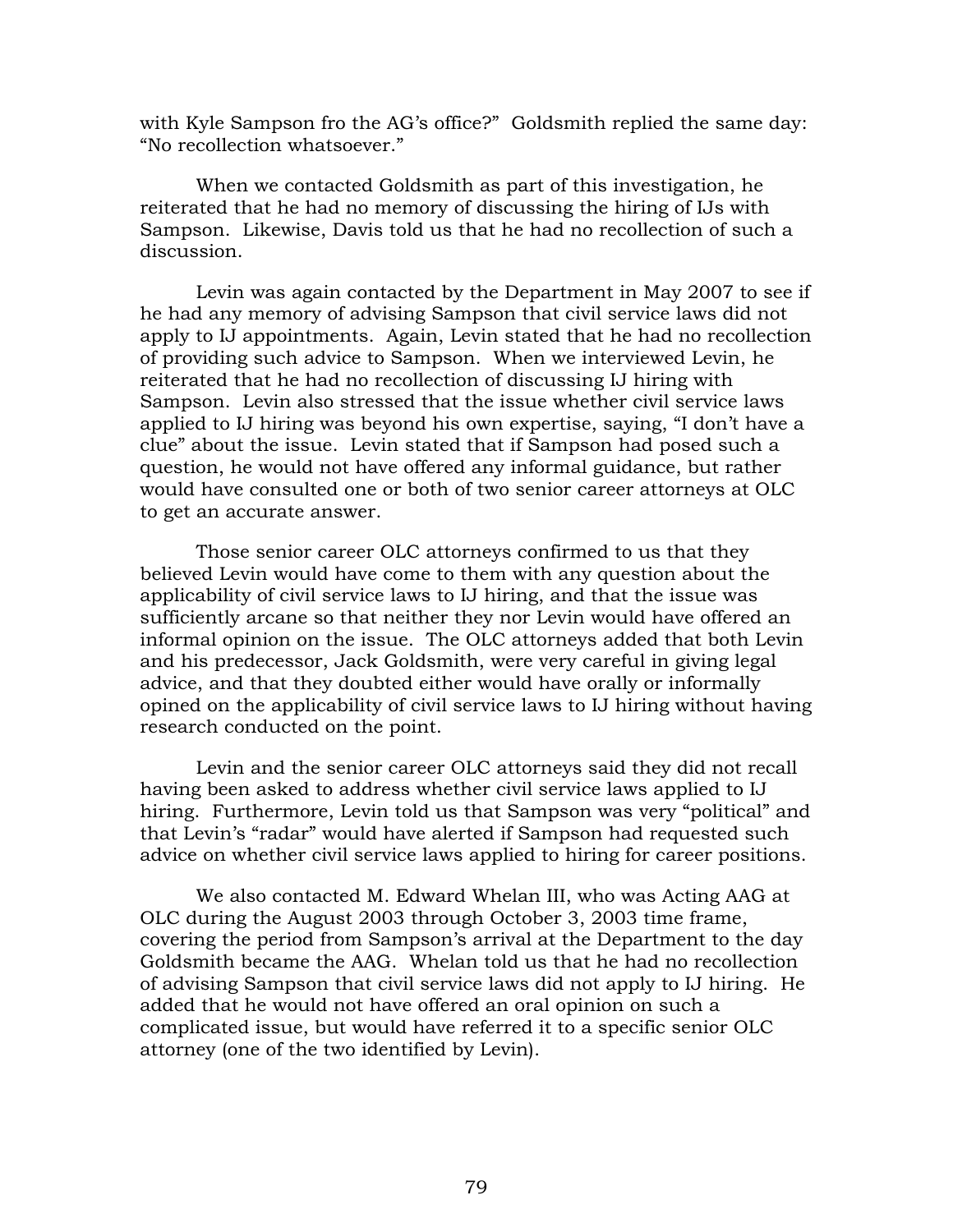with Kyle Sampson fro the AG's office?" Goldsmith replied the same day: "No recollection whatsoever."

When we contacted Goldsmith as part of this investigation, he reiterated that he had no memory of discussing the hiring of IJs with Sampson. Likewise, Davis told us that he had no recollection of such a discussion.

Levin was again contacted by the Department in May 2007 to see if he had any memory of advising Sampson that civil service laws did not apply to IJ appointments. Again, Levin stated that he had no recollection of providing such advice to Sampson. When we interviewed Levin, he reiterated that he had no recollection of discussing IJ hiring with Sampson. Levin also stressed that the issue whether civil service laws applied to IJ hiring was beyond his own expertise, saying, "I don't have a clue" about the issue. Levin stated that if Sampson had posed such a question, he would not have offered any informal guidance, but rather would have consulted one or both of two senior career attorneys at OLC to get an accurate answer.

Those senior career OLC attorneys confirmed to us that they believed Levin would have come to them with any question about the applicability of civil service laws to IJ hiring, and that the issue was sufficiently arcane so that neither they nor Levin would have offered an informal opinion on the issue. The OLC attorneys added that both Levin and his predecessor, Jack Goldsmith, were very careful in giving legal advice, and that they doubted either would have orally or informally opined on the applicability of civil service laws to IJ hiring without having research conducted on the point.

Levin and the senior career OLC attorneys said they did not recall having been asked to address whether civil service laws applied to IJ hiring. Furthermore, Levin told us that Sampson was very "political" and that Levin's "radar" would have alerted if Sampson had requested such advice on whether civil service laws applied to hiring for career positions.

We also contacted M. Edward Whelan III, who was Acting AAG at OLC during the August 2003 through October 3, 2003 time frame, covering the period from Sampson's arrival at the Department to the day Goldsmith became the AAG. Whelan told us that he had no recollection of advising Sampson that civil service laws did not apply to IJ hiring. He added that he would not have offered an oral opinion on such a complicated issue, but would have referred it to a specific senior OLC attorney (one of the two identified by Levin).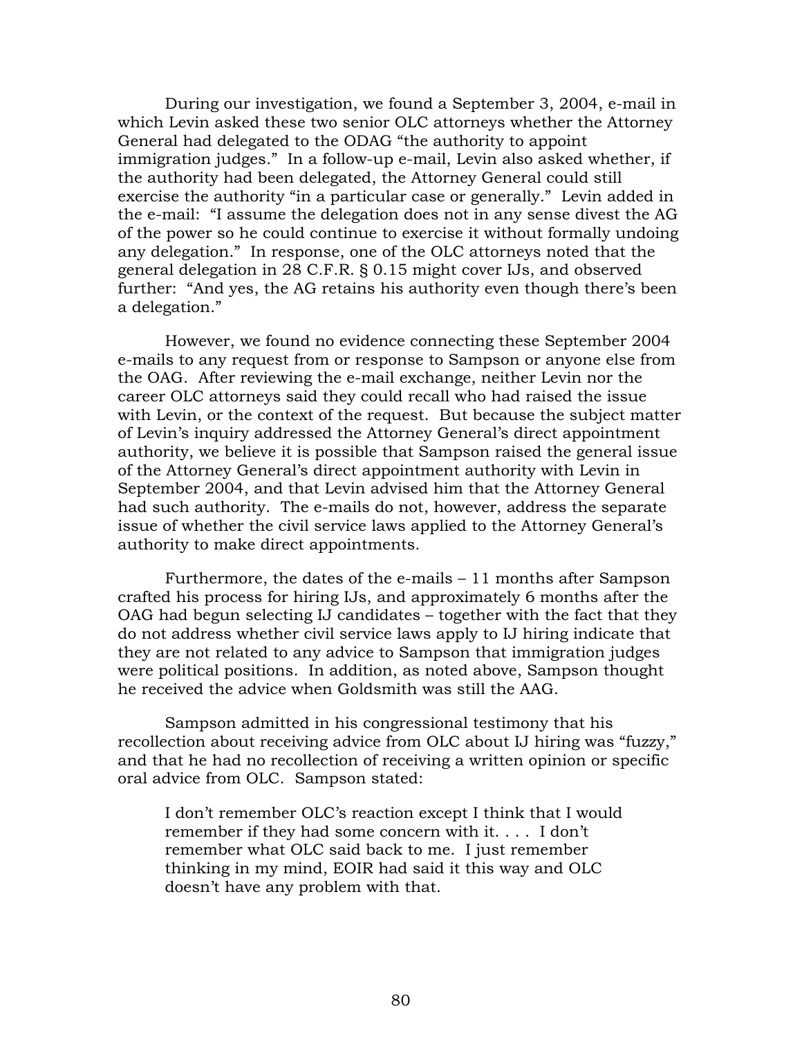During our investigation, we found a September 3, 2004, e-mail in which Levin asked these two senior OLC attorneys whether the Attorney General had delegated to the ODAG "the authority to appoint immigration judges." In a follow-up e-mail, Levin also asked whether, if the authority had been delegated, the Attorney General could still exercise the authority "in a particular case or generally." Levin added in the e-mail: "I assume the delegation does not in any sense divest the AG of the power so he could continue to exercise it without formally undoing any delegation." In response, one of the OLC attorneys noted that the general delegation in 28 C.F.R. § 0.15 might cover IJs, and observed further: "And yes, the AG retains his authority even though there's been a delegation."

However, we found no evidence connecting these September 2004 e-mails to any request from or response to Sampson or anyone else from the OAG. After reviewing the e-mail exchange, neither Levin nor the career OLC attorneys said they could recall who had raised the issue with Levin, or the context of the request. But because the subject matter of Levin's inquiry addressed the Attorney General's direct appointment authority, we believe it is possible that Sampson raised the general issue of the Attorney General's direct appointment authority with Levin in September 2004, and that Levin advised him that the Attorney General had such authority. The e-mails do not, however, address the separate issue of whether the civil service laws applied to the Attorney General's authority to make direct appointments.

Furthermore, the dates of the e-mails – 11 months after Sampson crafted his process for hiring IJs, and approximately 6 months after the OAG had begun selecting IJ candidates – together with the fact that they do not address whether civil service laws apply to IJ hiring indicate that they are not related to any advice to Sampson that immigration judges were political positions. In addition, as noted above, Sampson thought he received the advice when Goldsmith was still the AAG.

Sampson admitted in his congressional testimony that his recollection about receiving advice from OLC about IJ hiring was "fuzzy," and that he had no recollection of receiving a written opinion or specific oral advice from OLC. Sampson stated:

> I don't remember OLC's reaction except I think that I would remember if they had some concern with it. . . . I don't remember what OLC said back to me. I just remember thinking in my mind, EOIR had said it this way and OLC doesn't have any problem with that.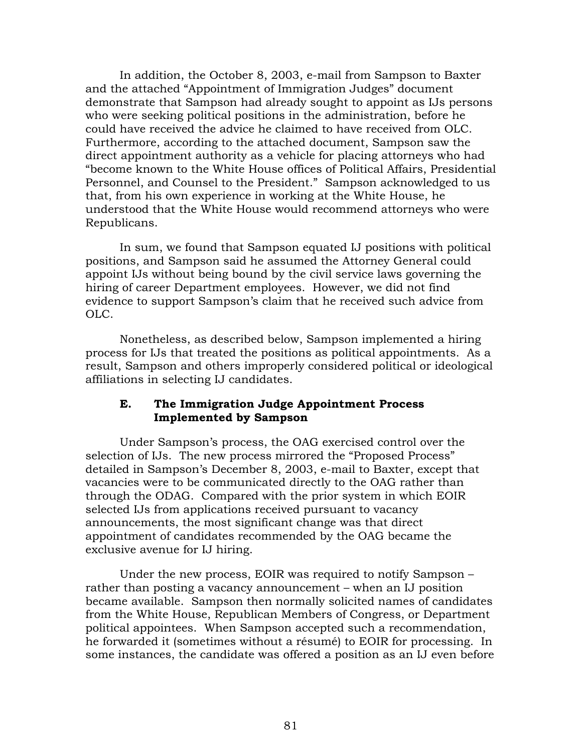In addition, the October 8, 2003, e-mail from Sampson to Baxter and the attached "Appointment of Immigration Judges" document demonstrate that Sampson had already sought to appoint as IJs persons who were seeking political positions in the administration, before he could have received the advice he claimed to have received from OLC. Furthermore, according to the attached document, Sampson saw the direct appointment authority as a vehicle for placing attorneys who had "become known to the White House offices of Political Affairs, Presidential Personnel, and Counsel to the President." Sampson acknowledged to us that, from his own experience in working at the White House, he understood that the White House would recommend attorneys who were Republicans.

In sum, we found that Sampson equated IJ positions with political positions, and Sampson said he assumed the Attorney General could appoint IJs without being bound by the civil service laws governing the hiring of career Department employees. However, we did not find evidence to support Sampson's claim that he received such advice from OLC.

Nonetheless, as described below, Sampson implemented a hiring process for IJs that treated the positions as political appointments. As a result, Sampson and others improperly considered political or ideological affiliations in selecting IJ candidates.

### E. The Immigration Judge Appointment Process Implemented by Sampson

Under Sampson's process, the OAG exercised control over the selection of IJs. The new process mirrored the "Proposed Process" detailed in Sampson's December 8, 2003, e-mail to Baxter, except that vacancies were to be communicated directly to the OAG rather than through the ODAG. Compared with the prior system in which EOIR selected IJs from applications received pursuant to vacancy announcements, the most significant change was that direct appointment of candidates recommended by the OAG became the exclusive avenue for IJ hiring.

Under the new process, EOIR was required to notify Sampson – rather than posting a vacancy announcement – when an IJ position became available. Sampson then normally solicited names of candidates from the White House, Republican Members of Congress, or Department political appointees. When Sampson accepted such a recommendation, he forwarded it (sometimes without a résumé) to EOIR for processing. In some instances, the candidate was offered a position as an IJ even before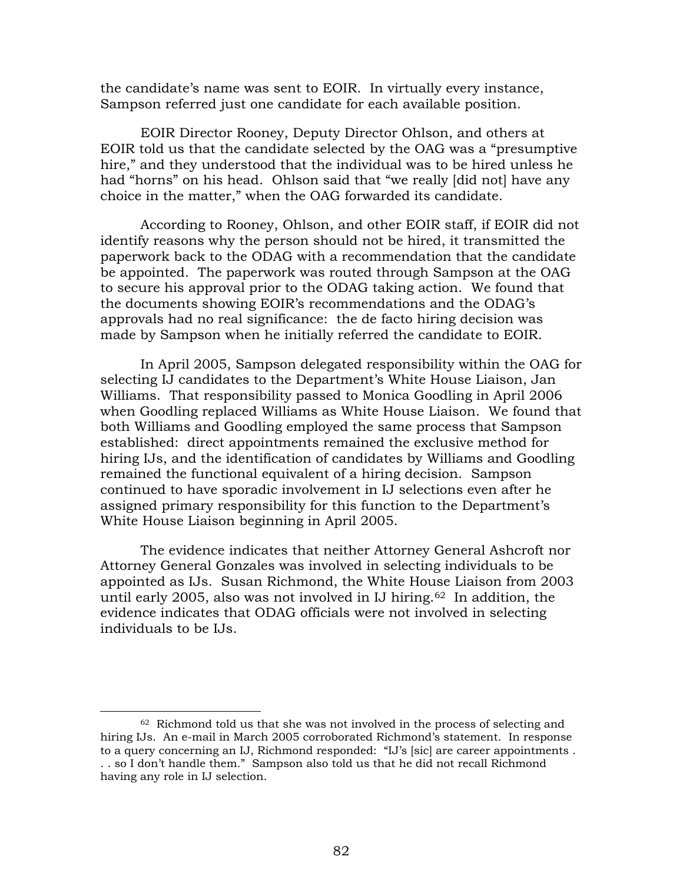the candidate's name was sent to EOIR. In virtually every instance, Sampson referred just one candidate for each available position.

EOIR Director Rooney, Deputy Director Ohlson, and others at EOIR told us that the candidate selected by the OAG was a "presumptive hire," and they understood that the individual was to be hired unless he had "horns" on his head. Ohlson said that "we really [did not] have any choice in the matter," when the OAG forwarded its candidate.

According to Rooney, Ohlson, and other EOIR staff, if EOIR did not identify reasons why the person should not be hired, it transmitted the paperwork back to the ODAG with a recommendation that the candidate be appointed. The paperwork was routed through Sampson at the OAG to secure his approval prior to the ODAG taking action. We found that the documents showing EOIR's recommendations and the ODAG's approvals had no real significance: the de facto hiring decision was made by Sampson when he initially referred the candidate to EOIR.

In April 2005, Sampson delegated responsibility within the OAG for selecting IJ candidates to the Department's White House Liaison, Jan Williams. That responsibility passed to Monica Goodling in April 2006 when Goodling replaced Williams as White House Liaison. We found that both Williams and Goodling employed the same process that Sampson established: direct appointments remained the exclusive method for hiring IJs, and the identification of candidates by Williams and Goodling remained the functional equivalent of a hiring decision. Sampson continued to have sporadic involvement in IJ selections even after he assigned primary responsibility for this function to the Department's White House Liaison beginning in April 2005.

The evidence indicates that neither Attorney General Ashcroft nor Attorney General Gonzales was involved in selecting individuals to be appointed as IJs. Susan Richmond, the White House Liaison from 2003 until early 2005, also was not involved in IJ hiring.[62] In addition, the evidence indicates that ODAG officials were not involved in selecting individuals to be IJs.

---

[62] Richmond told us that she was not involved in the process of selecting and hiring IJs. An e-mail in March 2005 corroborated Richmond's statement. In response to a query concerning an IJ, Richmond responded: "IJ's [sic] are career appointments . . . so I don't handle them." Sampson also told us that he did not recall Richmond having any role in IJ selection.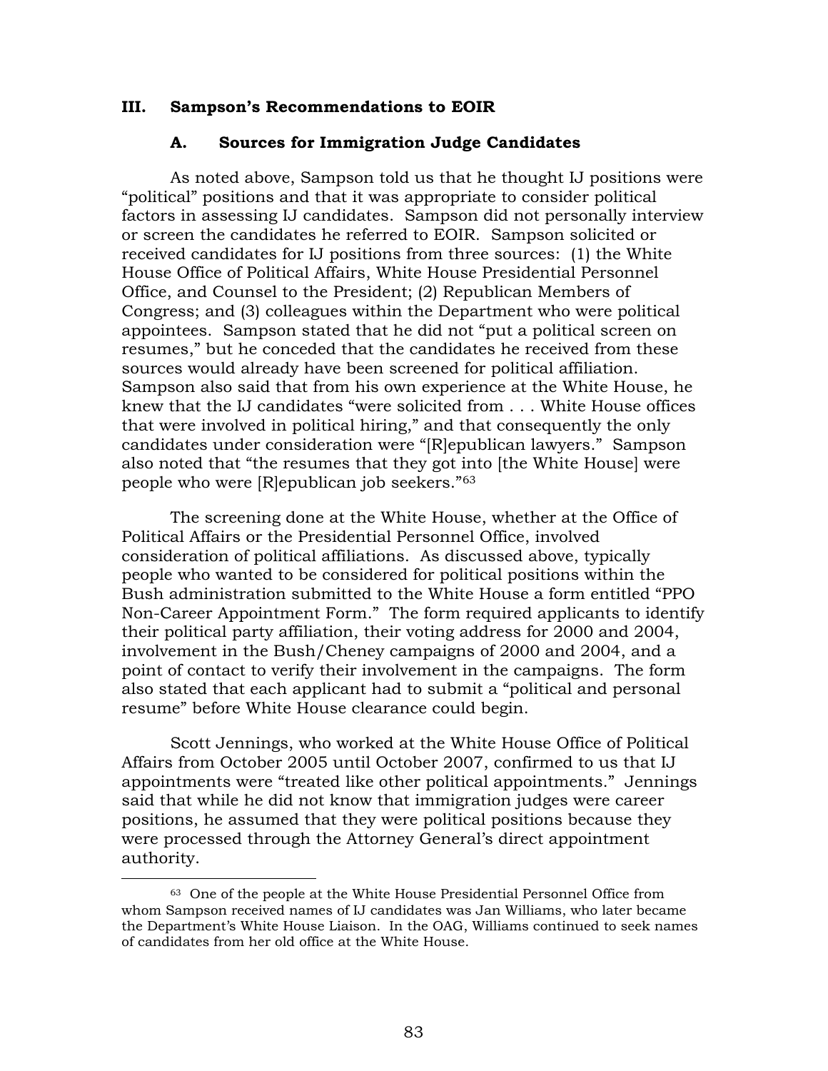## III. Sampson's Recommendations to EOIR

### A. Sources for Immigration Judge Candidates

As noted above, Sampson told us that he thought IJ positions were "political" positions and that it was appropriate to consider political factors in assessing IJ candidates. Sampson did not personally interview or screen the candidates he referred to EOIR. Sampson solicited or received candidates for IJ positions from three sources: (1) the White House Office of Political Affairs, White House Presidential Personnel Office, and Counsel to the President; (2) Republican Members of Congress; and (3) colleagues within the Department who were political appointees. Sampson stated that he did not "put a political screen on resumes," but he conceded that the candidates he received from these sources would already have been screened for political affiliation. Sampson also said that from his own experience at the White House, he knew that the IJ candidates "were solicited from . . . White House offices that were involved in political hiring," and that consequently the only candidates under consideration were "[R]epublican lawyers." Sampson also noted that "the resumes that they got into [the White House] were people who were [R]epublican job seekers."[63]

The screening done at the White House, whether at the Office of Political Affairs or the Presidential Personnel Office, involved consideration of political affiliations. As discussed above, typically people who wanted to be considered for political positions within the Bush administration submitted to the White House a form entitled "PPO Non-Career Appointment Form." The form required applicants to identify their political party affiliation, their voting address for 2000 and 2004, involvement in the Bush/Cheney campaigns of 2000 and 2004, and a point of contact to verify their involvement in the campaigns. The form also stated that each applicant had to submit a "political and personal resume" before White House clearance could begin.

Scott Jennings, who worked at the White House Office of Political Affairs from October 2005 until October 2007, confirmed to us that IJ appointments were "treated like other political appointments." Jennings said that while he did not know that immigration judges were career positions, he assumed that they were political positions because they were processed through the Attorney General's direct appointment authority.

---

[63] One of the people at the White House Presidential Personnel Office from whom Sampson received names of IJ candidates was Jan Williams, who later became the Department's White House Liaison. In the OAG, Williams continued to seek names of candidates from her old office at the White House.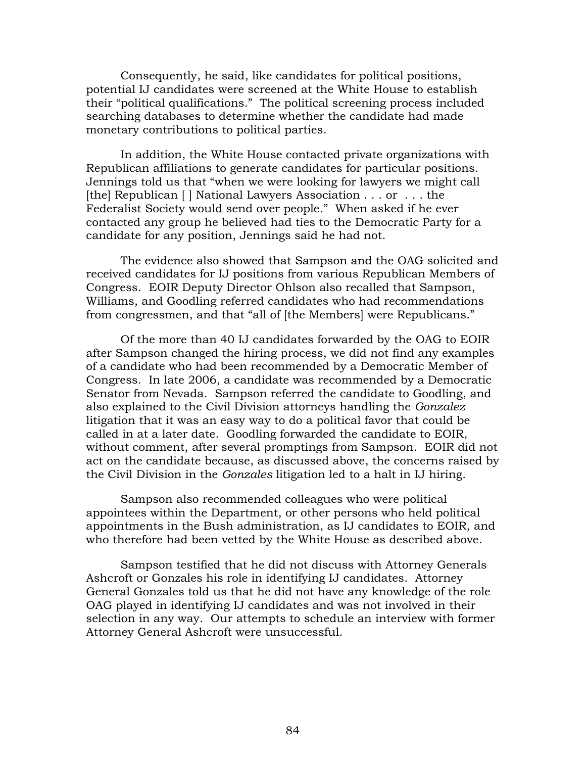Consequently, he said, like candidates for political positions, potential IJ candidates were screened at the White House to establish their "political qualifications." The political screening process included searching databases to determine whether the candidate had made monetary contributions to political parties.

In addition, the White House contacted private organizations with Republican affiliations to generate candidates for particular positions. Jennings told us that "when we were looking for lawyers we might call [the] Republican [ ] National Lawyers Association . . . or . . . the Federalist Society would send over people." When asked if he ever contacted any group he believed had ties to the Democratic Party for a candidate for any position, Jennings said he had not.

The evidence also showed that Sampson and the OAG solicited and received candidates for IJ positions from various Republican Members of Congress. EOIR Deputy Director Ohlson also recalled that Sampson, Williams, and Goodling referred candidates who had recommendations from congressmen, and that "all of [the Members] were Republicans."

Of the more than 40 IJ candidates forwarded by the OAG to EOIR after Sampson changed the hiring process, we did not find any examples of a candidate who had been recommended by a Democratic Member of Congress. In late 2006, a candidate was recommended by a Democratic Senator from Nevada. Sampson referred the candidate to Goodling, and also explained to the Civil Division attorneys handling the *Gonzalez* litigation that it was an easy way to do a political favor that could be called in at a later date. Goodling forwarded the candidate to EOIR, without comment, after several promptings from Sampson. EOIR did not act on the candidate because, as discussed above, the concerns raised by the Civil Division in the *Gonzales* litigation led to a halt in IJ hiring.

Sampson also recommended colleagues who were political appointees within the Department, or other persons who held political appointments in the Bush administration, as IJ candidates to EOIR, and who therefore had been vetted by the White House as described above.

Sampson testified that he did not discuss with Attorney Generals Ashcroft or Gonzales his role in identifying IJ candidates. Attorney General Gonzales told us that he did not have any knowledge of the role OAG played in identifying IJ candidates and was not involved in their selection in any way. Our attempts to schedule an interview with former Attorney General Ashcroft were unsuccessful.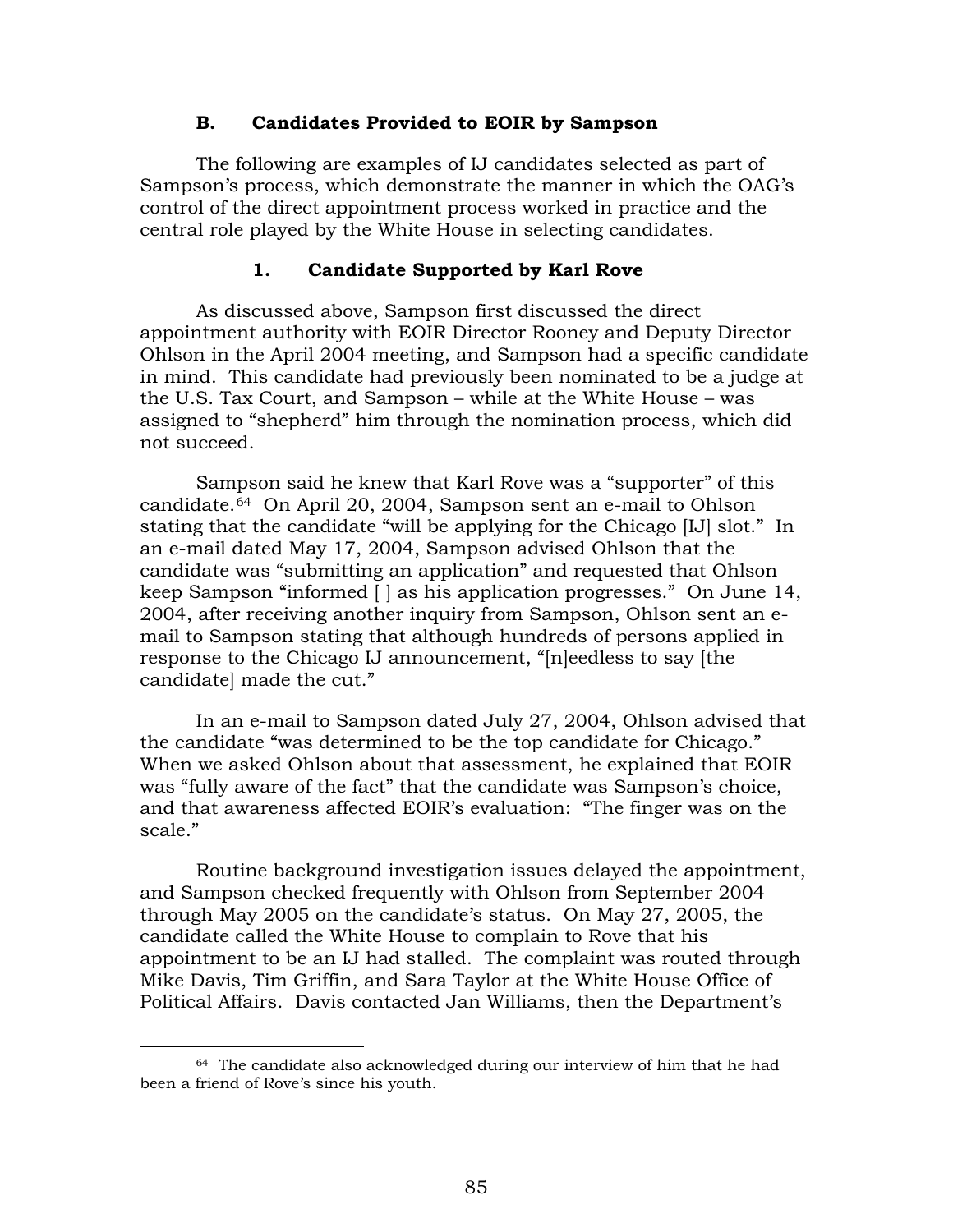### B. Candidates Provided to EOIR by Sampson

The following are examples of IJ candidates selected as part of Sampson's process, which demonstrate the manner in which the OAG's control of the direct appointment process worked in practice and the central role played by the White House in selecting candidates.

#### 1. Candidate Supported by Karl Rove

As discussed above, Sampson first discussed the direct appointment authority with EOIR Director Rooney and Deputy Director Ohlson in the April 2004 meeting, and Sampson had a specific candidate in mind. This candidate had previously been nominated to be a judge at the U.S. Tax Court, and Sampson – while at the White House – was assigned to "shepherd" him through the nomination process, which did not succeed.

Sampson said he knew that Karl Rove was a "supporter" of this candidate.[64] On April 20, 2004, Sampson sent an e-mail to Ohlson stating that the candidate "will be applying for the Chicago [IJ] slot." In an e-mail dated May 17, 2004, Sampson advised Ohlson that the candidate was "submitting an application" and requested that Ohlson keep Sampson "informed [ ] as his application progresses." On June 14, 2004, after receiving another inquiry from Sampson, Ohlson sent an e-mail to Sampson stating that although hundreds of persons applied in response to the Chicago IJ announcement, "[n]eedless to say [the candidate] made the cut."

In an e-mail to Sampson dated July 27, 2004, Ohlson advised that the candidate "was determined to be the top candidate for Chicago." When we asked Ohlson about that assessment, he explained that EOIR was "fully aware of the fact" that the candidate was Sampson's choice, and that awareness affected EOIR's evaluation: "The finger was on the scale."

Routine background investigation issues delayed the appointment, and Sampson checked frequently with Ohlson from September 2004 through May 2005 on the candidate's status. On May 27, 2005, the candidate called the White House to complain to Rove that his appointment to be an IJ had stalled. The complaint was routed through Mike Davis, Tim Griffin, and Sara Taylor at the White House Office of Political Affairs. Davis contacted Jan Williams, then the Department's

---

[64] The candidate also acknowledged during our interview of him that he had been a friend of Rove's since his youth.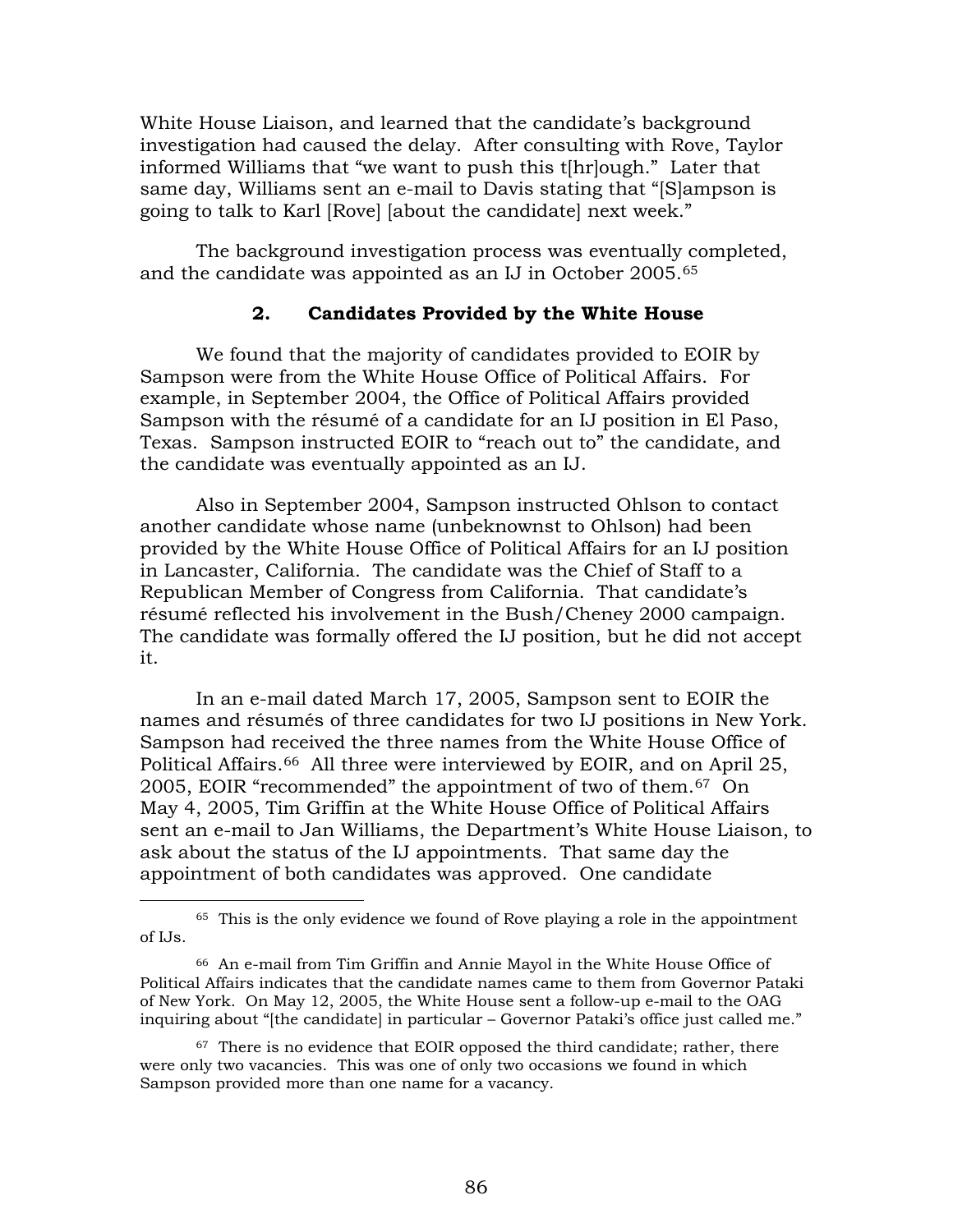White House Liaison, and learned that the candidate's background investigation had caused the delay. After consulting with Rove, Taylor informed Williams that "we want to push this t[hr]ough." Later that same day, Williams sent an e-mail to Davis stating that "[S]ampson is going to talk to Karl [Rove] [about the candidate] next week."

The background investigation process was eventually completed, and the candidate was appointed as an IJ in October 2005.[65]

### 2. Candidates Provided by the White House

We found that the majority of candidates provided to EOIR by Sampson were from the White House Office of Political Affairs. For example, in September 2004, the Office of Political Affairs provided Sampson with the résumé of a candidate for an IJ position in El Paso, Texas. Sampson instructed EOIR to "reach out to" the candidate, and the candidate was eventually appointed as an IJ.

Also in September 2004, Sampson instructed Ohlson to contact another candidate whose name (unbeknownst to Ohlson) had been provided by the White House Office of Political Affairs for an IJ position in Lancaster, California. The candidate was the Chief of Staff to a Republican Member of Congress from California. That candidate's résumé reflected his involvement in the Bush/Cheney 2000 campaign. The candidate was formally offered the IJ position, but he did not accept it.

In an e-mail dated March 17, 2005, Sampson sent to EOIR the names and résumés of three candidates for two IJ positions in New York. Sampson had received the three names from the White House Office of Political Affairs.[66] All three were interviewed by EOIR, and on April 25, 2005, EOIR "recommended" the appointment of two of them.[67] On May 4, 2005, Tim Griffin at the White House Office of Political Affairs sent an e-mail to Jan Williams, the Department's White House Liaison, to ask about the status of the IJ appointments. That same day the appointment of both candidates was approved. One candidate

---

[65] This is the only evidence we found of Rove playing a role in the appointment of IJs.

[66] An e-mail from Tim Griffin and Annie Mayol in the White House Office of Political Affairs indicates that the candidate names came to them from Governor Pataki of New York. On May 12, 2005, the White House sent a follow-up e-mail to the OAG inquiring about "[the candidate] in particular – Governor Pataki's office just called me."

[67] There is no evidence that EOIR opposed the third candidate; rather, there were only two vacancies. This was one of only two occasions we found in which Sampson provided more than one name for a vacancy.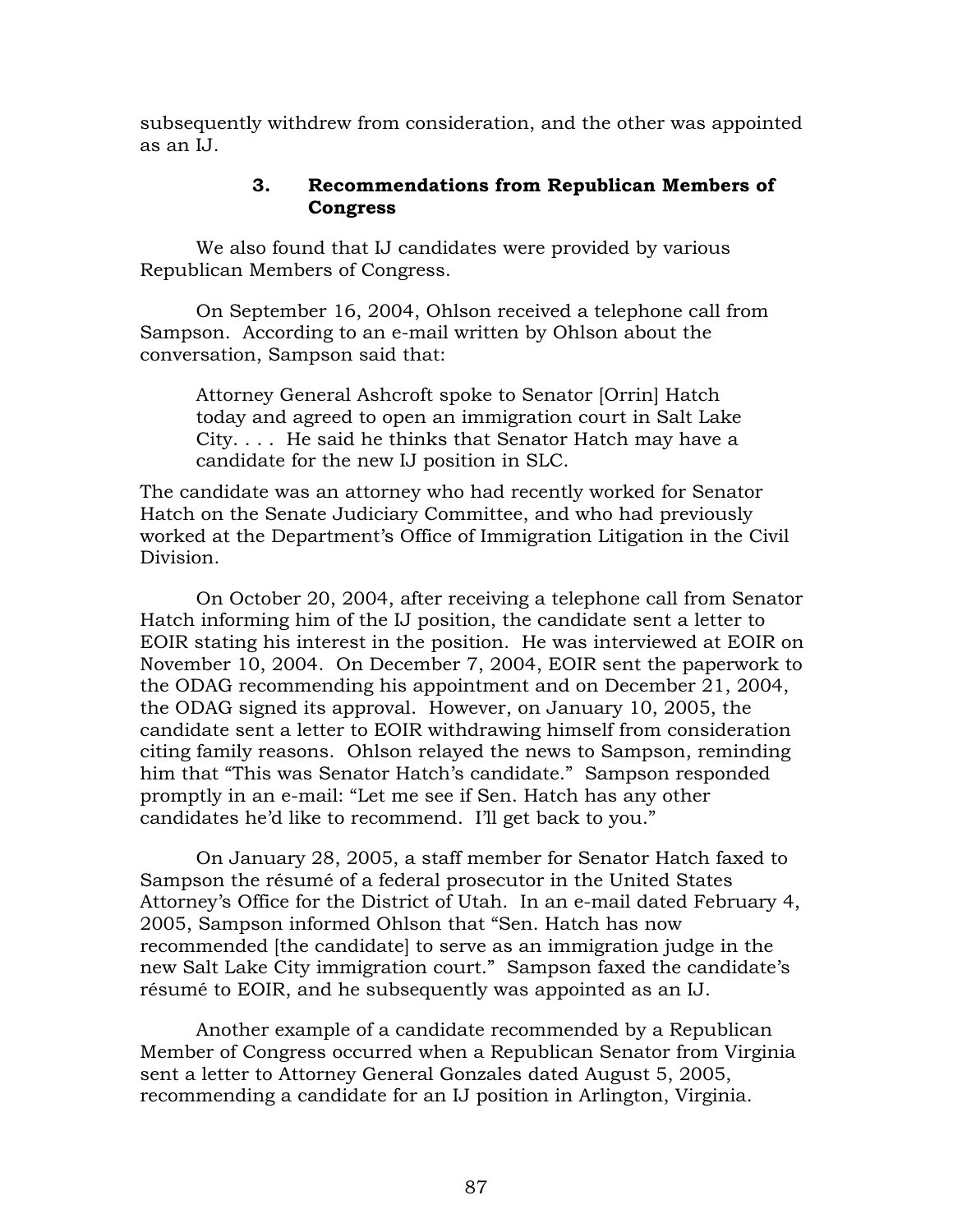subsequently withdrew from consideration, and the other was appointed as an IJ.

### 3. Recommendations from Republican Members of Congress

We also found that IJ candidates were provided by various Republican Members of Congress.

On September 16, 2004, Ohlson received a telephone call from Sampson. According to an e-mail written by Ohlson about the conversation, Sampson said that:

> Attorney General Ashcroft spoke to Senator [Orrin] Hatch today and agreed to open an immigration court in Salt Lake City. . . . He said he thinks that Senator Hatch may have a candidate for the new IJ position in SLC.

The candidate was an attorney who had recently worked for Senator Hatch on the Senate Judiciary Committee, and who had previously worked at the Department's Office of Immigration Litigation in the Civil Division.

On October 20, 2004, after receiving a telephone call from Senator Hatch informing him of the IJ position, the candidate sent a letter to EOIR stating his interest in the position. He was interviewed at EOIR on November 10, 2004. On December 7, 2004, EOIR sent the paperwork to the ODAG recommending his appointment and on December 21, 2004, the ODAG signed its approval. However, on January 10, 2005, the candidate sent a letter to EOIR withdrawing himself from consideration citing family reasons. Ohlson relayed the news to Sampson, reminding him that "This was Senator Hatch's candidate." Sampson responded promptly in an e-mail: "Let me see if Sen. Hatch has any other candidates he'd like to recommend. I'll get back to you."

On January 28, 2005, a staff member for Senator Hatch faxed to Sampson the résumé of a federal prosecutor in the United States Attorney's Office for the District of Utah. In an e-mail dated February 4, 2005, Sampson informed Ohlson that "Sen. Hatch has now recommended [the candidate] to serve as an immigration judge in the new Salt Lake City immigration court." Sampson faxed the candidate's résumé to EOIR, and he subsequently was appointed as an IJ.

Another example of a candidate recommended by a Republican Member of Congress occurred when a Republican Senator from Virginia sent a letter to Attorney General Gonzales dated August 5, 2005, recommending a candidate for an IJ position in Arlington, Virginia.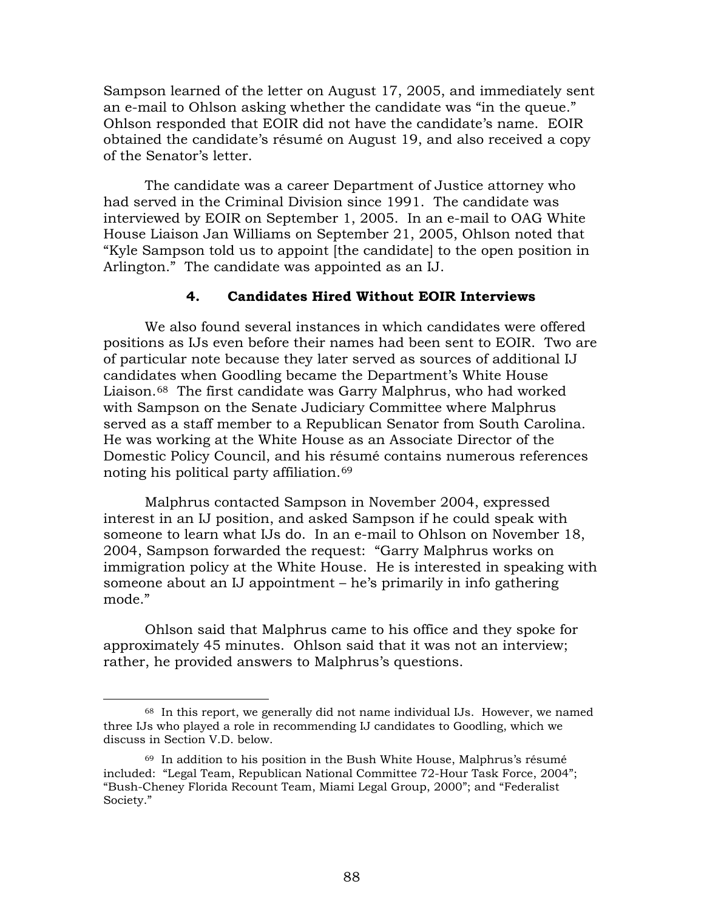Sampson learned of the letter on August 17, 2005, and immediately sent an e-mail to Ohlson asking whether the candidate was "in the queue." Ohlson responded that EOIR did not have the candidate's name. EOIR obtained the candidate's résumé on August 19, and also received a copy of the Senator's letter.

The candidate was a career Department of Justice attorney who had served in the Criminal Division since 1991. The candidate was interviewed by EOIR on September 1, 2005. In an e-mail to OAG White House Liaison Jan Williams on September 21, 2005, Ohlson noted that "Kyle Sampson told us to appoint [the candidate] to the open position in Arlington." The candidate was appointed as an IJ.

#### 4. Candidates Hired Without EOIR Interviews

We also found several instances in which candidates were offered positions as IJs even before their names had been sent to EOIR. Two are of particular note because they later served as sources of additional IJ candidates when Goodling became the Department's White House Liaison.[68] The first candidate was Garry Malphrus, who had worked with Sampson on the Senate Judiciary Committee where Malphrus served as a staff member to a Republican Senator from South Carolina. He was working at the White House as an Associate Director of the Domestic Policy Council, and his résumé contains numerous references noting his political party affiliation.[69]

Malphrus contacted Sampson in November 2004, expressed interest in an IJ position, and asked Sampson if he could speak with someone to learn what IJs do. In an e-mail to Ohlson on November 18, 2004, Sampson forwarded the request: "Garry Malphrus works on immigration policy at the White House. He is interested in speaking with someone about an IJ appointment – he's primarily in info gathering mode."

Ohlson said that Malphrus came to his office and they spoke for approximately 45 minutes. Ohlson said that it was not an interview; rather, he provided answers to Malphrus's questions.

---

[68] In this report, we generally did not name individual IJs. However, we named three IJs who played a role in recommending IJ candidates to Goodling, which we discuss in Section V.D. below.

[69] In addition to his position in the Bush White House, Malphrus's résumé included: "Legal Team, Republican National Committee 72-Hour Task Force, 2004"; "Bush-Cheney Florida Recount Team, Miami Legal Group, 2000"; and "Federalist Society."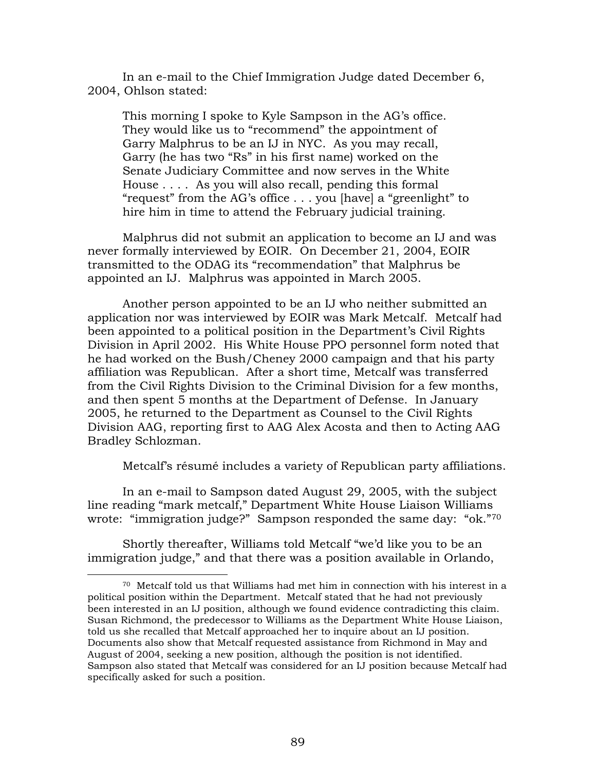In an e-mail to the Chief Immigration Judge dated December 6, 2004, Ohlson stated:

> This morning I spoke to Kyle Sampson in the AG's office. They would like us to "recommend" the appointment of Garry Malphrus to be an IJ in NYC. As you may recall, Garry (he has two "Rs" in his first name) worked on the Senate Judiciary Committee and now serves in the White House . . . . As you will also recall, pending this formal "request" from the AG's office . . . you [have] a "greenlight" to hire him in time to attend the February judicial training.

Malphrus did not submit an application to become an IJ and was never formally interviewed by EOIR. On December 21, 2004, EOIR transmitted to the ODAG its "recommendation" that Malphrus be appointed an IJ. Malphrus was appointed in March 2005.

Another person appointed to be an IJ who neither submitted an application nor was interviewed by EOIR was Mark Metcalf. Metcalf had been appointed to a political position in the Department's Civil Rights Division in April 2002. His White House PPO personnel form noted that he had worked on the Bush/Cheney 2000 campaign and that his party affiliation was Republican. After a short time, Metcalf was transferred from the Civil Rights Division to the Criminal Division for a few months, and then spent 5 months at the Department of Defense. In January 2005, he returned to the Department as Counsel to the Civil Rights Division AAG, reporting first to AAG Alex Acosta and then to Acting AAG Bradley Schlozman.

Metcalf's résumé includes a variety of Republican party affiliations.

In an e-mail to Sampson dated August 29, 2005, with the subject line reading "mark metcalf," Department White House Liaison Williams wrote: "immigration judge?" Sampson responded the same day: "ok."[70]

Shortly thereafter, Williams told Metcalf "we'd like you to be an immigration judge," and that there was a position available in Orlando,

---

[70] Metcalf told us that Williams had met him in connection with his interest in a political position within the Department. Metcalf stated that he had not previously been interested in an IJ position, although we found evidence contradicting this claim. Susan Richmond, the predecessor to Williams as the Department White House Liaison, told us she recalled that Metcalf approached her to inquire about an IJ position. Documents also show that Metcalf requested assistance from Richmond in May and August of 2004, seeking a new position, although the position is not identified. Sampson also stated that Metcalf was considered for an IJ position because Metcalf had specifically asked for such a position.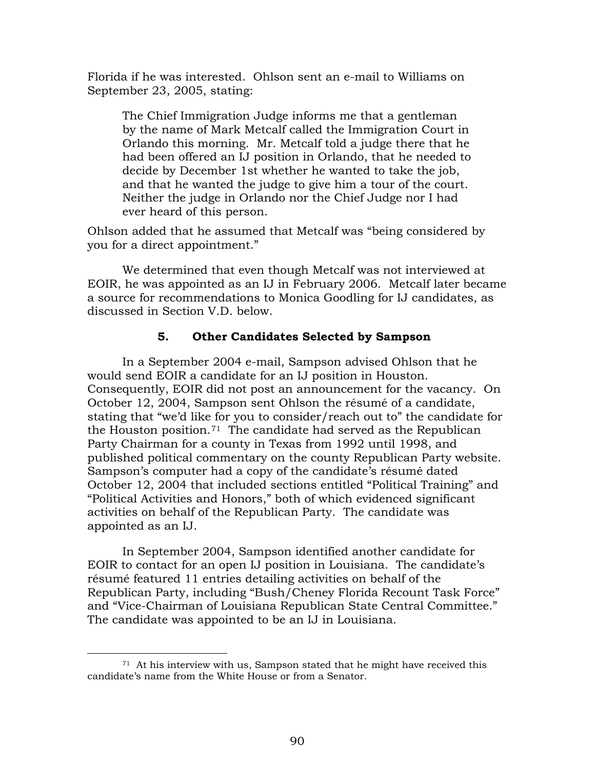Florida if he was interested. Ohlson sent an e-mail to Williams on September 23, 2005, stating:

> The Chief Immigration Judge informs me that a gentleman by the name of Mark Metcalf called the Immigration Court in Orlando this morning. Mr. Metcalf told a judge there that he had been offered an IJ position in Orlando, that he needed to decide by December 1st whether he wanted to take the job, and that he wanted the judge to give him a tour of the court. Neither the judge in Orlando nor the Chief Judge nor I had ever heard of this person.

Ohlson added that he assumed that Metcalf was "being considered by you for a direct appointment."

We determined that even though Metcalf was not interviewed at EOIR, he was appointed as an IJ in February 2006. Metcalf later became a source for recommendations to Monica Goodling for IJ candidates, as discussed in Section V.D. below.

### 5. Other Candidates Selected by Sampson

In a September 2004 e-mail, Sampson advised Ohlson that he would send EOIR a candidate for an IJ position in Houston. Consequently, EOIR did not post an announcement for the vacancy. On October 12, 2004, Sampson sent Ohlson the résumé of a candidate, stating that "we'd like for you to consider/reach out to" the candidate for the Houston position.[71] The candidate had served as the Republican Party Chairman for a county in Texas from 1992 until 1998, and published political commentary on the county Republican Party website. Sampson's computer had a copy of the candidate's résumé dated October 12, 2004 that included sections entitled "Political Training" and "Political Activities and Honors," both of which evidenced significant activities on behalf of the Republican Party. The candidate was appointed as an IJ.

In September 2004, Sampson identified another candidate for EOIR to contact for an open IJ position in Louisiana. The candidate's résumé featured 11 entries detailing activities on behalf of the Republican Party, including "Bush/Cheney Florida Recount Task Force" and "Vice-Chairman of Louisiana Republican State Central Committee." The candidate was appointed to be an IJ in Louisiana.

---

[71] At his interview with us, Sampson stated that he might have received this candidate's name from the White House or from a Senator.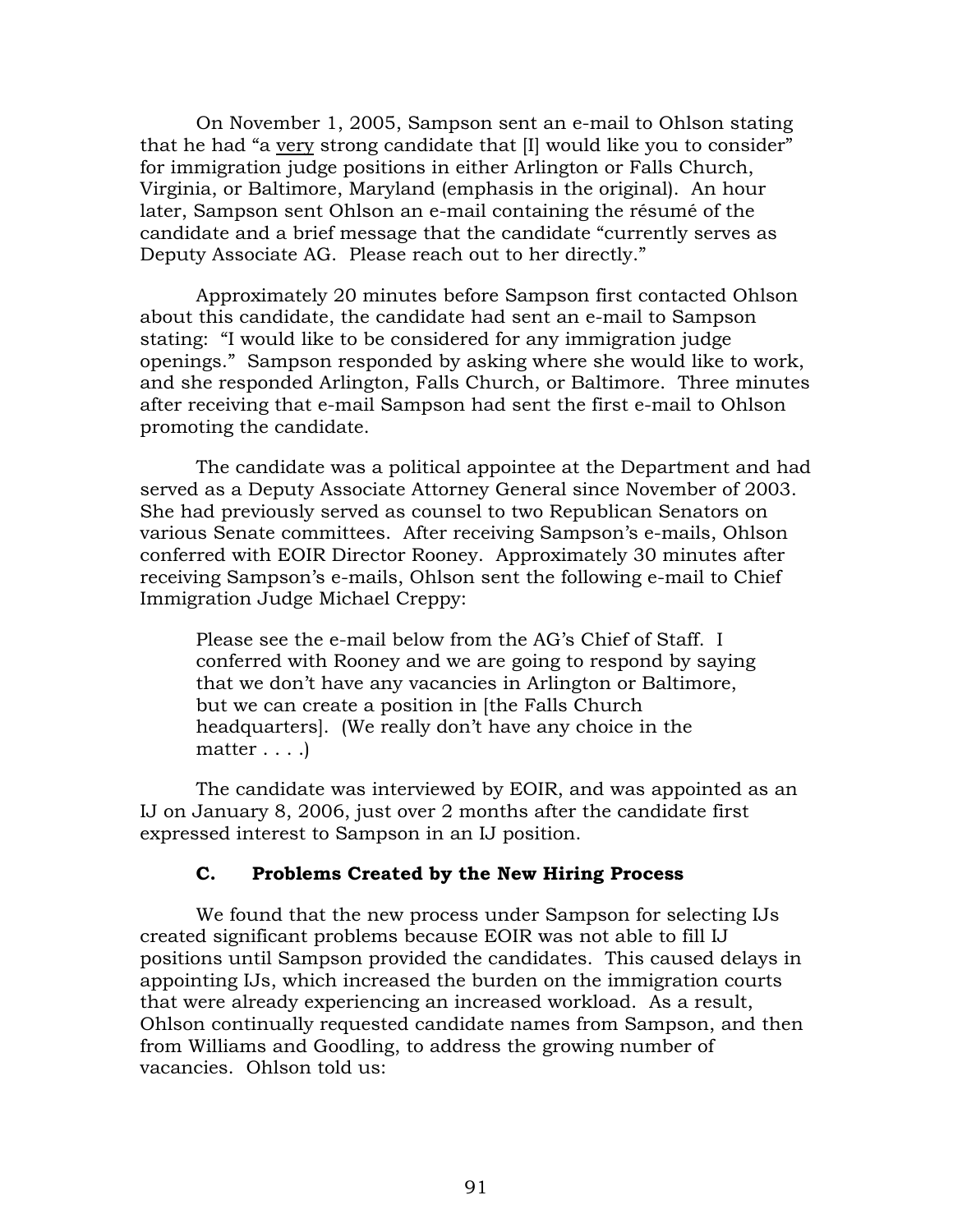On November 1, 2005, Sampson sent an e-mail to Ohlson stating that he had "a very strong candidate that [I] would like you to consider" for immigration judge positions in either Arlington or Falls Church, Virginia, or Baltimore, Maryland (emphasis in the original). An hour later, Sampson sent Ohlson an e-mail containing the résumé of the candidate and a brief message that the candidate "currently serves as Deputy Associate AG. Please reach out to her directly."

Approximately 20 minutes before Sampson first contacted Ohlson about this candidate, the candidate had sent an e-mail to Sampson stating: "I would like to be considered for any immigration judge openings." Sampson responded by asking where she would like to work, and she responded Arlington, Falls Church, or Baltimore. Three minutes after receiving that e-mail Sampson had sent the first e-mail to Ohlson promoting the candidate.

The candidate was a political appointee at the Department and had served as a Deputy Associate Attorney General since November of 2003. She had previously served as counsel to two Republican Senators on various Senate committees. After receiving Sampson's e-mails, Ohlson conferred with EOIR Director Rooney. Approximately 30 minutes after receiving Sampson's e-mails, Ohlson sent the following e-mail to Chief Immigration Judge Michael Creppy:

> Please see the e-mail below from the AG's Chief of Staff. I conferred with Rooney and we are going to respond by saying that we don't have any vacancies in Arlington or Baltimore, but we can create a position in [the Falls Church headquarters]. (We really don't have any choice in the matter . . . .)

The candidate was interviewed by EOIR, and was appointed as an IJ on January 8, 2006, just over 2 months after the candidate first expressed interest to Sampson in an IJ position.

### C. Problems Created by the New Hiring Process

We found that the new process under Sampson for selecting IJs created significant problems because EOIR was not able to fill IJ positions until Sampson provided the candidates. This caused delays in appointing IJs, which increased the burden on the immigration courts that were already experiencing an increased workload. As a result, Ohlson continually requested candidate names from Sampson, and then from Williams and Goodling, to address the growing number of vacancies. Ohlson told us: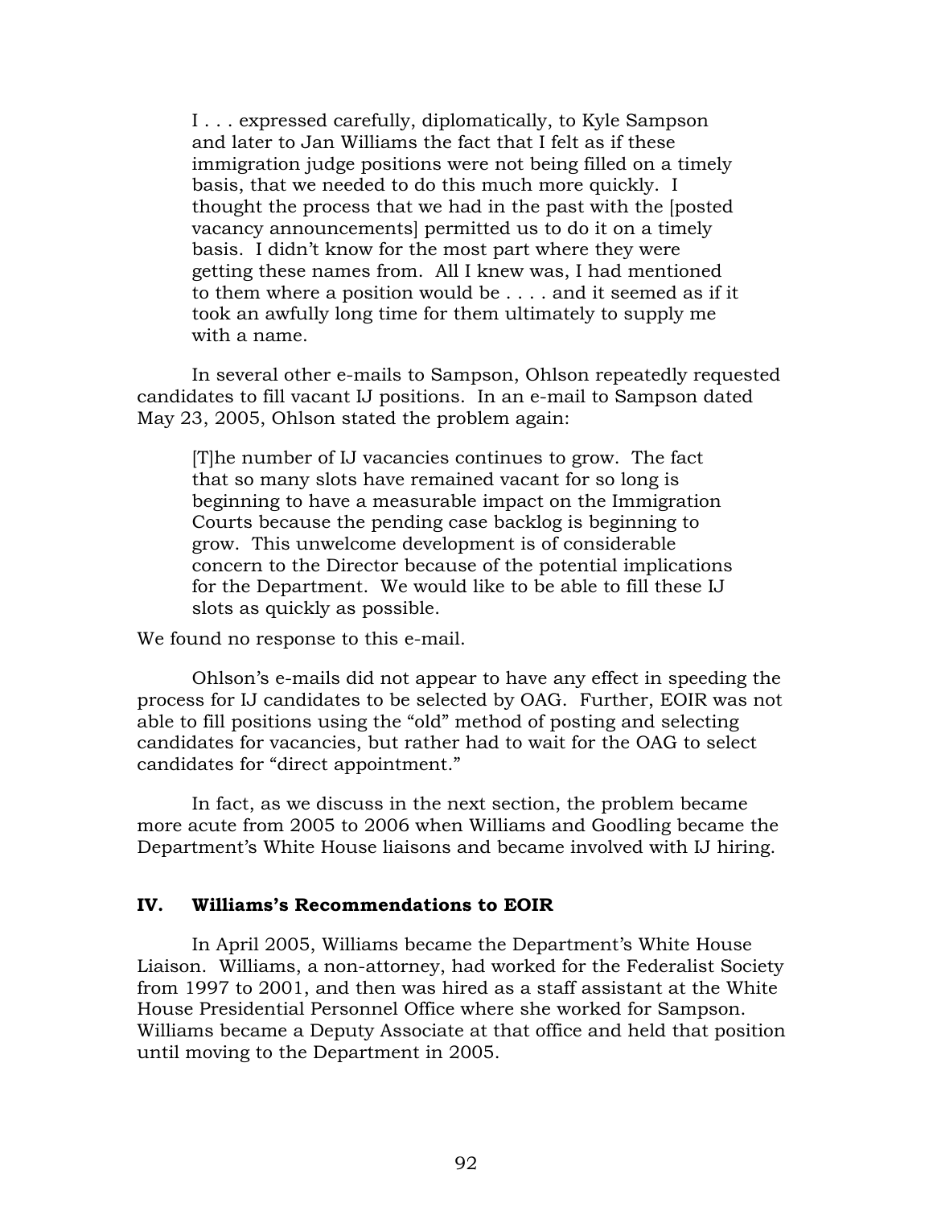> I . . . expressed carefully, diplomatically, to Kyle Sampson and later to Jan Williams the fact that I felt as if these immigration judge positions were not being filled on a timely basis, that we needed to do this much more quickly. I thought the process that we had in the past with the [posted vacancy announcements] permitted us to do it on a timely basis. I didn't know for the most part where they were getting these names from. All I knew was, I had mentioned to them where a position would be . . . . and it seemed as if it took an awfully long time for them ultimately to supply me with a name.

In several other e-mails to Sampson, Ohlson repeatedly requested candidates to fill vacant IJ positions. In an e-mail to Sampson dated May 23, 2005, Ohlson stated the problem again:

> [T]he number of IJ vacancies continues to grow. The fact that so many slots have remained vacant for so long is beginning to have a measurable impact on the Immigration Courts because the pending case backlog is beginning to grow. This unwelcome development is of considerable concern to the Director because of the potential implications for the Department. We would like to be able to fill these IJ slots as quickly as possible.

We found no response to this e-mail.

Ohlson's e-mails did not appear to have any effect in speeding the process for IJ candidates to be selected by OAG. Further, EOIR was not able to fill positions using the "old" method of posting and selecting candidates for vacancies, but rather had to wait for the OAG to select candidates for "direct appointment."

In fact, as we discuss in the next section, the problem became more acute from 2005 to 2006 when Williams and Goodling became the Department's White House liaisons and became involved with IJ hiring.

## IV. Williams's Recommendations to EOIR

In April 2005, Williams became the Department's White House Liaison. Williams, a non-attorney, had worked for the Federalist Society from 1997 to 2001, and then was hired as a staff assistant at the White House Presidential Personnel Office where she worked for Sampson. Williams became a Deputy Associate at that office and held that position until moving to the Department in 2005.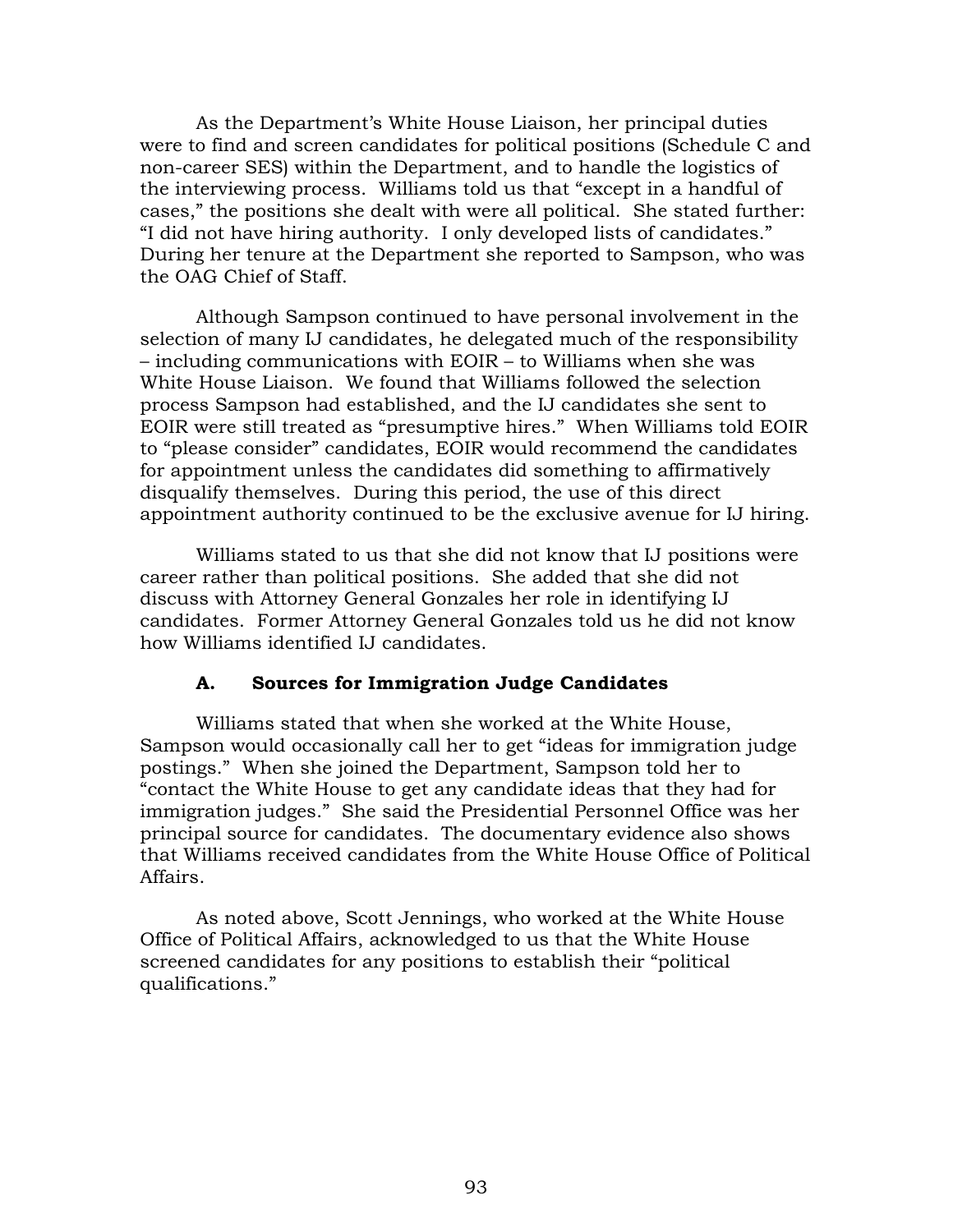As the Department's White House Liaison, her principal duties were to find and screen candidates for political positions (Schedule C and non-career SES) within the Department, and to handle the logistics of the interviewing process. Williams told us that "except in a handful of cases," the positions she dealt with were all political. She stated further: "I did not have hiring authority. I only developed lists of candidates." During her tenure at the Department she reported to Sampson, who was the OAG Chief of Staff.

Although Sampson continued to have personal involvement in the selection of many IJ candidates, he delegated much of the responsibility – including communications with EOIR – to Williams when she was White House Liaison. We found that Williams followed the selection process Sampson had established, and the IJ candidates she sent to EOIR were still treated as "presumptive hires." When Williams told EOIR to "please consider" candidates, EOIR would recommend the candidates for appointment unless the candidates did something to affirmatively disqualify themselves. During this period, the use of this direct appointment authority continued to be the exclusive avenue for IJ hiring.

Williams stated to us that she did not know that IJ positions were career rather than political positions. She added that she did not discuss with Attorney General Gonzales her role in identifying IJ candidates. Former Attorney General Gonzales told us he did not know how Williams identified IJ candidates.

### A. Sources for Immigration Judge Candidates

Williams stated that when she worked at the White House, Sampson would occasionally call her to get "ideas for immigration judge postings." When she joined the Department, Sampson told her to "contact the White House to get any candidate ideas that they had for immigration judges." She said the Presidential Personnel Office was her principal source for candidates. The documentary evidence also shows that Williams received candidates from the White House Office of Political Affairs.

As noted above, Scott Jennings, who worked at the White House Office of Political Affairs, acknowledged to us that the White House screened candidates for any positions to establish their "political qualifications."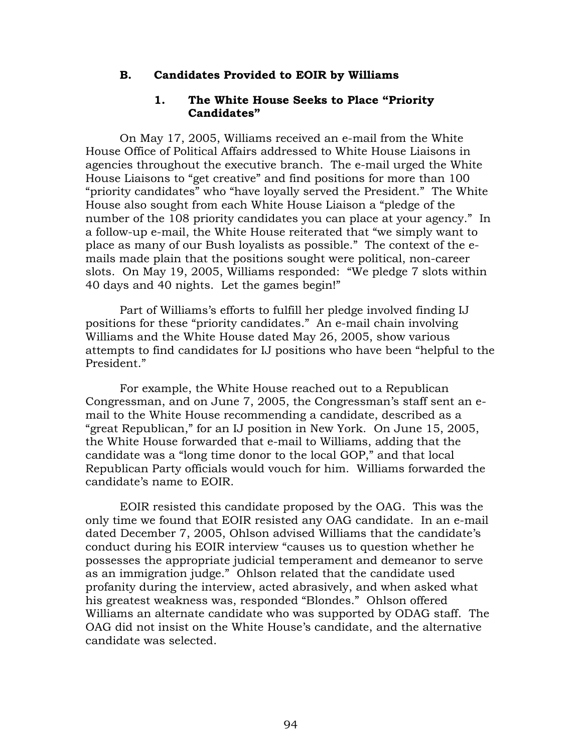### B. Candidates Provided to EOIR by Williams

#### 1. The White House Seeks to Place "Priority Candidates"

On May 17, 2005, Williams received an e-mail from the White House Office of Political Affairs addressed to White House Liaisons in agencies throughout the executive branch. The e-mail urged the White House Liaisons to "get creative" and find positions for more than 100 "priority candidates" who "have loyally served the President." The White House also sought from each White House Liaison a "pledge of the number of the 108 priority candidates you can place at your agency." In a follow-up e-mail, the White House reiterated that "we simply want to place as many of our Bush loyalists as possible." The context of the e-mails made plain that the positions sought were political, non-career slots. On May 19, 2005, Williams responded: "We pledge 7 slots within 40 days and 40 nights. Let the games begin!"

Part of Williams's efforts to fulfill her pledge involved finding IJ positions for these "priority candidates." An e-mail chain involving Williams and the White House dated May 26, 2005, show various attempts to find candidates for IJ positions who have been "helpful to the President."

For example, the White House reached out to a Republican Congressman, and on June 7, 2005, the Congressman's staff sent an e-mail to the White House recommending a candidate, described as a "great Republican," for an IJ position in New York. On June 15, 2005, the White House forwarded that e-mail to Williams, adding that the candidate was a "long time donor to the local GOP," and that local Republican Party officials would vouch for him. Williams forwarded the candidate's name to EOIR.

EOIR resisted this candidate proposed by the OAG. This was the only time we found that EOIR resisted any OAG candidate. In an e-mail dated December 7, 2005, Ohlson advised Williams that the candidate's conduct during his EOIR interview "causes us to question whether he possesses the appropriate judicial temperament and demeanor to serve as an immigration judge." Ohlson related that the candidate used profanity during the interview, acted abrasively, and when asked what his greatest weakness was, responded "Blondes." Ohlson offered Williams an alternate candidate who was supported by ODAG staff. The OAG did not insist on the White House's candidate, and the alternative candidate was selected.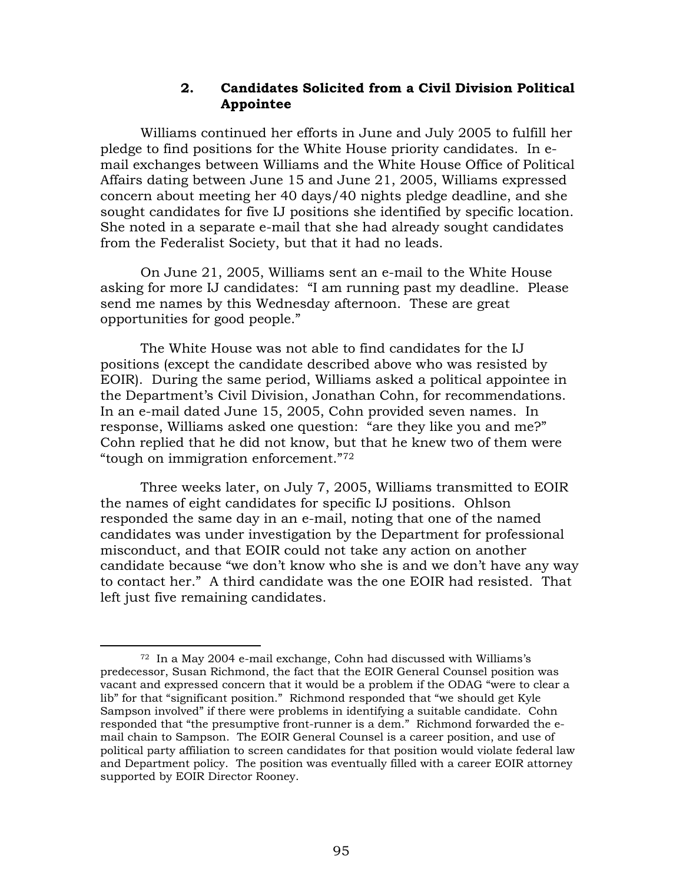### 2. Candidates Solicited from a Civil Division Political Appointee

Williams continued her efforts in June and July 2005 to fulfill her pledge to find positions for the White House priority candidates. In e-mail exchanges between Williams and the White House Office of Political Affairs dating between June 15 and June 21, 2005, Williams expressed concern about meeting her 40 days/40 nights pledge deadline, and she sought candidates for five IJ positions she identified by specific location. She noted in a separate e-mail that she had already sought candidates from the Federalist Society, but that it had no leads.

On June 21, 2005, Williams sent an e-mail to the White House asking for more IJ candidates: "I am running past my deadline. Please send me names by this Wednesday afternoon. These are great opportunities for good people."

The White House was not able to find candidates for the IJ positions (except the candidate described above who was resisted by EOIR). During the same period, Williams asked a political appointee in the Department's Civil Division, Jonathan Cohn, for recommendations. In an e-mail dated June 15, 2005, Cohn provided seven names. In response, Williams asked one question: "are they like you and me?" Cohn replied that he did not know, but that he knew two of them were "tough on immigration enforcement."[72]

Three weeks later, on July 7, 2005, Williams transmitted to EOIR the names of eight candidates for specific IJ positions. Ohlson responded the same day in an e-mail, noting that one of the named candidates was under investigation by the Department for professional misconduct, and that EOIR could not take any action on another candidate because "we don't know who she is and we don't have any way to contact her." A third candidate was the one EOIR had resisted. That left just five remaining candidates.

---

[72] In a May 2004 e-mail exchange, Cohn had discussed with Williams's predecessor, Susan Richmond, the fact that the EOIR General Counsel position was vacant and expressed concern that it would be a problem if the ODAG "were to clear a lib" for that "significant position." Richmond responded that "we should get Kyle Sampson involved" if there were problems in identifying a suitable candidate. Cohn responded that "the presumptive front-runner is a dem." Richmond forwarded the e-mail chain to Sampson. The EOIR General Counsel is a career position, and use of political party affiliation to screen candidates for that position would violate federal law and Department policy. The position was eventually filled with a career EOIR attorney supported by EOIR Director Rooney.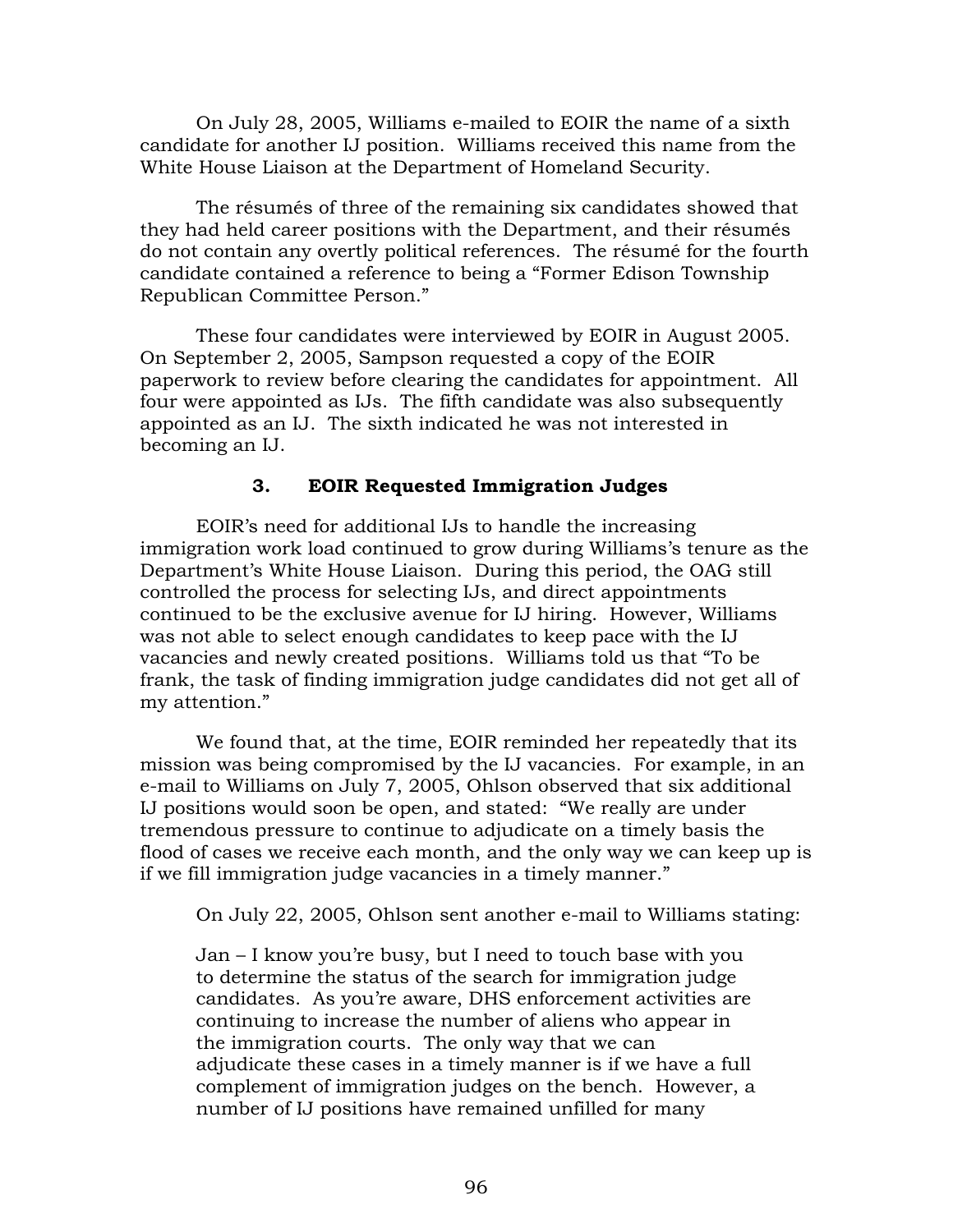On July 28, 2005, Williams e-mailed to EOIR the name of a sixth candidate for another IJ position. Williams received this name from the White House Liaison at the Department of Homeland Security.

The résumés of three of the remaining six candidates showed that they had held career positions with the Department, and their résumés do not contain any overtly political references. The résumé for the fourth candidate contained a reference to being a "Former Edison Township Republican Committee Person."

These four candidates were interviewed by EOIR in August 2005. On September 2, 2005, Sampson requested a copy of the EOIR paperwork to review before clearing the candidates for appointment. All four were appointed as IJs. The fifth candidate was also subsequently appointed as an IJ. The sixth indicated he was not interested in becoming an IJ.

### 3. EOIR Requested Immigration Judges

EOIR's need for additional IJs to handle the increasing immigration work load continued to grow during Williams's tenure as the Department's White House Liaison. During this period, the OAG still controlled the process for selecting IJs, and direct appointments continued to be the exclusive avenue for IJ hiring. However, Williams was not able to select enough candidates to keep pace with the IJ vacancies and newly created positions. Williams told us that "To be frank, the task of finding immigration judge candidates did not get all of my attention."

We found that, at the time, EOIR reminded her repeatedly that its mission was being compromised by the IJ vacancies. For example, in an e-mail to Williams on July 7, 2005, Ohlson observed that six additional IJ positions would soon be open, and stated: "We really are under tremendous pressure to continue to adjudicate on a timely basis the flood of cases we receive each month, and the only way we can keep up is if we fill immigration judge vacancies in a timely manner."

On July 22, 2005, Ohlson sent another e-mail to Williams stating:

> Jan – I know you're busy, but I need to touch base with you to determine the status of the search for immigration judge candidates. As you're aware, DHS enforcement activities are continuing to increase the number of aliens who appear in the immigration courts. The only way that we can adjudicate these cases in a timely manner is if we have a full complement of immigration judges on the bench. However, a number of IJ positions have remained unfilled for many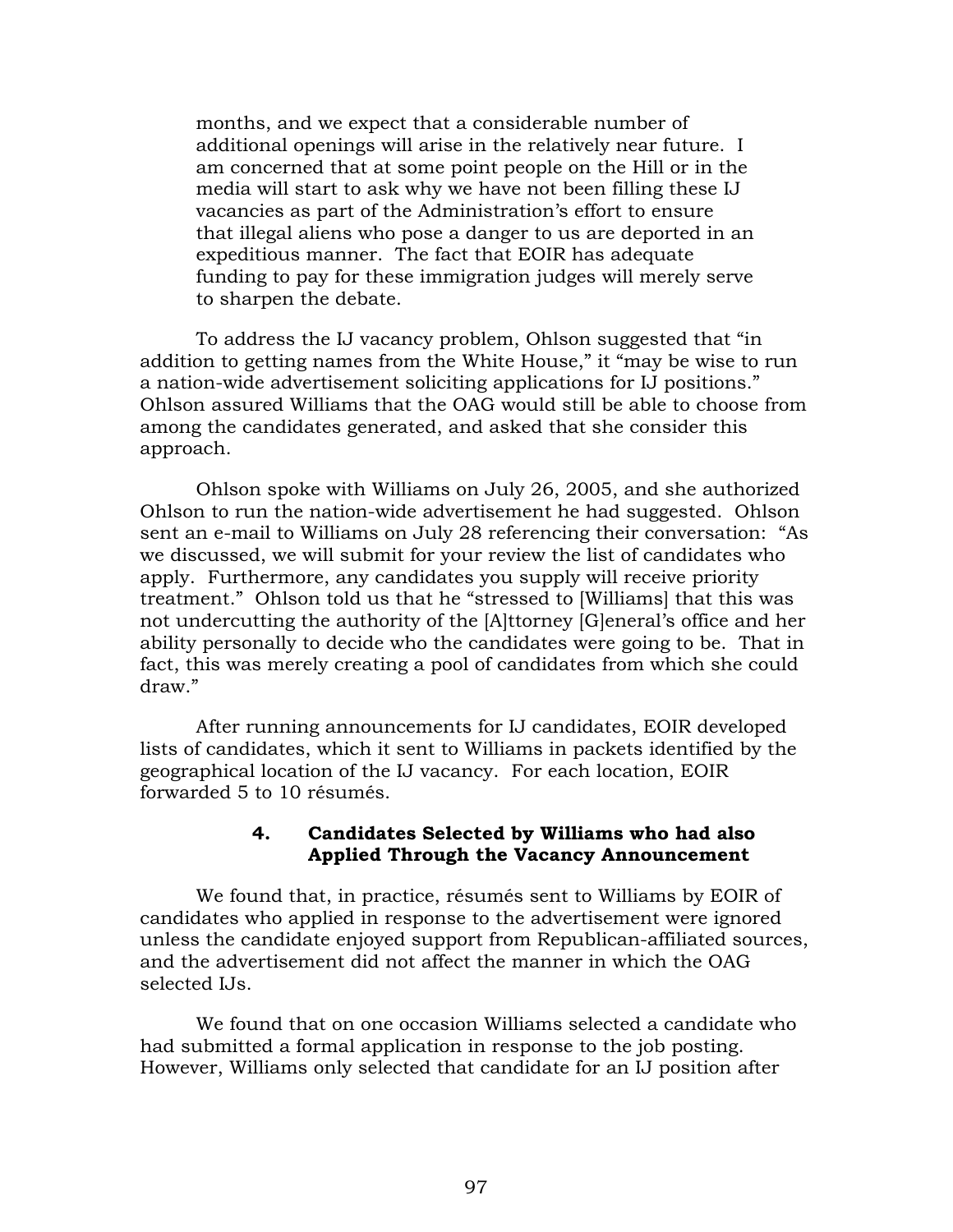> months, and we expect that a considerable number of additional openings will arise in the relatively near future. I am concerned that at some point people on the Hill or in the media will start to ask why we have not been filling these IJ vacancies as part of the Administration's effort to ensure that illegal aliens who pose a danger to us are deported in an expeditious manner. The fact that EOIR has adequate funding to pay for these immigration judges will merely serve to sharpen the debate.

To address the IJ vacancy problem, Ohlson suggested that "in addition to getting names from the White House," it "may be wise to run a nation-wide advertisement soliciting applications for IJ positions." Ohlson assured Williams that the OAG would still be able to choose from among the candidates generated, and asked that she consider this approach.

Ohlson spoke with Williams on July 26, 2005, and she authorized Ohlson to run the nation-wide advertisement he had suggested. Ohlson sent an e-mail to Williams on July 28 referencing their conversation: "As we discussed, we will submit for your review the list of candidates who apply. Furthermore, any candidates you supply will receive priority treatment." Ohlson told us that he "stressed to [Williams] that this was not undercutting the authority of the [A]ttorney [G]eneral's office and her ability personally to decide who the candidates were going to be. That in fact, this was merely creating a pool of candidates from which she could draw."

After running announcements for IJ candidates, EOIR developed lists of candidates, which it sent to Williams in packets identified by the geographical location of the IJ vacancy. For each location, EOIR forwarded 5 to 10 résumés.

#### 4. Candidates Selected by Williams who had also Applied Through the Vacancy Announcement

We found that, in practice, résumés sent to Williams by EOIR of candidates who applied in response to the advertisement were ignored unless the candidate enjoyed support from Republican-affiliated sources, and the advertisement did not affect the manner in which the OAG selected IJs.

We found that on one occasion Williams selected a candidate who had submitted a formal application in response to the job posting. However, Williams only selected that candidate for an IJ position after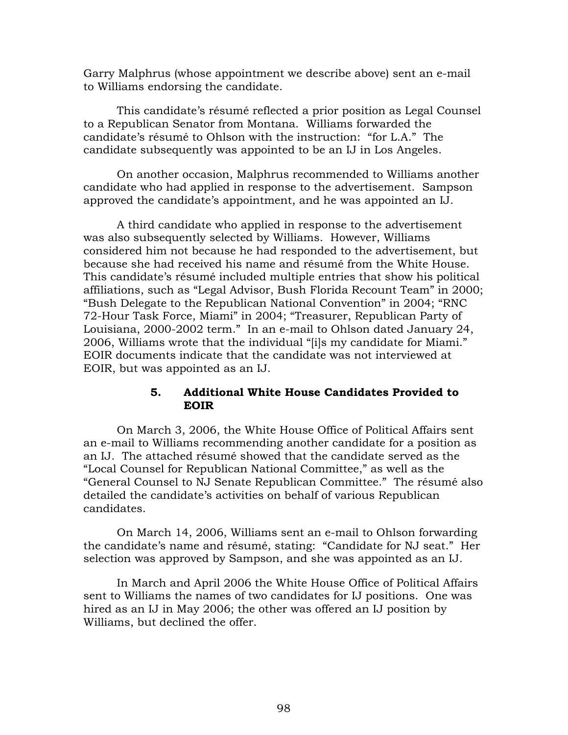Garry Malphrus (whose appointment we describe above) sent an e-mail to Williams endorsing the candidate.

This candidate's résumé reflected a prior position as Legal Counsel to a Republican Senator from Montana. Williams forwarded the candidate's résumé to Ohlson with the instruction: "for L.A." The candidate subsequently was appointed to be an IJ in Los Angeles.

On another occasion, Malphrus recommended to Williams another candidate who had applied in response to the advertisement. Sampson approved the candidate's appointment, and he was appointed an IJ.

A third candidate who applied in response to the advertisement was also subsequently selected by Williams. However, Williams considered him not because he had responded to the advertisement, but because she had received his name and résumé from the White House. This candidate's résumé included multiple entries that show his political affiliations, such as "Legal Advisor, Bush Florida Recount Team" in 2000; "Bush Delegate to the Republican National Convention" in 2004; "RNC 72-Hour Task Force, Miami" in 2004; "Treasurer, Republican Party of Louisiana, 2000-2002 term." In an e-mail to Ohlson dated January 24, 2006, Williams wrote that the individual "[i]s my candidate for Miami." EOIR documents indicate that the candidate was not interviewed at EOIR, but was appointed as an IJ.

#### 5. Additional White House Candidates Provided to EOIR

On March 3, 2006, the White House Office of Political Affairs sent an e-mail to Williams recommending another candidate for a position as an IJ. The attached résumé showed that the candidate served as the "Local Counsel for Republican National Committee," as well as the "General Counsel to NJ Senate Republican Committee." The résumé also detailed the candidate's activities on behalf of various Republican candidates.

On March 14, 2006, Williams sent an e-mail to Ohlson forwarding the candidate's name and résumé, stating: "Candidate for NJ seat." Her selection was approved by Sampson, and she was appointed as an IJ.

In March and April 2006 the White House Office of Political Affairs sent to Williams the names of two candidates for IJ positions. One was hired as an IJ in May 2006; the other was offered an IJ position by Williams, but declined the offer.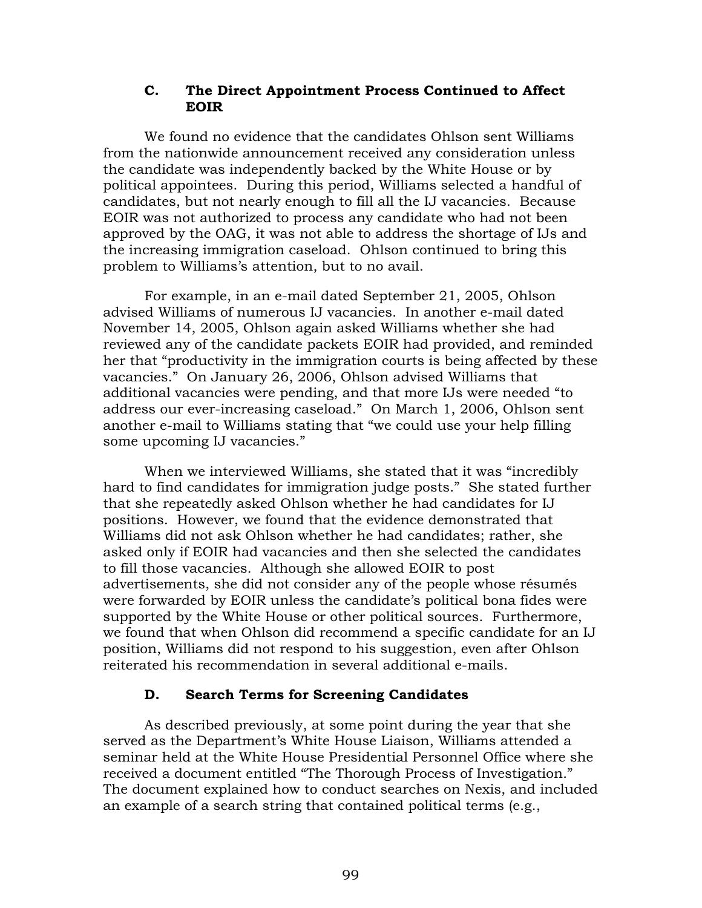### C. The Direct Appointment Process Continued to Affect EOIR

We found no evidence that the candidates Ohlson sent Williams from the nationwide announcement received any consideration unless the candidate was independently backed by the White House or by political appointees. During this period, Williams selected a handful of candidates, but not nearly enough to fill all the IJ vacancies. Because EOIR was not authorized to process any candidate who had not been approved by the OAG, it was not able to address the shortage of IJs and the increasing immigration caseload. Ohlson continued to bring this problem to Williams's attention, but to no avail.

For example, in an e-mail dated September 21, 2005, Ohlson advised Williams of numerous IJ vacancies. In another e-mail dated November 14, 2005, Ohlson again asked Williams whether she had reviewed any of the candidate packets EOIR had provided, and reminded her that "productivity in the immigration courts is being affected by these vacancies." On January 26, 2006, Ohlson advised Williams that additional vacancies were pending, and that more IJs were needed "to address our ever-increasing caseload." On March 1, 2006, Ohlson sent another e-mail to Williams stating that "we could use your help filling some upcoming IJ vacancies."

When we interviewed Williams, she stated that it was "incredibly hard to find candidates for immigration judge posts." She stated further that she repeatedly asked Ohlson whether he had candidates for IJ positions. However, we found that the evidence demonstrated that Williams did not ask Ohlson whether he had candidates; rather, she asked only if EOIR had vacancies and then she selected the candidates to fill those vacancies. Although she allowed EOIR to post advertisements, she did not consider any of the people whose résumés were forwarded by EOIR unless the candidate's political bona fides were supported by the White House or other political sources. Furthermore, we found that when Ohlson did recommend a specific candidate for an IJ position, Williams did not respond to his suggestion, even after Ohlson reiterated his recommendation in several additional e-mails.

### D. Search Terms for Screening Candidates

As described previously, at some point during the year that she served as the Department's White House Liaison, Williams attended a seminar held at the White House Presidential Personnel Office where she received a document entitled "The Thorough Process of Investigation." The document explained how to conduct searches on Nexis, and included an example of a search string that contained political terms (e.g.,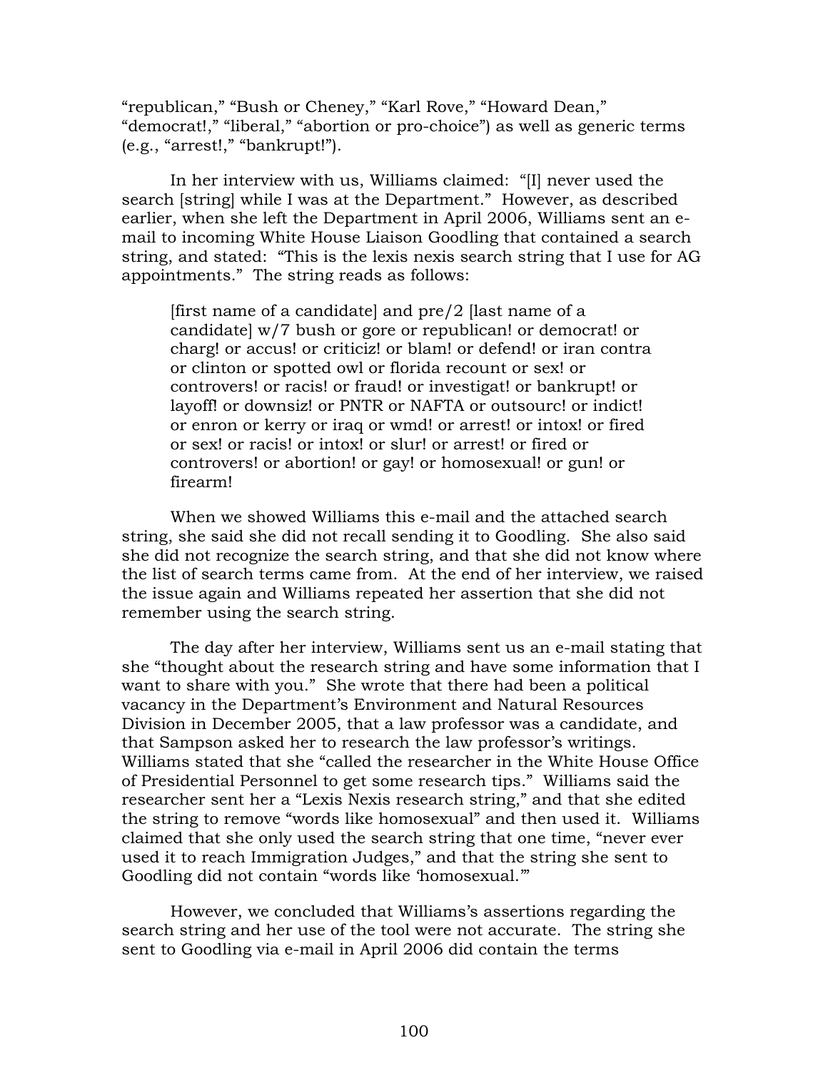"republican," "Bush or Cheney," "Karl Rove," "Howard Dean," "democrat!," "liberal," "abortion or pro-choice") as well as generic terms (e.g., "arrest!," "bankrupt!").

In her interview with us, Williams claimed: "[I] never used the search [string] while I was at the Department." However, as described earlier, when she left the Department in April 2006, Williams sent an e-mail to incoming White House Liaison Goodling that contained a search string, and stated: "This is the lexis nexis search string that I use for AG appointments." The string reads as follows:

> [first name of a candidate] and pre/2 [last name of a candidate] w/7 bush or gore or republican! or democrat! or charg! or accus! or criticiz! or blam! or defend! or iran contra or clinton or spotted owl or florida recount or sex! or controvers! or racis! or fraud! or investigat! or bankrupt! or layoff! or downsiz! or PNTR or NAFTA or outsourc! or indict! or enron or kerry or iraq or wmd! or arrest! or intox! or fired or sex! or racis! or intox! or slur! or arrest! or fired or controvers! or abortion! or gay! or homosexual! or gun! or firearm!

When we showed Williams this e-mail and the attached search string, she said she did not recall sending it to Goodling. She also said she did not recognize the search string, and that she did not know where the list of search terms came from. At the end of her interview, we raised the issue again and Williams repeated her assertion that she did not remember using the search string.

The day after her interview, Williams sent us an e-mail stating that she "thought about the research string and have some information that I want to share with you." She wrote that there had been a political vacancy in the Department's Environment and Natural Resources Division in December 2005, that a law professor was a candidate, and that Sampson asked her to research the law professor's writings. Williams stated that she "called the researcher in the White House Office of Presidential Personnel to get some research tips." Williams said the researcher sent her a "Lexis Nexis research string," and that she edited the string to remove "words like homosexual" and then used it. Williams claimed that she only used the search string that one time, "never ever used it to reach Immigration Judges," and that the string she sent to Goodling did not contain "words like 'homosexual.'"

However, we concluded that Williams's assertions regarding the search string and her use of the tool were not accurate. The string she sent to Goodling via e-mail in April 2006 did contain the terms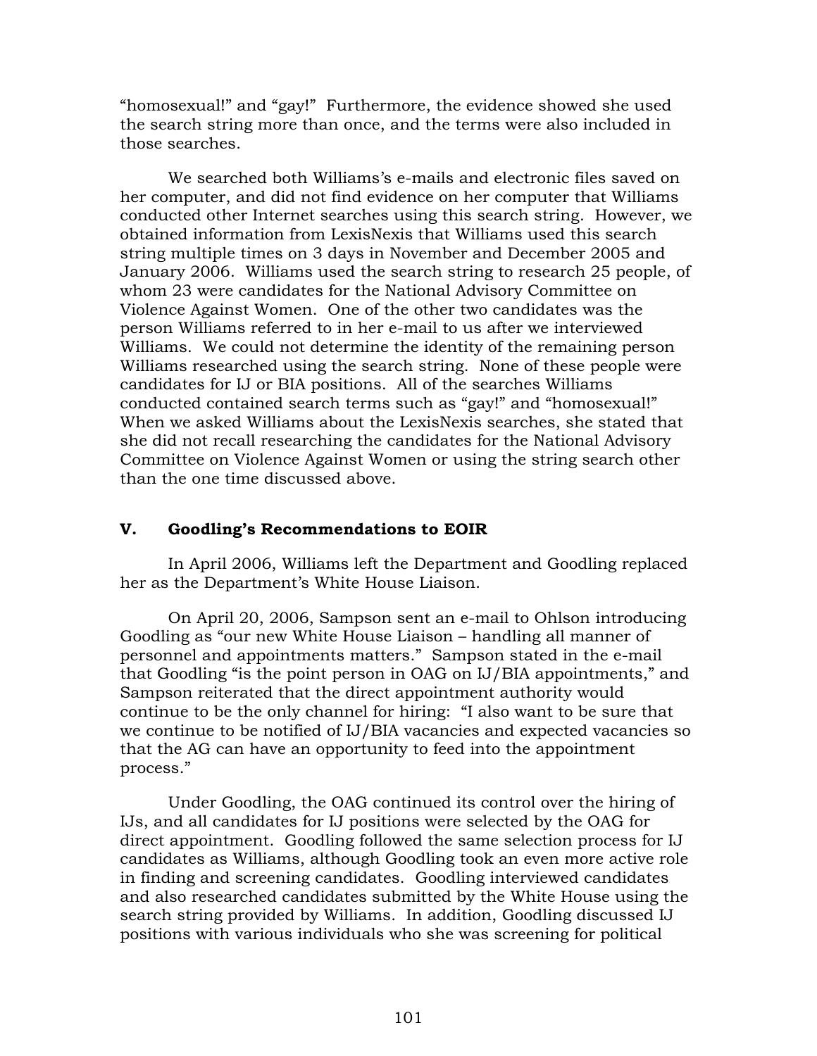"homosexual!" and "gay!" Furthermore, the evidence showed she used the search string more than once, and the terms were also included in those searches.

We searched both Williams's e-mails and electronic files saved on her computer, and did not find evidence on her computer that Williams conducted other Internet searches using this search string. However, we obtained information from LexisNexis that Williams used this search string multiple times on 3 days in November and December 2005 and January 2006. Williams used the search string to research 25 people, of whom 23 were candidates for the National Advisory Committee on Violence Against Women. One of the other two candidates was the person Williams referred to in her e-mail to us after we interviewed Williams. We could not determine the identity of the remaining person Williams researched using the search string. None of these people were candidates for IJ or BIA positions. All of the searches Williams conducted contained search terms such as "gay!" and "homosexual!" When we asked Williams about the LexisNexis searches, she stated that she did not recall researching the candidates for the National Advisory Committee on Violence Against Women or using the string search other than the one time discussed above.

## V. Goodling's Recommendations to EOIR

In April 2006, Williams left the Department and Goodling replaced her as the Department's White House Liaison.

On April 20, 2006, Sampson sent an e-mail to Ohlson introducing Goodling as "our new White House Liaison – handling all manner of personnel and appointments matters." Sampson stated in the e-mail that Goodling "is the point person in OAG on IJ/BIA appointments," and Sampson reiterated that the direct appointment authority would continue to be the only channel for hiring: "I also want to be sure that we continue to be notified of IJ/BIA vacancies and expected vacancies so that the AG can have an opportunity to feed into the appointment process."

Under Goodling, the OAG continued its control over the hiring of IJs, and all candidates for IJ positions were selected by the OAG for direct appointment. Goodling followed the same selection process for IJ candidates as Williams, although Goodling took an even more active role in finding and screening candidates. Goodling interviewed candidates and also researched candidates submitted by the White House using the search string provided by Williams. In addition, Goodling discussed IJ positions with various individuals who she was screening for political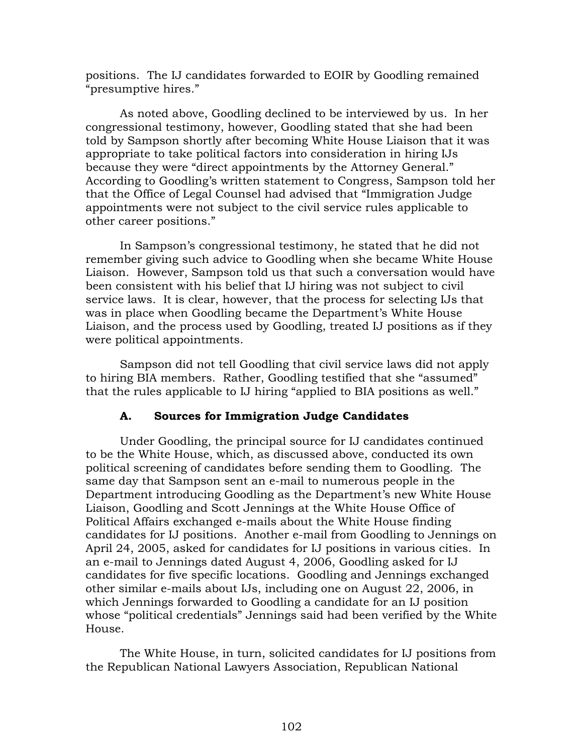positions. The IJ candidates forwarded to EOIR by Goodling remained "presumptive hires."

As noted above, Goodling declined to be interviewed by us. In her congressional testimony, however, Goodling stated that she had been told by Sampson shortly after becoming White House Liaison that it was appropriate to take political factors into consideration in hiring IJs because they were "direct appointments by the Attorney General." According to Goodling's written statement to Congress, Sampson told her that the Office of Legal Counsel had advised that "Immigration Judge appointments were not subject to the civil service rules applicable to other career positions."

In Sampson's congressional testimony, he stated that he did not remember giving such advice to Goodling when she became White House Liaison. However, Sampson told us that such a conversation would have been consistent with his belief that IJ hiring was not subject to civil service laws. It is clear, however, that the process for selecting IJs that was in place when Goodling became the Department's White House Liaison, and the process used by Goodling, treated IJ positions as if they were political appointments.

Sampson did not tell Goodling that civil service laws did not apply to hiring BIA members. Rather, Goodling testified that she "assumed" that the rules applicable to IJ hiring "applied to BIA positions as well."

### A. Sources for Immigration Judge Candidates

Under Goodling, the principal source for IJ candidates continued to be the White House, which, as discussed above, conducted its own political screening of candidates before sending them to Goodling. The same day that Sampson sent an e-mail to numerous people in the Department introducing Goodling as the Department's new White House Liaison, Goodling and Scott Jennings at the White House Office of Political Affairs exchanged e-mails about the White House finding candidates for IJ positions. Another e-mail from Goodling to Jennings on April 24, 2005, asked for candidates for IJ positions in various cities. In an e-mail to Jennings dated August 4, 2006, Goodling asked for IJ candidates for five specific locations. Goodling and Jennings exchanged other similar e-mails about IJs, including one on August 22, 2006, in which Jennings forwarded to Goodling a candidate for an IJ position whose "political credentials" Jennings said had been verified by the White House.

The White House, in turn, solicited candidates for IJ positions from the Republican National Lawyers Association, Republican National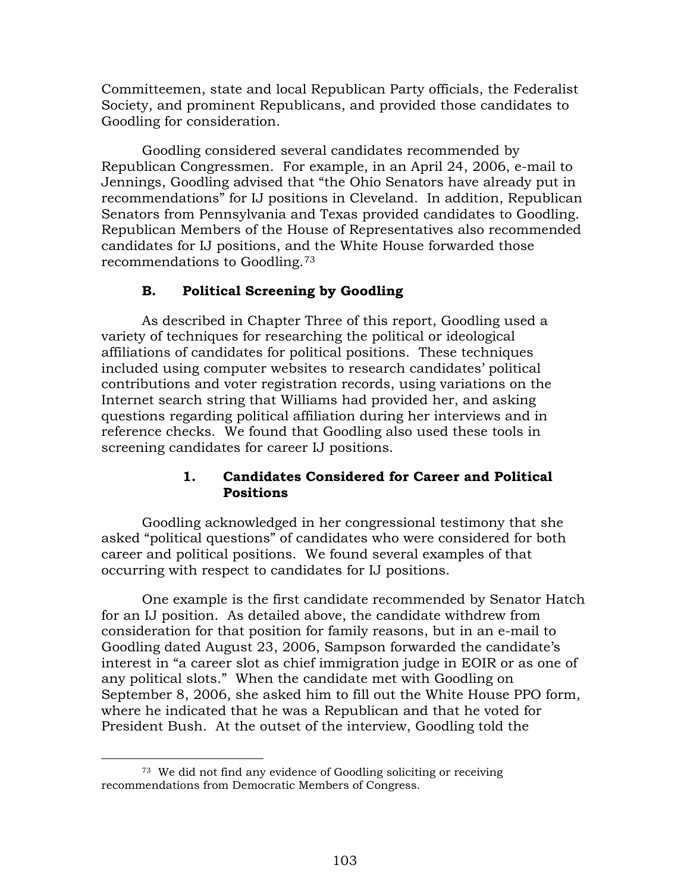Committeemen, state and local Republican Party officials, the Federalist Society, and prominent Republicans, and provided those candidates to Goodling for consideration.

Goodling considered several candidates recommended by Republican Congressmen. For example, in an April 24, 2006, e-mail to Jennings, Goodling advised that "the Ohio Senators have already put in recommendations" for IJ positions in Cleveland. In addition, Republican Senators from Pennsylvania and Texas provided candidates to Goodling. Republican Members of the House of Representatives also recommended candidates for IJ positions, and the White House forwarded those recommendations to Goodling.[73]

### B. Political Screening by Goodling

As described in Chapter Three of this report, Goodling used a variety of techniques for researching the political or ideological affiliations of candidates for political positions. These techniques included using computer websites to research candidates' political contributions and voter registration records, using variations on the Internet search string that Williams had provided her, and asking questions regarding political affiliation during her interviews and in reference checks. We found that Goodling also used these tools in screening candidates for career IJ positions.

#### 1. Candidates Considered for Career and Political Positions

Goodling acknowledged in her congressional testimony that she asked "political questions" of candidates who were considered for both career and political positions. We found several examples of that occurring with respect to candidates for IJ positions.

One example is the first candidate recommended by Senator Hatch for an IJ position. As detailed above, the candidate withdrew from consideration for that position for family reasons, but in an e-mail to Goodling dated August 23, 2006, Sampson forwarded the candidate's interest in "a career slot as chief immigration judge in EOIR or as one of any political slots." When the candidate met with Goodling on September 8, 2006, she asked him to fill out the White House PPO form, where he indicated that he was a Republican and that he voted for President Bush. At the outset of the interview, Goodling told the

[73] We did not find any evidence of Goodling soliciting or receiving recommendations from Democratic Members of Congress.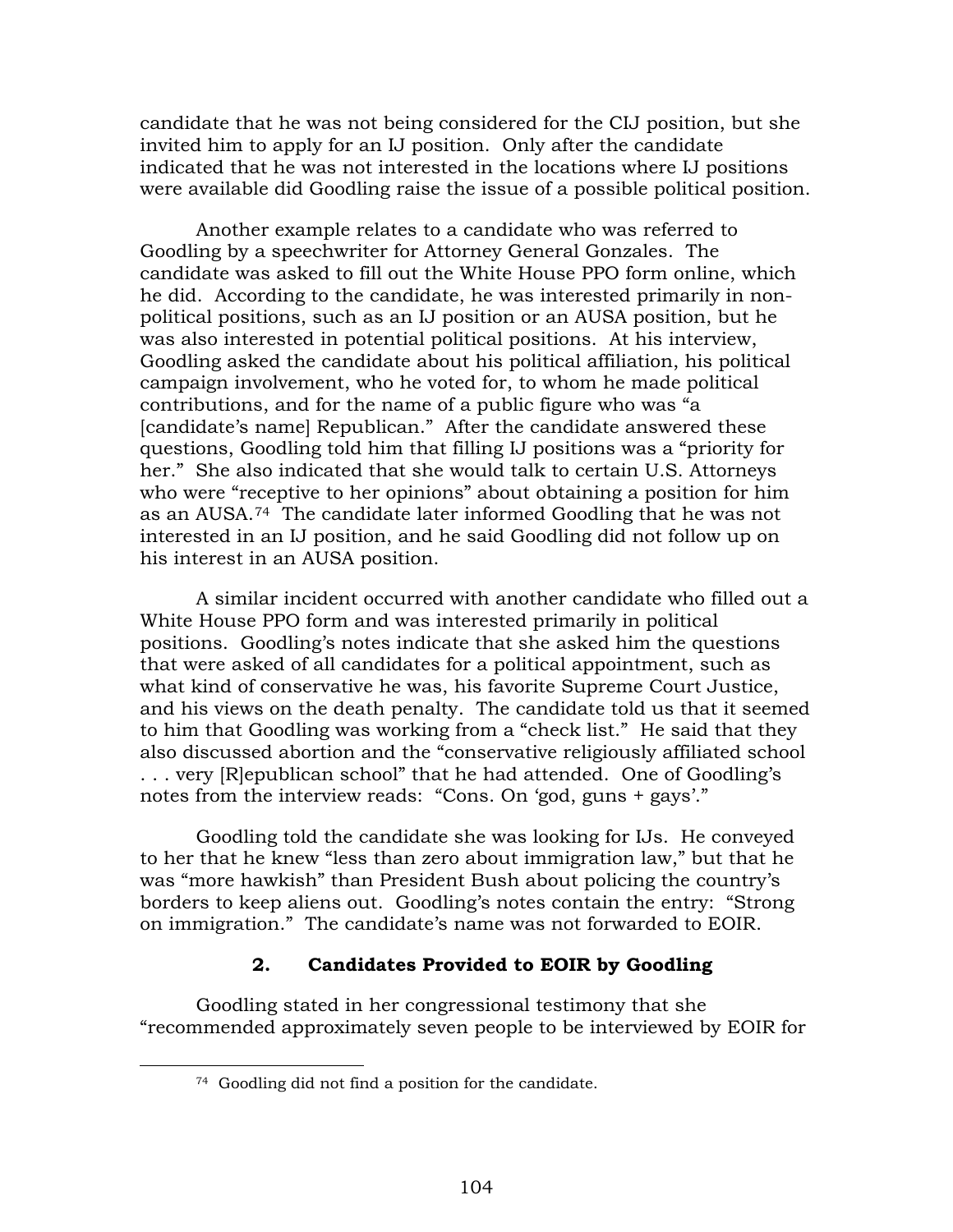candidate that he was not being considered for the CIJ position, but she invited him to apply for an IJ position. Only after the candidate indicated that he was not interested in the locations where IJ positions were available did Goodling raise the issue of a possible political position.

Another example relates to a candidate who was referred to Goodling by a speechwriter for Attorney General Gonzales. The candidate was asked to fill out the White House PPO form online, which he did. According to the candidate, he was interested primarily in non-political positions, such as an IJ position or an AUSA position, but he was also interested in potential political positions. At his interview, Goodling asked the candidate about his political affiliation, his political campaign involvement, who he voted for, to whom he made political contributions, and for the name of a public figure who was "a [candidate's name] Republican." After the candidate answered these questions, Goodling told him that filling IJ positions was a "priority for her." She also indicated that she would talk to certain U.S. Attorneys who were "receptive to her opinions" about obtaining a position for him as an AUSA.[74] The candidate later informed Goodling that he was not interested in an IJ position, and he said Goodling did not follow up on his interest in an AUSA position.

A similar incident occurred with another candidate who filled out a White House PPO form and was interested primarily in political positions. Goodling's notes indicate that she asked him the questions that were asked of all candidates for a political appointment, such as what kind of conservative he was, his favorite Supreme Court Justice, and his views on the death penalty. The candidate told us that it seemed to him that Goodling was working from a "check list." He said that they also discussed abortion and the "conservative religiously affiliated school . . . very [R]epublican school" that he had attended. One of Goodling's notes from the interview reads: "Cons. On 'god, guns + gays'."

Goodling told the candidate she was looking for IJs. He conveyed to her that he knew "less than zero about immigration law," but that he was "more hawkish" than President Bush about policing the country's borders to keep aliens out. Goodling's notes contain the entry: "Strong on immigration." The candidate's name was not forwarded to EOIR.

### 2. Candidates Provided to EOIR by Goodling

Goodling stated in her congressional testimony that she "recommended approximately seven people to be interviewed by EOIR for

---

[74] Goodling did not find a position for the candidate.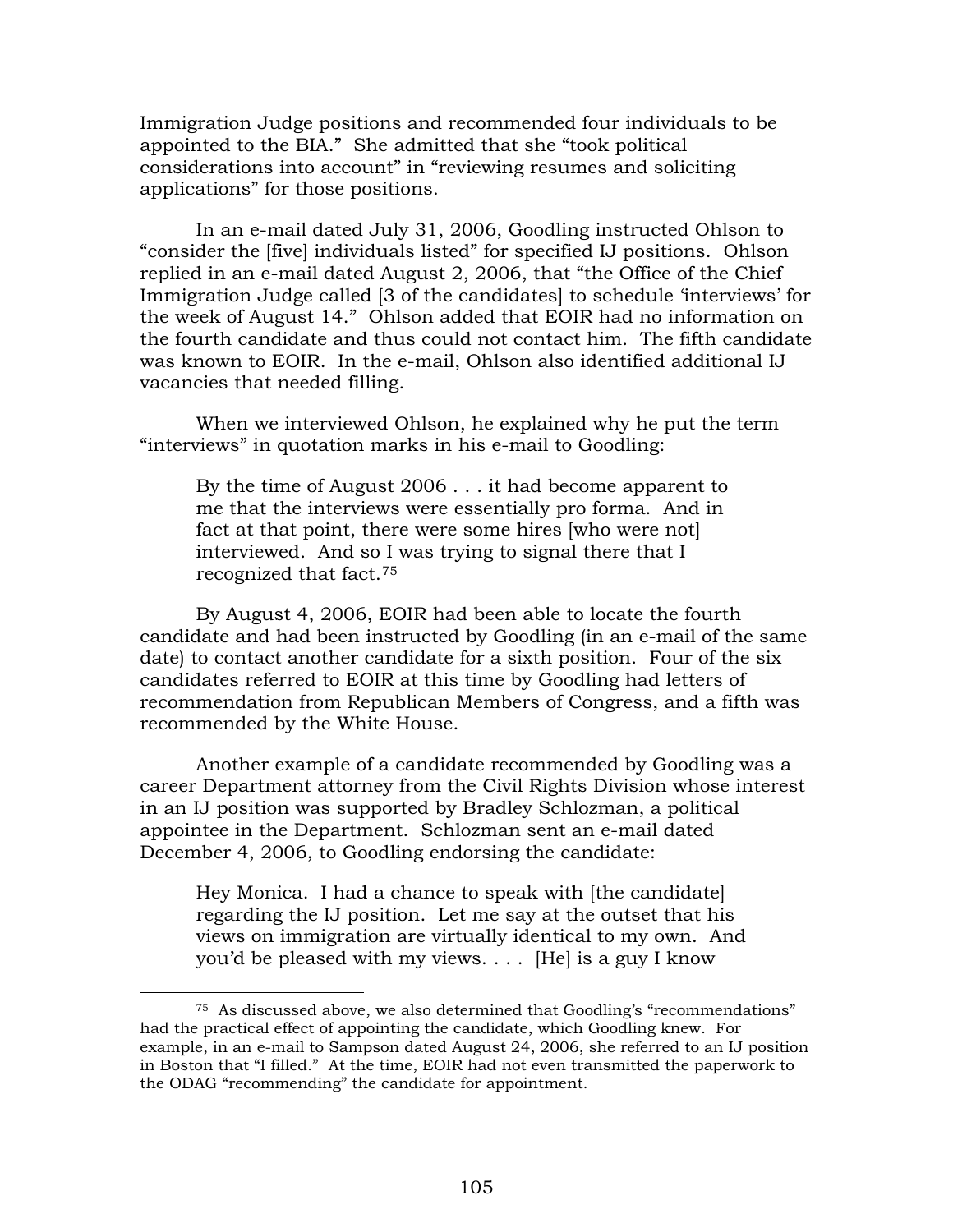Immigration Judge positions and recommended four individuals to be appointed to the BIA." She admitted that she "took political considerations into account" in "reviewing resumes and soliciting applications" for those positions.

In an e-mail dated July 31, 2006, Goodling instructed Ohlson to "consider the [five] individuals listed" for specified IJ positions. Ohlson replied in an e-mail dated August 2, 2006, that "the Office of the Chief Immigration Judge called [3 of the candidates] to schedule 'interviews' for the week of August 14." Ohlson added that EOIR had no information on the fourth candidate and thus could not contact him. The fifth candidate was known to EOIR. In the e-mail, Ohlson also identified additional IJ vacancies that needed filling.

When we interviewed Ohlson, he explained why he put the term "interviews" in quotation marks in his e-mail to Goodling:

> By the time of August 2006 . . . it had become apparent to me that the interviews were essentially pro forma. And in fact at that point, there were some hires [who were not] interviewed. And so I was trying to signal there that I recognized that fact.[75]

By August 4, 2006, EOIR had been able to locate the fourth candidate and had been instructed by Goodling (in an e-mail of the same date) to contact another candidate for a sixth position. Four of the six candidates referred to EOIR at this time by Goodling had letters of recommendation from Republican Members of Congress, and a fifth was recommended by the White House.

Another example of a candidate recommended by Goodling was a career Department attorney from the Civil Rights Division whose interest in an IJ position was supported by Bradley Schlozman, a political appointee in the Department. Schlozman sent an e-mail dated December 4, 2006, to Goodling endorsing the candidate:

> Hey Monica. I had a chance to speak with [the candidate] regarding the IJ position. Let me say at the outset that his views on immigration are virtually identical to my own. And you'd be pleased with my views. . . . [He] is a guy I know

---

[75] As discussed above, we also determined that Goodling's "recommendations" had the practical effect of appointing the candidate, which Goodling knew. For example, in an e-mail to Sampson dated August 24, 2006, she referred to an IJ position in Boston that "I filled." At the time, EOIR had not even transmitted the paperwork to the ODAG "recommending" the candidate for appointment.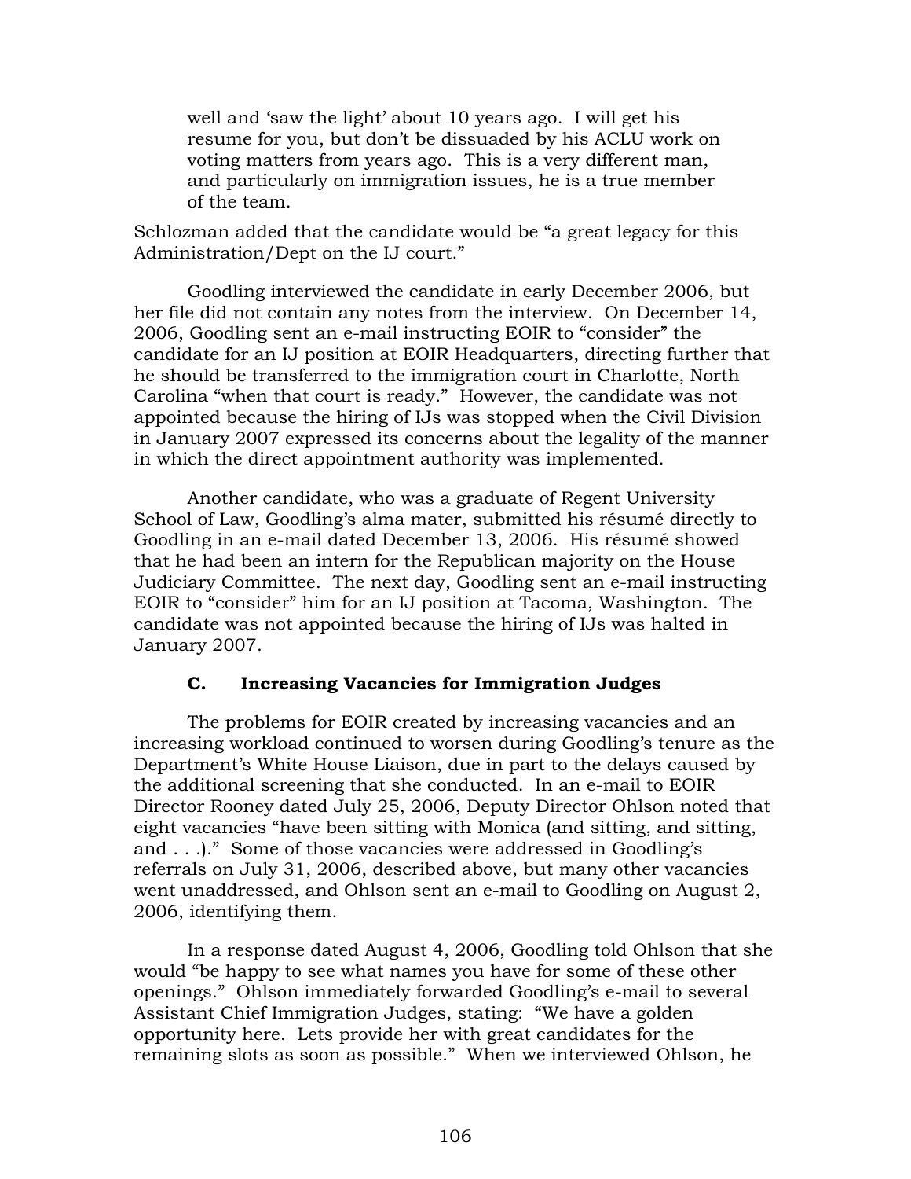> well and 'saw the light' about 10 years ago. I will get his resume for you, but don't be dissuaded by his ACLU work on voting matters from years ago. This is a very different man, and particularly on immigration issues, he is a true member of the team.

Schlozman added that the candidate would be "a great legacy for this Administration/Dept on the IJ court."

Goodling interviewed the candidate in early December 2006, but her file did not contain any notes from the interview. On December 14, 2006, Goodling sent an e-mail instructing EOIR to "consider" the candidate for an IJ position at EOIR Headquarters, directing further that he should be transferred to the immigration court in Charlotte, North Carolina "when that court is ready." However, the candidate was not appointed because the hiring of IJs was stopped when the Civil Division in January 2007 expressed its concerns about the legality of the manner in which the direct appointment authority was implemented.

Another candidate, who was a graduate of Regent University School of Law, Goodling's alma mater, submitted his résumé directly to Goodling in an e-mail dated December 13, 2006. His résumé showed that he had been an intern for the Republican majority on the House Judiciary Committee. The next day, Goodling sent an e-mail instructing EOIR to "consider" him for an IJ position at Tacoma, Washington. The candidate was not appointed because the hiring of IJs was halted in January 2007.

### C. Increasing Vacancies for Immigration Judges

The problems for EOIR created by increasing vacancies and an increasing workload continued to worsen during Goodling's tenure as the Department's White House Liaison, due in part to the delays caused by the additional screening that she conducted. In an e-mail to EOIR Director Rooney dated July 25, 2006, Deputy Director Ohlson noted that eight vacancies "have been sitting with Monica (and sitting, and sitting, and . . .)." Some of those vacancies were addressed in Goodling's referrals on July 31, 2006, described above, but many other vacancies went unaddressed, and Ohlson sent an e-mail to Goodling on August 2, 2006, identifying them.

In a response dated August 4, 2006, Goodling told Ohlson that she would "be happy to see what names you have for some of these other openings." Ohlson immediately forwarded Goodling's e-mail to several Assistant Chief Immigration Judges, stating: "We have a golden opportunity here. Lets provide her with great candidates for the remaining slots as soon as possible." When we interviewed Ohlson, he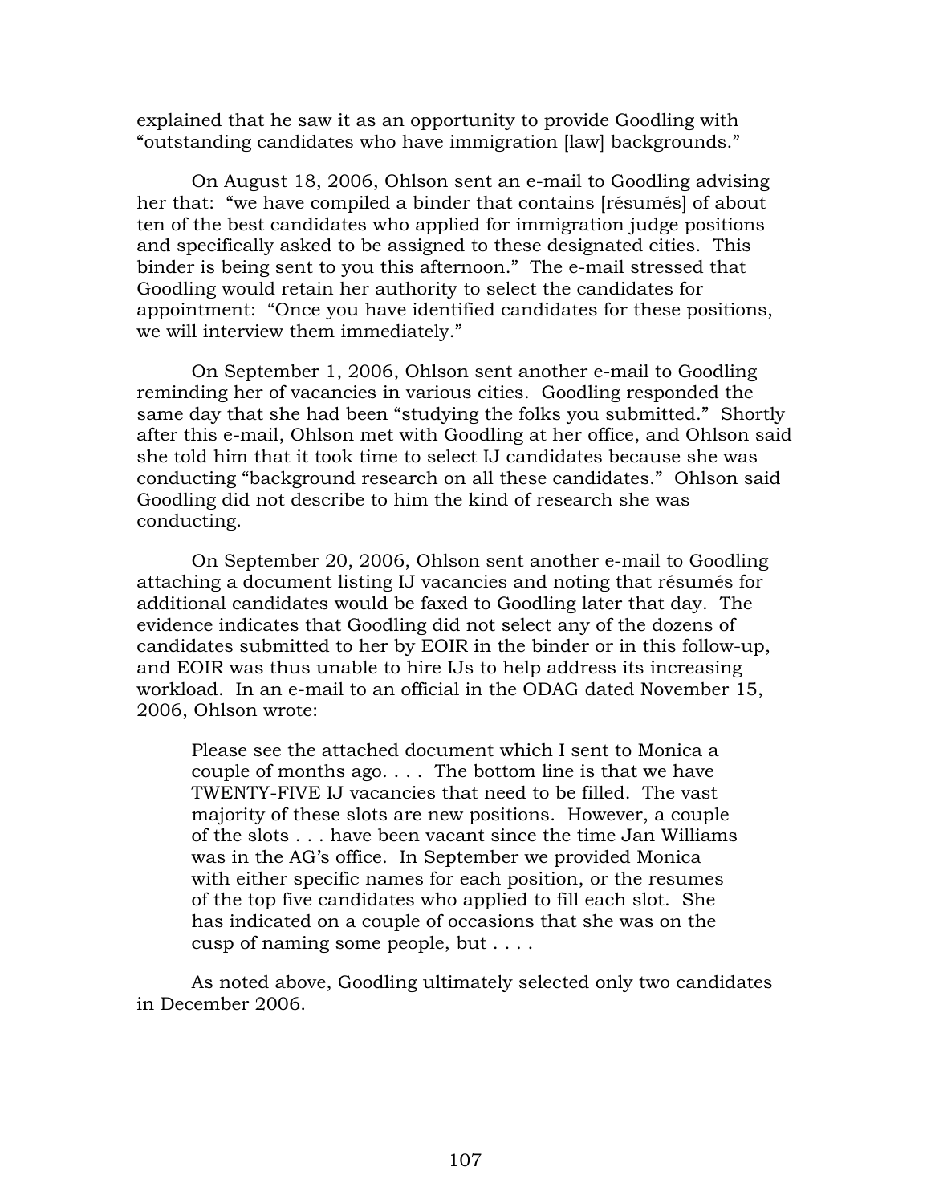explained that he saw it as an opportunity to provide Goodling with "outstanding candidates who have immigration [law] backgrounds."

On August 18, 2006, Ohlson sent an e-mail to Goodling advising her that: "we have compiled a binder that contains [résumés] of about ten of the best candidates who applied for immigration judge positions and specifically asked to be assigned to these designated cities. This binder is being sent to you this afternoon." The e-mail stressed that Goodling would retain her authority to select the candidates for appointment: "Once you have identified candidates for these positions, we will interview them immediately."

On September 1, 2006, Ohlson sent another e-mail to Goodling reminding her of vacancies in various cities. Goodling responded the same day that she had been "studying the folks you submitted." Shortly after this e-mail, Ohlson met with Goodling at her office, and Ohlson said she told him that it took time to select IJ candidates because she was conducting "background research on all these candidates." Ohlson said Goodling did not describe to him the kind of research she was conducting.

On September 20, 2006, Ohlson sent another e-mail to Goodling attaching a document listing IJ vacancies and noting that résumés for additional candidates would be faxed to Goodling later that day. The evidence indicates that Goodling did not select any of the dozens of candidates submitted to her by EOIR in the binder or in this follow-up, and EOIR was thus unable to hire IJs to help address its increasing workload. In an e-mail to an official in the ODAG dated November 15, 2006, Ohlson wrote:

> Please see the attached document which I sent to Monica a couple of months ago. . . . The bottom line is that we have TWENTY-FIVE IJ vacancies that need to be filled. The vast majority of these slots are new positions. However, a couple of the slots . . . have been vacant since the time Jan Williams was in the AG's office. In September we provided Monica with either specific names for each position, or the resumes of the top five candidates who applied to fill each slot. She has indicated on a couple of occasions that she was on the cusp of naming some people, but . . . .

As noted above, Goodling ultimately selected only two candidates in December 2006.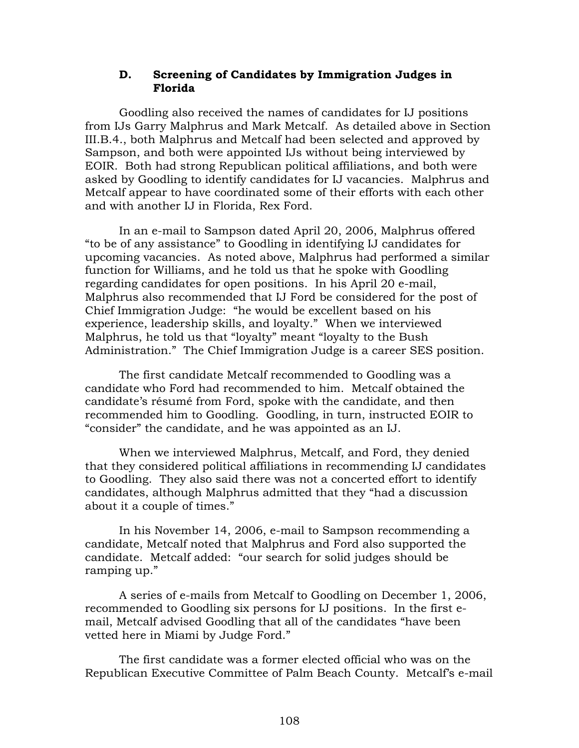### D. Screening of Candidates by Immigration Judges in Florida

Goodling also received the names of candidates for IJ positions from IJs Garry Malphrus and Mark Metcalf. As detailed above in Section III.B.4., both Malphrus and Metcalf had been selected and approved by Sampson, and both were appointed IJs without being interviewed by EOIR. Both had strong Republican political affiliations, and both were asked by Goodling to identify candidates for IJ vacancies. Malphrus and Metcalf appear to have coordinated some of their efforts with each other and with another IJ in Florida, Rex Ford.

In an e-mail to Sampson dated April 20, 2006, Malphrus offered "to be of any assistance" to Goodling in identifying IJ candidates for upcoming vacancies. As noted above, Malphrus had performed a similar function for Williams, and he told us that he spoke with Goodling regarding candidates for open positions. In his April 20 e-mail, Malphrus also recommended that IJ Ford be considered for the post of Chief Immigration Judge: "he would be excellent based on his experience, leadership skills, and loyalty." When we interviewed Malphrus, he told us that "loyalty" meant "loyalty to the Bush Administration." The Chief Immigration Judge is a career SES position.

The first candidate Metcalf recommended to Goodling was a candidate who Ford had recommended to him. Metcalf obtained the candidate's résumé from Ford, spoke with the candidate, and then recommended him to Goodling. Goodling, in turn, instructed EOIR to "consider" the candidate, and he was appointed as an IJ.

When we interviewed Malphrus, Metcalf, and Ford, they denied that they considered political affiliations in recommending IJ candidates to Goodling. They also said there was not a concerted effort to identify candidates, although Malphrus admitted that they "had a discussion about it a couple of times."

In his November 14, 2006, e-mail to Sampson recommending a candidate, Metcalf noted that Malphrus and Ford also supported the candidate. Metcalf added: "our search for solid judges should be ramping up."

A series of e-mails from Metcalf to Goodling on December 1, 2006, recommended to Goodling six persons for IJ positions. In the first e-mail, Metcalf advised Goodling that all of the candidates "have been vetted here in Miami by Judge Ford."

The first candidate was a former elected official who was on the Republican Executive Committee of Palm Beach County. Metcalf's e-mail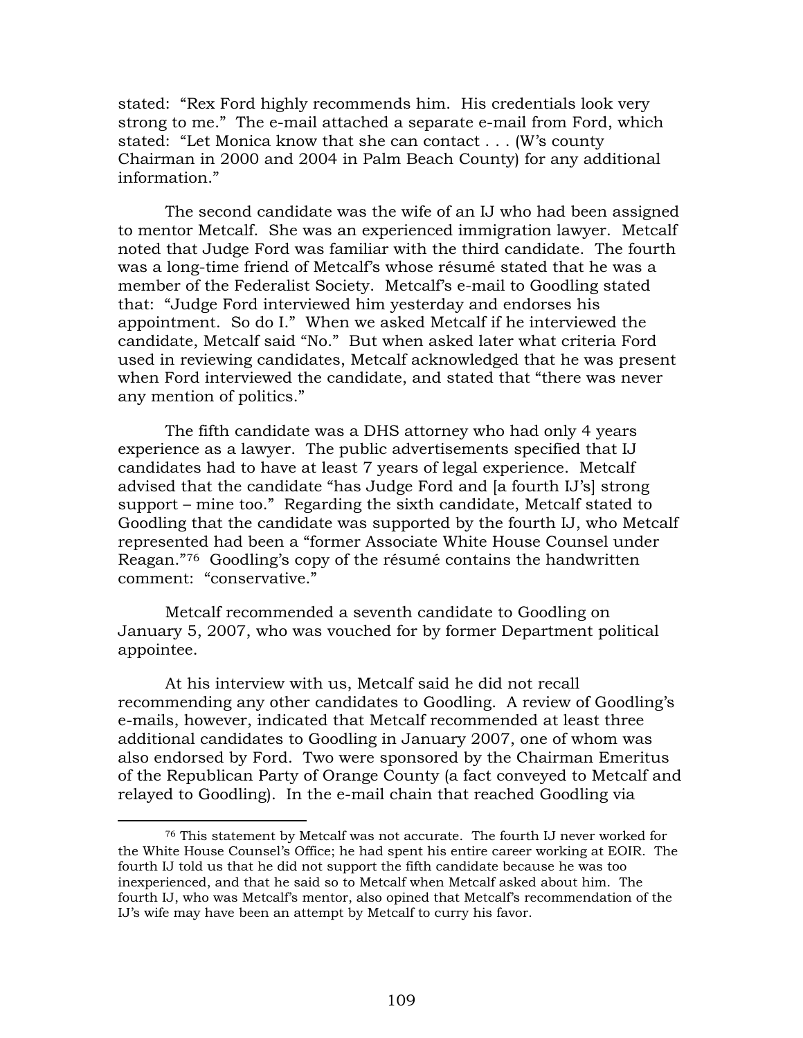stated: "Rex Ford highly recommends him. His credentials look very strong to me." The e-mail attached a separate e-mail from Ford, which stated: "Let Monica know that she can contact . . . (W's county Chairman in 2000 and 2004 in Palm Beach County) for any additional information."

The second candidate was the wife of an IJ who had been assigned to mentor Metcalf. She was an experienced immigration lawyer. Metcalf noted that Judge Ford was familiar with the third candidate. The fourth was a long-time friend of Metcalf's whose résumé stated that he was a member of the Federalist Society. Metcalf's e-mail to Goodling stated that: "Judge Ford interviewed him yesterday and endorses his appointment. So do I." When we asked Metcalf if he interviewed the candidate, Metcalf said "No." But when asked later what criteria Ford used in reviewing candidates, Metcalf acknowledged that he was present when Ford interviewed the candidate, and stated that "there was never any mention of politics."

The fifth candidate was a DHS attorney who had only 4 years experience as a lawyer. The public advertisements specified that IJ candidates had to have at least 7 years of legal experience. Metcalf advised that the candidate "has Judge Ford and [a fourth IJ's] strong support – mine too." Regarding the sixth candidate, Metcalf stated to Goodling that the candidate was supported by the fourth IJ, who Metcalf represented had been a "former Associate White House Counsel under Reagan."[76] Goodling's copy of the résumé contains the handwritten comment: "conservative."

Metcalf recommended a seventh candidate to Goodling on January 5, 2007, who was vouched for by former Department political appointee.

At his interview with us, Metcalf said he did not recall recommending any other candidates to Goodling. A review of Goodling's e-mails, however, indicated that Metcalf recommended at least three additional candidates to Goodling in January 2007, one of whom was also endorsed by Ford. Two were sponsored by the Chairman Emeritus of the Republican Party of Orange County (a fact conveyed to Metcalf and relayed to Goodling). In the e-mail chain that reached Goodling via

---

[76] This statement by Metcalf was not accurate. The fourth IJ never worked for the White House Counsel's Office; he had spent his entire career working at EOIR. The fourth IJ told us that he did not support the fifth candidate because he was too inexperienced, and that he said so to Metcalf when Metcalf asked about him. The fourth IJ, who was Metcalf's mentor, also opined that Metcalf's recommendation of the IJ's wife may have been an attempt by Metcalf to curry his favor.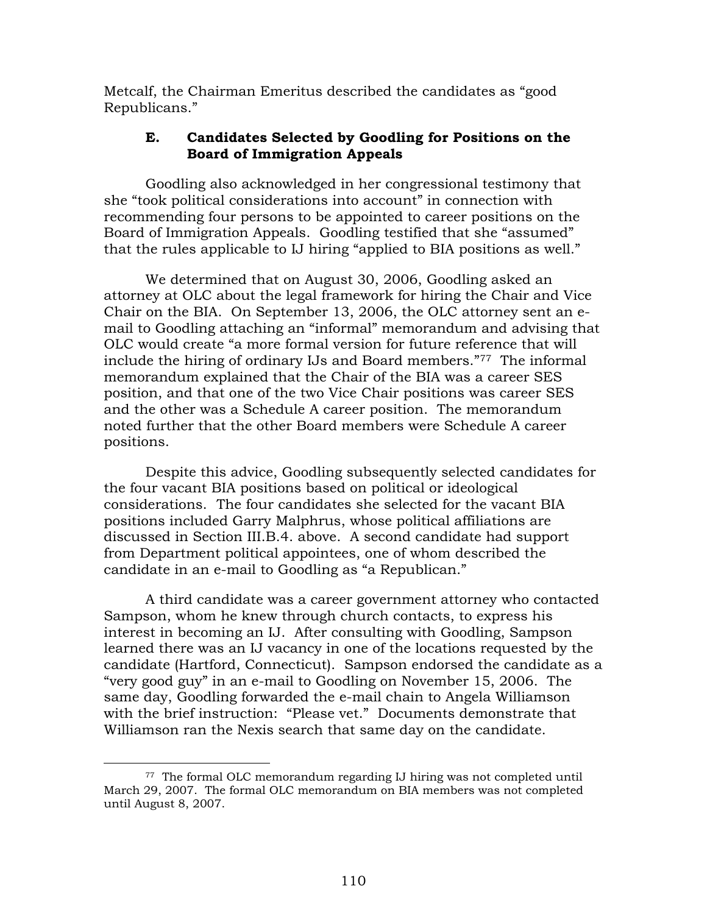Metcalf, the Chairman Emeritus described the candidates as "good Republicans."

### E. Candidates Selected by Goodling for Positions on the Board of Immigration Appeals

Goodling also acknowledged in her congressional testimony that she "took political considerations into account" in connection with recommending four persons to be appointed to career positions on the Board of Immigration Appeals. Goodling testified that she "assumed" that the rules applicable to IJ hiring "applied to BIA positions as well."

We determined that on August 30, 2006, Goodling asked an attorney at OLC about the legal framework for hiring the Chair and Vice Chair on the BIA. On September 13, 2006, the OLC attorney sent an e-mail to Goodling attaching an "informal" memorandum and advising that OLC would create "a more formal version for future reference that will include the hiring of ordinary IJs and Board members."[77] The informal memorandum explained that the Chair of the BIA was a career SES position, and that one of the two Vice Chair positions was career SES and the other was a Schedule A career position. The memorandum noted further that the other Board members were Schedule A career positions.

Despite this advice, Goodling subsequently selected candidates for the four vacant BIA positions based on political or ideological considerations. The four candidates she selected for the vacant BIA positions included Garry Malphrus, whose political affiliations are discussed in Section III.B.4. above. A second candidate had support from Department political appointees, one of whom described the candidate in an e-mail to Goodling as "a Republican."

A third candidate was a career government attorney who contacted Sampson, whom he knew through church contacts, to express his interest in becoming an IJ. After consulting with Goodling, Sampson learned there was an IJ vacancy in one of the locations requested by the candidate (Hartford, Connecticut). Sampson endorsed the candidate as a "very good guy" in an e-mail to Goodling on November 15, 2006. The same day, Goodling forwarded the e-mail chain to Angela Williamson with the brief instruction: "Please vet." Documents demonstrate that Williamson ran the Nexis search that same day on the candidate.

---

[77] The formal OLC memorandum regarding IJ hiring was not completed until March 29, 2007. The formal OLC memorandum on BIA members was not completed until August 8, 2007.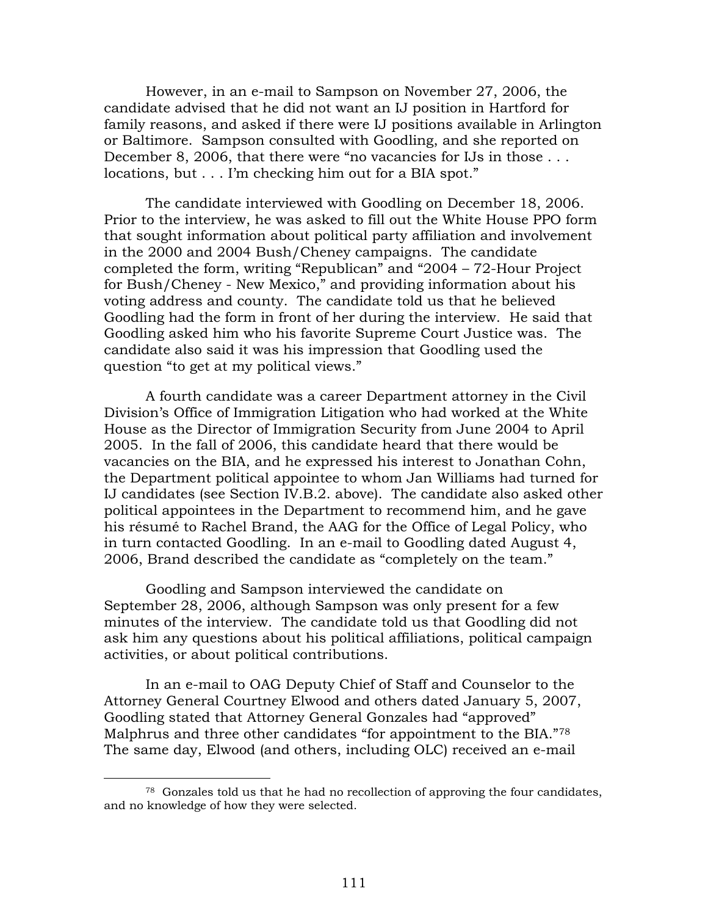However, in an e-mail to Sampson on November 27, 2006, the candidate advised that he did not want an IJ position in Hartford for family reasons, and asked if there were IJ positions available in Arlington or Baltimore. Sampson consulted with Goodling, and she reported on December 8, 2006, that there were "no vacancies for IJs in those . . . locations, but . . . I'm checking him out for a BIA spot."

The candidate interviewed with Goodling on December 18, 2006. Prior to the interview, he was asked to fill out the White House PPO form that sought information about political party affiliation and involvement in the 2000 and 2004 Bush/Cheney campaigns. The candidate completed the form, writing "Republican" and "2004 – 72-Hour Project for Bush/Cheney - New Mexico," and providing information about his voting address and county. The candidate told us that he believed Goodling had the form in front of her during the interview. He said that Goodling asked him who his favorite Supreme Court Justice was. The candidate also said it was his impression that Goodling used the question "to get at my political views."

A fourth candidate was a career Department attorney in the Civil Division's Office of Immigration Litigation who had worked at the White House as the Director of Immigration Security from June 2004 to April 2005. In the fall of 2006, this candidate heard that there would be vacancies on the BIA, and he expressed his interest to Jonathan Cohn, the Department political appointee to whom Jan Williams had turned for IJ candidates (see Section IV.B.2. above). The candidate also asked other political appointees in the Department to recommend him, and he gave his résumé to Rachel Brand, the AAG for the Office of Legal Policy, who in turn contacted Goodling. In an e-mail to Goodling dated August 4, 2006, Brand described the candidate as "completely on the team."

Goodling and Sampson interviewed the candidate on September 28, 2006, although Sampson was only present for a few minutes of the interview. The candidate told us that Goodling did not ask him any questions about his political affiliations, political campaign activities, or about political contributions.

In an e-mail to OAG Deputy Chief of Staff and Counselor to the Attorney General Courtney Elwood and others dated January 5, 2007, Goodling stated that Attorney General Gonzales had "approved" Malphrus and three other candidates "for appointment to the BIA."[78] The same day, Elwood (and others, including OLC) received an e-mail

[78] Gonzales told us that he had no recollection of approving the four candidates, and no knowledge of how they were selected.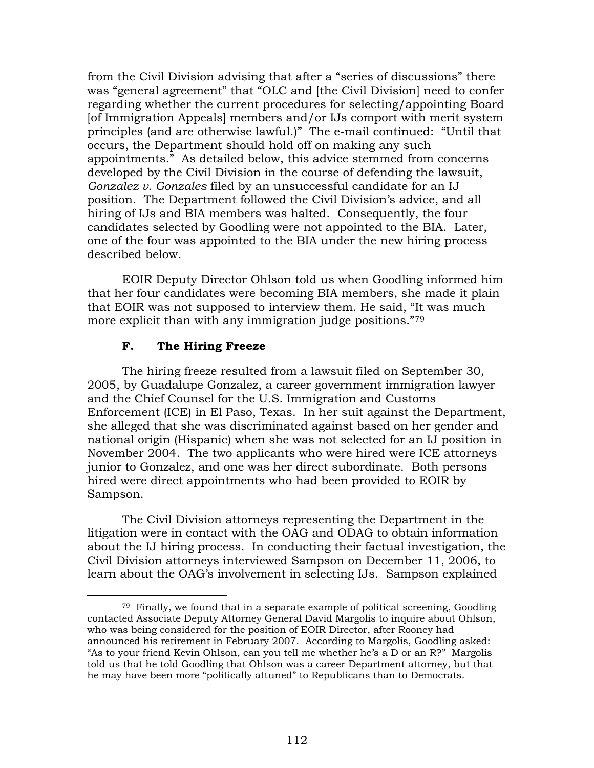from the Civil Division advising that after a "series of discussions" there was "general agreement" that "OLC and [the Civil Division] need to confer regarding whether the current procedures for selecting/appointing Board [of Immigration Appeals] members and/or IJs comport with merit system principles (and are otherwise lawful.)" The e-mail continued: "Until that occurs, the Department should hold off on making any such appointments." As detailed below, this advice stemmed from concerns developed by the Civil Division in the course of defending the lawsuit, *Gonzalez v. Gonzales* filed by an unsuccessful candidate for an IJ position. The Department followed the Civil Division's advice, and all hiring of IJs and BIA members was halted. Consequently, the four candidates selected by Goodling were not appointed to the BIA. Later, one of the four was appointed to the BIA under the new hiring process described below.

EOIR Deputy Director Ohlson told us when Goodling informed him that her four candidates were becoming BIA members, she made it plain that EOIR was not supposed to interview them. He said, "It was much more explicit than with any immigration judge positions."[79]

### F. The Hiring Freeze

The hiring freeze resulted from a lawsuit filed on September 30, 2005, by Guadalupe Gonzalez, a career government immigration lawyer and the Chief Counsel for the U.S. Immigration and Customs Enforcement (ICE) in El Paso, Texas. In her suit against the Department, she alleged that she was discriminated against based on her gender and national origin (Hispanic) when she was not selected for an IJ position in November 2004. The two applicants who were hired were ICE attorneys junior to Gonzalez, and one was her direct subordinate. Both persons hired were direct appointments who had been provided to EOIR by Sampson.

The Civil Division attorneys representing the Department in the litigation were in contact with the OAG and ODAG to obtain information about the IJ hiring process. In conducting their factual investigation, the Civil Division attorneys interviewed Sampson on December 11, 2006, to learn about the OAG's involvement in selecting IJs. Sampson explained

---

[79] Finally, we found that in a separate example of political screening, Goodling contacted Associate Deputy Attorney General David Margolis to inquire about Ohlson, who was being considered for the position of EOIR Director, after Rooney had announced his retirement in February 2007. According to Margolis, Goodling asked: "As to your friend Kevin Ohlson, can you tell me whether he's a D or an R?" Margolis told us that he told Goodling that Ohlson was a career Department attorney, but that he may have been more "politically attuned" to Republicans than to Democrats.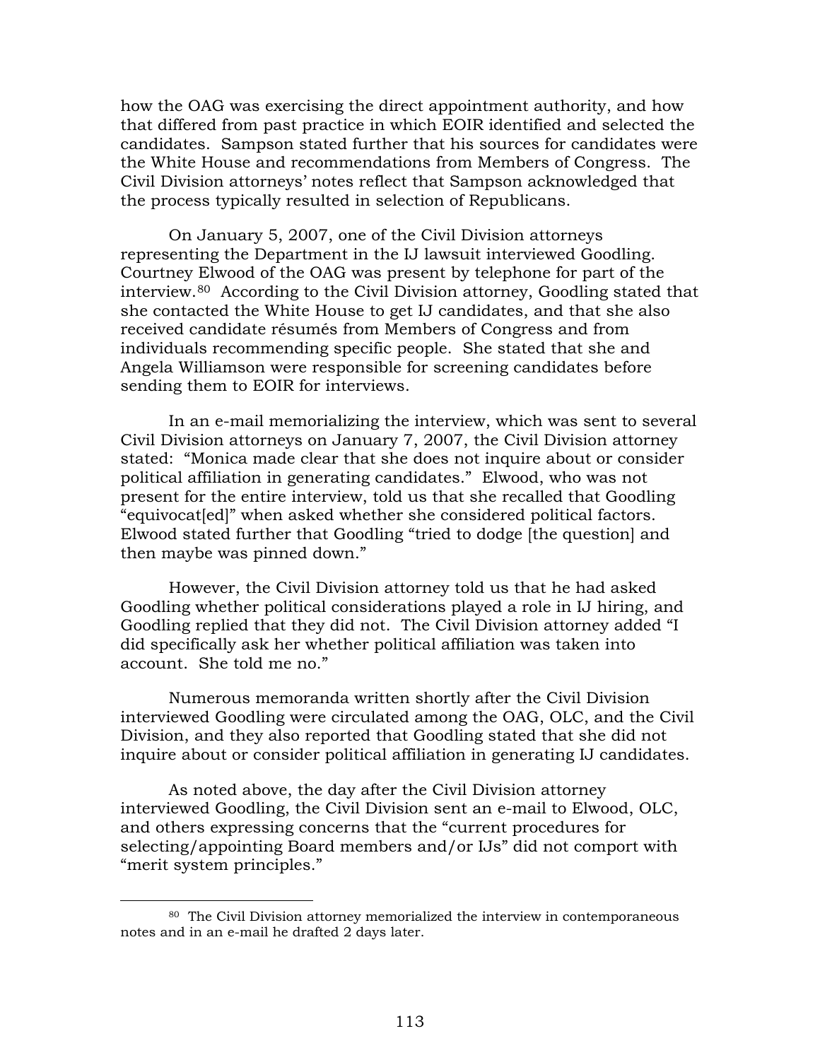how the OAG was exercising the direct appointment authority, and how that differed from past practice in which EOIR identified and selected the candidates. Sampson stated further that his sources for candidates were the White House and recommendations from Members of Congress. The Civil Division attorneys' notes reflect that Sampson acknowledged that the process typically resulted in selection of Republicans.

On January 5, 2007, one of the Civil Division attorneys representing the Department in the IJ lawsuit interviewed Goodling. Courtney Elwood of the OAG was present by telephone for part of the interview.[80] According to the Civil Division attorney, Goodling stated that she contacted the White House to get IJ candidates, and that she also received candidate résumés from Members of Congress and from individuals recommending specific people. She stated that she and Angela Williamson were responsible for screening candidates before sending them to EOIR for interviews.

In an e-mail memorializing the interview, which was sent to several Civil Division attorneys on January 7, 2007, the Civil Division attorney stated: "Monica made clear that she does not inquire about or consider political affiliation in generating candidates." Elwood, who was not present for the entire interview, told us that she recalled that Goodling "equivocat[ed]" when asked whether she considered political factors. Elwood stated further that Goodling "tried to dodge [the question] and then maybe was pinned down."

However, the Civil Division attorney told us that he had asked Goodling whether political considerations played a role in IJ hiring, and Goodling replied that they did not. The Civil Division attorney added "I did specifically ask her whether political affiliation was taken into account. She told me no."

Numerous memoranda written shortly after the Civil Division interviewed Goodling were circulated among the OAG, OLC, and the Civil Division, and they also reported that Goodling stated that she did not inquire about or consider political affiliation in generating IJ candidates.

As noted above, the day after the Civil Division attorney interviewed Goodling, the Civil Division sent an e-mail to Elwood, OLC, and others expressing concerns that the "current procedures for selecting/appointing Board members and/or IJs" did not comport with "merit system principles."

---

[80] The Civil Division attorney memorialized the interview in contemporaneous notes and in an e-mail he drafted 2 days later.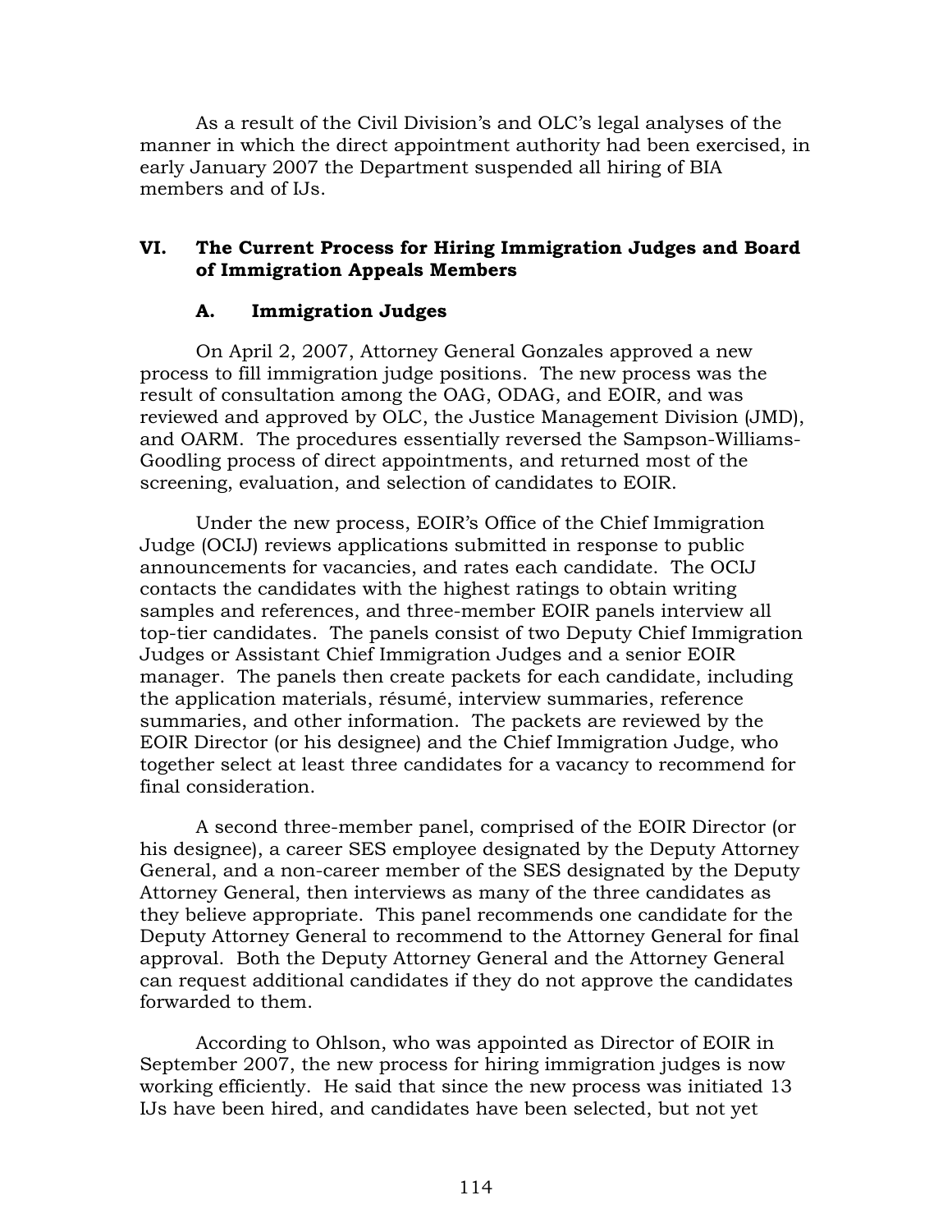As a result of the Civil Division's and OLC's legal analyses of the manner in which the direct appointment authority had been exercised, in early January 2007 the Department suspended all hiring of BIA members and of IJs.

## VI. The Current Process for Hiring Immigration Judges and Board of Immigration Appeals Members

### A. Immigration Judges

On April 2, 2007, Attorney General Gonzales approved a new process to fill immigration judge positions. The new process was the result of consultation among the OAG, ODAG, and EOIR, and was reviewed and approved by OLC, the Justice Management Division (JMD), and OARM. The procedures essentially reversed the Sampson-Williams-Goodling process of direct appointments, and returned most of the screening, evaluation, and selection of candidates to EOIR.

Under the new process, EOIR's Office of the Chief Immigration Judge (OCIJ) reviews applications submitted in response to public announcements for vacancies, and rates each candidate. The OCIJ contacts the candidates with the highest ratings to obtain writing samples and references, and three-member EOIR panels interview all top-tier candidates. The panels consist of two Deputy Chief Immigration Judges or Assistant Chief Immigration Judges and a senior EOIR manager. The panels then create packets for each candidate, including the application materials, résumé, interview summaries, reference summaries, and other information. The packets are reviewed by the EOIR Director (or his designee) and the Chief Immigration Judge, who together select at least three candidates for a vacancy to recommend for final consideration.

A second three-member panel, comprised of the EOIR Director (or his designee), a career SES employee designated by the Deputy Attorney General, and a non-career member of the SES designated by the Deputy Attorney General, then interviews as many of the three candidates as they believe appropriate. This panel recommends one candidate for the Deputy Attorney General to recommend to the Attorney General for final approval. Both the Deputy Attorney General and the Attorney General can request additional candidates if they do not approve the candidates forwarded to them.

According to Ohlson, who was appointed as Director of EOIR in September 2007, the new process for hiring immigration judges is now working efficiently. He said that since the new process was initiated 13 IJs have been hired, and candidates have been selected, but not yet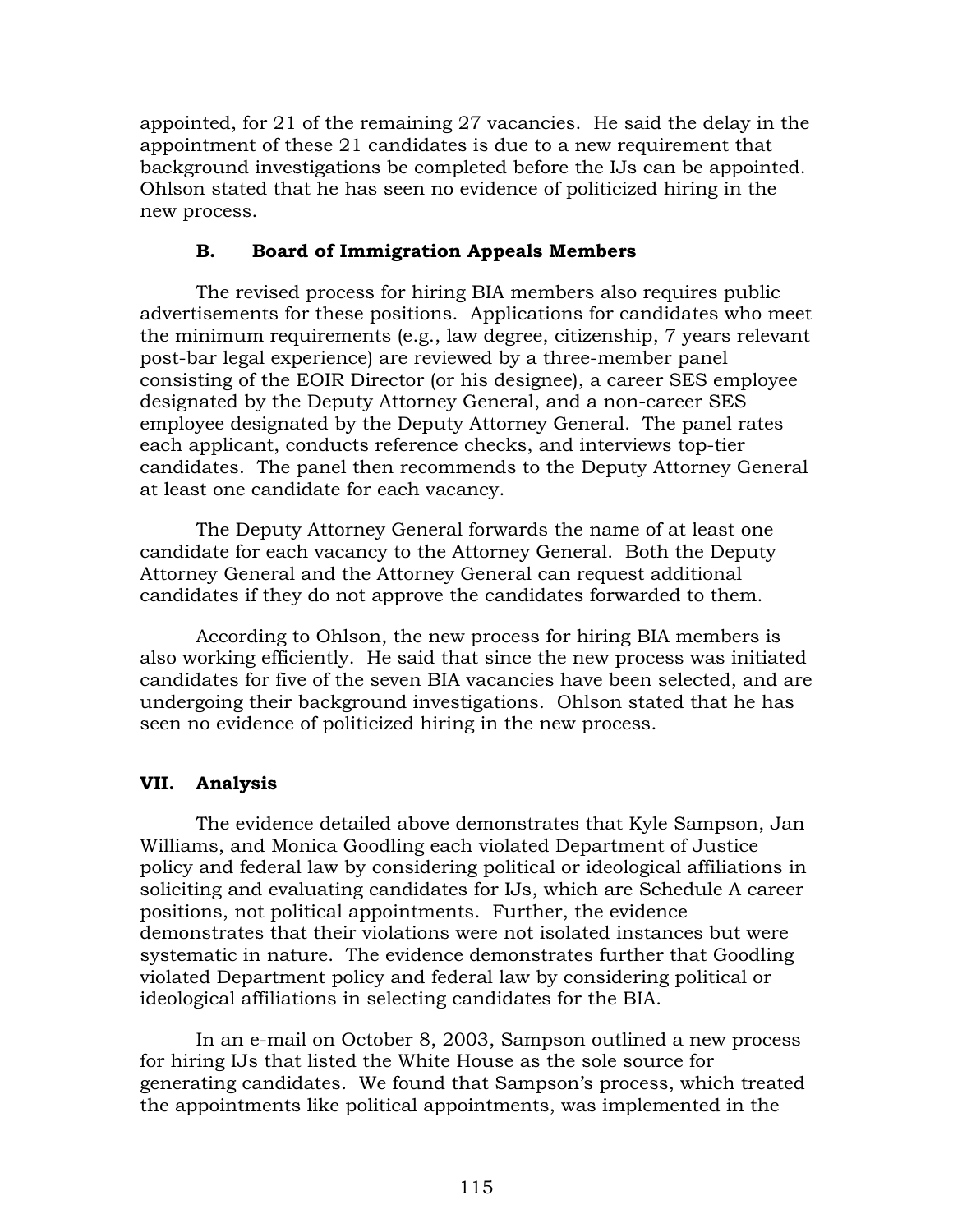appointed, for 21 of the remaining 27 vacancies. He said the delay in the appointment of these 21 candidates is due to a new requirement that background investigations be completed before the IJs can be appointed. Ohlson stated that he has seen no evidence of politicized hiring in the new process.

### B. Board of Immigration Appeals Members

The revised process for hiring BIA members also requires public advertisements for these positions. Applications for candidates who meet the minimum requirements (e.g., law degree, citizenship, 7 years relevant post-bar legal experience) are reviewed by a three-member panel consisting of the EOIR Director (or his designee), a career SES employee designated by the Deputy Attorney General, and a non-career SES employee designated by the Deputy Attorney General. The panel rates each applicant, conducts reference checks, and interviews top-tier candidates. The panel then recommends to the Deputy Attorney General at least one candidate for each vacancy.

The Deputy Attorney General forwards the name of at least one candidate for each vacancy to the Attorney General. Both the Deputy Attorney General and the Attorney General can request additional candidates if they do not approve the candidates forwarded to them.

According to Ohlson, the new process for hiring BIA members is also working efficiently. He said that since the new process was initiated candidates for five of the seven BIA vacancies have been selected, and are undergoing their background investigations. Ohlson stated that he has seen no evidence of politicized hiring in the new process.

## VII. Analysis

The evidence detailed above demonstrates that Kyle Sampson, Jan Williams, and Monica Goodling each violated Department of Justice policy and federal law by considering political or ideological affiliations in soliciting and evaluating candidates for IJs, which are Schedule A career positions, not political appointments. Further, the evidence demonstrates that their violations were not isolated instances but were systematic in nature. The evidence demonstrates further that Goodling violated Department policy and federal law by considering political or ideological affiliations in selecting candidates for the BIA.

In an e-mail on October 8, 2003, Sampson outlined a new process for hiring IJs that listed the White House as the sole source for generating candidates. We found that Sampson's process, which treated the appointments like political appointments, was implemented in the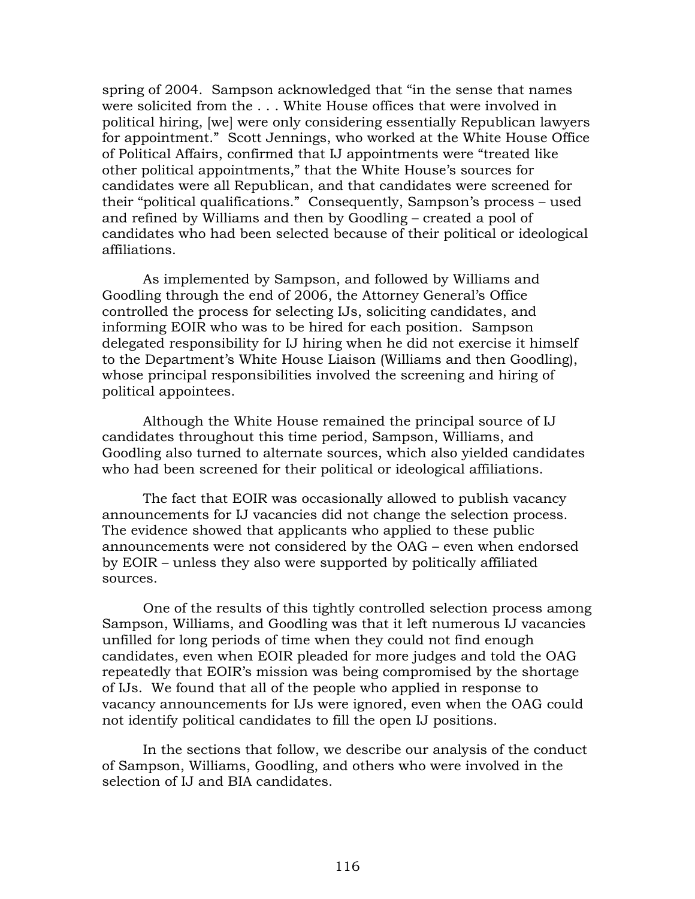spring of 2004. Sampson acknowledged that "in the sense that names were solicited from the . . . White House offices that were involved in political hiring, [we] were only considering essentially Republican lawyers for appointment." Scott Jennings, who worked at the White House Office of Political Affairs, confirmed that IJ appointments were "treated like other political appointments," that the White House's sources for candidates were all Republican, and that candidates were screened for their "political qualifications." Consequently, Sampson's process – used and refined by Williams and then by Goodling – created a pool of candidates who had been selected because of their political or ideological affiliations.

As implemented by Sampson, and followed by Williams and Goodling through the end of 2006, the Attorney General's Office controlled the process for selecting IJs, soliciting candidates, and informing EOIR who was to be hired for each position. Sampson delegated responsibility for IJ hiring when he did not exercise it himself to the Department's White House Liaison (Williams and then Goodling), whose principal responsibilities involved the screening and hiring of political appointees.

Although the White House remained the principal source of IJ candidates throughout this time period, Sampson, Williams, and Goodling also turned to alternate sources, which also yielded candidates who had been screened for their political or ideological affiliations.

The fact that EOIR was occasionally allowed to publish vacancy announcements for IJ vacancies did not change the selection process. The evidence showed that applicants who applied to these public announcements were not considered by the OAG – even when endorsed by EOIR – unless they also were supported by politically affiliated sources.

One of the results of this tightly controlled selection process among Sampson, Williams, and Goodling was that it left numerous IJ vacancies unfilled for long periods of time when they could not find enough candidates, even when EOIR pleaded for more judges and told the OAG repeatedly that EOIR's mission was being compromised by the shortage of IJs. We found that all of the people who applied in response to vacancy announcements for IJs were ignored, even when the OAG could not identify political candidates to fill the open IJ positions.

In the sections that follow, we describe our analysis of the conduct of Sampson, Williams, Goodling, and others who were involved in the selection of IJ and BIA candidates.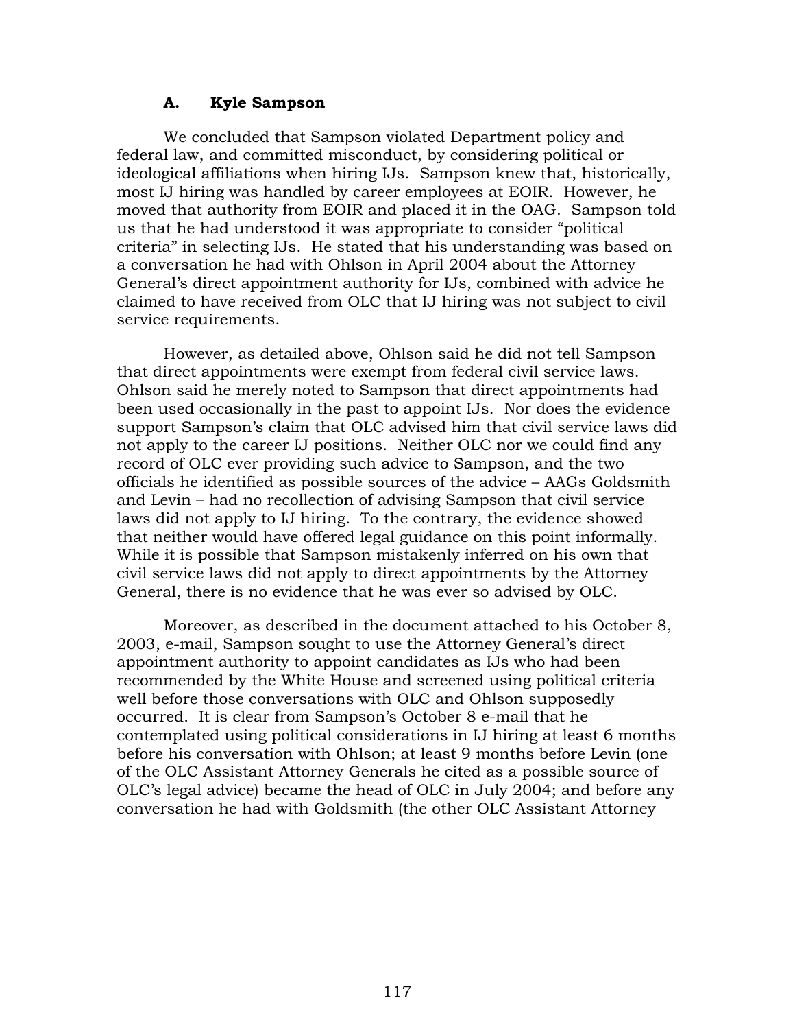### A. Kyle Sampson

We concluded that Sampson violated Department policy and federal law, and committed misconduct, by considering political or ideological affiliations when hiring IJs. Sampson knew that, historically, most IJ hiring was handled by career employees at EOIR. However, he moved that authority from EOIR and placed it in the OAG. Sampson told us that he had understood it was appropriate to consider "political criteria" in selecting IJs. He stated that his understanding was based on a conversation he had with Ohlson in April 2004 about the Attorney General's direct appointment authority for IJs, combined with advice he claimed to have received from OLC that IJ hiring was not subject to civil service requirements.

However, as detailed above, Ohlson said he did not tell Sampson that direct appointments were exempt from federal civil service laws. Ohlson said he merely noted to Sampson that direct appointments had been used occasionally in the past to appoint IJs. Nor does the evidence support Sampson's claim that OLC advised him that civil service laws did not apply to the career IJ positions. Neither OLC nor we could find any record of OLC ever providing such advice to Sampson, and the two officials he identified as possible sources of the advice – AAGs Goldsmith and Levin – had no recollection of advising Sampson that civil service laws did not apply to IJ hiring. To the contrary, the evidence showed that neither would have offered legal guidance on this point informally. While it is possible that Sampson mistakenly inferred on his own that civil service laws did not apply to direct appointments by the Attorney General, there is no evidence that he was ever so advised by OLC.

Moreover, as described in the document attached to his October 8, 2003, e-mail, Sampson sought to use the Attorney General's direct appointment authority to appoint candidates as IJs who had been recommended by the White House and screened using political criteria well before those conversations with OLC and Ohlson supposedly occurred. It is clear from Sampson's October 8 e-mail that he contemplated using political considerations in IJ hiring at least 6 months before his conversation with Ohlson; at least 9 months before Levin (one of the OLC Assistant Attorney Generals he cited as a possible source of OLC's legal advice) became the head of OLC in July 2004; and before any conversation he had with Goldsmith (the other OLC Assistant Attorney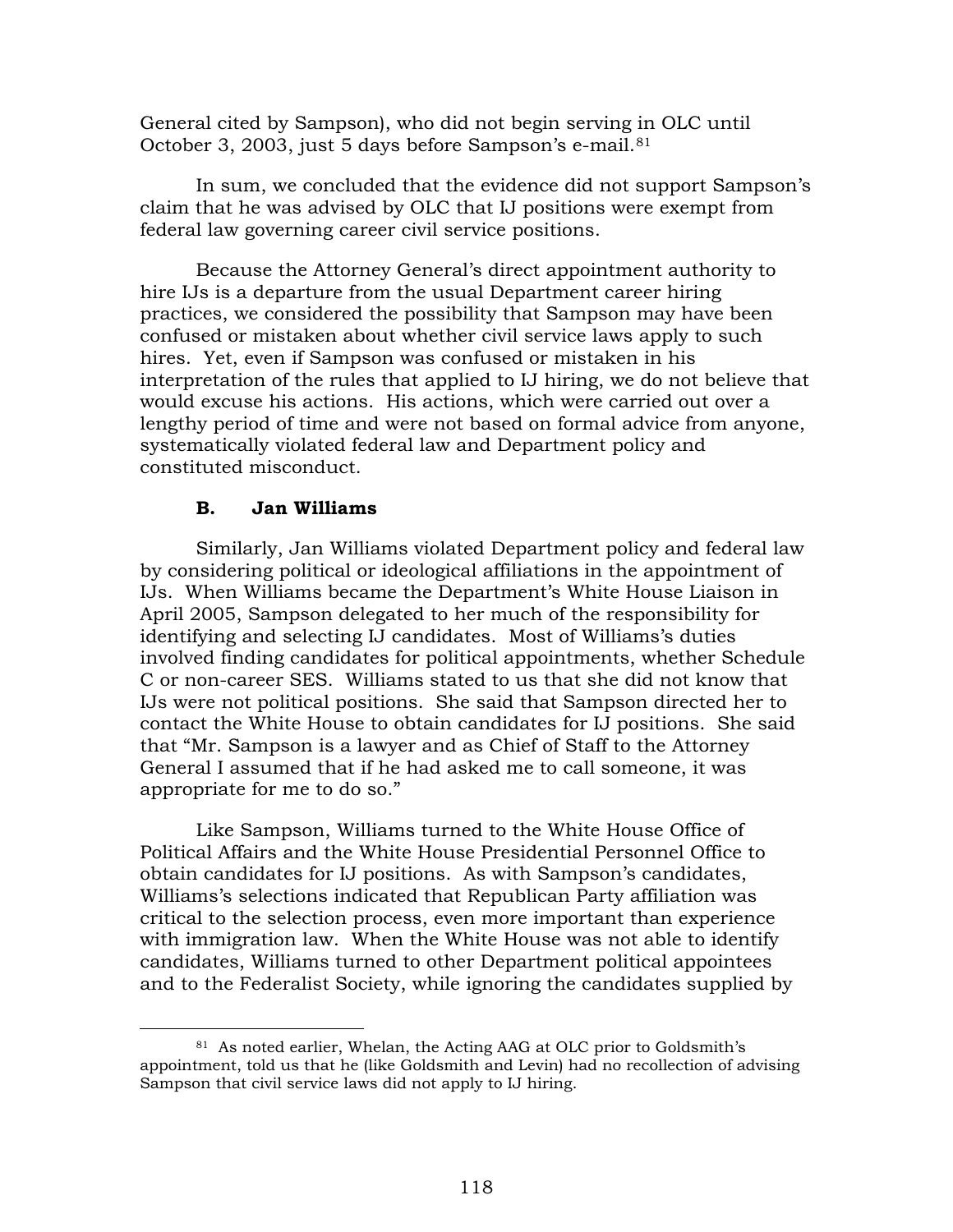General cited by Sampson), who did not begin serving in OLC until October 3, 2003, just 5 days before Sampson's e-mail.[81]

In sum, we concluded that the evidence did not support Sampson's claim that he was advised by OLC that IJ positions were exempt from federal law governing career civil service positions.

Because the Attorney General's direct appointment authority to hire IJs is a departure from the usual Department career hiring practices, we considered the possibility that Sampson may have been confused or mistaken about whether civil service laws apply to such hires. Yet, even if Sampson was confused or mistaken in his interpretation of the rules that applied to IJ hiring, we do not believe that would excuse his actions. His actions, which were carried out over a lengthy period of time and were not based on formal advice from anyone, systematically violated federal law and Department policy and constituted misconduct.

### B. Jan Williams

Similarly, Jan Williams violated Department policy and federal law by considering political or ideological affiliations in the appointment of IJs. When Williams became the Department's White House Liaison in April 2005, Sampson delegated to her much of the responsibility for identifying and selecting IJ candidates. Most of Williams's duties involved finding candidates for political appointments, whether Schedule C or non-career SES. Williams stated to us that she did not know that IJs were not political positions. She said that Sampson directed her to contact the White House to obtain candidates for IJ positions. She said that "Mr. Sampson is a lawyer and as Chief of Staff to the Attorney General I assumed that if he had asked me to call someone, it was appropriate for me to do so."

Like Sampson, Williams turned to the White House Office of Political Affairs and the White House Presidential Personnel Office to obtain candidates for IJ positions. As with Sampson's candidates, Williams's selections indicated that Republican Party affiliation was critical to the selection process, even more important than experience with immigration law. When the White House was not able to identify candidates, Williams turned to other Department political appointees and to the Federalist Society, while ignoring the candidates supplied by

---

[81] As noted earlier, Whelan, the Acting AAG at OLC prior to Goldsmith's appointment, told us that he (like Goldsmith and Levin) had no recollection of advising Sampson that civil service laws did not apply to IJ hiring.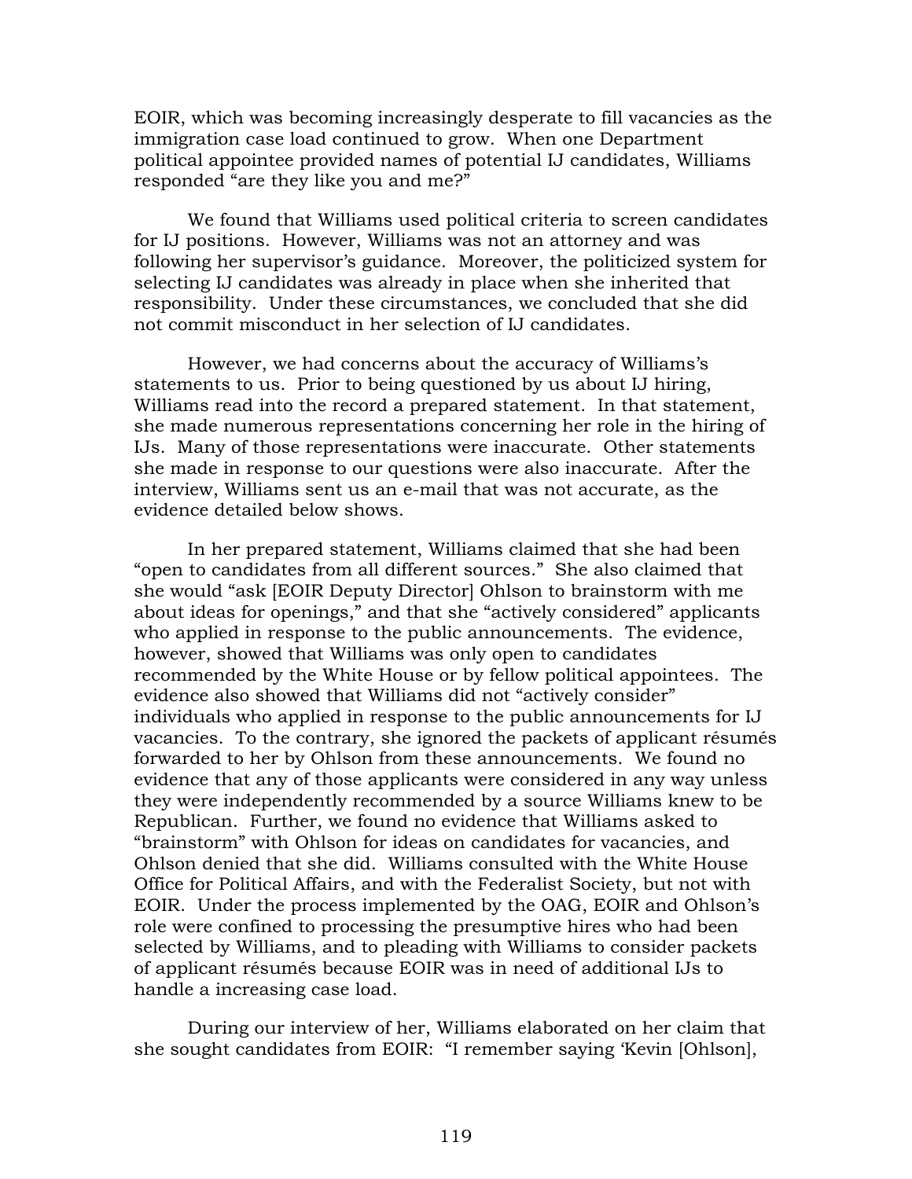EOIR, which was becoming increasingly desperate to fill vacancies as the immigration case load continued to grow. When one Department political appointee provided names of potential IJ candidates, Williams responded "are they like you and me?"

We found that Williams used political criteria to screen candidates for IJ positions. However, Williams was not an attorney and was following her supervisor's guidance. Moreover, the politicized system for selecting IJ candidates was already in place when she inherited that responsibility. Under these circumstances, we concluded that she did not commit misconduct in her selection of IJ candidates.

However, we had concerns about the accuracy of Williams's statements to us. Prior to being questioned by us about IJ hiring, Williams read into the record a prepared statement. In that statement, she made numerous representations concerning her role in the hiring of IJs. Many of those representations were inaccurate. Other statements she made in response to our questions were also inaccurate. After the interview, Williams sent us an e-mail that was not accurate, as the evidence detailed below shows.

In her prepared statement, Williams claimed that she had been "open to candidates from all different sources." She also claimed that she would "ask [EOIR Deputy Director] Ohlson to brainstorm with me about ideas for openings," and that she "actively considered" applicants who applied in response to the public announcements. The evidence, however, showed that Williams was only open to candidates recommended by the White House or by fellow political appointees. The evidence also showed that Williams did not "actively consider" individuals who applied in response to the public announcements for IJ vacancies. To the contrary, she ignored the packets of applicant résumés forwarded to her by Ohlson from these announcements. We found no evidence that any of those applicants were considered in any way unless they were independently recommended by a source Williams knew to be Republican. Further, we found no evidence that Williams asked to "brainstorm" with Ohlson for ideas on candidates for vacancies, and Ohlson denied that she did. Williams consulted with the White House Office for Political Affairs, and with the Federalist Society, but not with EOIR. Under the process implemented by the OAG, EOIR and Ohlson's role were confined to processing the presumptive hires who had been selected by Williams, and to pleading with Williams to consider packets of applicant résumés because EOIR was in need of additional IJs to handle a increasing case load.

During our interview of her, Williams elaborated on her claim that she sought candidates from EOIR: "I remember saying 'Kevin [Ohlson],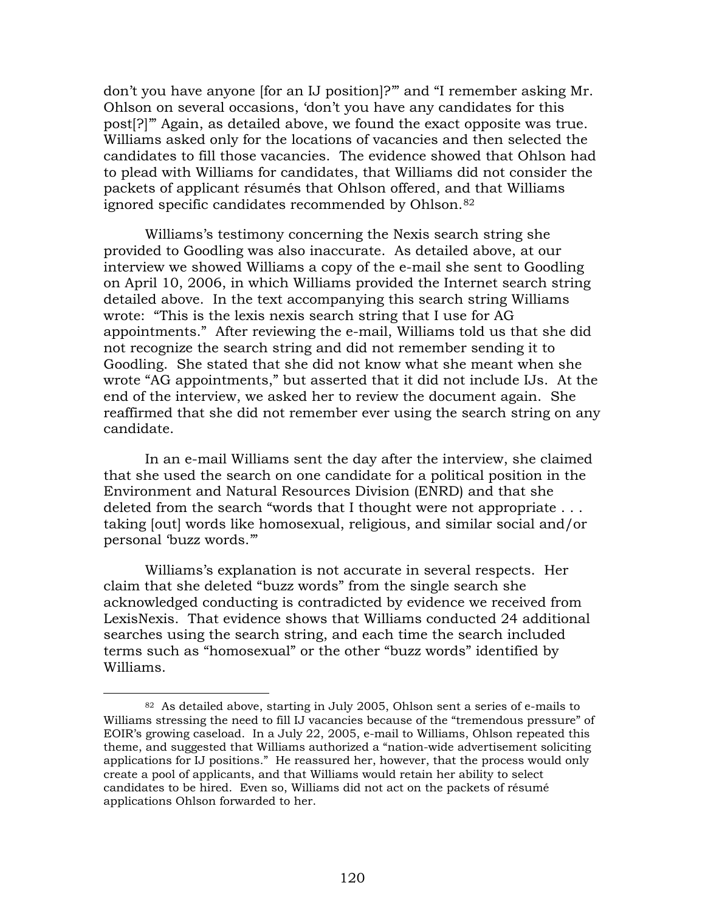don't you have anyone [for an IJ position]?'" and "I remember asking Mr. Ohlson on several occasions, 'don't you have any candidates for this post[?]'" Again, as detailed above, we found the exact opposite was true. Williams asked only for the locations of vacancies and then selected the candidates to fill those vacancies. The evidence showed that Ohlson had to plead with Williams for candidates, that Williams did not consider the packets of applicant résumés that Ohlson offered, and that Williams ignored specific candidates recommended by Ohlson.[82]

Williams's testimony concerning the Nexis search string she provided to Goodling was also inaccurate. As detailed above, at our interview we showed Williams a copy of the e-mail she sent to Goodling on April 10, 2006, in which Williams provided the Internet search string detailed above. In the text accompanying this search string Williams wrote: "This is the lexis nexis search string that I use for AG appointments." After reviewing the e-mail, Williams told us that she did not recognize the search string and did not remember sending it to Goodling. She stated that she did not know what she meant when she wrote "AG appointments," but asserted that it did not include IJs. At the end of the interview, we asked her to review the document again. She reaffirmed that she did not remember ever using the search string on any candidate.

In an e-mail Williams sent the day after the interview, she claimed that she used the search on one candidate for a political position in the Environment and Natural Resources Division (ENRD) and that she deleted from the search "words that I thought were not appropriate . . . taking [out] words like homosexual, religious, and similar social and/or personal 'buzz words.'"

Williams's explanation is not accurate in several respects. Her claim that she deleted "buzz words" from the single search she acknowledged conducting is contradicted by evidence we received from LexisNexis. That evidence shows that Williams conducted 24 additional searches using the search string, and each time the search included terms such as "homosexual" or the other "buzz words" identified by Williams.

---

[82] As detailed above, starting in July 2005, Ohlson sent a series of e-mails to Williams stressing the need to fill IJ vacancies because of the "tremendous pressure" of EOIR's growing caseload. In a July 22, 2005, e-mail to Williams, Ohlson repeated this theme, and suggested that Williams authorized a "nation-wide advertisement soliciting applications for IJ positions." He reassured her, however, that the process would only create a pool of applicants, and that Williams would retain her ability to select candidates to be hired. Even so, Williams did not act on the packets of résumé applications Ohlson forwarded to her.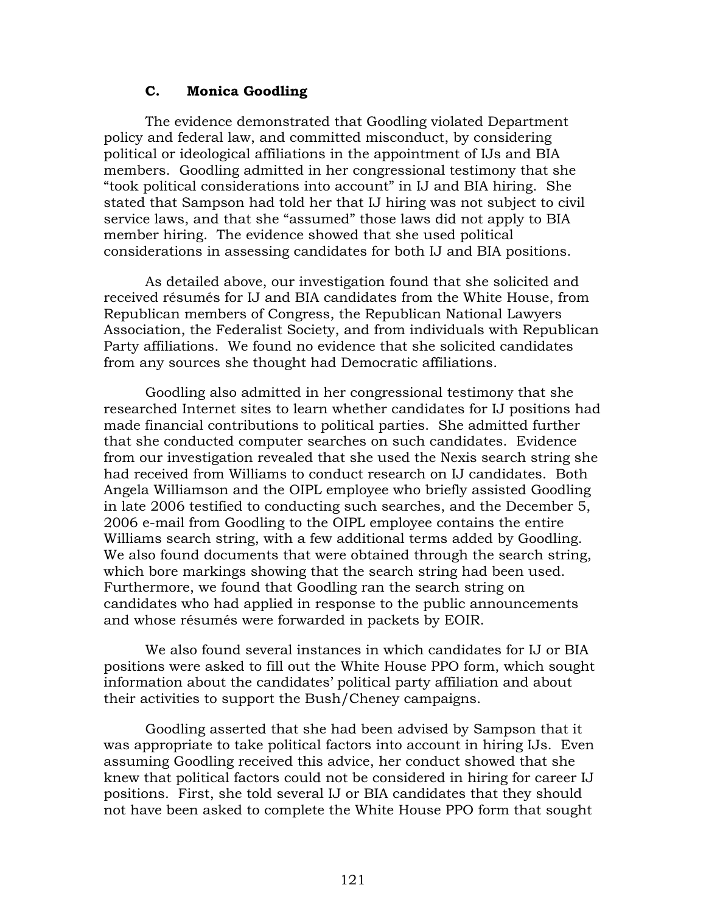### C. Monica Goodling

The evidence demonstrated that Goodling violated Department policy and federal law, and committed misconduct, by considering political or ideological affiliations in the appointment of IJs and BIA members. Goodling admitted in her congressional testimony that she "took political considerations into account" in IJ and BIA hiring. She stated that Sampson had told her that IJ hiring was not subject to civil service laws, and that she "assumed" those laws did not apply to BIA member hiring. The evidence showed that she used political considerations in assessing candidates for both IJ and BIA positions.

As detailed above, our investigation found that she solicited and received résumés for IJ and BIA candidates from the White House, from Republican members of Congress, the Republican National Lawyers Association, the Federalist Society, and from individuals with Republican Party affiliations. We found no evidence that she solicited candidates from any sources she thought had Democratic affiliations.

Goodling also admitted in her congressional testimony that she researched Internet sites to learn whether candidates for IJ positions had made financial contributions to political parties. She admitted further that she conducted computer searches on such candidates. Evidence from our investigation revealed that she used the Nexis search string she had received from Williams to conduct research on IJ candidates. Both Angela Williamson and the OIPL employee who briefly assisted Goodling in late 2006 testified to conducting such searches, and the December 5, 2006 e-mail from Goodling to the OIPL employee contains the entire Williams search string, with a few additional terms added by Goodling. We also found documents that were obtained through the search string, which bore markings showing that the search string had been used. Furthermore, we found that Goodling ran the search string on candidates who had applied in response to the public announcements and whose résumés were forwarded in packets by EOIR.

We also found several instances in which candidates for IJ or BIA positions were asked to fill out the White House PPO form, which sought information about the candidates' political party affiliation and about their activities to support the Bush/Cheney campaigns.

Goodling asserted that she had been advised by Sampson that it was appropriate to take political factors into account in hiring IJs. Even assuming Goodling received this advice, her conduct showed that she knew that political factors could not be considered in hiring for career IJ positions. First, she told several IJ or BIA candidates that they should not have been asked to complete the White House PPO form that sought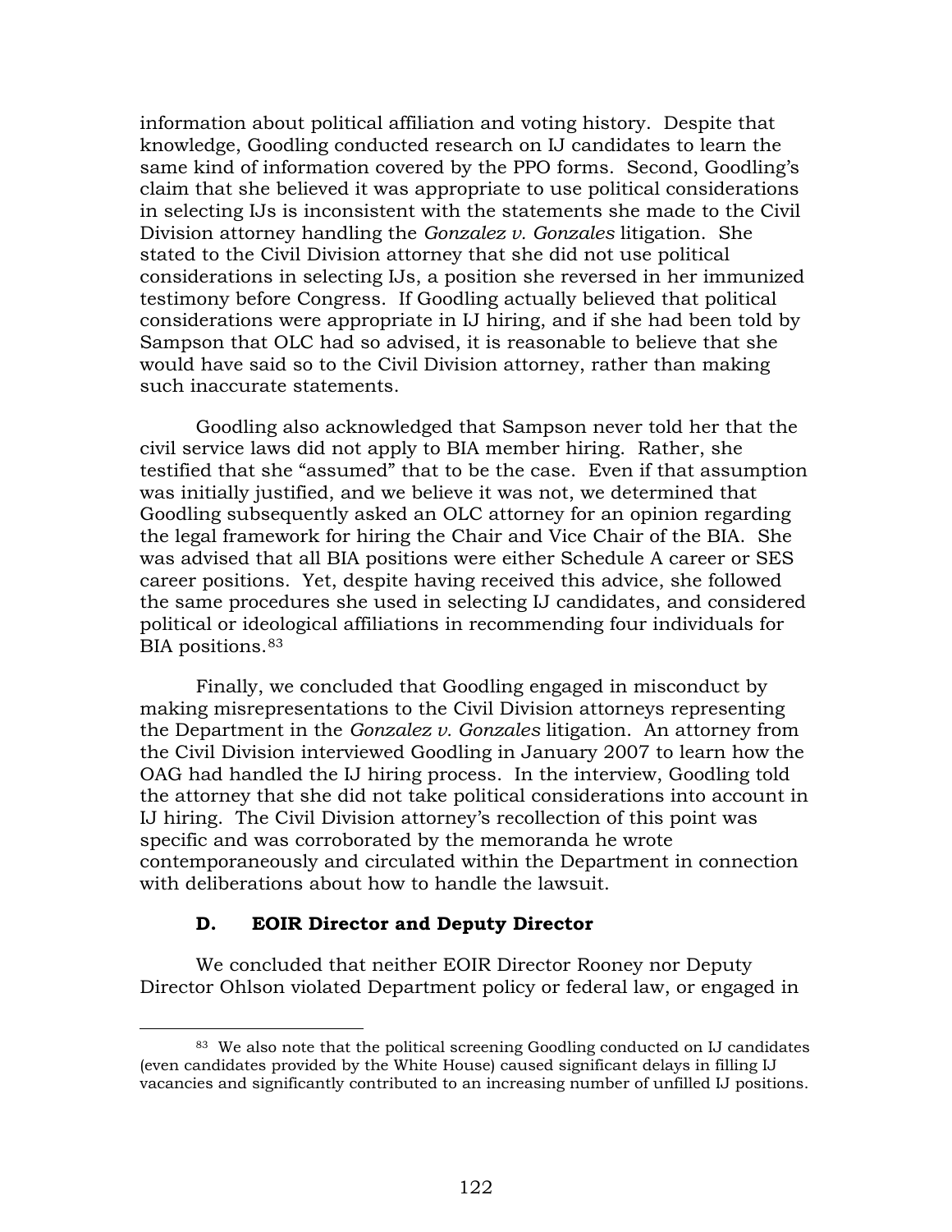information about political affiliation and voting history. Despite that knowledge, Goodling conducted research on IJ candidates to learn the same kind of information covered by the PPO forms. Second, Goodling's claim that she believed it was appropriate to use political considerations in selecting IJs is inconsistent with the statements she made to the Civil Division attorney handling the *Gonzalez v. Gonzales* litigation. She stated to the Civil Division attorney that she did not use political considerations in selecting IJs, a position she reversed in her immunized testimony before Congress. If Goodling actually believed that political considerations were appropriate in IJ hiring, and if she had been told by Sampson that OLC had so advised, it is reasonable to believe that she would have said so to the Civil Division attorney, rather than making such inaccurate statements.

Goodling also acknowledged that Sampson never told her that the civil service laws did not apply to BIA member hiring. Rather, she testified that she "assumed" that to be the case. Even if that assumption was initially justified, and we believe it was not, we determined that Goodling subsequently asked an OLC attorney for an opinion regarding the legal framework for hiring the Chair and Vice Chair of the BIA. She was advised that all BIA positions were either Schedule A career or SES career positions. Yet, despite having received this advice, she followed the same procedures she used in selecting IJ candidates, and considered political or ideological affiliations in recommending four individuals for BIA positions.[83]

Finally, we concluded that Goodling engaged in misconduct by making misrepresentations to the Civil Division attorneys representing the Department in the *Gonzalez v. Gonzales* litigation. An attorney from the Civil Division interviewed Goodling in January 2007 to learn how the OAG had handled the IJ hiring process. In the interview, Goodling told the attorney that she did not take political considerations into account in IJ hiring. The Civil Division attorney's recollection of this point was specific and was corroborated by the memoranda he wrote contemporaneously and circulated within the Department in connection with deliberations about how to handle the lawsuit.

### D. EOIR Director and Deputy Director

We concluded that neither EOIR Director Rooney nor Deputy Director Ohlson violated Department policy or federal law, or engaged in

[83] We also note that the political screening Goodling conducted on IJ candidates (even candidates provided by the White House) caused significant delays in filling IJ vacancies and significantly contributed to an increasing number of unfilled IJ positions.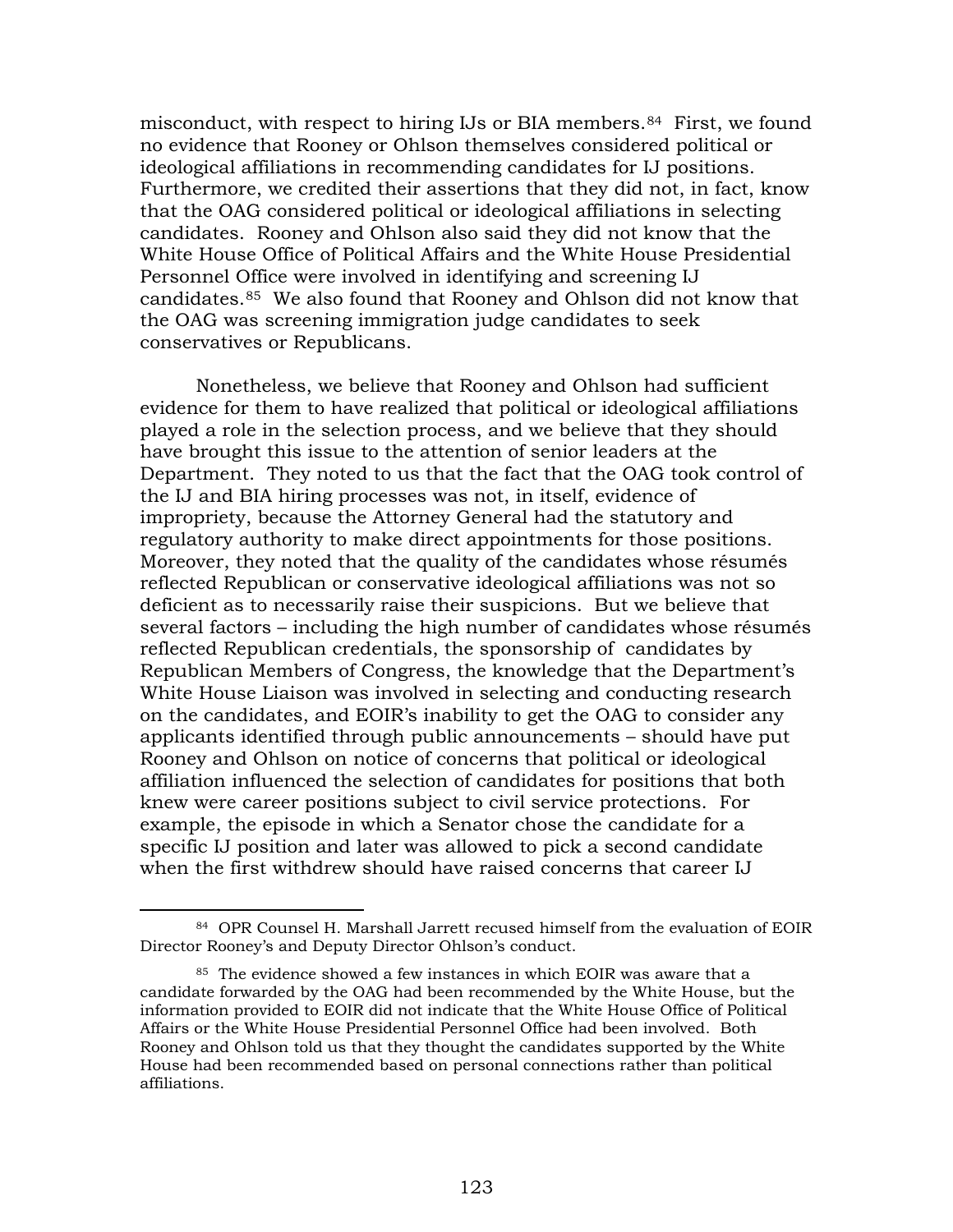misconduct, with respect to hiring IJs or BIA members.[84] First, we found no evidence that Rooney or Ohlson themselves considered political or ideological affiliations in recommending candidates for IJ positions. Furthermore, we credited their assertions that they did not, in fact, know that the OAG considered political or ideological affiliations in selecting candidates. Rooney and Ohlson also said they did not know that the White House Office of Political Affairs and the White House Presidential Personnel Office were involved in identifying and screening IJ candidates.[85] We also found that Rooney and Ohlson did not know that the OAG was screening immigration judge candidates to seek conservatives or Republicans.

Nonetheless, we believe that Rooney and Ohlson had sufficient evidence for them to have realized that political or ideological affiliations played a role in the selection process, and we believe that they should have brought this issue to the attention of senior leaders at the Department. They noted to us that the fact that the OAG took control of the IJ and BIA hiring processes was not, in itself, evidence of impropriety, because the Attorney General had the statutory and regulatory authority to make direct appointments for those positions. Moreover, they noted that the quality of the candidates whose résumés reflected Republican or conservative ideological affiliations was not so deficient as to necessarily raise their suspicions. But we believe that several factors – including the high number of candidates whose résumés reflected Republican credentials, the sponsorship of candidates by Republican Members of Congress, the knowledge that the Department's White House Liaison was involved in selecting and conducting research on the candidates, and EOIR's inability to get the OAG to consider any applicants identified through public announcements – should have put Rooney and Ohlson on notice of concerns that political or ideological affiliation influenced the selection of candidates for positions that both knew were career positions subject to civil service protections. For example, the episode in which a Senator chose the candidate for a specific IJ position and later was allowed to pick a second candidate when the first withdrew should have raised concerns that career IJ

[84] OPR Counsel H. Marshall Jarrett recused himself from the evaluation of EOIR Director Rooney's and Deputy Director Ohlson's conduct.

[85] The evidence showed a few instances in which EOIR was aware that a candidate forwarded by the OAG had been recommended by the White House, but the information provided to EOIR did not indicate that the White House Office of Political Affairs or the White House Presidential Personnel Office had been involved. Both Rooney and Ohlson told us that they thought the candidates supported by the White House had been recommended based on personal connections rather than political affiliations.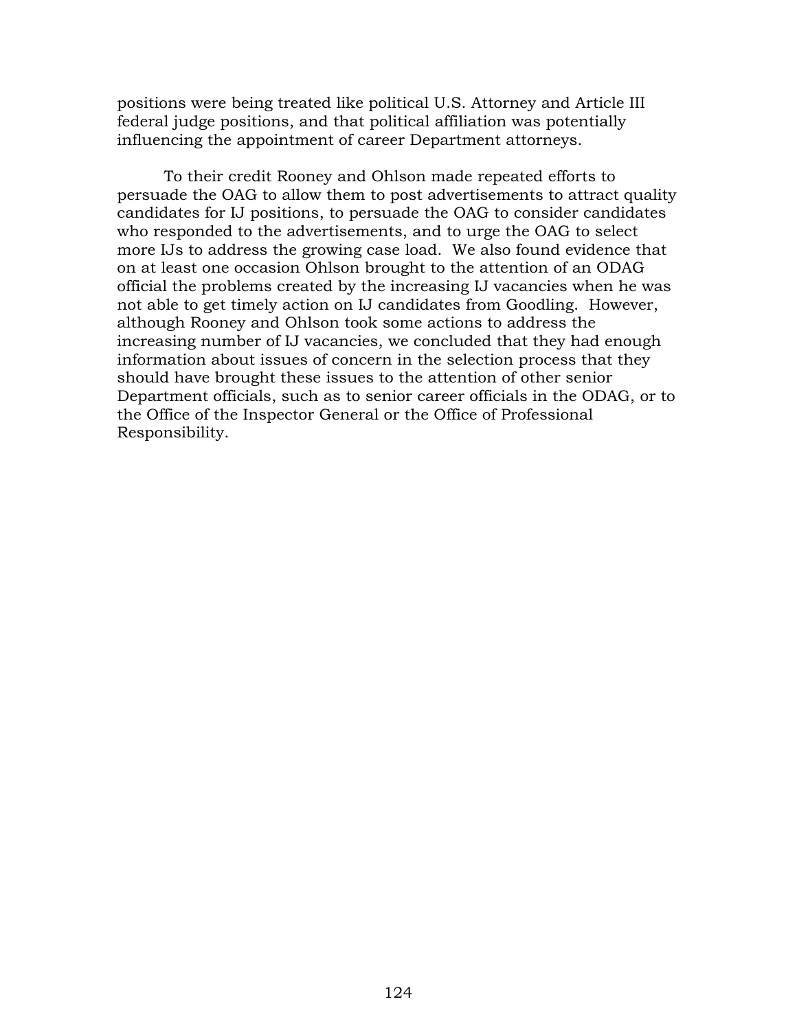positions were being treated like political U.S. Attorney and Article III federal judge positions, and that political affiliation was potentially influencing the appointment of career Department attorneys.

To their credit Rooney and Ohlson made repeated efforts to persuade the OAG to allow them to post advertisements to attract quality candidates for IJ positions, to persuade the OAG to consider candidates who responded to the advertisements, and to urge the OAG to select more IJs to address the growing case load. We also found evidence that on at least one occasion Ohlson brought to the attention of an ODAG official the problems created by the increasing IJ vacancies when he was not able to get timely action on IJ candidates from Goodling. However, although Rooney and Ohlson took some actions to address the increasing number of IJ vacancies, we concluded that they had enough information about issues of concern in the selection process that they should have brought these issues to the attention of other senior Department officials, such as to senior career officials in the ODAG, or to the Office of the Inspector General or the Office of Professional Responsibility.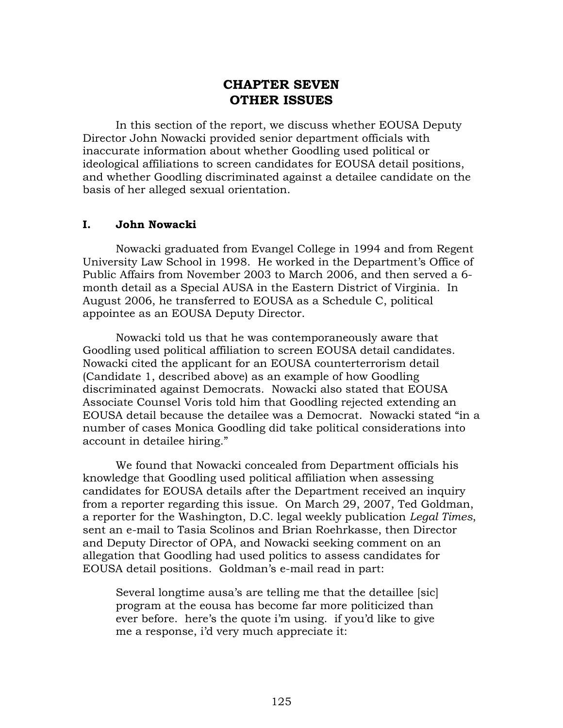# CHAPTER SEVEN
# OTHER ISSUES

In this section of the report, we discuss whether EOUSA Deputy Director John Nowacki provided senior department officials with inaccurate information about whether Goodling used political or ideological affiliations to screen candidates for EOUSA detail positions, and whether Goodling discriminated against a detailee candidate on the basis of her alleged sexual orientation.

## I. John Nowacki

Nowacki graduated from Evangel College in 1994 and from Regent University Law School in 1998. He worked in the Department's Office of Public Affairs from November 2003 to March 2006, and then served a 6-month detail as a Special AUSA in the Eastern District of Virginia. In August 2006, he transferred to EOUSA as a Schedule C, political appointee as an EOUSA Deputy Director.

Nowacki told us that he was contemporaneously aware that Goodling used political affiliation to screen EOUSA detail candidates. Nowacki cited the applicant for an EOUSA counterterrorism detail (Candidate 1, described above) as an example of how Goodling discriminated against Democrats. Nowacki also stated that EOUSA Associate Counsel Voris told him that Goodling rejected extending an EOUSA detail because the detailee was a Democrat. Nowacki stated "in a number of cases Monica Goodling did take political considerations into account in detailee hiring."

We found that Nowacki concealed from Department officials his knowledge that Goodling used political affiliation when assessing candidates for EOUSA details after the Department received an inquiry from a reporter regarding this issue. On March 29, 2007, Ted Goldman, a reporter for the Washington, D.C. legal weekly publication *Legal Times*, sent an e-mail to Tasia Scolinos and Brian Roehrkasse, then Director and Deputy Director of OPA, and Nowacki seeking comment on an allegation that Goodling had used politics to assess candidates for EOUSA detail positions. Goldman's e-mail read in part:

> Several longtime ausa's are telling me that the detaillee [sic] program at the eousa has become far more politicized than ever before. here's the quote i'm using. if you'd like to give me a response, i'd very much appreciate it: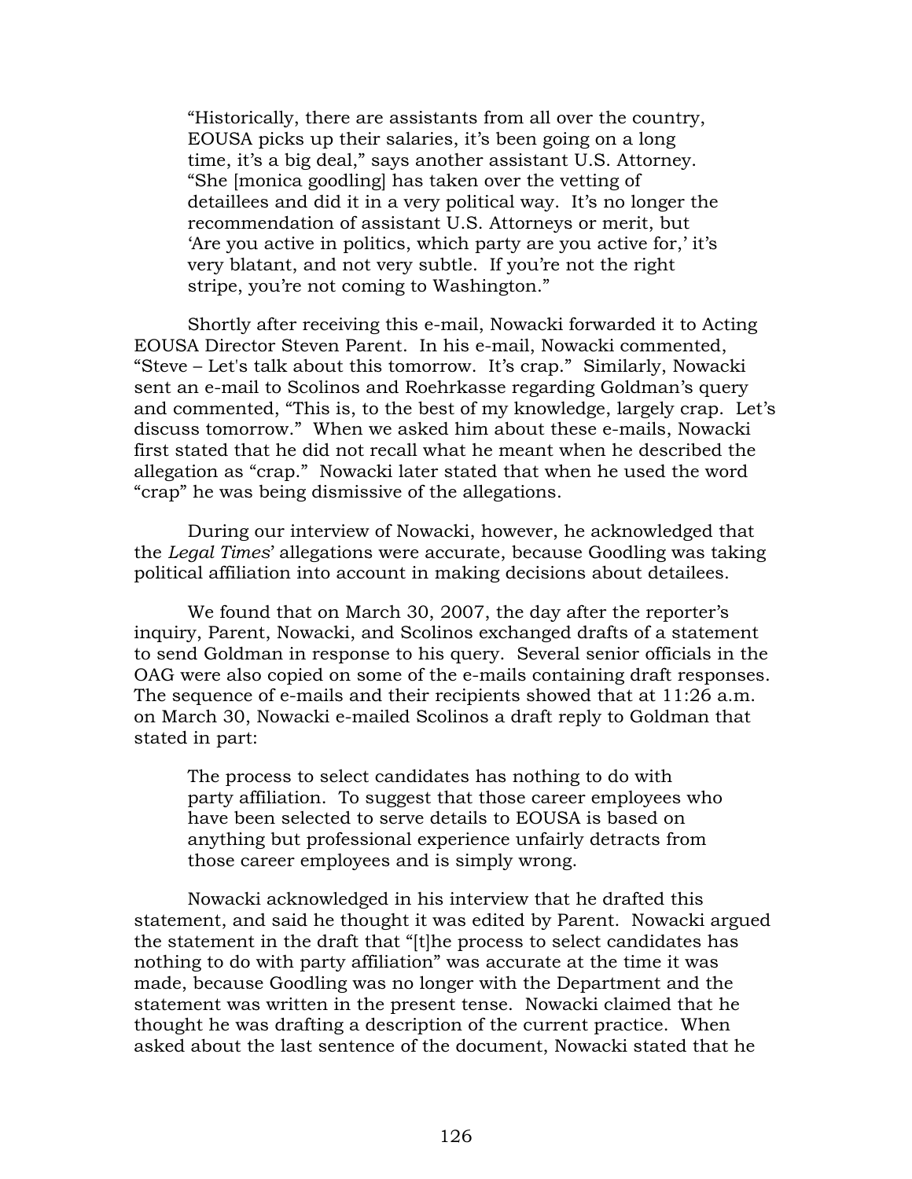> "Historically, there are assistants from all over the country, EOUSA picks up their salaries, it's been going on a long time, it's a big deal," says another assistant U.S. Attorney. "She [monica goodling] has taken over the vetting of detaillees and did it in a very political way. It's no longer the recommendation of assistant U.S. Attorneys or merit, but 'Are you active in politics, which party are you active for,' it's very blatant, and not very subtle. If you're not the right stripe, you're not coming to Washington."

Shortly after receiving this e-mail, Nowacki forwarded it to Acting EOUSA Director Steven Parent. In his e-mail, Nowacki commented, "Steve – Let's talk about this tomorrow. It's crap." Similarly, Nowacki sent an e-mail to Scolinos and Roehrkasse regarding Goldman's query and commented, "This is, to the best of my knowledge, largely crap. Let's discuss tomorrow." When we asked him about these e-mails, Nowacki first stated that he did not recall what he meant when he described the allegation as "crap." Nowacki later stated that when he used the word "crap" he was being dismissive of the allegations.

During our interview of Nowacki, however, he acknowledged that the *Legal Times*' allegations were accurate, because Goodling was taking political affiliation into account in making decisions about detailees.

We found that on March 30, 2007, the day after the reporter's inquiry, Parent, Nowacki, and Scolinos exchanged drafts of a statement to send Goldman in response to his query. Several senior officials in the OAG were also copied on some of the e-mails containing draft responses. The sequence of e-mails and their recipients showed that at 11:26 a.m. on March 30, Nowacki e-mailed Scolinos a draft reply to Goldman that stated in part:

> The process to select candidates has nothing to do with party affiliation. To suggest that those career employees who have been selected to serve details to EOUSA is based on anything but professional experience unfairly detracts from those career employees and is simply wrong.

Nowacki acknowledged in his interview that he drafted this statement, and said he thought it was edited by Parent. Nowacki argued the statement in the draft that "[t]he process to select candidates has nothing to do with party affiliation" was accurate at the time it was made, because Goodling was no longer with the Department and the statement was written in the present tense. Nowacki claimed that he thought he was drafting a description of the current practice. When asked about the last sentence of the document, Nowacki stated that he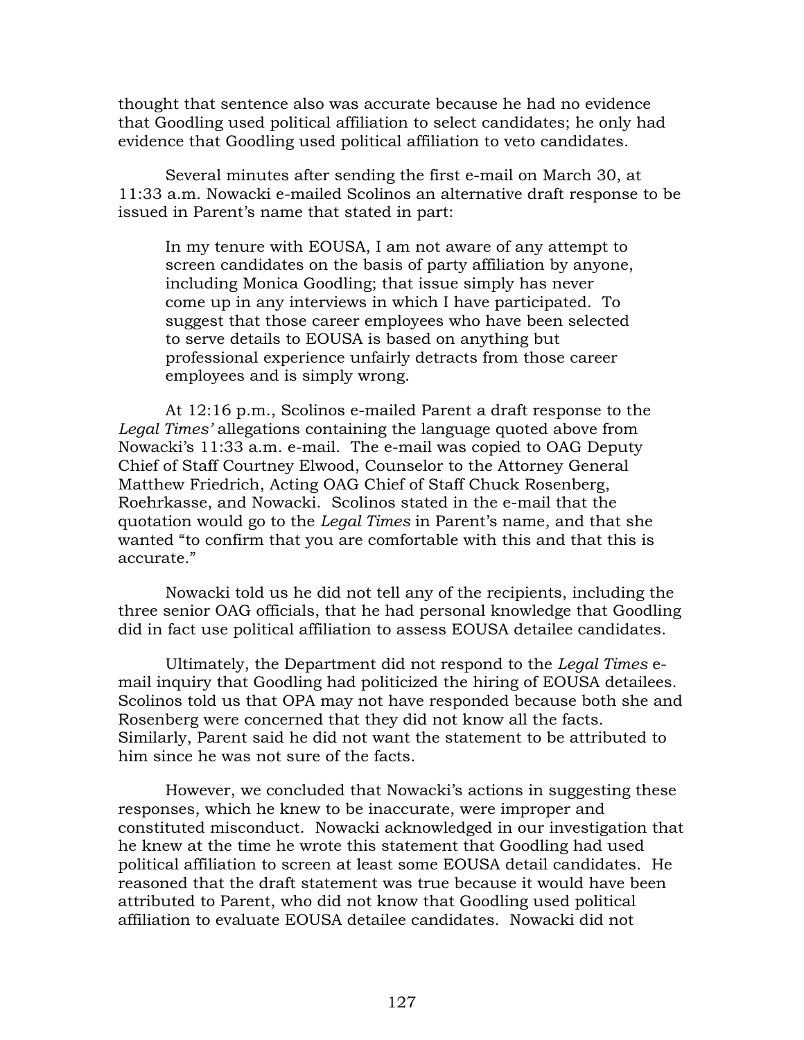thought that sentence also was accurate because he had no evidence that Goodling used political affiliation to select candidates; he only had evidence that Goodling used political affiliation to veto candidates.

Several minutes after sending the first e-mail on March 30, at 11:33 a.m. Nowacki e-mailed Scolinos an alternative draft response to be issued in Parent's name that stated in part:

> In my tenure with EOUSA, I am not aware of any attempt to screen candidates on the basis of party affiliation by anyone, including Monica Goodling; that issue simply has never come up in any interviews in which I have participated. To suggest that those career employees who have been selected to serve details to EOUSA is based on anything but professional experience unfairly detracts from those career employees and is simply wrong.

At 12:16 p.m., Scolinos e-mailed Parent a draft response to the *Legal Times'* allegations containing the language quoted above from Nowacki's 11:33 a.m. e-mail. The e-mail was copied to OAG Deputy Chief of Staff Courtney Elwood, Counselor to the Attorney General Matthew Friedrich, Acting OAG Chief of Staff Chuck Rosenberg, Roehrkasse, and Nowacki. Scolinos stated in the e-mail that the quotation would go to the *Legal Times* in Parent's name, and that she wanted "to confirm that you are comfortable with this and that this is accurate."

Nowacki told us he did not tell any of the recipients, including the three senior OAG officials, that he had personal knowledge that Goodling did in fact use political affiliation to assess EOUSA detailee candidates.

Ultimately, the Department did not respond to the *Legal Times* e-mail inquiry that Goodling had politicized the hiring of EOUSA detailees. Scolinos told us that OPA may not have responded because both she and Rosenberg were concerned that they did not know all the facts. Similarly, Parent said he did not want the statement to be attributed to him since he was not sure of the facts.

However, we concluded that Nowacki's actions in suggesting these responses, which he knew to be inaccurate, were improper and constituted misconduct. Nowacki acknowledged in our investigation that he knew at the time he wrote this statement that Goodling had used political affiliation to screen at least some EOUSA detail candidates. He reasoned that the draft statement was true because it would have been attributed to Parent, who did not know that Goodling used political affiliation to evaluate EOUSA detailee candidates. Nowacki did not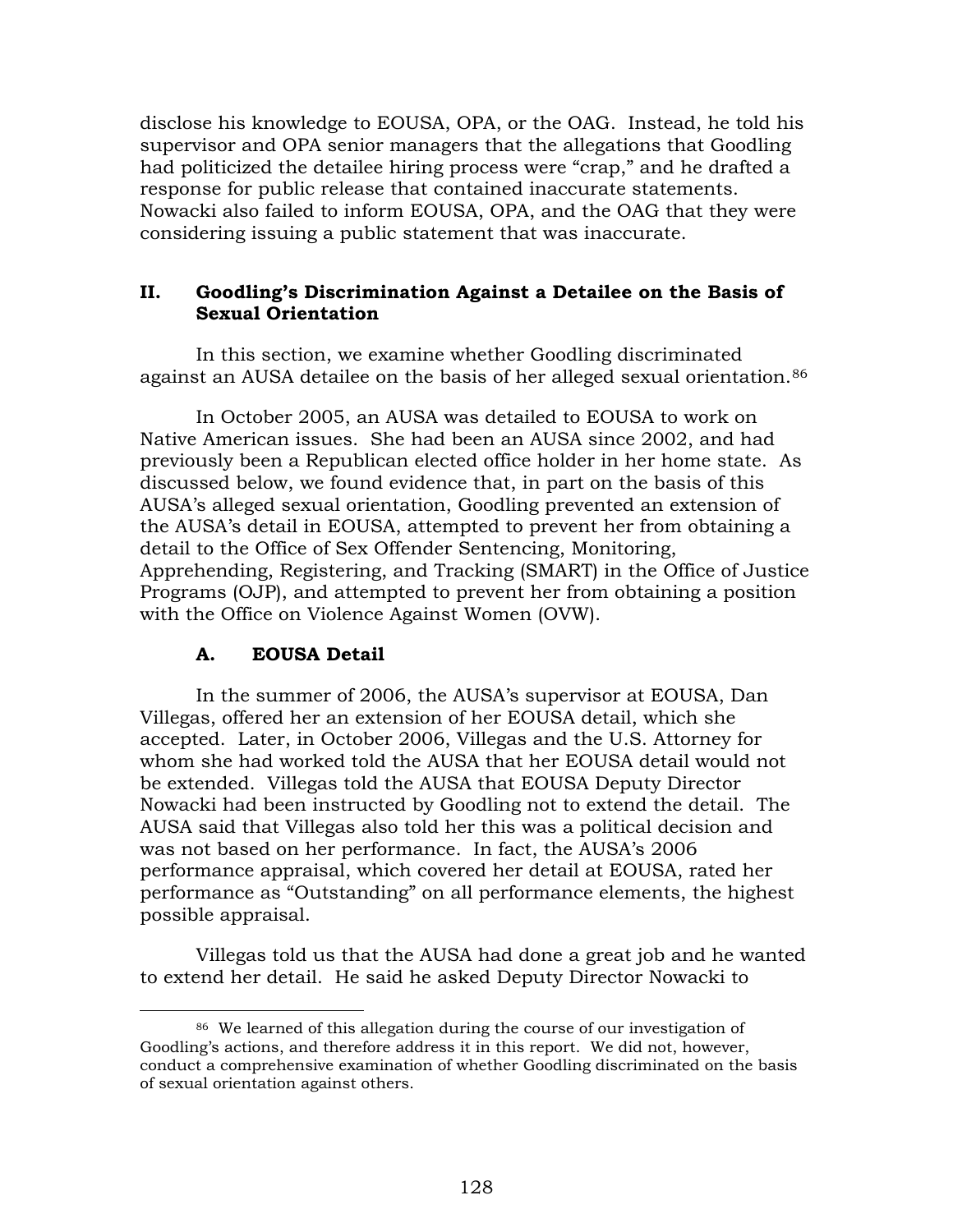disclose his knowledge to EOUSA, OPA, or the OAG. Instead, he told his supervisor and OPA senior managers that the allegations that Goodling had politicized the detailee hiring process were "crap," and he drafted a response for public release that contained inaccurate statements. Nowacki also failed to inform EOUSA, OPA, and the OAG that they were considering issuing a public statement that was inaccurate.

## II. Goodling's Discrimination Against a Detailee on the Basis of Sexual Orientation

In this section, we examine whether Goodling discriminated against an AUSA detailee on the basis of her alleged sexual orientation.[86]

In October 2005, an AUSA was detailed to EOUSA to work on Native American issues. She had been an AUSA since 2002, and had previously been a Republican elected office holder in her home state. As discussed below, we found evidence that, in part on the basis of this AUSA's alleged sexual orientation, Goodling prevented an extension of the AUSA's detail in EOUSA, attempted to prevent her from obtaining a detail to the Office of Sex Offender Sentencing, Monitoring, Apprehending, Registering, and Tracking (SMART) in the Office of Justice Programs (OJP), and attempted to prevent her from obtaining a position with the Office on Violence Against Women (OVW).

### A. EOUSA Detail

In the summer of 2006, the AUSA's supervisor at EOUSA, Dan Villegas, offered her an extension of her EOUSA detail, which she accepted. Later, in October 2006, Villegas and the U.S. Attorney for whom she had worked told the AUSA that her EOUSA detail would not be extended. Villegas told the AUSA that EOUSA Deputy Director Nowacki had been instructed by Goodling not to extend the detail. The AUSA said that Villegas also told her this was a political decision and was not based on her performance. In fact, the AUSA's 2006 performance appraisal, which covered her detail at EOUSA, rated her performance as "Outstanding" on all performance elements, the highest possible appraisal.

Villegas told us that the AUSA had done a great job and he wanted to extend her detail. He said he asked Deputy Director Nowacki to

---

[86] We learned of this allegation during the course of our investigation of Goodling's actions, and therefore address it in this report. We did not, however, conduct a comprehensive examination of whether Goodling discriminated on the basis of sexual orientation against others.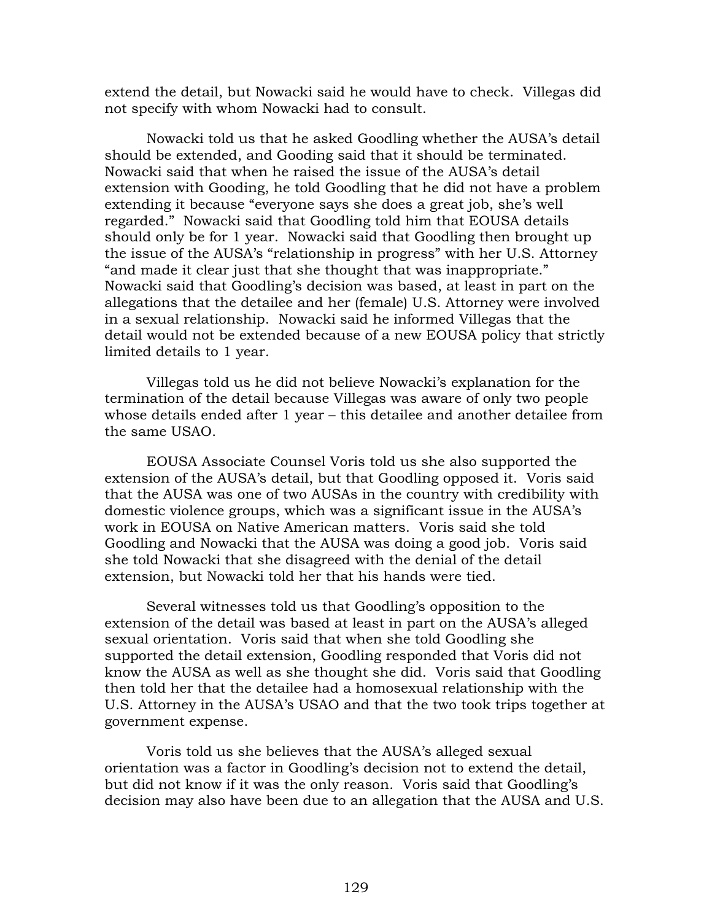extend the detail, but Nowacki said he would have to check. Villegas did not specify with whom Nowacki had to consult.

Nowacki told us that he asked Goodling whether the AUSA's detail should be extended, and Gooding said that it should be terminated. Nowacki said that when he raised the issue of the AUSA's detail extension with Gooding, he told Goodling that he did not have a problem extending it because "everyone says she does a great job, she's well regarded." Nowacki said that Goodling told him that EOUSA details should only be for 1 year. Nowacki said that Goodling then brought up the issue of the AUSA's "relationship in progress" with her U.S. Attorney "and made it clear just that she thought that was inappropriate." Nowacki said that Goodling's decision was based, at least in part on the allegations that the detailee and her (female) U.S. Attorney were involved in a sexual relationship. Nowacki said he informed Villegas that the detail would not be extended because of a new EOUSA policy that strictly limited details to 1 year.

Villegas told us he did not believe Nowacki's explanation for the termination of the detail because Villegas was aware of only two people whose details ended after 1 year – this detailee and another detailee from the same USAO.

EOUSA Associate Counsel Voris told us she also supported the extension of the AUSA's detail, but that Goodling opposed it. Voris said that the AUSA was one of two AUSAs in the country with credibility with domestic violence groups, which was a significant issue in the AUSA's work in EOUSA on Native American matters. Voris said she told Goodling and Nowacki that the AUSA was doing a good job. Voris said she told Nowacki that she disagreed with the denial of the detail extension, but Nowacki told her that his hands were tied.

Several witnesses told us that Goodling's opposition to the extension of the detail was based at least in part on the AUSA's alleged sexual orientation. Voris said that when she told Goodling she supported the detail extension, Goodling responded that Voris did not know the AUSA as well as she thought she did. Voris said that Goodling then told her that the detailee had a homosexual relationship with the U.S. Attorney in the AUSA's USAO and that the two took trips together at government expense.

Voris told us she believes that the AUSA's alleged sexual orientation was a factor in Goodling's decision not to extend the detail, but did not know if it was the only reason. Voris said that Goodling's decision may also have been due to an allegation that the AUSA and U.S.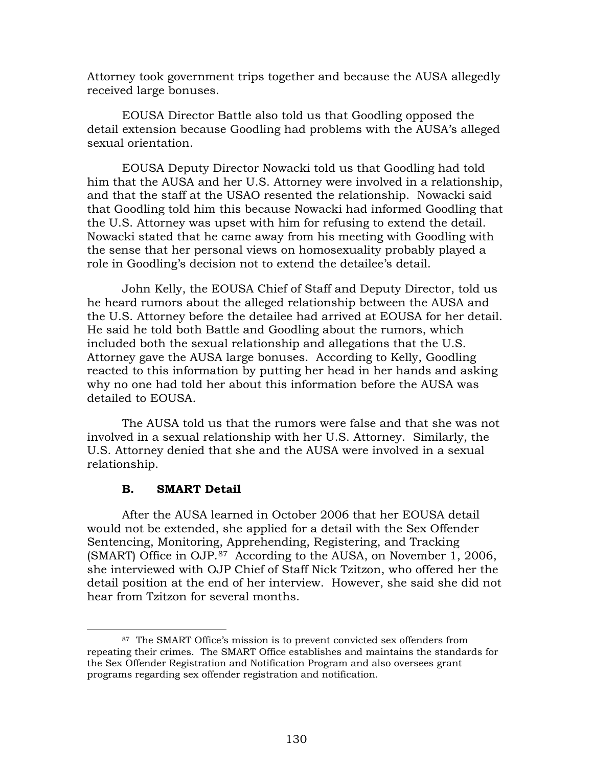Attorney took government trips together and because the AUSA allegedly received large bonuses.

EOUSA Director Battle also told us that Goodling opposed the detail extension because Goodling had problems with the AUSA's alleged sexual orientation.

EOUSA Deputy Director Nowacki told us that Goodling had told him that the AUSA and her U.S. Attorney were involved in a relationship, and that the staff at the USAO resented the relationship. Nowacki said that Goodling told him this because Nowacki had informed Goodling that the U.S. Attorney was upset with him for refusing to extend the detail. Nowacki stated that he came away from his meeting with Goodling with the sense that her personal views on homosexuality probably played a role in Goodling's decision not to extend the detailee's detail.

John Kelly, the EOUSA Chief of Staff and Deputy Director, told us he heard rumors about the alleged relationship between the AUSA and the U.S. Attorney before the detailee had arrived at EOUSA for her detail. He said he told both Battle and Goodling about the rumors, which included both the sexual relationship and allegations that the U.S. Attorney gave the AUSA large bonuses. According to Kelly, Goodling reacted to this information by putting her head in her hands and asking why no one had told her about this information before the AUSA was detailed to EOUSA.

The AUSA told us that the rumors were false and that she was not involved in a sexual relationship with her U.S. Attorney. Similarly, the U.S. Attorney denied that she and the AUSA were involved in a sexual relationship.

### B. SMART Detail

After the AUSA learned in October 2006 that her EOUSA detail would not be extended, she applied for a detail with the Sex Offender Sentencing, Monitoring, Apprehending, Registering, and Tracking (SMART) Office in OJP.[87] According to the AUSA, on November 1, 2006, she interviewed with OJP Chief of Staff Nick Tzitzon, who offered her the detail position at the end of her interview. However, she said she did not hear from Tzitzon for several months.

---

[87] The SMART Office's mission is to prevent convicted sex offenders from repeating their crimes. The SMART Office establishes and maintains the standards for the Sex Offender Registration and Notification Program and also oversees grant programs regarding sex offender registration and notification.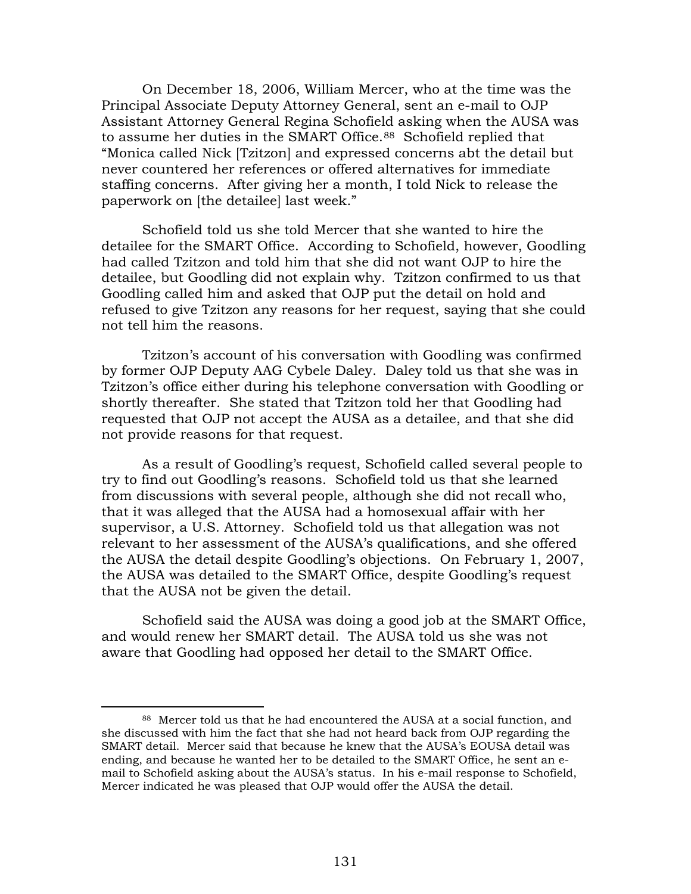On December 18, 2006, William Mercer, who at the time was the Principal Associate Deputy Attorney General, sent an e-mail to OJP Assistant Attorney General Regina Schofield asking when the AUSA was to assume her duties in the SMART Office.[88] Schofield replied that "Monica called Nick [Tzitzon] and expressed concerns abt the detail but never countered her references or offered alternatives for immediate staffing concerns. After giving her a month, I told Nick to release the paperwork on [the detailee] last week."

Schofield told us she told Mercer that she wanted to hire the detailee for the SMART Office. According to Schofield, however, Goodling had called Tzitzon and told him that she did not want OJP to hire the detailee, but Goodling did not explain why. Tzitzon confirmed to us that Goodling called him and asked that OJP put the detail on hold and refused to give Tzitzon any reasons for her request, saying that she could not tell him the reasons.

Tzitzon's account of his conversation with Goodling was confirmed by former OJP Deputy AAG Cybele Daley. Daley told us that she was in Tzitzon's office either during his telephone conversation with Goodling or shortly thereafter. She stated that Tzitzon told her that Goodling had requested that OJP not accept the AUSA as a detailee, and that she did not provide reasons for that request.

As a result of Goodling's request, Schofield called several people to try to find out Goodling's reasons. Schofield told us that she learned from discussions with several people, although she did not recall who, that it was alleged that the AUSA had a homosexual affair with her supervisor, a U.S. Attorney. Schofield told us that allegation was not relevant to her assessment of the AUSA's qualifications, and she offered the AUSA the detail despite Goodling's objections. On February 1, 2007, the AUSA was detailed to the SMART Office, despite Goodling's request that the AUSA not be given the detail.

Schofield said the AUSA was doing a good job at the SMART Office, and would renew her SMART detail. The AUSA told us she was not aware that Goodling had opposed her detail to the SMART Office.

---

[88] Mercer told us that he had encountered the AUSA at a social function, and she discussed with him the fact that she had not heard back from OJP regarding the SMART detail. Mercer said that because he knew that the AUSA's EOUSA detail was ending, and because he wanted her to be detailed to the SMART Office, he sent an e-mail to Schofield asking about the AUSA's status. In his e-mail response to Schofield, Mercer indicated he was pleased that OJP would offer the AUSA the detail.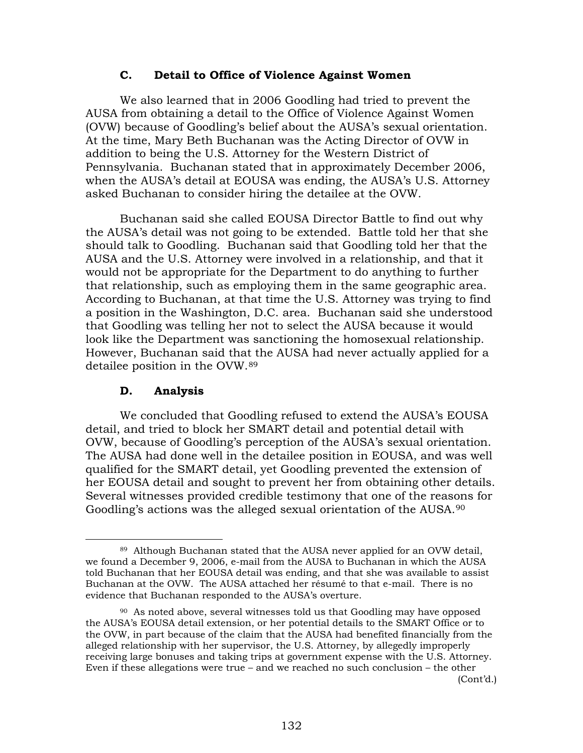### C. Detail to Office of Violence Against Women

We also learned that in 2006 Goodling had tried to prevent the AUSA from obtaining a detail to the Office of Violence Against Women (OVW) because of Goodling's belief about the AUSA's sexual orientation. At the time, Mary Beth Buchanan was the Acting Director of OVW in addition to being the U.S. Attorney for the Western District of Pennsylvania. Buchanan stated that in approximately December 2006, when the AUSA's detail at EOUSA was ending, the AUSA's U.S. Attorney asked Buchanan to consider hiring the detailee at the OVW.

Buchanan said she called EOUSA Director Battle to find out why the AUSA's detail was not going to be extended. Battle told her that she should talk to Goodling. Buchanan said that Goodling told her that the AUSA and the U.S. Attorney were involved in a relationship, and that it would not be appropriate for the Department to do anything to further that relationship, such as employing them in the same geographic area. According to Buchanan, at that time the U.S. Attorney was trying to find a position in the Washington, D.C. area. Buchanan said she understood that Goodling was telling her not to select the AUSA because it would look like the Department was sanctioning the homosexual relationship. However, Buchanan said that the AUSA had never actually applied for a detailee position in the OVW.[89]

### D. Analysis

We concluded that Goodling refused to extend the AUSA's EOUSA detail, and tried to block her SMART detail and potential detail with OVW, because of Goodling's perception of the AUSA's sexual orientation. The AUSA had done well in the detailee position in EOUSA, and was well qualified for the SMART detail, yet Goodling prevented the extension of her EOUSA detail and sought to prevent her from obtaining other details. Several witnesses provided credible testimony that one of the reasons for Goodling's actions was the alleged sexual orientation of the AUSA.[90]

---

[89] Although Buchanan stated that the AUSA never applied for an OVW detail, we found a December 9, 2006, e-mail from the AUSA to Buchanan in which the AUSA told Buchanan that her EOUSA detail was ending, and that she was available to assist Buchanan at the OVW. The AUSA attached her résumé to that e-mail. There is no evidence that Buchanan responded to the AUSA's overture.

[90] As noted above, several witnesses told us that Goodling may have opposed the AUSA's EOUSA detail extension, or her potential details to the SMART Office or to the OVW, in part because of the claim that the AUSA had benefited financially from the alleged relationship with her supervisor, the U.S. Attorney, by allegedly improperly receiving large bonuses and taking trips at government expense with the U.S. Attorney. Even if these allegations were true – and we reached no such conclusion – the other

(Cont'd.)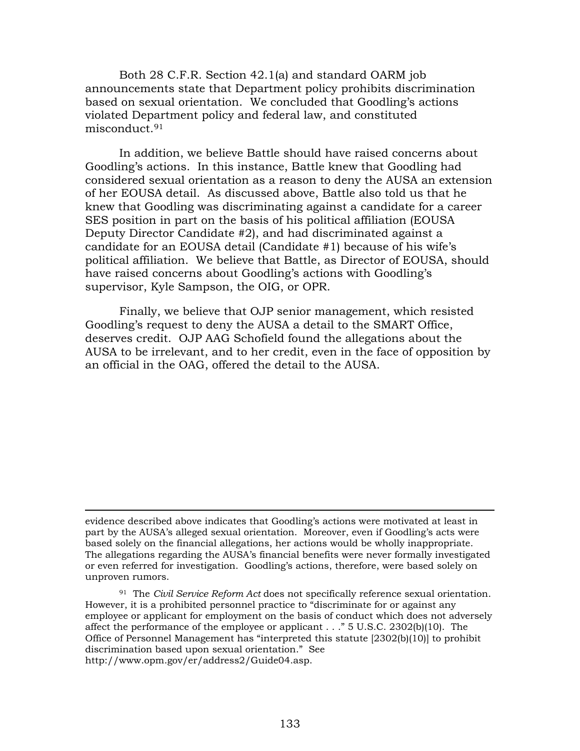Both 28 C.F.R. Section 42.1(a) and standard OARM job announcements state that Department policy prohibits discrimination based on sexual orientation. We concluded that Goodling's actions violated Department policy and federal law, and constituted misconduct.[91]

In addition, we believe Battle should have raised concerns about Goodling's actions. In this instance, Battle knew that Goodling had considered sexual orientation as a reason to deny the AUSA an extension of her EOUSA detail. As discussed above, Battle also told us that he knew that Goodling was discriminating against a candidate for a career SES position in part on the basis of his political affiliation (EOUSA Deputy Director Candidate #2), and had discriminated against a candidate for an EOUSA detail (Candidate #1) because of his wife's political affiliation. We believe that Battle, as Director of EOUSA, should have raised concerns about Goodling's actions with Goodling's supervisor, Kyle Sampson, the OIG, or OPR.

Finally, we believe that OJP senior management, which resisted Goodling's request to deny the AUSA a detail to the SMART Office, deserves credit. OJP AAG Schofield found the allegations about the AUSA to be irrelevant, and to her credit, even in the face of opposition by an official in the OAG, offered the detail to the AUSA.

---

evidence described above indicates that Goodling's actions were motivated at least in part by the AUSA's alleged sexual orientation. Moreover, even if Goodling's acts were based solely on the financial allegations, her actions would be wholly inappropriate. The allegations regarding the AUSA's financial benefits were never formally investigated or even referred for investigation. Goodling's actions, therefore, were based solely on unproven rumors.

[91] The *Civil Service Reform Act* does not specifically reference sexual orientation. However, it is a prohibited personnel practice to "discriminate for or against any employee or applicant for employment on the basis of conduct which does not adversely affect the performance of the employee or applicant . . ." 5 U.S.C. 2302(b)(10). The Office of Personnel Management has "interpreted this statute [2302(b)(10)] to prohibit discrimination based upon sexual orientation." See http://www.opm.gov/er/address2/Guide04.asp.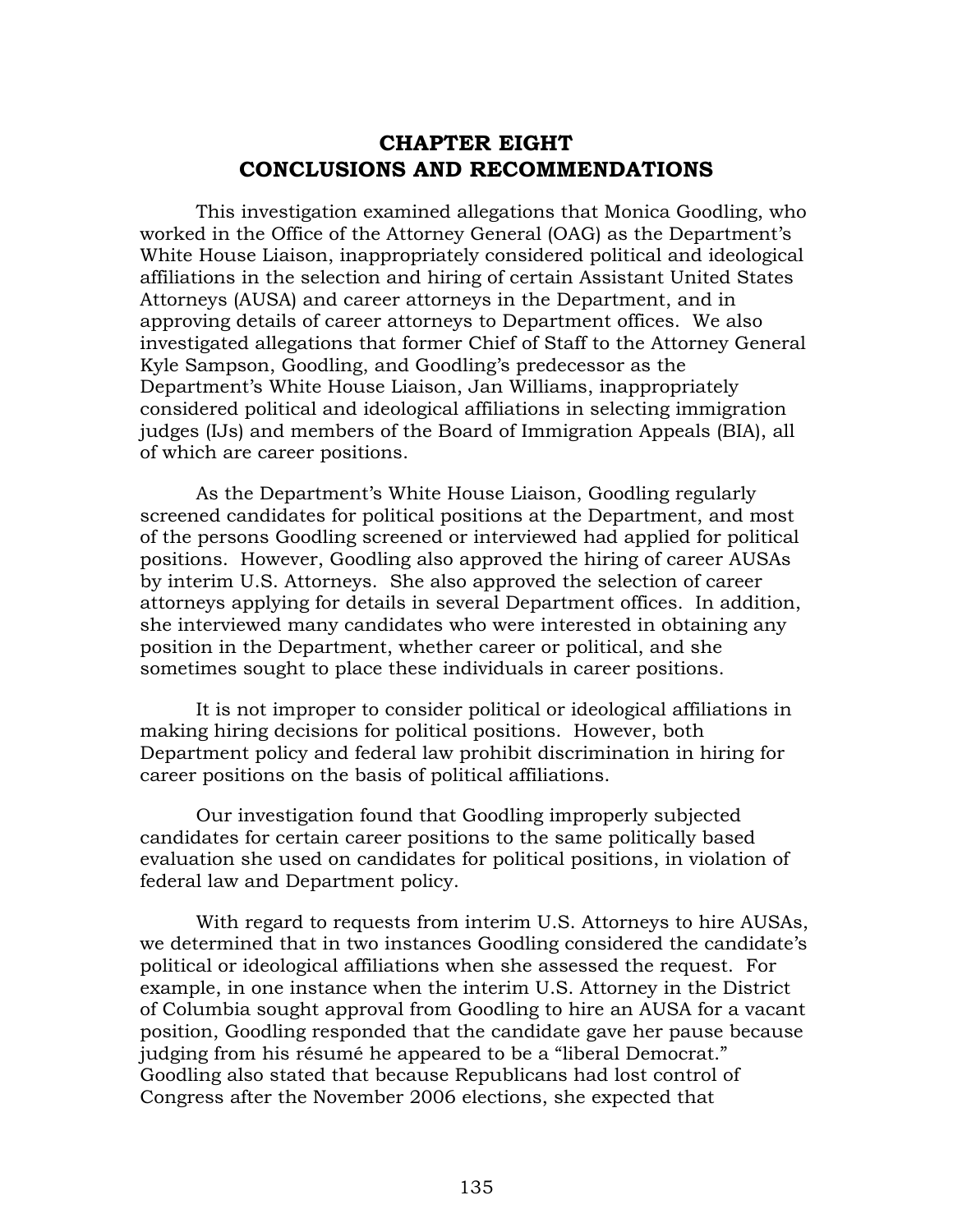# CHAPTER EIGHT
# CONCLUSIONS AND RECOMMENDATIONS

This investigation examined allegations that Monica Goodling, who worked in the Office of the Attorney General (OAG) as the Department's White House Liaison, inappropriately considered political and ideological affiliations in the selection and hiring of certain Assistant United States Attorneys (AUSA) and career attorneys in the Department, and in approving details of career attorneys to Department offices. We also investigated allegations that former Chief of Staff to the Attorney General Kyle Sampson, Goodling, and Goodling's predecessor as the Department's White House Liaison, Jan Williams, inappropriately considered political and ideological affiliations in selecting immigration judges (IJs) and members of the Board of Immigration Appeals (BIA), all of which are career positions.

As the Department's White House Liaison, Goodling regularly screened candidates for political positions at the Department, and most of the persons Goodling screened or interviewed had applied for political positions. However, Goodling also approved the hiring of career AUSAs by interim U.S. Attorneys. She also approved the selection of career attorneys applying for details in several Department offices. In addition, she interviewed many candidates who were interested in obtaining any position in the Department, whether career or political, and she sometimes sought to place these individuals in career positions.

It is not improper to consider political or ideological affiliations in making hiring decisions for political positions. However, both Department policy and federal law prohibit discrimination in hiring for career positions on the basis of political affiliations.

Our investigation found that Goodling improperly subjected candidates for certain career positions to the same politically based evaluation she used on candidates for political positions, in violation of federal law and Department policy.

With regard to requests from interim U.S. Attorneys to hire AUSAs, we determined that in two instances Goodling considered the candidate's political or ideological affiliations when she assessed the request. For example, in one instance when the interim U.S. Attorney in the District of Columbia sought approval from Goodling to hire an AUSA for a vacant position, Goodling responded that the candidate gave her pause because judging from his résumé he appeared to be a "liberal Democrat." Goodling also stated that because Republicans had lost control of Congress after the November 2006 elections, she expected that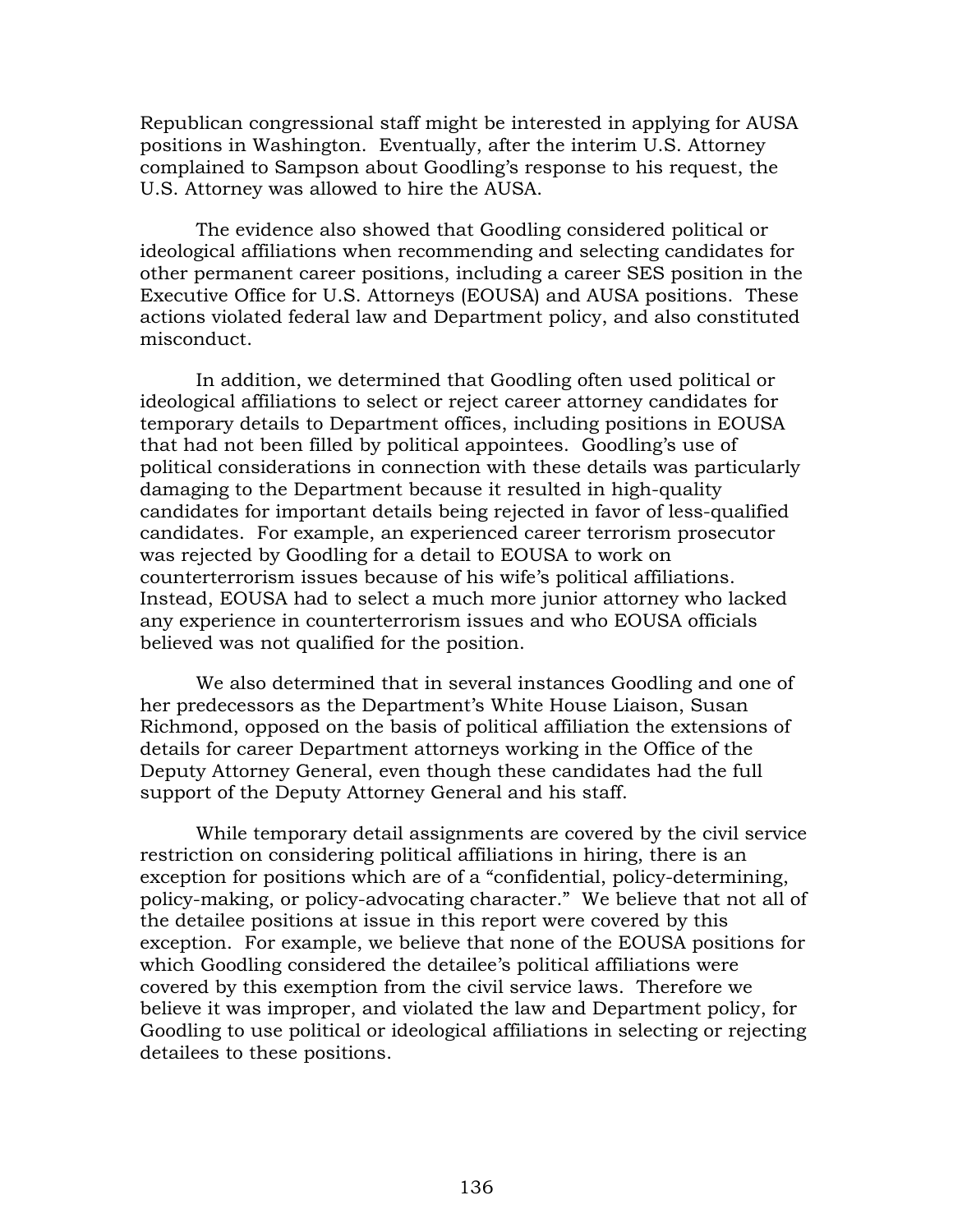Republican congressional staff might be interested in applying for AUSA positions in Washington. Eventually, after the interim U.S. Attorney complained to Sampson about Goodling's response to his request, the U.S. Attorney was allowed to hire the AUSA.

The evidence also showed that Goodling considered political or ideological affiliations when recommending and selecting candidates for other permanent career positions, including a career SES position in the Executive Office for U.S. Attorneys (EOUSA) and AUSA positions. These actions violated federal law and Department policy, and also constituted misconduct.

In addition, we determined that Goodling often used political or ideological affiliations to select or reject career attorney candidates for temporary details to Department offices, including positions in EOUSA that had not been filled by political appointees. Goodling's use of political considerations in connection with these details was particularly damaging to the Department because it resulted in high-quality candidates for important details being rejected in favor of less-qualified candidates. For example, an experienced career terrorism prosecutor was rejected by Goodling for a detail to EOUSA to work on counterterrorism issues because of his wife's political affiliations. Instead, EOUSA had to select a much more junior attorney who lacked any experience in counterterrorism issues and who EOUSA officials believed was not qualified for the position.

We also determined that in several instances Goodling and one of her predecessors as the Department's White House Liaison, Susan Richmond, opposed on the basis of political affiliation the extensions of details for career Department attorneys working in the Office of the Deputy Attorney General, even though these candidates had the full support of the Deputy Attorney General and his staff.

While temporary detail assignments are covered by the civil service restriction on considering political affiliations in hiring, there is an exception for positions which are of a "confidential, policy-determining, policy-making, or policy-advocating character." We believe that not all of the detailee positions at issue in this report were covered by this exception. For example, we believe that none of the EOUSA positions for which Goodling considered the detailee's political affiliations were covered by this exemption from the civil service laws. Therefore we believe it was improper, and violated the law and Department policy, for Goodling to use political or ideological affiliations in selecting or rejecting detailees to these positions.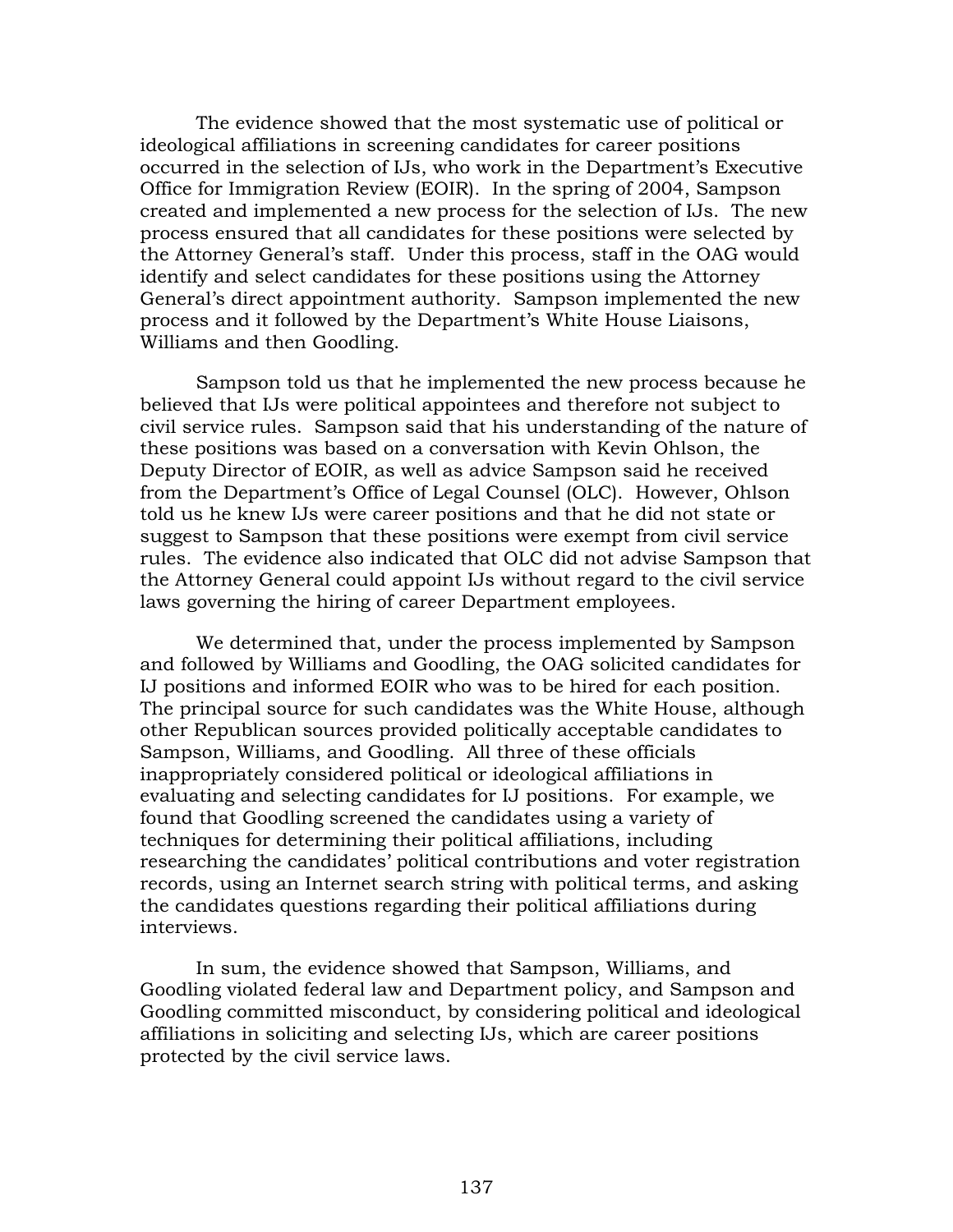The evidence showed that the most systematic use of political or ideological affiliations in screening candidates for career positions occurred in the selection of IJs, who work in the Department's Executive Office for Immigration Review (EOIR). In the spring of 2004, Sampson created and implemented a new process for the selection of IJs. The new process ensured that all candidates for these positions were selected by the Attorney General's staff. Under this process, staff in the OAG would identify and select candidates for these positions using the Attorney General's direct appointment authority. Sampson implemented the new process and it followed by the Department's White House Liaisons, Williams and then Goodling.

Sampson told us that he implemented the new process because he believed that IJs were political appointees and therefore not subject to civil service rules. Sampson said that his understanding of the nature of these positions was based on a conversation with Kevin Ohlson, the Deputy Director of EOIR, as well as advice Sampson said he received from the Department's Office of Legal Counsel (OLC). However, Ohlson told us he knew IJs were career positions and that he did not state or suggest to Sampson that these positions were exempt from civil service rules. The evidence also indicated that OLC did not advise Sampson that the Attorney General could appoint IJs without regard to the civil service laws governing the hiring of career Department employees.

We determined that, under the process implemented by Sampson and followed by Williams and Goodling, the OAG solicited candidates for IJ positions and informed EOIR who was to be hired for each position. The principal source for such candidates was the White House, although other Republican sources provided politically acceptable candidates to Sampson, Williams, and Goodling. All three of these officials inappropriately considered political or ideological affiliations in evaluating and selecting candidates for IJ positions. For example, we found that Goodling screened the candidates using a variety of techniques for determining their political affiliations, including researching the candidates' political contributions and voter registration records, using an Internet search string with political terms, and asking the candidates questions regarding their political affiliations during interviews.

In sum, the evidence showed that Sampson, Williams, and Goodling violated federal law and Department policy, and Sampson and Goodling committed misconduct, by considering political and ideological affiliations in soliciting and selecting IJs, which are career positions protected by the civil service laws.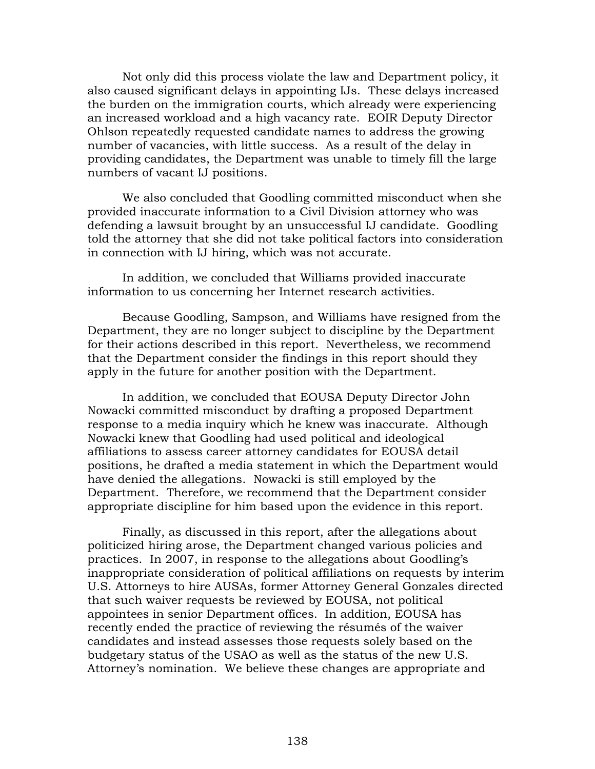Not only did this process violate the law and Department policy, it also caused significant delays in appointing IJs. These delays increased the burden on the immigration courts, which already were experiencing an increased workload and a high vacancy rate. EOIR Deputy Director Ohlson repeatedly requested candidate names to address the growing number of vacancies, with little success. As a result of the delay in providing candidates, the Department was unable to timely fill the large numbers of vacant IJ positions.

We also concluded that Goodling committed misconduct when she provided inaccurate information to a Civil Division attorney who was defending a lawsuit brought by an unsuccessful IJ candidate. Goodling told the attorney that she did not take political factors into consideration in connection with IJ hiring, which was not accurate.

In addition, we concluded that Williams provided inaccurate information to us concerning her Internet research activities.

Because Goodling, Sampson, and Williams have resigned from the Department, they are no longer subject to discipline by the Department for their actions described in this report. Nevertheless, we recommend that the Department consider the findings in this report should they apply in the future for another position with the Department.

In addition, we concluded that EOUSA Deputy Director John Nowacki committed misconduct by drafting a proposed Department response to a media inquiry which he knew was inaccurate. Although Nowacki knew that Goodling had used political and ideological affiliations to assess career attorney candidates for EOUSA detail positions, he drafted a media statement in which the Department would have denied the allegations. Nowacki is still employed by the Department. Therefore, we recommend that the Department consider appropriate discipline for him based upon the evidence in this report.

Finally, as discussed in this report, after the allegations about politicized hiring arose, the Department changed various policies and practices. In 2007, in response to the allegations about Goodling's inappropriate consideration of political affiliations on requests by interim U.S. Attorneys to hire AUSAs, former Attorney General Gonzales directed that such waiver requests be reviewed by EOUSA, not political appointees in senior Department offices. In addition, EOUSA has recently ended the practice of reviewing the résumés of the waiver candidates and instead assesses those requests solely based on the budgetary status of the USAO as well as the status of the new U.S. Attorney's nomination. We believe these changes are appropriate and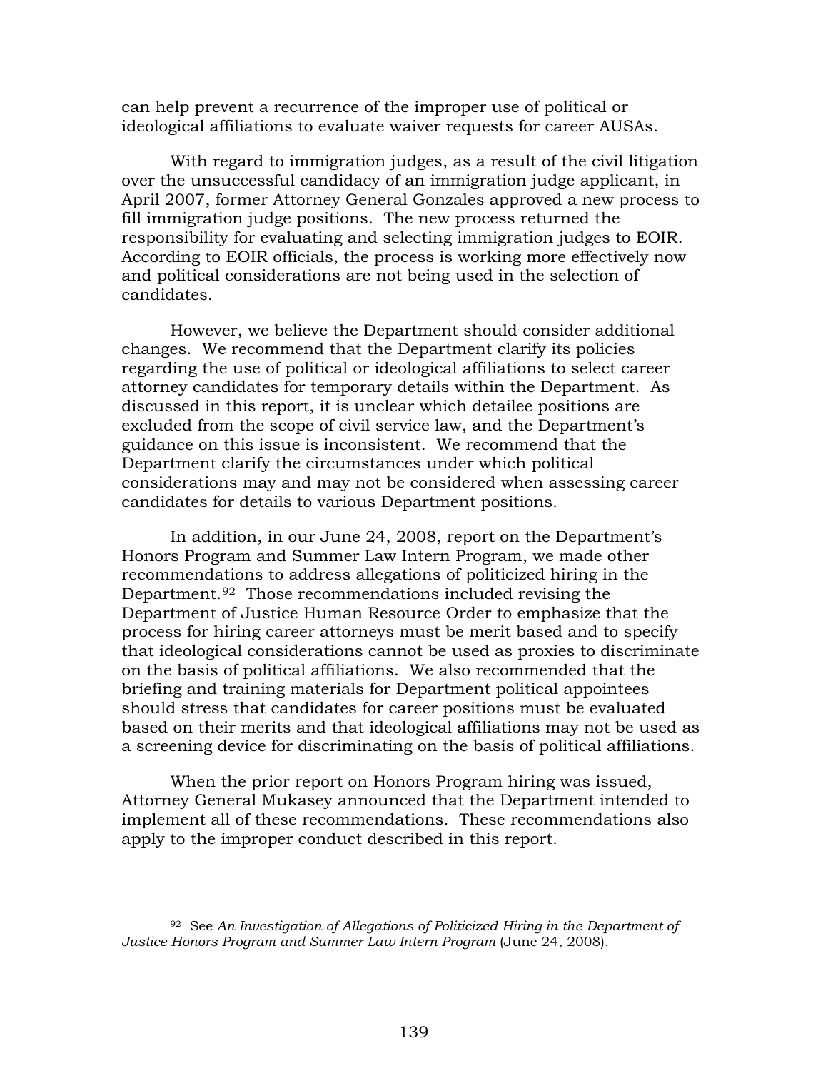can help prevent a recurrence of the improper use of political or ideological affiliations to evaluate waiver requests for career AUSAs.

With regard to immigration judges, as a result of the civil litigation over the unsuccessful candidacy of an immigration judge applicant, in April 2007, former Attorney General Gonzales approved a new process to fill immigration judge positions. The new process returned the responsibility for evaluating and selecting immigration judges to EOIR. According to EOIR officials, the process is working more effectively now and political considerations are not being used in the selection of candidates.

However, we believe the Department should consider additional changes. We recommend that the Department clarify its policies regarding the use of political or ideological affiliations to select career attorney candidates for temporary details within the Department. As discussed in this report, it is unclear which detailee positions are excluded from the scope of civil service law, and the Department's guidance on this issue is inconsistent. We recommend that the Department clarify the circumstances under which political considerations may and may not be considered when assessing career candidates for details to various Department positions.

In addition, in our June 24, 2008, report on the Department's Honors Program and Summer Law Intern Program, we made other recommendations to address allegations of politicized hiring in the Department.[92] Those recommendations included revising the Department of Justice Human Resource Order to emphasize that the process for hiring career attorneys must be merit based and to specify that ideological considerations cannot be used as proxies to discriminate on the basis of political affiliations. We also recommended that the briefing and training materials for Department political appointees should stress that candidates for career positions must be evaluated based on their merits and that ideological affiliations may not be used as a screening device for discriminating on the basis of political affiliations.

When the prior report on Honors Program hiring was issued, Attorney General Mukasey announced that the Department intended to implement all of these recommendations. These recommendations also apply to the improper conduct described in this report.

---

[92] See *An Investigation of Allegations of Politicized Hiring in the Department of Justice Honors Program and Summer Law Intern Program* (June 24, 2008).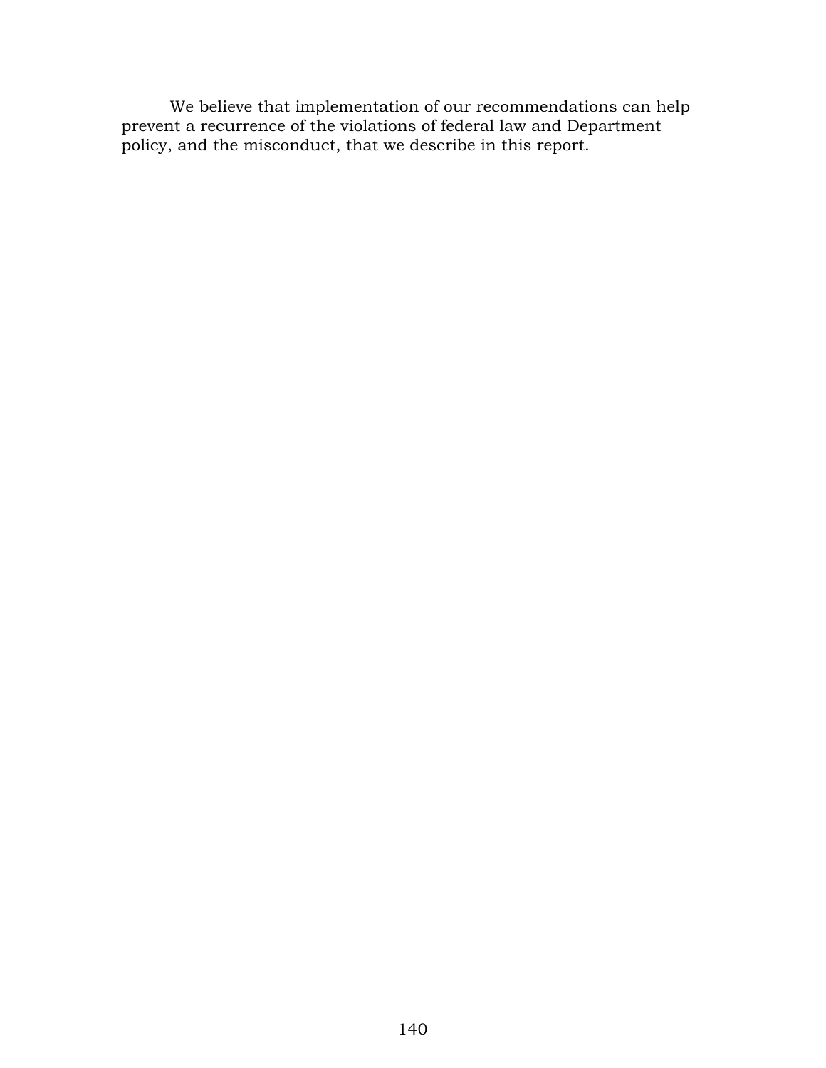We believe that implementation of our recommendations can help prevent a recurrence of the violations of federal law and Department policy, and the misconduct, that we describe in this report.